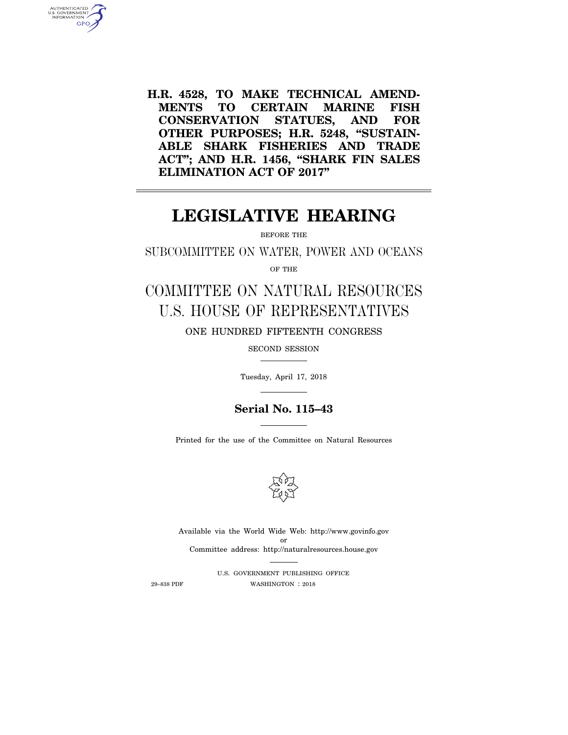# H.R. 4528, TO MAKE TECHNICAL AMENDMENTS TO CERTAIN MARINE FISH CONSERVATION STATUES, AND FOR OTHER PURPOSES; H.R. 5248, "SUSTAINABLE SHARK FISHERIES AND TRADE ACT"; AND H.R. 1456, "SHARK FIN SALES ELIMINATION ACT OF 2017"

---

# LEGISLATIVE HEARING

BEFORE THE

## SUBCOMMITTEE ON WATER, POWER AND OCEANS

OF THE

## COMMITTEE ON NATURAL RESOURCES
## U.S. HOUSE OF REPRESENTATIVES

ONE HUNDRED FIFTEENTH CONGRESS

SECOND SESSION

---

Tuesday, April 17, 2018

---

**Serial No. 115–43**

---

Printed for the use of the Committee on Natural Resources

Available via the World Wide Web: http://www.govinfo.gov
or
Committee address: http://naturalresources.house.gov

---

U.S. GOVERNMENT PUBLISHING OFFICE

29–838 PDF WASHINGTON : 2018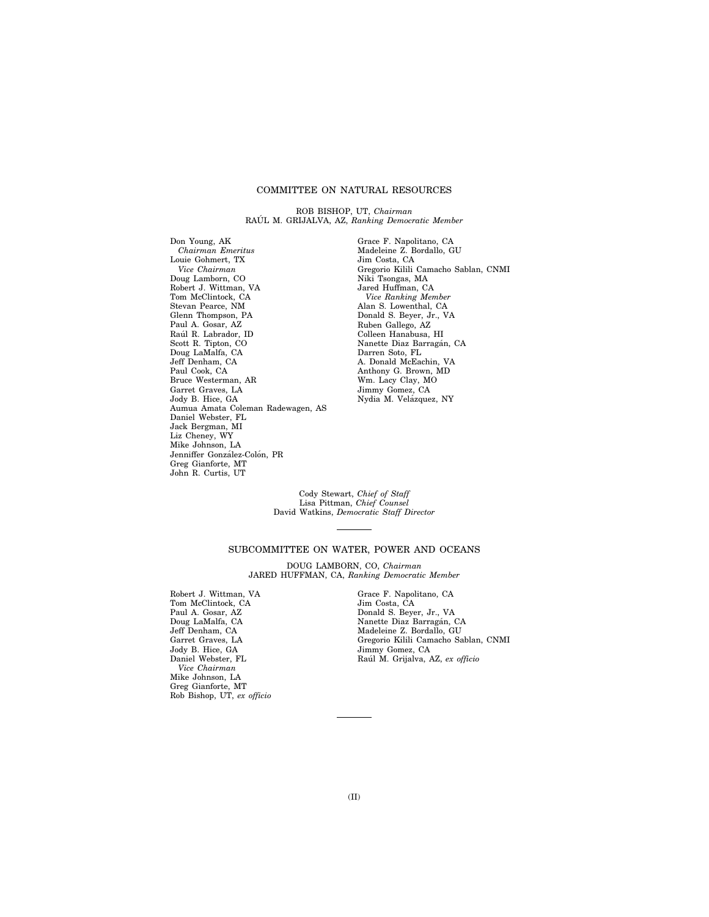## COMMITTEE ON NATURAL RESOURCES

ROB BISHOP, UT, *Chairman*
RAÚL M. GRIJALVA, AZ, *Ranking Democratic Member*

Don Young, AK
*Chairman Emeritus*
Louie Gohmert, TX
*Vice Chairman*
Doug Lamborn, CO
Robert J. Wittman, VA
Tom McClintock, CA
Stevan Pearce, NM
Glenn Thompson, PA
Paul A. Gosar, AZ
Raúl R. Labrador, ID
Scott R. Tipton, CO
Doug LaMalfa, CA
Jeff Denham, CA
Paul Cook, CA
Bruce Westerman, AR
Garret Graves, LA
Jody B. Hice, GA
Aumua Amata Coleman Radewagen, AS
Daniel Webster, FL
Jack Bergman, MI
Liz Cheney, WY
Mike Johnson, LA
Jenniffer González-Colón, PR
Greg Gianforte, MT
John R. Curtis, UT

Grace F. Napolitano, CA
Madeleine Z. Bordallo, GU
Jim Costa, CA
Gregorio Kilili Camacho Sablan, CNMI
Niki Tsongas, MA
Jared Huffman, CA
*Vice Ranking Member*
Alan S. Lowenthal, CA
Donald S. Beyer, Jr., VA
Ruben Gallego, AZ
Colleen Hanabusa, HI
Nanette Diaz Barragán, CA
Darren Soto, FL
A. Donald McEachin, VA
Anthony G. Brown, MD
Wm. Lacy Clay, MO
Jimmy Gomez, CA
Nydia M. Velázquez, NY

Cody Stewart, *Chief of Staff*
Lisa Pittman, *Chief Counsel*
David Watkins, *Democratic Staff Director*

---

## SUBCOMMITTEE ON WATER, POWER AND OCEANS

DOUG LAMBORN, CO, *Chairman*
JARED HUFFMAN, CA, *Ranking Democratic Member*

Robert J. Wittman, VA
Tom McClintock, CA
Paul A. Gosar, AZ
Doug LaMalfa, CA
Jeff Denham, CA
Garret Graves, LA
Jody B. Hice, GA
Daniel Webster, FL
*Vice Chairman*
Mike Johnson, LA
Greg Gianforte, MT
Rob Bishop, UT, *ex officio*

Grace F. Napolitano, CA
Jim Costa, CA
Donald S. Beyer, Jr., VA
Nanette Diaz Barragán, CA
Madeleine Z. Bordallo, GU
Gregorio Kilili Camacho Sablan, CNMI
Jimmy Gomez, CA
Raúl M. Grijalva, AZ, *ex officio*

---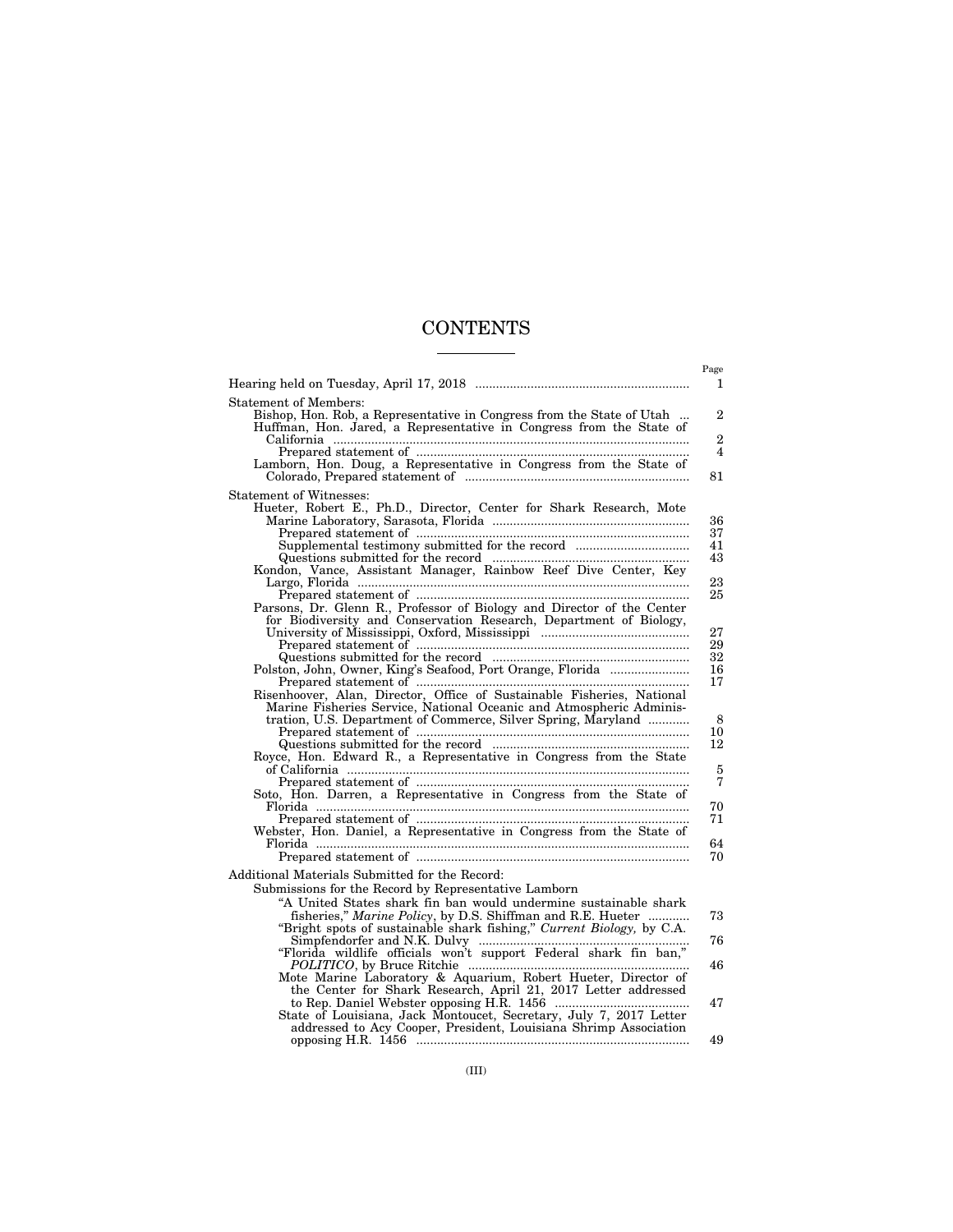# CONTENTS

| | Page |
|---|---|
| Hearing held on Tuesday, April 17, 2018 | 1 |
| **Statement of Members:** | |
| Bishop, Hon. Rob, a Representative in Congress from the State of Utah | 2 |
| Huffman, Hon. Jared, a Representative in Congress from the State of California | 2 |
| Prepared statement of | 4 |
| Lamborn, Hon. Doug, a Representative in Congress from the State of Colorado, Prepared statement of | 81 |
| **Statement of Witnesses:** | |
| Hueter, Robert E., Ph.D., Director, Center for Shark Research, Mote Marine Laboratory, Sarasota, Florida | 36 |
| Prepared statement of | 37 |
| Supplemental testimony submitted for the record | 41 |
| Questions submitted for the record | 43 |
| Kondon, Vance, Assistant Manager, Rainbow Reef Dive Center, Key Largo, Florida | 23 |
| Prepared statement of | 25 |
| Parsons, Dr. Glenn R., Professor of Biology and Director of the Center for Biodiversity and Conservation Research, Department of Biology, University of Mississippi, Oxford, Mississippi | 27 |
| Prepared statement of | 29 |
| Questions submitted for the record | 32 |
| Polston, John, Owner, King's Seafood, Port Orange, Florida | 16 |
| Prepared statement of | 17 |
| Risenhoover, Alan, Director, Office of Sustainable Fisheries, National Marine Fisheries Service, National Oceanic and Atmospheric Administration, U.S. Department of Commerce, Silver Spring, Maryland | 8 |
| Prepared statement of | 10 |
| Questions submitted for the record | 12 |
| Royce, Hon. Edward R., a Representative in Congress from the State of California | 5 |
| Prepared statement of | 7 |
| Soto, Hon. Darren, a Representative in Congress from the State of Florida | 70 |
| Prepared statement of | 71 |
| Webster, Hon. Daniel, a Representative in Congress from the State of Florida | 64 |
| Prepared statement of | 70 |
| **Additional Materials Submitted for the Record:** | |
| Submissions for the Record by Representative Lamborn | |
| "A United States shark fin ban would undermine sustainable shark fisheries," *Marine Policy*, by D.S. Shiffman and R.E. Hueter | 73 |
| "Bright spots of sustainable shark fishing," *Current Biology,* by C.A. Simpfendorfer and N.K. Dulvy | 76 |
| "Florida wildlife officials won't support Federal shark fin ban," *POLITICO*, by Bruce Ritchie | 46 |
| Mote Marine Laboratory & Aquarium, Robert Hueter, Director of the Center for Shark Research, April 21, 2017 Letter addressed to Rep. Daniel Webster opposing H.R. 1456 | 47 |
| State of Louisiana, Jack Montoucet, Secretary, July 7, 2017 Letter addressed to Acy Cooper, President, Louisiana Shrimp Association opposing H.R. 1456 | 49 |

(III)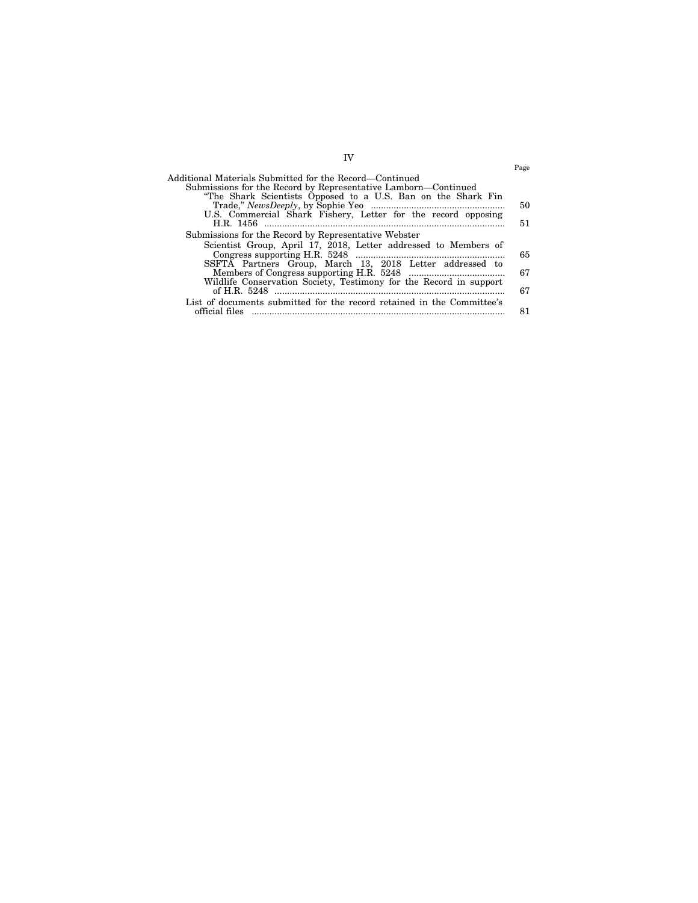| | Page |
|---|---|
| Additional Materials Submitted for the Record—Continued | |
| Submissions for the Record by Representative Lamborn—Continued | |
| "The Shark Scientists Opposed to a U.S. Ban on the Shark Fin Trade," *NewsDeeply*, by Sophie Yeo | 50 |
| U.S. Commercial Shark Fishery, Letter for the record opposing H.R. 1456 | 51 |
| Submissions for the Record by Representative Webster | |
| Scientist Group, April 17, 2018, Letter addressed to Members of Congress supporting H.R. 5248 | 65 |
| SSFTA Partners Group, March 13, 2018 Letter addressed to Members of Congress supporting H.R. 5248 | 67 |
| Wildlife Conservation Society, Testimony for the Record in support of H.R. 5248 | 67 |
| List of documents submitted for the record retained in the Committee's official files | 81 |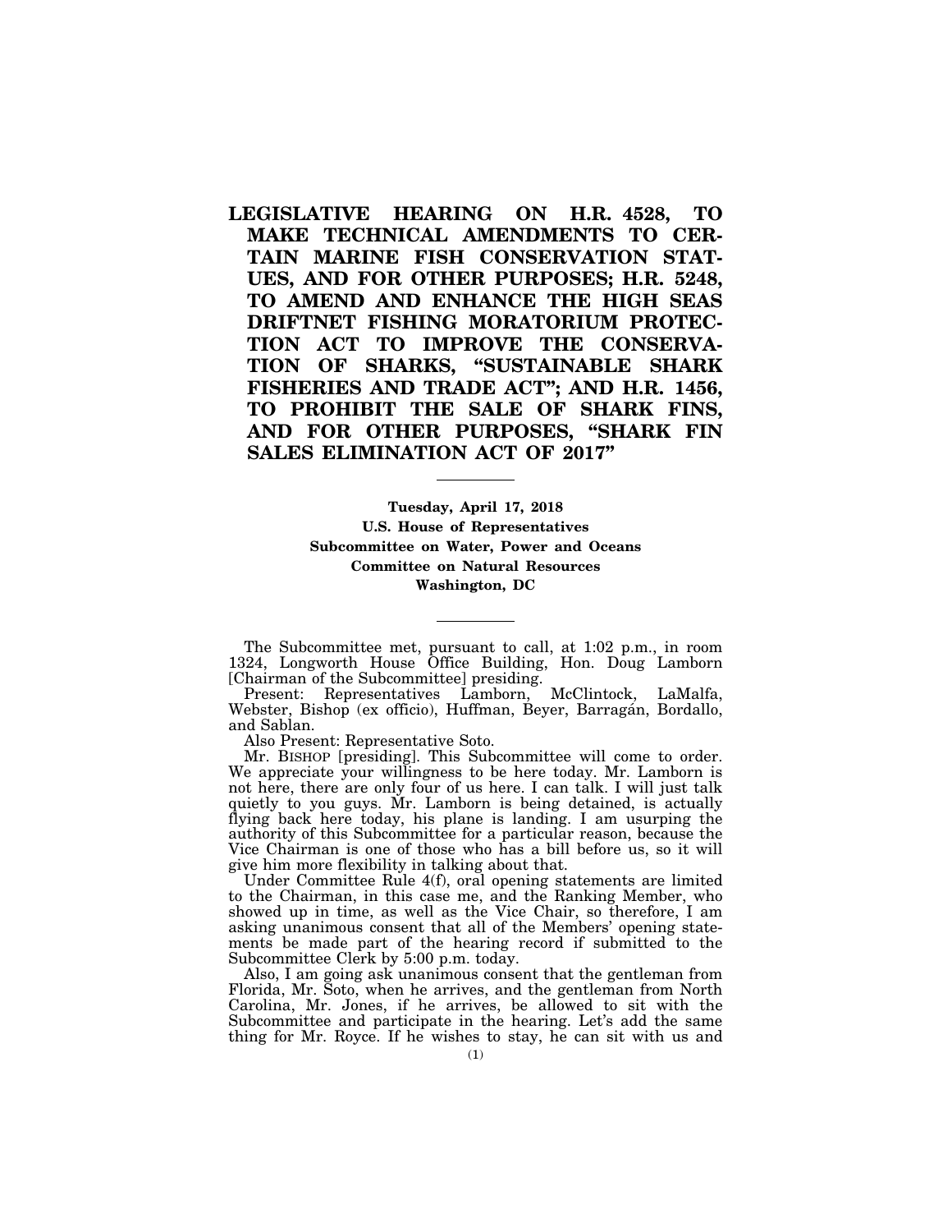# LEGISLATIVE HEARING ON H.R. 4528, TO MAKE TECHNICAL AMENDMENTS TO CERTAIN MARINE FISH CONSERVATION STATUES, AND FOR OTHER PURPOSES; H.R. 5248, TO AMEND AND ENHANCE THE HIGH SEAS DRIFTNET FISHING MORATORIUM PROTECTION ACT TO IMPROVE THE CONSERVATION OF SHARKS, "SUSTAINABLE SHARK FISHERIES AND TRADE ACT"; AND H.R. 1456, TO PROHIBIT THE SALE OF SHARK FINS, AND FOR OTHER PURPOSES, "SHARK FIN SALES ELIMINATION ACT OF 2017"

---

**Tuesday, April 17, 2018**
**U.S. House of Representatives**
**Subcommittee on Water, Power and Oceans**
**Committee on Natural Resources**
**Washington, DC**

---

The Subcommittee met, pursuant to call, at 1:02 p.m., in room 1324, Longworth House Office Building, Hon. Doug Lamborn [Chairman of the Subcommittee] presiding.

Present: Representatives Lamborn, McClintock, LaMalfa, Webster, Bishop (ex officio), Huffman, Beyer, Barragán, Bordallo, and Sablan.

Also Present: Representative Soto.

Mr. BISHOP [presiding]. This Subcommittee will come to order. We appreciate your willingness to be here today. Mr. Lamborn is not here, there are only four of us here. I can talk. I will just talk quietly to you guys. Mr. Lamborn is being detained, is actually flying back here today, his plane is landing. I am usurping the authority of this Subcommittee for a particular reason, because the Vice Chairman is one of those who has a bill before us, so it will give him more flexibility in talking about that.

Under Committee Rule 4(f), oral opening statements are limited to the Chairman, in this case me, and the Ranking Member, who showed up in time, as well as the Vice Chair, so therefore, I am asking unanimous consent that all of the Members' opening statements be made part of the hearing record if submitted to the Subcommittee Clerk by 5:00 p.m. today.

Also, I am going ask unanimous consent that the gentleman from Florida, Mr. Soto, when he arrives, and the gentleman from North Carolina, Mr. Jones, if he arrives, be allowed to sit with the Subcommittee and participate in the hearing. Let's add the same thing for Mr. Royce. If he wishes to stay, he can sit with us and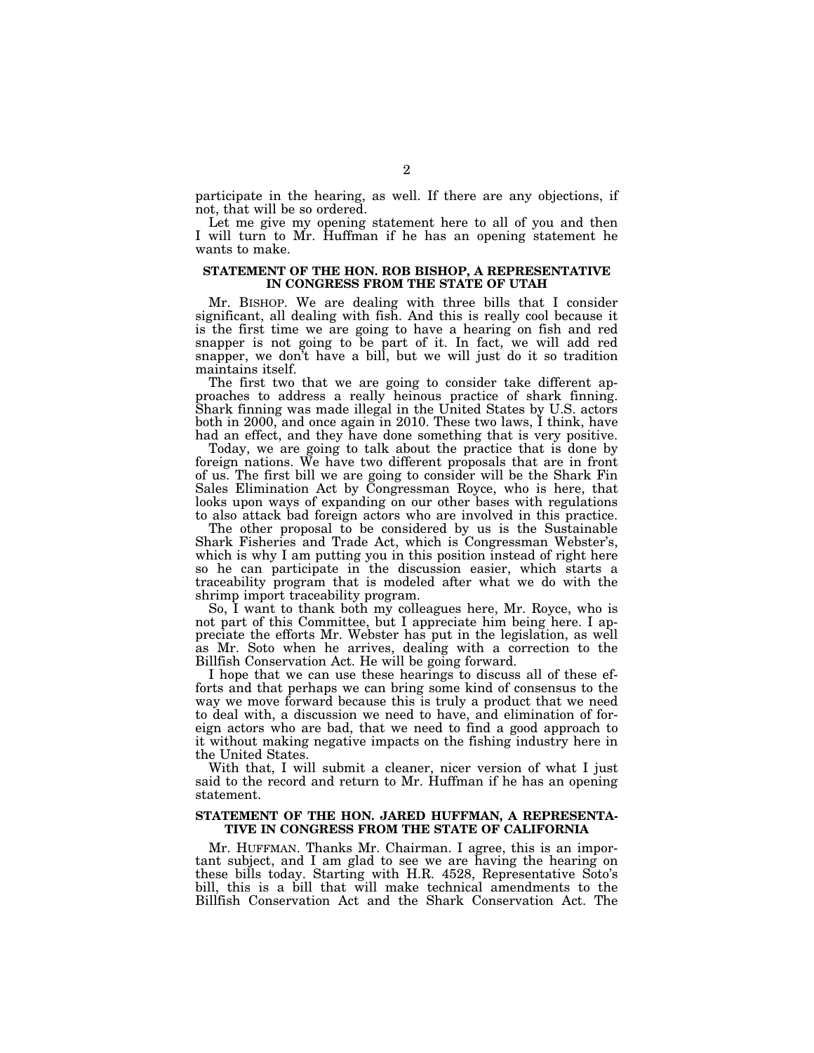participate in the hearing, as well. If there are any objections, if not, that will be so ordered.

Let me give my opening statement here to all of you and then I will turn to Mr. Huffman if he has an opening statement he wants to make.

## STATEMENT OF THE HON. ROB BISHOP, A REPRESENTATIVE IN CONGRESS FROM THE STATE OF UTAH

Mr. BISHOP. We are dealing with three bills that I consider significant, all dealing with fish. And this is really cool because it is the first time we are going to have a hearing on fish and red snapper is not going to be part of it. In fact, we will add red snapper, we don't have a bill, but we will just do it so tradition maintains itself.

The first two that we are going to consider take different approaches to address a really heinous practice of shark finning. Shark finning was made illegal in the United States by U.S. actors both in 2000, and once again in 2010. These two laws, I think, have had an effect, and they have done something that is very positive.

Today, we are going to talk about the practice that is done by foreign nations. We have two different proposals that are in front of us. The first bill we are going to consider will be the Shark Fin Sales Elimination Act by Congressman Royce, who is here, that looks upon ways of expanding on our other bases with regulations to also attack bad foreign actors who are involved in this practice.

The other proposal to be considered by us is the Sustainable Shark Fisheries and Trade Act, which is Congressman Webster's, which is why I am putting you in this position instead of right here so he can participate in the discussion easier, which starts a traceability program that is modeled after what we do with the shrimp import traceability program.

So, I want to thank both my colleagues here, Mr. Royce, who is not part of this Committee, but I appreciate him being here. I appreciate the efforts Mr. Webster has put in the legislation, as well as Mr. Soto when he arrives, dealing with a correction to the Billfish Conservation Act. He will be going forward.

I hope that we can use these hearings to discuss all of these efforts and that perhaps we can bring some kind of consensus to the way we move forward because this is truly a product that we need to deal with, a discussion we need to have, and elimination of foreign actors who are bad, that we need to find a good approach to it without making negative impacts on the fishing industry here in the United States.

With that, I will submit a cleaner, nicer version of what I just said to the record and return to Mr. Huffman if he has an opening statement.

## STATEMENT OF THE HON. JARED HUFFMAN, A REPRESENTATIVE IN CONGRESS FROM THE STATE OF CALIFORNIA

Mr. HUFFMAN. Thanks Mr. Chairman. I agree, this is an important subject, and I am glad to see we are having the hearing on these bills today. Starting with H.R. 4528, Representative Soto's bill, this is a bill that will make technical amendments to the Billfish Conservation Act and the Shark Conservation Act. The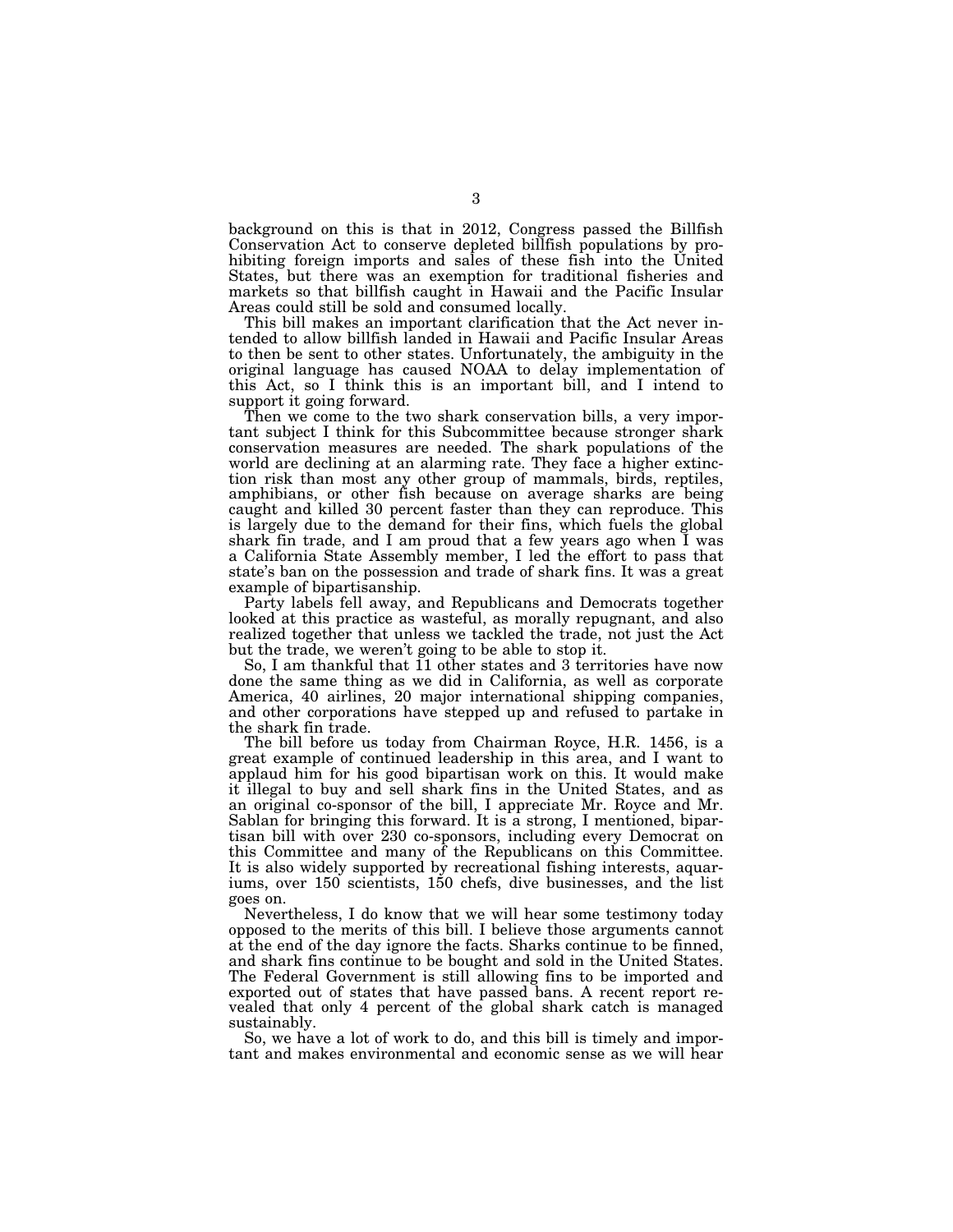background on this is that in 2012, Congress passed the Billfish Conservation Act to conserve depleted billfish populations by prohibiting foreign imports and sales of these fish into the United States, but there was an exemption for traditional fisheries and markets so that billfish caught in Hawaii and the Pacific Insular Areas could still be sold and consumed locally.

This bill makes an important clarification that the Act never intended to allow billfish landed in Hawaii and Pacific Insular Areas to then be sent to other states. Unfortunately, the ambiguity in the original language has caused NOAA to delay implementation of this Act, so I think this is an important bill, and I intend to support it going forward.

Then we come to the two shark conservation bills, a very important subject I think for this Subcommittee because stronger shark conservation measures are needed. The shark populations of the world are declining at an alarming rate. They face a higher extinction risk than most any other group of mammals, birds, reptiles, amphibians, or other fish because on average sharks are being caught and killed 30 percent faster than they can reproduce. This is largely due to the demand for their fins, which fuels the global shark fin trade, and I am proud that a few years ago when I was a California State Assembly member, I led the effort to pass that state's ban on the possession and trade of shark fins. It was a great example of bipartisanship.

Party labels fell away, and Republicans and Democrats together looked at this practice as wasteful, as morally repugnant, and also realized together that unless we tackled the trade, not just the Act but the trade, we weren't going to be able to stop it.

So, I am thankful that 11 other states and 3 territories have now done the same thing as we did in California, as well as corporate America, 40 airlines, 20 major international shipping companies, and other corporations have stepped up and refused to partake in the shark fin trade.

The bill before us today from Chairman Royce, H.R. 1456, is a great example of continued leadership in this area, and I want to applaud him for his good bipartisan work on this. It would make it illegal to buy and sell shark fins in the United States, and as an original co-sponsor of the bill, I appreciate Mr. Royce and Mr. Sablan for bringing this forward. It is a strong, I mentioned, bipartisan bill with over 230 co-sponsors, including every Democrat on this Committee and many of the Republicans on this Committee. It is also widely supported by recreational fishing interests, aquariums, over 150 scientists, 150 chefs, dive businesses, and the list goes on.

Nevertheless, I do know that we will hear some testimony today opposed to the merits of this bill. I believe those arguments cannot at the end of the day ignore the facts. Sharks continue to be finned, and shark fins continue to be bought and sold in the United States. The Federal Government is still allowing fins to be imported and exported out of states that have passed bans. A recent report revealed that only 4 percent of the global shark catch is managed sustainably.

So, we have a lot of work to do, and this bill is timely and important and makes environmental and economic sense as we will hear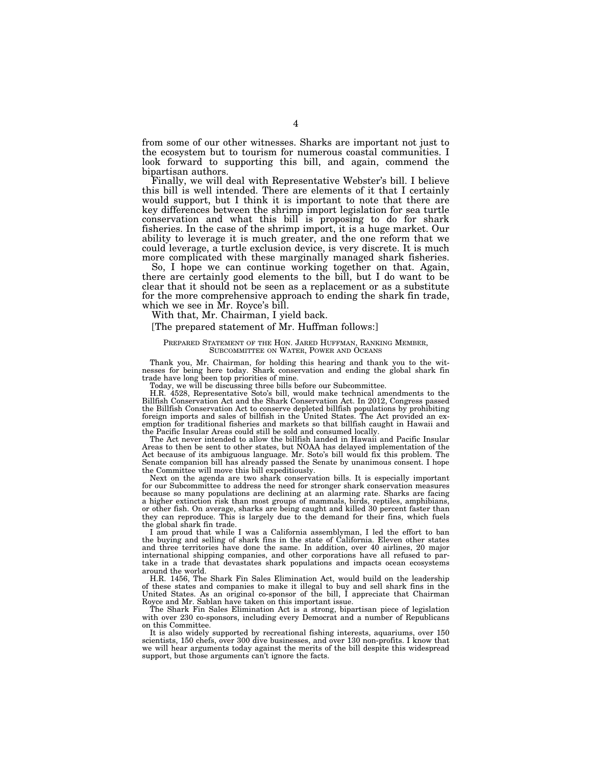from some of our other witnesses. Sharks are important not just to the ecosystem but to tourism for numerous coastal communities. I look forward to supporting this bill, and again, commend the bipartisan authors.

Finally, we will deal with Representative Webster's bill. I believe this bill is well intended. There are elements of it that I certainly would support, but I think it is important to note that there are key differences between the shrimp import legislation for sea turtle conservation and what this bill is proposing to do for shark fisheries. In the case of the shrimp import, it is a huge market. Our ability to leverage it is much greater, and the one reform that we could leverage, a turtle exclusion device, is very discrete. It is much more complicated with these marginally managed shark fisheries.

So, I hope we can continue working together on that. Again, there are certainly good elements to the bill, but I do want to be clear that it should not be seen as a replacement or as a substitute for the more comprehensive approach to ending the shark fin trade, which we see in Mr. Royce's bill.

With that, Mr. Chairman, I yield back.

[The prepared statement of Mr. Huffman follows:]

PREPARED STATEMENT OF THE HON. JARED HUFFMAN, RANKING MEMBER, SUBCOMMITTEE ON WATER, POWER AND OCEANS

Thank you, Mr. Chairman, for holding this hearing and thank you to the witnesses for being here today. Shark conservation and ending the global shark fin trade have long been top priorities of mine.

Today, we will be discussing three bills before our Subcommittee.

H.R. 4528, Representative Soto's bill, would make technical amendments to the Billfish Conservation Act and the Shark Conservation Act. In 2012, Congress passed the Billfish Conservation Act to conserve depleted billfish populations by prohibiting foreign imports and sales of billfish in the United States. The Act provided an exemption for traditional fisheries and markets so that billfish caught in Hawaii and the Pacific Insular Areas could still be sold and consumed locally.

The Act never intended to allow the billfish landed in Hawaii and Pacific Insular Areas to then be sent to other states, but NOAA has delayed implementation of the Act because of its ambiguous language. Mr. Soto's bill would fix this problem. The Senate companion bill has already passed the Senate by unanimous consent. I hope the Committee will move this bill expeditiously.

Next on the agenda are two shark conservation bills. It is especially important for our Subcommittee to address the need for stronger shark conservation measures because so many populations are declining at an alarming rate. Sharks are facing a higher extinction risk than most groups of mammals, birds, reptiles, amphibians, or other fish. On average, sharks are being caught and killed 30 percent faster than they can reproduce. This is largely due to the demand for their fins, which fuels the global shark fin trade.

I am proud that while I was a California assemblyman, I led the effort to ban the buying and selling of shark fins in the state of California. Eleven other states and three territories have done the same. In addition, over 40 airlines, 20 major international shipping companies, and other corporations have all refused to partake in a trade that devastates shark populations and impacts ocean ecosystems around the world.

H.R. 1456, The Shark Fin Sales Elimination Act, would build on the leadership of these states and companies to make it illegal to buy and sell shark fins in the United States. As an original co-sponsor of the bill, I appreciate that Chairman Royce and Mr. Sablan have taken on this important issue.

The Shark Fin Sales Elimination Act is a strong, bipartisan piece of legislation with over 230 co-sponsors, including every Democrat and a number of Republicans on this Committee.

It is also widely supported by recreational fishing interests, aquariums, over 150 scientists, 150 chefs, over 300 dive businesses, and over 130 non-profits. I know that we will hear arguments today against the merits of the bill despite this widespread support, but those arguments can't ignore the facts.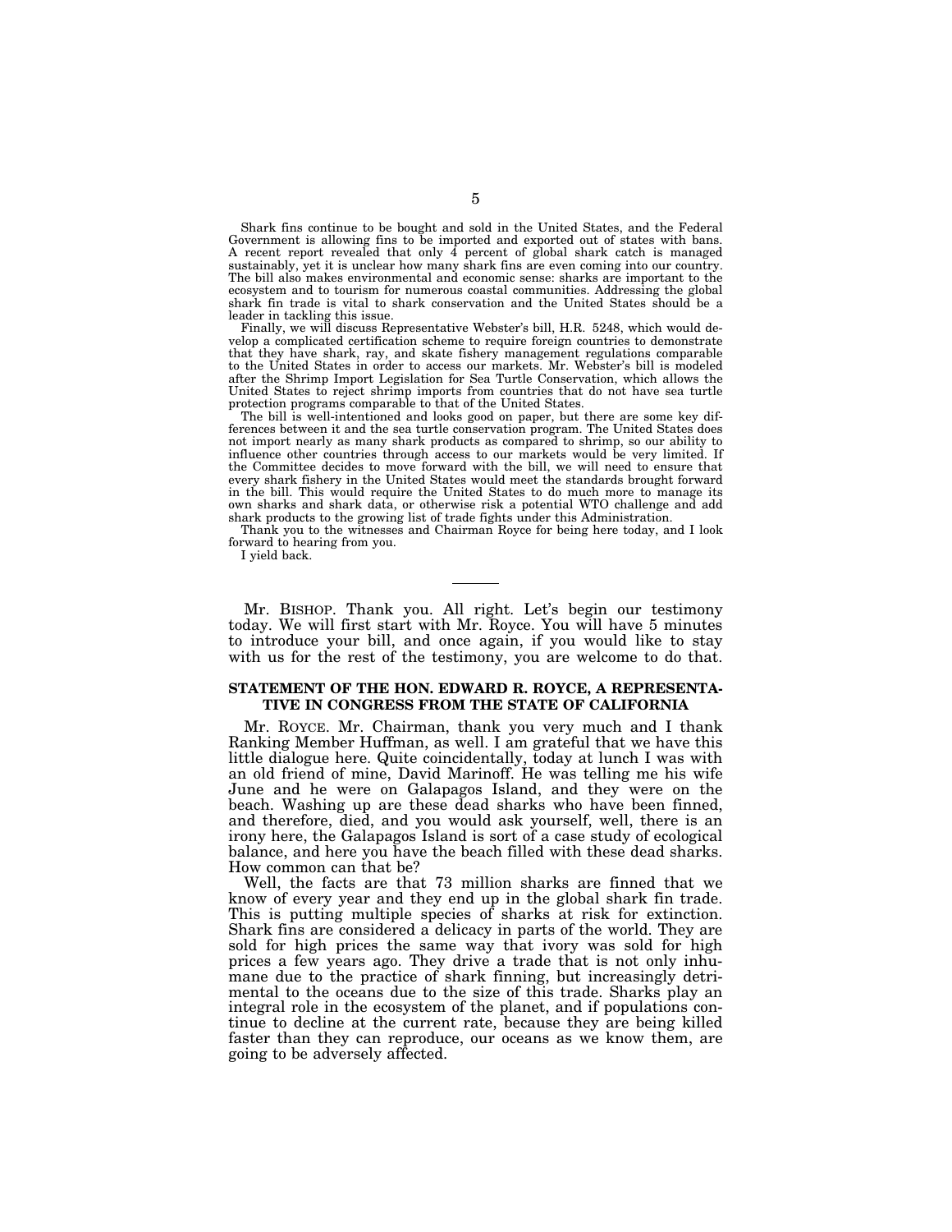Shark fins continue to be bought and sold in the United States, and the Federal Government is allowing fins to be imported and exported out of states with bans. A recent report revealed that only 4 percent of global shark catch is managed sustainably, yet it is unclear how many shark fins are even coming into our country. The bill also makes environmental and economic sense: sharks are important to the ecosystem and to tourism for numerous coastal communities. Addressing the global shark fin trade is vital to shark conservation and the United States should be a leader in tackling this issue.

Finally, we will discuss Representative Webster's bill, H.R. 5248, which would develop a complicated certification scheme to require foreign countries to demonstrate that they have shark, ray, and skate fishery management regulations comparable to the United States in order to access our markets. Mr. Webster's bill is modeled after the Shrimp Import Legislation for Sea Turtle Conservation, which allows the United States to reject shrimp imports from countries that do not have sea turtle protection programs comparable to that of the United States.

The bill is well-intentioned and looks good on paper, but there are some key differences between it and the sea turtle conservation program. The United States does not import nearly as many shark products as compared to shrimp, so our ability to influence other countries through access to our markets would be very limited. If the Committee decides to move forward with the bill, we will need to ensure that every shark fishery in the United States would meet the standards brought forward in the bill. This would require the United States to do much more to manage its own sharks and shark data, or otherwise risk a potential WTO challenge and add shark products to the growing list of trade fights under this Administration.

Thank you to the witnesses and Chairman Royce for being here today, and I look forward to hearing from you.

I yield back.

---

Mr. BISHOP. Thank you. All right. Let's begin our testimony today. We will first start with Mr. Royce. You will have 5 minutes to introduce your bill, and once again, if you would like to stay with us for the rest of the testimony, you are welcome to do that.

**STATEMENT OF THE HON. EDWARD R. ROYCE, A REPRESENTATIVE IN CONGRESS FROM THE STATE OF CALIFORNIA**

Mr. ROYCE. Mr. Chairman, thank you very much and I thank Ranking Member Huffman, as well. I am grateful that we have this little dialogue here. Quite coincidentally, today at lunch I was with an old friend of mine, David Marinoff. He was telling me his wife June and he were on Galapagos Island, and they were on the beach. Washing up are these dead sharks who have been finned, and therefore, died, and you would ask yourself, well, there is an irony here, the Galapagos Island is sort of a case study of ecological balance, and here you have the beach filled with these dead sharks. How common can that be?

Well, the facts are that 73 million sharks are finned that we know of every year and they end up in the global shark fin trade. This is putting multiple species of sharks at risk for extinction. Shark fins are considered a delicacy in parts of the world. They are sold for high prices the same way that ivory was sold for high prices a few years ago. They drive a trade that is not only inhumane due to the practice of shark finning, but increasingly detrimental to the oceans due to the size of this trade. Sharks play an integral role in the ecosystem of the planet, and if populations continue to decline at the current rate, because they are being killed faster than they can reproduce, our oceans as we know them, are going to be adversely affected.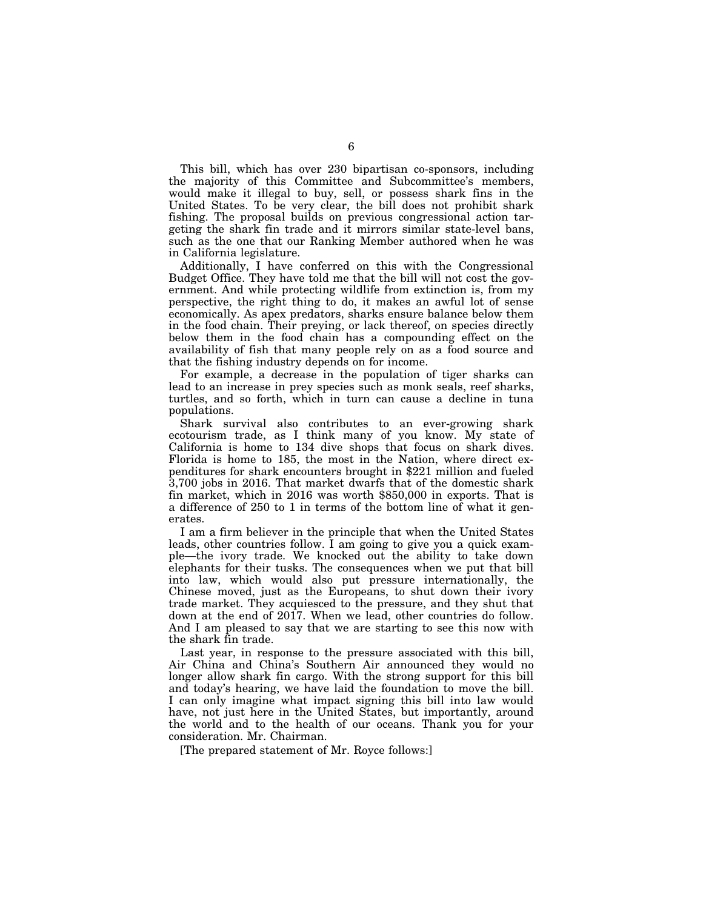This bill, which has over 230 bipartisan co-sponsors, including the majority of this Committee and Subcommittee's members, would make it illegal to buy, sell, or possess shark fins in the United States. To be very clear, the bill does not prohibit shark fishing. The proposal builds on previous congressional action targeting the shark fin trade and it mirrors similar state-level bans, such as the one that our Ranking Member authored when he was in California legislature.

Additionally, I have conferred on this with the Congressional Budget Office. They have told me that the bill will not cost the government. And while protecting wildlife from extinction is, from my perspective, the right thing to do, it makes an awful lot of sense economically. As apex predators, sharks ensure balance below them in the food chain. Their preying, or lack thereof, on species directly below them in the food chain has a compounding effect on the availability of fish that many people rely on as a food source and that the fishing industry depends on for income.

For example, a decrease in the population of tiger sharks can lead to an increase in prey species such as monk seals, reef sharks, turtles, and so forth, which in turn can cause a decline in tuna populations.

Shark survival also contributes to an ever-growing shark ecotourism trade, as I think many of you know. My state of California is home to 134 dive shops that focus on shark dives. Florida is home to 185, the most in the Nation, where direct expenditures for shark encounters brought in $221 million and fueled 3,700 jobs in 2016. That market dwarfs that of the domestic shark fin market, which in 2016 was worth $850,000 in exports. That is a difference of 250 to 1 in terms of the bottom line of what it generates.

I am a firm believer in the principle that when the United States leads, other countries follow. I am going to give you a quick example—the ivory trade. We knocked out the ability to take down elephants for their tusks. The consequences when we put that bill into law, which would also put pressure internationally, the Chinese moved, just as the Europeans, to shut down their ivory trade market. They acquiesced to the pressure, and they shut that down at the end of 2017. When we lead, other countries do follow. And I am pleased to say that we are starting to see this now with the shark fin trade.

Last year, in response to the pressure associated with this bill, Air China and China's Southern Air announced they would no longer allow shark fin cargo. With the strong support for this bill and today's hearing, we have laid the foundation to move the bill. I can only imagine what impact signing this bill into law would have, not just here in the United States, but importantly, around the world and to the health of our oceans. Thank you for your consideration. Mr. Chairman.

[The prepared statement of Mr. Royce follows:]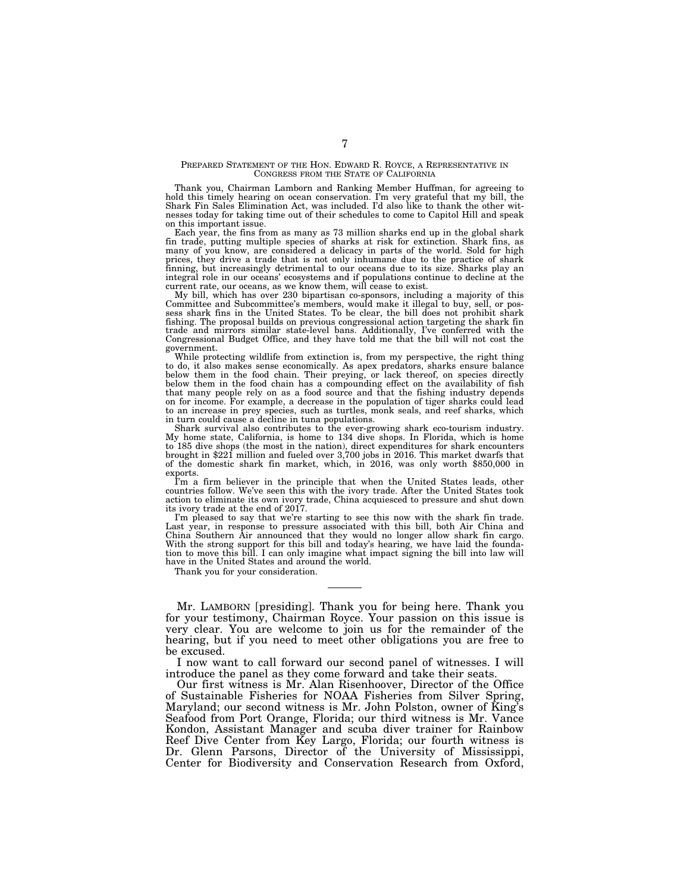PREPARED STATEMENT OF THE HON. EDWARD R. ROYCE, A REPRESENTATIVE IN CONGRESS FROM THE STATE OF CALIFORNIA

Thank you, Chairman Lamborn and Ranking Member Huffman, for agreeing to hold this timely hearing on ocean conservation. I'm very grateful that my bill, the Shark Fin Sales Elimination Act, was included. I'd also like to thank the other witnesses today for taking time out of their schedules to come to Capitol Hill and speak on this important issue.

Each year, the fins from as many as 73 million sharks end up in the global shark fin trade, putting multiple species of sharks at risk for extinction. Shark fins, as many of you know, are considered a delicacy in parts of the world. Sold for high prices, they drive a trade that is not only inhumane due to the practice of shark finning, but increasingly detrimental to our oceans due to its size. Sharks play an integral role in our oceans' ecosystems and if populations continue to decline at the current rate, our oceans, as we know them, will cease to exist.

My bill, which has over 230 bipartisan co-sponsors, including a majority of this Committee and Subcommittee's members, would make it illegal to buy, sell, or possess shark fins in the United States. To be clear, the bill does not prohibit shark fishing. The proposal builds on previous congressional action targeting the shark fin trade and mirrors similar state-level bans. Additionally, I've conferred with the Congressional Budget Office, and they have told me that the bill will not cost the government.

While protecting wildlife from extinction is, from my perspective, the right thing to do, it also makes sense economically. As apex predators, sharks ensure balance below them in the food chain. Their preying, or lack thereof, on species directly below them in the food chain has a compounding effect on the availability of fish that many people rely on as a food source and that the fishing industry depends on for income. For example, a decrease in the population of tiger sharks could lead to an increase in prey species, such as turtles, monk seals, and reef sharks, which in turn could cause a decline in tuna populations.

Shark survival also contributes to the ever-growing shark eco-tourism industry. My home state, California, is home to 134 dive shops. In Florida, which is home to 185 dive shops (the most in the nation), direct expenditures for shark encounters brought in $221 million and fueled over 3,700 jobs in 2016. This market dwarfs that of the domestic shark fin market, which, in 2016, was only worth $850,000 in exports.

I'm a firm believer in the principle that when the United States leads, other countries follow. We've seen this with the ivory trade. After the United States took action to eliminate its own ivory trade, China acquiesced to pressure and shut down its ivory trade at the end of 2017.

I'm pleased to say that we're starting to see this now with the shark fin trade. Last year, in response to pressure associated with this bill, both Air China and China Southern Air announced that they would no longer allow shark fin cargo. With the strong support for this bill and today's hearing, we have laid the foundation to move this bill. I can only imagine what impact signing the bill into law will have in the United States and around the world.

Thank you for your consideration.

---

Mr. LAMBORN [presiding]. Thank you for being here. Thank you for your testimony, Chairman Royce. Your passion on this issue is very clear. You are welcome to join us for the remainder of the hearing, but if you need to meet other obligations you are free to be excused.

I now want to call forward our second panel of witnesses. I will introduce the panel as they come forward and take their seats.

Our first witness is Mr. Alan Risenhoover, Director of the Office of Sustainable Fisheries for NOAA Fisheries from Silver Spring, Maryland; our second witness is Mr. John Polston, owner of King's Seafood from Port Orange, Florida; our third witness is Mr. Vance Kondon, Assistant Manager and scuba diver trainer for Rainbow Reef Dive Center from Key Largo, Florida; our fourth witness is Dr. Glenn Parsons, Director of the University of Mississippi, Center for Biodiversity and Conservation Research from Oxford,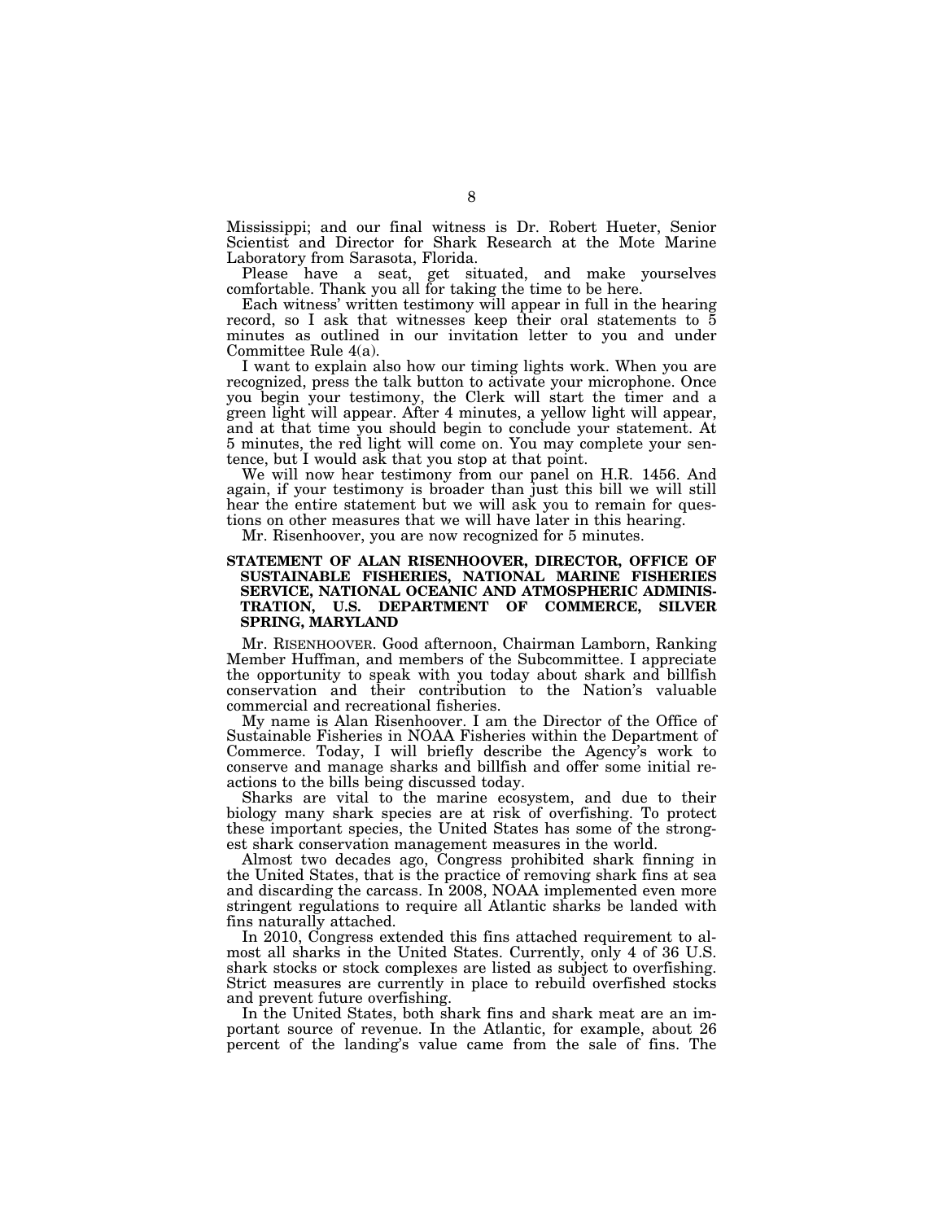Mississippi; and our final witness is Dr. Robert Hueter, Senior Scientist and Director for Shark Research at the Mote Marine Laboratory from Sarasota, Florida.

Please have a seat, get situated, and make yourselves comfortable. Thank you all for taking the time to be here.

Each witness' written testimony will appear in full in the hearing record, so I ask that witnesses keep their oral statements to 5 minutes as outlined in our invitation letter to you and under Committee Rule 4(a).

I want to explain also how our timing lights work. When you are recognized, press the talk button to activate your microphone. Once you begin your testimony, the Clerk will start the timer and a green light will appear. After 4 minutes, a yellow light will appear, and at that time you should begin to conclude your statement. At 5 minutes, the red light will come on. You may complete your sentence, but I would ask that you stop at that point.

We will now hear testimony from our panel on H.R. 1456. And again, if your testimony is broader than just this bill we will still hear the entire statement but we will ask you to remain for questions on other measures that we will have later in this hearing.

Mr. Risenhoover, you are now recognized for 5 minutes.

**STATEMENT OF ALAN RISENHOOVER, DIRECTOR, OFFICE OF SUSTAINABLE FISHERIES, NATIONAL MARINE FISHERIES SERVICE, NATIONAL OCEANIC AND ATMOSPHERIC ADMINISTRATION, U.S. DEPARTMENT OF COMMERCE, SILVER SPRING, MARYLAND**

Mr. RISENHOOVER. Good afternoon, Chairman Lamborn, Ranking Member Huffman, and members of the Subcommittee. I appreciate the opportunity to speak with you today about shark and billfish conservation and their contribution to the Nation's valuable commercial and recreational fisheries.

My name is Alan Risenhoover. I am the Director of the Office of Sustainable Fisheries in NOAA Fisheries within the Department of Commerce. Today, I will briefly describe the Agency's work to conserve and manage sharks and billfish and offer some initial reactions to the bills being discussed today.

Sharks are vital to the marine ecosystem, and due to their biology many shark species are at risk of overfishing. To protect these important species, the United States has some of the strongest shark conservation management measures in the world.

Almost two decades ago, Congress prohibited shark finning in the United States, that is the practice of removing shark fins at sea and discarding the carcass. In 2008, NOAA implemented even more stringent regulations to require all Atlantic sharks be landed with fins naturally attached.

In 2010, Congress extended this fins attached requirement to almost all sharks in the United States. Currently, only 4 of 36 U.S. shark stocks or stock complexes are listed as subject to overfishing. Strict measures are currently in place to rebuild overfished stocks and prevent future overfishing.

In the United States, both shark fins and shark meat are an important source of revenue. In the Atlantic, for example, about 26 percent of the landing's value came from the sale of fins. The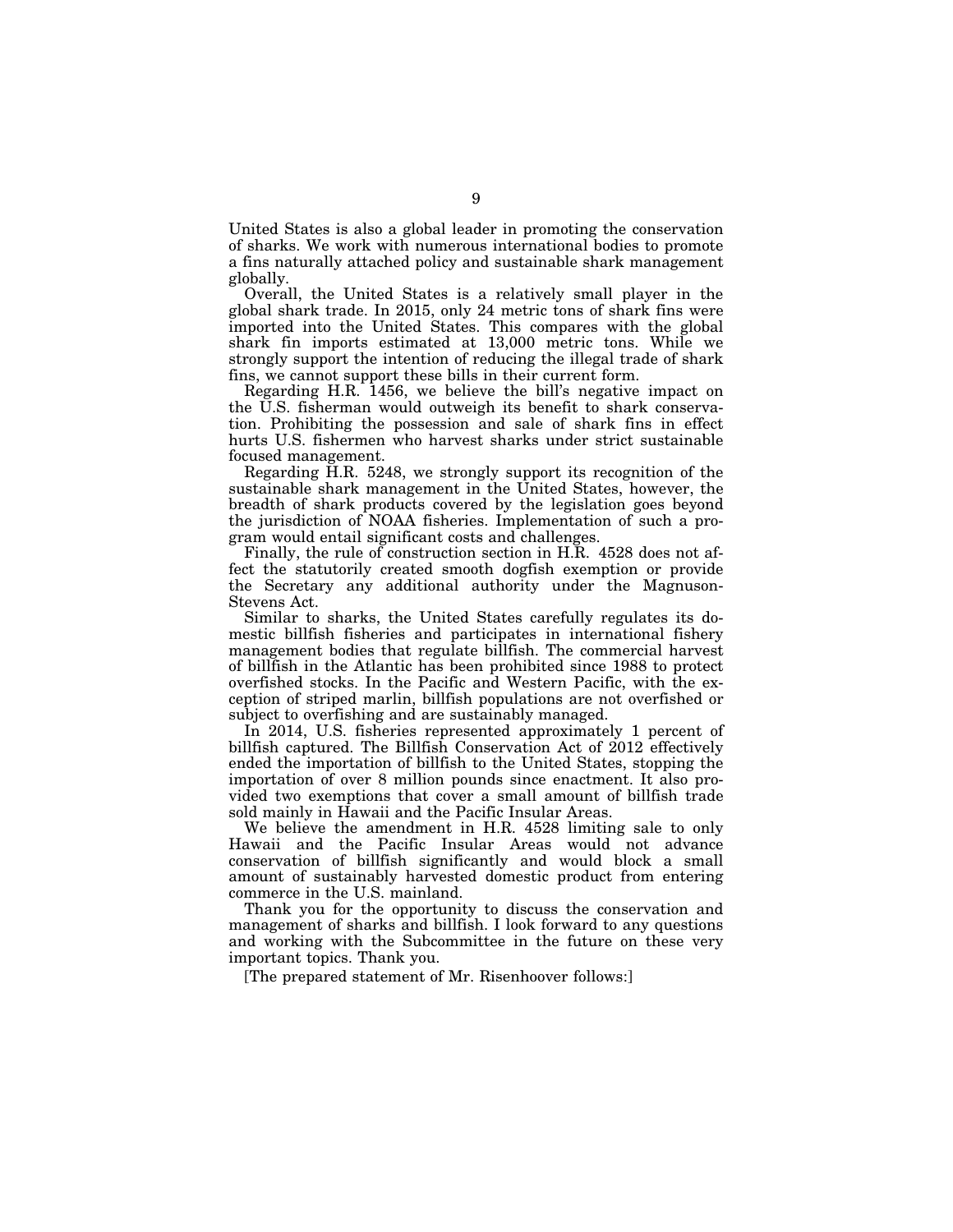United States is also a global leader in promoting the conservation of sharks. We work with numerous international bodies to promote a fins naturally attached policy and sustainable shark management globally.

Overall, the United States is a relatively small player in the global shark trade. In 2015, only 24 metric tons of shark fins were imported into the United States. This compares with the global shark fin imports estimated at 13,000 metric tons. While we strongly support the intention of reducing the illegal trade of shark fins, we cannot support these bills in their current form.

Regarding H.R. 1456, we believe the bill's negative impact on the U.S. fisherman would outweigh its benefit to shark conservation. Prohibiting the possession and sale of shark fins in effect hurts U.S. fishermen who harvest sharks under strict sustainable focused management.

Regarding H.R. 5248, we strongly support its recognition of the sustainable shark management in the United States, however, the breadth of shark products covered by the legislation goes beyond the jurisdiction of NOAA fisheries. Implementation of such a program would entail significant costs and challenges.

Finally, the rule of construction section in H.R. 4528 does not affect the statutorily created smooth dogfish exemption or provide the Secretary any additional authority under the Magnuson-Stevens Act.

Similar to sharks, the United States carefully regulates its domestic billfish fisheries and participates in international fishery management bodies that regulate billfish. The commercial harvest of billfish in the Atlantic has been prohibited since 1988 to protect overfished stocks. In the Pacific and Western Pacific, with the exception of striped marlin, billfish populations are not overfished or subject to overfishing and are sustainably managed.

In 2014, U.S. fisheries represented approximately 1 percent of billfish captured. The Billfish Conservation Act of 2012 effectively ended the importation of billfish to the United States, stopping the importation of over 8 million pounds since enactment. It also provided two exemptions that cover a small amount of billfish trade sold mainly in Hawaii and the Pacific Insular Areas.

We believe the amendment in H.R. 4528 limiting sale to only Hawaii and the Pacific Insular Areas would not advance conservation of billfish significantly and would block a small amount of sustainably harvested domestic product from entering commerce in the U.S. mainland.

Thank you for the opportunity to discuss the conservation and management of sharks and billfish. I look forward to any questions and working with the Subcommittee in the future on these very important topics. Thank you.

[The prepared statement of Mr. Risenhoover follows:]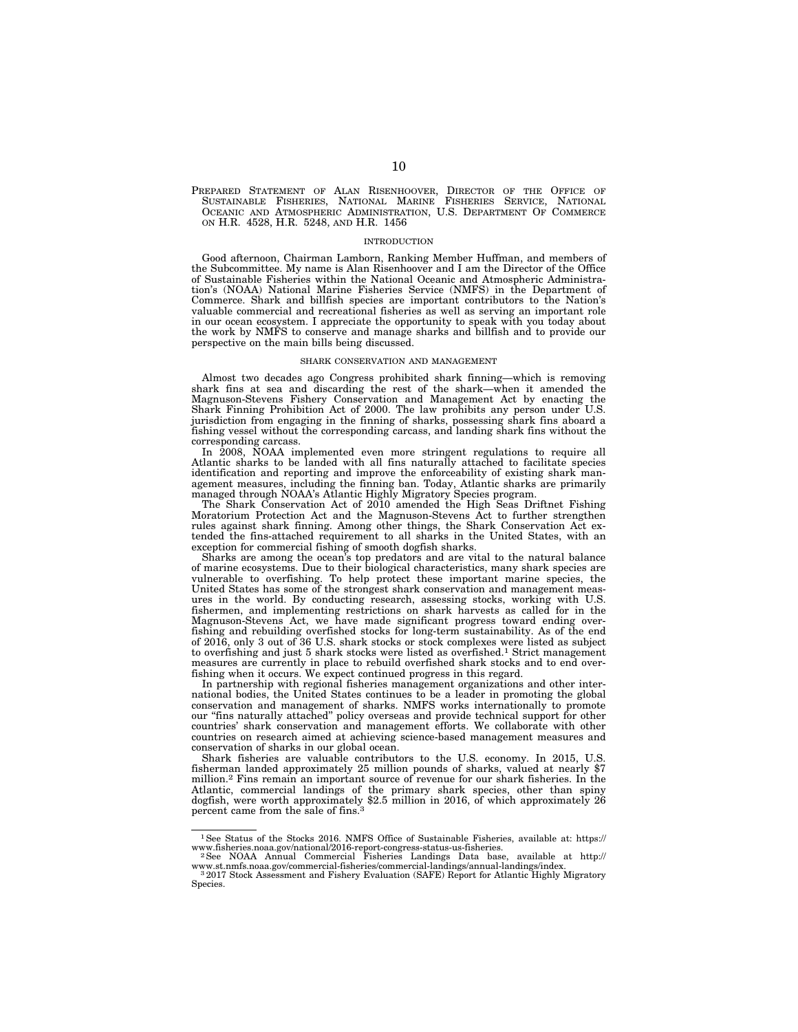PREPARED STATEMENT OF ALAN RISENHOOVER, DIRECTOR OF THE OFFICE OF SUSTAINABLE FISHERIES, NATIONAL MARINE FISHERIES SERVICE, NATIONAL OCEANIC AND ATMOSPHERIC ADMINISTRATION, U.S. DEPARTMENT OF COMMERCE ON H.R. 4528, H.R. 5248, AND H.R. 1456

## INTRODUCTION

Good afternoon, Chairman Lamborn, Ranking Member Huffman, and members of the Subcommittee. My name is Alan Risenhoover and I am the Director of the Office of Sustainable Fisheries within the National Oceanic and Atmospheric Administration's (NOAA) National Marine Fisheries Service (NMFS) in the Department of Commerce. Shark and billfish species are important contributors to the Nation's valuable commercial and recreational fisheries as well as serving an important role in our ocean ecosystem. I appreciate the opportunity to speak with you today about the work by NMFS to conserve and manage sharks and billfish and to provide our perspective on the main bills being discussed.

## SHARK CONSERVATION AND MANAGEMENT

Almost two decades ago Congress prohibited shark finning—which is removing shark fins at sea and discarding the rest of the shark—when it amended the Magnuson-Stevens Fishery Conservation and Management Act by enacting the Shark Finning Prohibition Act of 2000. The law prohibits any person under U.S. jurisdiction from engaging in the finning of sharks, possessing shark fins aboard a fishing vessel without the corresponding carcass, and landing shark fins without the corresponding carcass.

In 2008, NOAA implemented even more stringent regulations to require all Atlantic sharks to be landed with all fins naturally attached to facilitate species identification and reporting and improve the enforceability of existing shark management measures, including the finning ban. Today, Atlantic sharks are primarily managed through NOAA's Atlantic Highly Migratory Species program.

The Shark Conservation Act of 2010 amended the High Seas Driftnet Fishing Moratorium Protection Act and the Magnuson-Stevens Act to further strengthen rules against shark finning. Among other things, the Shark Conservation Act extended the fins-attached requirement to all sharks in the United States, with an exception for commercial fishing of smooth dogfish sharks.

Sharks are among the ocean's top predators and are vital to the natural balance of marine ecosystems. Due to their biological characteristics, many shark species are vulnerable to overfishing. To help protect these important marine species, the United States has some of the strongest shark conservation and management measures in the world. By conducting research, assessing stocks, working with U.S. fishermen, and implementing restrictions on shark harvests as called for in the Magnuson-Stevens Act, we have made significant progress toward ending overfishing and rebuilding overfished stocks for long-term sustainability. As of the end of 2016, only 3 out of 36 U.S. shark stocks or stock complexes were listed as subject to overfishing and just 5 shark stocks were listed as overfished.[1] Strict management measures are currently in place to rebuild overfished shark stocks and to end overfishing when it occurs. We expect continued progress in this regard.

In partnership with regional fisheries management organizations and other international bodies, the United States continues to be a leader in promoting the global conservation and management of sharks. NMFS works internationally to promote our "fins naturally attached" policy overseas and provide technical support for other countries' shark conservation and management efforts. We collaborate with other countries on research aimed at achieving science-based management measures and conservation of sharks in our global ocean.

Shark fisheries are valuable contributors to the U.S. economy. In 2015, U.S. fisherman landed approximately 25 million pounds of sharks, valued at nearly $7 million.[2] Fins remain an important source of revenue for our shark fisheries. In the Atlantic, commercial landings of the primary shark species, other than spiny dogfish, were worth approximately $2.5 million in 2016, of which approximately 26 percent came from the sale of fins.[3]

---

[1] See Status of the Stocks 2016. NMFS Office of Sustainable Fisheries, available at: https://www.fisheries.noaa.gov/national/2016-report-congress-status-us-fisheries.

[2] See NOAA Annual Commercial Fisheries Landings Data base, available at http://www.st.nmfs.noaa.gov/commercial-fisheries/commercial-landings/annual-landings/index.

[3] 2017 Stock Assessment and Fishery Evaluation (SAFE) Report for Atlantic Highly Migratory Species.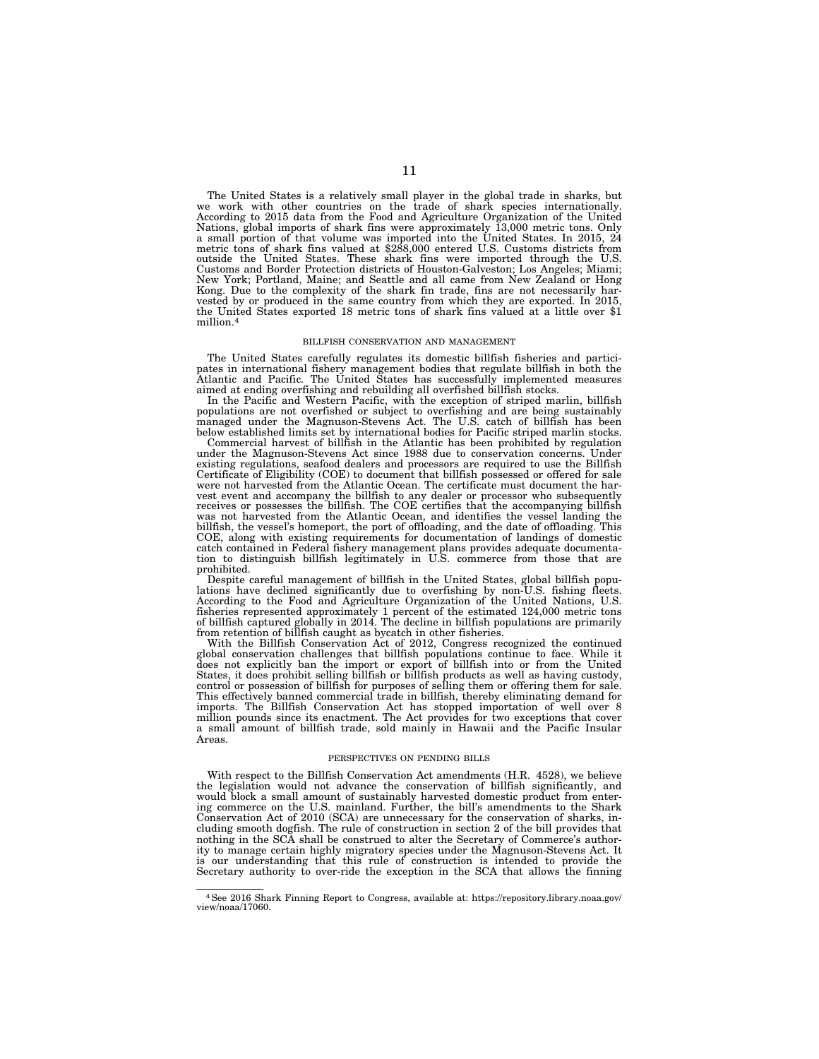The United States is a relatively small player in the global trade in sharks, but we work with other countries on the trade of shark species internationally. According to 2015 data from the Food and Agriculture Organization of the United Nations, global imports of shark fins were approximately 13,000 metric tons. Only a small portion of that volume was imported into the United States. In 2015, 24 metric tons of shark fins valued at $288,000 entered U.S. Customs districts from outside the United States. These shark fins were imported through the U.S. Customs and Border Protection districts of Houston-Galveston; Los Angeles; Miami; New York; Portland, Maine; and Seattle and all came from New Zealand or Hong Kong. Due to the complexity of the shark fin trade, fins are not necessarily harvested by or produced in the same country from which they are exported. In 2015, the United States exported 18 metric tons of shark fins valued at a little over $1 million.[4]

### BILLFISH CONSERVATION AND MANAGEMENT

The United States carefully regulates its domestic billfish fisheries and participates in international fishery management bodies that regulate billfish in both the Atlantic and Pacific. The United States has successfully implemented measures aimed at ending overfishing and rebuilding all overfished billfish stocks.

In the Pacific and Western Pacific, with the exception of striped marlin, billfish populations are not overfished or subject to overfishing and are being sustainably managed under the Magnuson-Stevens Act. The U.S. catch of billfish has been below established limits set by international bodies for Pacific striped marlin stocks.

Commercial harvest of billfish in the Atlantic has been prohibited by regulation under the Magnuson-Stevens Act since 1988 due to conservation concerns. Under existing regulations, seafood dealers and processors are required to use the Billfish Certificate of Eligibility (COE) to document that billfish possessed or offered for sale were not harvested from the Atlantic Ocean. The certificate must document the harvest event and accompany the billfish to any dealer or processor who subsequently receives or possesses the billfish. The COE certifies that the accompanying billfish was not harvested from the Atlantic Ocean, and identifies the vessel landing the billfish, the vessel's homeport, the port of offloading, and the date of offloading. This COE, along with existing requirements for documentation of landings of domestic catch contained in Federal fishery management plans provides adequate documentation to distinguish billfish legitimately in U.S. commerce from those that are prohibited.

Despite careful management of billfish in the United States, global billfish populations have declined significantly due to overfishing by non-U.S. fishing fleets. According to the Food and Agriculture Organization of the United Nations, U.S. fisheries represented approximately 1 percent of the estimated 124,000 metric tons of billfish captured globally in 2014. The decline in billfish populations are primarily from retention of billfish caught as bycatch in other fisheries.

With the Billfish Conservation Act of 2012, Congress recognized the continued global conservation challenges that billfish populations continue to face. While it does not explicitly ban the import or export of billfish into or from the United States, it does prohibit selling billfish or billfish products as well as having custody, control or possession of billfish for purposes of selling them or offering them for sale. This effectively banned commercial trade in billfish, thereby eliminating demand for imports. The Billfish Conservation Act has stopped importation of well over 8 million pounds since its enactment. The Act provides for two exceptions that cover a small amount of billfish trade, sold mainly in Hawaii and the Pacific Insular Areas.

### PERSPECTIVES ON PENDING BILLS

With respect to the Billfish Conservation Act amendments (H.R. 4528), we believe the legislation would not advance the conservation of billfish significantly, and would block a small amount of sustainably harvested domestic product from entering commerce on the U.S. mainland. Further, the bill's amendments to the Shark Conservation Act of 2010 (SCA) are unnecessary for the conservation of sharks, including smooth dogfish. The rule of construction in section 2 of the bill provides that nothing in the SCA shall be construed to alter the Secretary of Commerce's authority to manage certain highly migratory species under the Magnuson-Stevens Act. It is our understanding that this rule of construction is intended to provide the Secretary authority to over-ride the exception in the SCA that allows the finning

[4] See 2016 Shark Finning Report to Congress, available at: https://repository.library.noaa.gov/view/noaa/17060.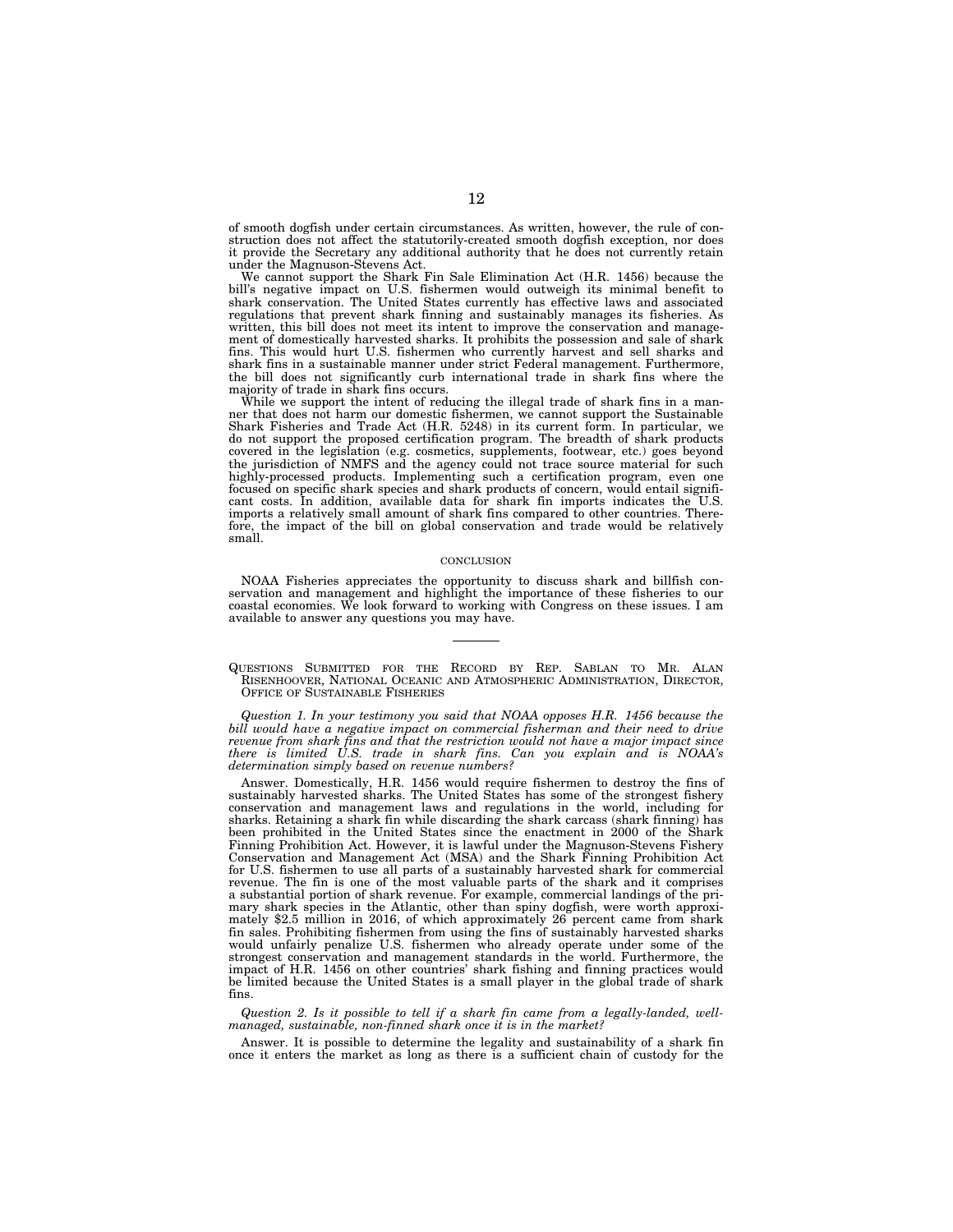of smooth dogfish under certain circumstances. As written, however, the rule of construction does not affect the statutorily-created smooth dogfish exception, nor does it provide the Secretary any additional authority that he does not currently retain under the Magnuson-Stevens Act.

We cannot support the Shark Fin Sale Elimination Act (H.R. 1456) because the bill's negative impact on U.S. fishermen would outweigh its minimal benefit to shark conservation. The United States currently has effective laws and associated regulations that prevent shark finning and sustainably manages its fisheries. As written, this bill does not meet its intent to improve the conservation and management of domestically harvested sharks. It prohibits the possession and sale of shark fins. This would hurt U.S. fishermen who currently harvest and sell sharks and shark fins in a sustainable manner under strict Federal management. Furthermore, the bill does not significantly curb international trade in shark fins where the majority of trade in shark fins occurs.

While we support the intent of reducing the illegal trade of shark fins in a manner that does not harm our domestic fishermen, we cannot support the Sustainable Shark Fisheries and Trade Act (H.R. 5248) in its current form. In particular, we do not support the proposed certification program. The breadth of shark products covered in the legislation (e.g. cosmetics, supplements, footwear, etc.) goes beyond the jurisdiction of NMFS and the agency could not trace source material for such highly-processed products. Implementing such a certification program, even one focused on specific shark species and shark products of concern, would entail significant costs. In addition, available data for shark fin imports indicates the U.S. imports a relatively small amount of shark fins compared to other countries. Therefore, the impact of the bill on global conservation and trade would be relatively small.

## CONCLUSION

NOAA Fisheries appreciates the opportunity to discuss shark and billfish conservation and management and highlight the importance of these fisheries to our coastal economies. We look forward to working with Congress on these issues. I am available to answer any questions you may have.

---

QUESTIONS SUBMITTED FOR THE RECORD BY REP. SABLAN TO MR. ALAN RISENHOOVER, NATIONAL OCEANIC AND ATMOSPHERIC ADMINISTRATION, DIRECTOR, OFFICE OF SUSTAINABLE FISHERIES

*Question 1. In your testimony you said that NOAA opposes H.R. 1456 because the bill would have a negative impact on commercial fisherman and their need to drive revenue from shark fins and that the restriction would not have a major impact since there is limited U.S. trade in shark fins. Can you explain and is NOAA's determination simply based on revenue numbers?*

Answer. Domestically, H.R. 1456 would require fishermen to destroy the fins of sustainably harvested sharks. The United States has some of the strongest fishery conservation and management laws and regulations in the world, including for sharks. Retaining a shark fin while discarding the shark carcass (shark finning) has been prohibited in the United States since the enactment in 2000 of the Shark Finning Prohibition Act. However, it is lawful under the Magnuson-Stevens Fishery Conservation and Management Act (MSA) and the Shark Finning Prohibition Act for U.S. fishermen to use all parts of a sustainably harvested shark for commercial revenue. The fin is one of the most valuable parts of the shark and it comprises a substantial portion of shark revenue. For example, commercial landings of the primary shark species in the Atlantic, other than spiny dogfish, were worth approximately $2.5 million in 2016, of which approximately 26 percent came from shark fin sales. Prohibiting fishermen from using the fins of sustainably harvested sharks would unfairly penalize U.S. fishermen who already operate under some of the strongest conservation and management standards in the world. Furthermore, the impact of H.R. 1456 on other countries' shark fishing and finning practices would be limited because the United States is a small player in the global trade of shark fins.

*Question 2. Is it possible to tell if a shark fin came from a legally-landed, well-managed, sustainable, non-finned shark once it is in the market?*

Answer. It is possible to determine the legality and sustainability of a shark fin once it enters the market as long as there is a sufficient chain of custody for the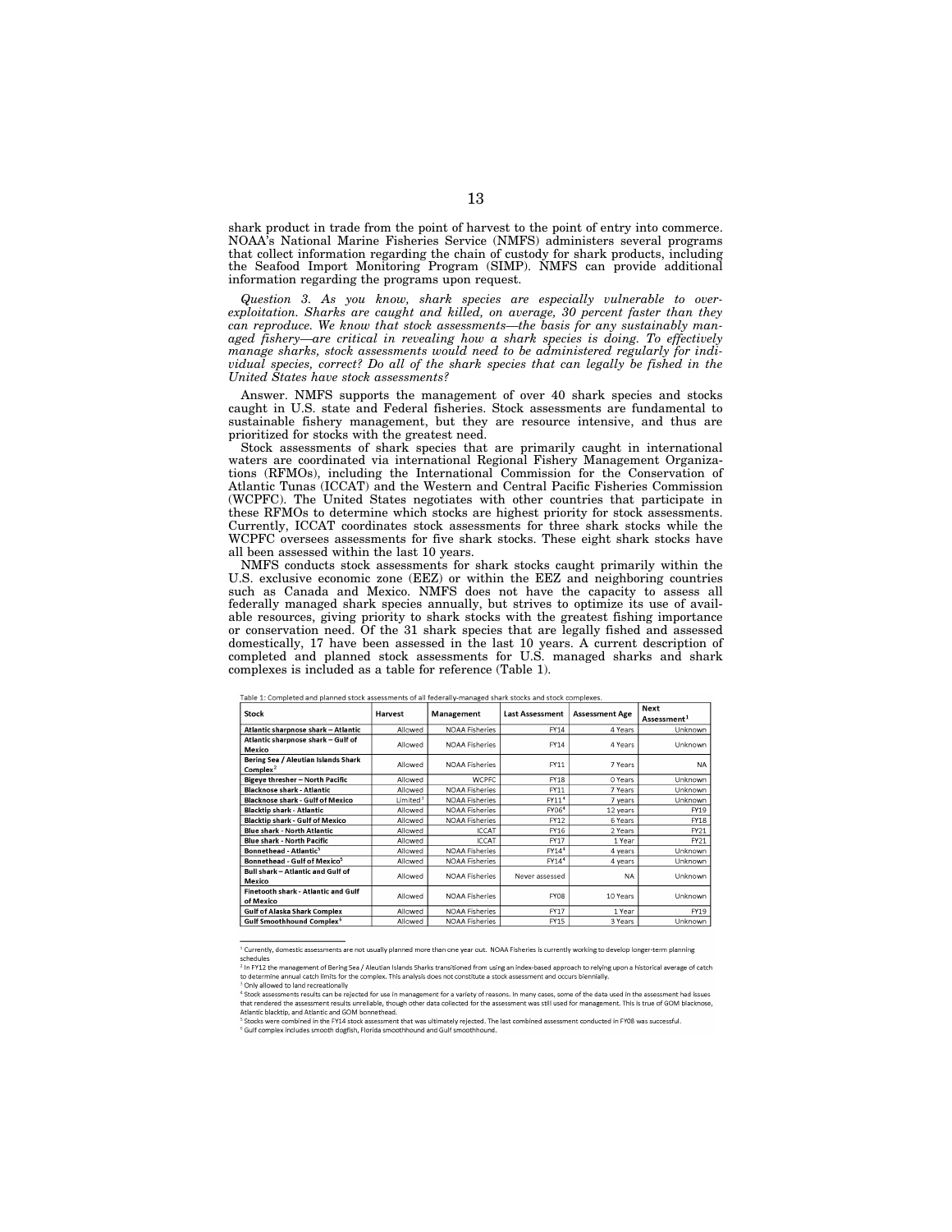shark product in trade from the point of harvest to the point of entry into commerce. NOAA's National Marine Fisheries Service (NMFS) administers several programs that collect information regarding the chain of custody for shark products, including the Seafood Import Monitoring Program (SIMP). NMFS can provide additional information regarding the programs upon request.

*Question 3. As you know, shark species are especially vulnerable to over-exploitation. Sharks are caught and killed, on average, 30 percent faster than they can reproduce. We know that stock assessments—the basis for any sustainably managed fishery—are critical in revealing how a shark species is doing. To effectively manage sharks, stock assessments would need to be administered regularly for individual species, correct? Do all of the shark species that can legally be fished in the United States have stock assessments?*

Answer. NMFS supports the management of over 40 shark species and stocks caught in U.S. state and Federal fisheries. Stock assessments are fundamental to sustainable fishery management, but they are resource intensive, and thus are prioritized for stocks with the greatest need.

Stock assessments of shark species that are primarily caught in international waters are coordinated via international Regional Fishery Management Organizations (RFMOs), including the International Commission for the Conservation of Atlantic Tunas (ICCAT) and the Western and Central Pacific Fisheries Commission (WCPFC). The United States negotiates with other countries that participate in these RFMOs to determine which stocks are highest priority for stock assessments. Currently, ICCAT coordinates stock assessments for three shark stocks while the WCPFC oversees assessments for five shark stocks. These eight shark stocks have all been assessed within the last 10 years.

NMFS conducts stock assessments for shark stocks caught primarily within the U.S. exclusive economic zone (EEZ) or within the EEZ and neighboring countries such as Canada and Mexico. NMFS does not have the capacity to assess all federally managed shark species annually, but strives to optimize its use of available resources, giving priority to shark stocks with the greatest fishing importance or conservation need. Of the 31 shark species that are legally fished and assessed domestically, 17 have been assessed in the last 10 years. A current description of completed and planned stock assessments for U.S. managed sharks and shark complexes is included as a table for reference (Table 1).

Table 1: Completed and planned stock assessments of all federally-managed shark stocks and stock complexes.

| Stock | Harvest | Management | Last Assessment | Assessment Age | Next Assessment[1] |
|---|---|---|---|---|---|
| Atlantic sharpnose shark – Atlantic | Allowed | NOAA Fisheries | FY14 | 4 Years | Unknown |
| Atlantic sharpnose shark – Gulf of Mexico | Allowed | NOAA Fisheries | FY14 | 4 Years | Unknown |
| Bering Sea / Aleutian Islands Shark Complex[2] | Allowed | NOAA Fisheries | FY11 | 7 Years | NA |
| Bigeye thresher – North Pacific | Allowed | WCPFC | FY18 | 0 Years | Unknown |
| Blacknose shark - Atlantic | Allowed | NOAA Fisheries | FY11 | 7 Years | Unknown |
| Blacknose shark - Gulf of Mexico | Limited[3] | NOAA Fisheries | FY11[4] | 7 years | Unknown |
| Blacktip shark - Atlantic | Allowed | NOAA Fisheries | FY06[4] | 12 years | FY19 |
| Blacktip shark - Gulf of Mexico | Allowed | NOAA Fisheries | FY12 | 6 Years | FY18 |
| Blue shark - North Atlantic | Allowed | ICCAT | FY16 | 2 Years | FY21 |
| Blue shark - North Pacific | Allowed | ICCAT | FY17 | 1 Year | FY21 |
| Bonnethead - Atlantic[5] | Allowed | NOAA Fisheries | FY14[4] | 4 years | Unknown |
| Bonnethead - Gulf of Mexico[5] | Allowed | NOAA Fisheries | FY14[4] | 4 years | Unknown |
| Bull shark – Atlantic and Gulf of Mexico | Allowed | NOAA Fisheries | Never assessed | NA | Unknown |
| Finetooth shark - Atlantic and Gulf of Mexico | Allowed | NOAA Fisheries | FY08 | 10 Years | Unknown |
| Gulf of Alaska Shark Complex | Allowed | NOAA Fisheries | FY17 | 1 Year | FY19 |
| Gulf Smoothhound Complex[6] | Allowed | NOAA Fisheries | FY15 | 3 Years | Unknown |

[1] Currently, domestic assessments are not usually planned more than one year out. NOAA Fisheries is currently working to develop longer-term planning schedules

[2] In FY12 the management of Bering Sea / Aleutian Islands Sharks transitioned from using an index-based approach to relying upon a historical average of catch to determine annual catch limits for the complex. This analysis does not constitute a stock assessment and occurs biennially.

[3] Only allowed to land recreationally

[4] Stock assessments results can be rejected for use in management for a variety of reasons. In many cases, some of the data used in the assessment had issues that rendered the assessment results unreliable, though other data collected for the assessment was still used for management. This is true of GOM blacknose, Atlantic blacktip, and Atlantic and GOM bonnethead.

[5] Stocks were combined in the FY14 stock assessment that was ultimately rejected. The last combined assessment conducted in FY08 was successful.

[6] Gulf complex includes smooth dogfish, Florida smoothhound and Gulf smoothhound.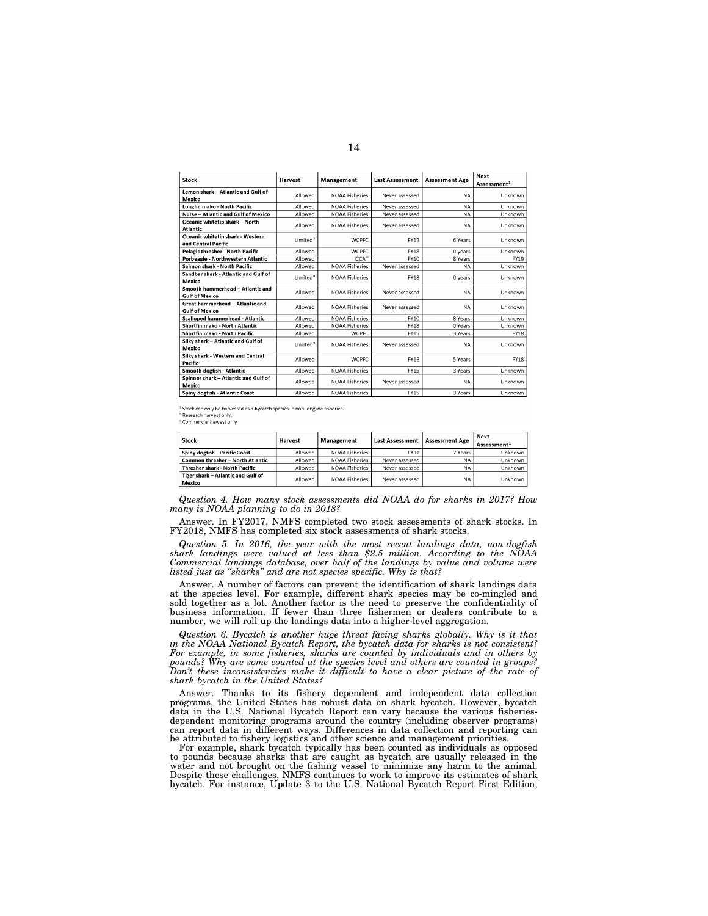| Stock | Harvest | Management | Last Assessment | Assessment Age | Next Assessment[1] |
|---|---|---|---|---|---|
| Lemon shark – Atlantic and Gulf of Mexico | Allowed | NOAA Fisheries | Never assessed | NA | Unknown |
| Longfin mako - North Pacific | Allowed | NOAA Fisheries | Never assessed | NA | Unknown |
| Nurse – Atlantic and Gulf of Mexico | Allowed | NOAA Fisheries | Never assessed | NA | Unknown |
| Oceanic whitetip shark – North Atlantic | Allowed | NOAA Fisheries | Never assessed | NA | Unknown |
| Oceanic whitetip shark - Western and Central Pacific | Limited[7] | WCPFC | FY12 | 6 Years | Unknown |
| Pelagic thresher - North Pacific | Allowed | WCPFC | FY18 | 0 years | Unknown |
| Porbeagle - Northwestern Atlantic | Allowed | ICCAT | FY10 | 8 Years | FY19 |
| Salmon shark - North Pacific | Allowed | NOAA Fisheries | Never assessed | NA | Unknown |
| Sandbar shark - Atlantic and Gulf of Mexico | Limited[8] | NOAA Fisheries | FY18 | 0 years | Unknown |
| Smooth hammerhead – Atlantic and Gulf of Mexico | Allowed | NOAA Fisheries | Never assessed | NA | Unknown |
| Great hammerhead – Atlantic and Gulf of Mexico | Allowed | NOAA Fisheries | Never assessed | NA | Unknown |
| Scalloped hammerhead - Atlantic | Allowed | NOAA Fisheries | FY10 | 8 Years | Unknown |
| Shortfin mako - North Atlantic | Allowed | NOAA Fisheries | FY18 | 0 Years | Unknown |
| Shortfin mako - North Pacific | Allowed | WCPFC | FY15 | 3 Years | FY18 |
| Silky shark – Atlantic and Gulf of Mexico | Limited[9] | NOAA Fisheries | Never assessed | NA | Unknown |
| Silky shark - Western and Central Pacific | Allowed | WCPFC | FY13 | 5 Years | FY18 |
| Smooth dogfish - Atlantic | Allowed | NOAA Fisheries | FY15 | 3 Years | Unknown |
| Spinner shark – Atlantic and Gulf of Mexico | Allowed | NOAA Fisheries | Never assessed | NA | Unknown |
| Spiny dogfish - Atlantic Coast | Allowed | NOAA Fisheries | FY15 | 3 Years | Unknown |
| Spiny dogfish - Pacific Coast | Allowed | NOAA Fisheries | FY11 | 7 Years | Unknown |
| Common thresher – North Atlantic | Allowed | NOAA Fisheries | Never assessed | NA | Unknown |
| Thresher shark - North Pacific | Allowed | NOAA Fisheries | Never assessed | NA | Unknown |
| Tiger shark – Atlantic and Gulf of Mexico | Allowed | NOAA Fisheries | Never assessed | NA | Unknown |

[7] Stock can only be harvested as a bycatch species in non-longline fisheries.
[8] Research harvest only.
[9] Commercial harvest only

*Question 4. How many stock assessments did NOAA do for sharks in 2017? How many is NOAA planning to do in 2018?*

Answer. In FY2017, NMFS completed two stock assessments of shark stocks. In FY2018, NMFS has completed six stock assessments of shark stocks.

*Question 5. In 2016, the year with the most recent landings data, non-dogfish shark landings were valued at less than $2.5 million. According to the NOAA Commercial landings database, over half of the landings by value and volume were listed just as "sharks" and are not species specific. Why is that?*

Answer. A number of factors can prevent the identification of shark landings data at the species level. For example, different shark species may be co-mingled and sold together as a lot. Another factor is the need to preserve the confidentiality of business information. If fewer than three fishermen or dealers contribute to a number, we will roll up the landings data into a higher-level aggregation.

*Question 6. Bycatch is another huge threat facing sharks globally. Why is it that in the NOAA National Bycatch Report, the bycatch data for sharks is not consistent? For example, in some fisheries, sharks are counted by individuals and in others by pounds? Why are some counted at the species level and others are counted in groups? Don't these inconsistencies make it difficult to have a clear picture of the rate of shark bycatch in the United States?*

Answer. Thanks to its fishery dependent and independent data collection programs, the United States has robust data on shark bycatch. However, bycatch data in the U.S. National Bycatch Report can vary because the various fisheries-dependent monitoring programs around the country (including observer programs) can report data in different ways. Differences in data collection and reporting can be attributed to fishery logistics and other science and management priorities.

For example, shark bycatch typically has been counted as individuals as opposed to pounds because sharks that are caught as bycatch are usually released in the water and not brought on the fishing vessel to minimize any harm to the animal. Despite these challenges, NMFS continues to work to improve its estimates of shark bycatch. For instance, Update 3 to the U.S. National Bycatch Report First Edition,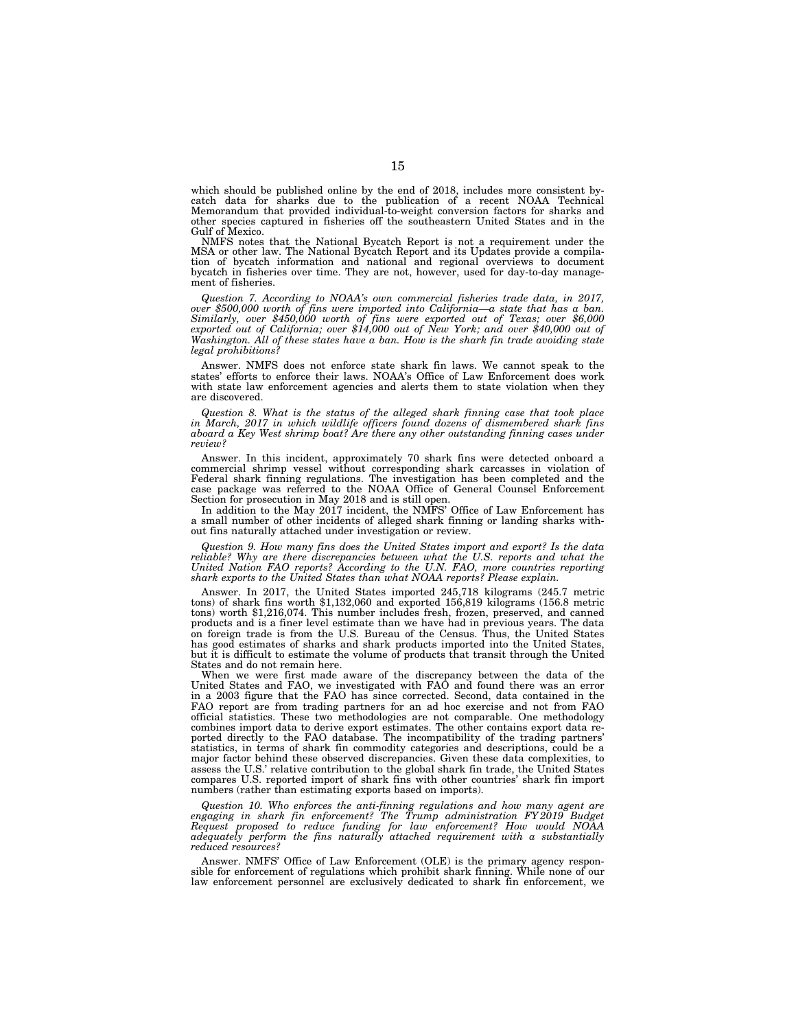which should be published online by the end of 2018, includes more consistent bycatch data for sharks due to the publication of a recent NOAA Technical Memorandum that provided individual-to-weight conversion factors for sharks and other species captured in fisheries off the southeastern United States and in the Gulf of Mexico.

NMFS notes that the National Bycatch Report is not a requirement under the MSA or other law. The National Bycatch Report and its Updates provide a compilation of bycatch information and national and regional overviews to document bycatch in fisheries over time. They are not, however, used for day-to-day management of fisheries.

*Question 7. According to NOAA's own commercial fisheries trade data, in 2017, over $500,000 worth of fins were imported into California—a state that has a ban. Similarly, over $450,000 worth of fins were exported out of Texas; over $6,000 exported out of California; over $14,000 out of New York; and over $40,000 out of Washington. All of these states have a ban. How is the shark fin trade avoiding state legal prohibitions?*

Answer. NMFS does not enforce state shark fin laws. We cannot speak to the states' efforts to enforce their laws. NOAA's Office of Law Enforcement does work with state law enforcement agencies and alerts them to state violation when they are discovered.

*Question 8. What is the status of the alleged shark finning case that took place in March, 2017 in which wildlife officers found dozens of dismembered shark fins aboard a Key West shrimp boat? Are there any other outstanding finning cases under review?*

Answer. In this incident, approximately 70 shark fins were detected onboard a commercial shrimp vessel without corresponding shark carcasses in violation of Federal shark finning regulations. The investigation has been completed and the case package was referred to the NOAA Office of General Counsel Enforcement Section for prosecution in May 2018 and is still open.

In addition to the May 2017 incident, the NMFS' Office of Law Enforcement has a small number of other incidents of alleged shark finning or landing sharks without fins naturally attached under investigation or review.

*Question 9. How many fins does the United States import and export? Is the data reliable? Why are there discrepancies between what the U.S. reports and what the United Nation FAO reports? According to the U.N. FAO, more countries reporting shark exports to the United States than what NOAA reports? Please explain.*

Answer. In 2017, the United States imported 245,718 kilograms (245.7 metric tons) of shark fins worth $1,132,060 and exported 156,819 kilograms (156.8 metric tons) worth $1,216,074. This number includes fresh, frozen, preserved, and canned products and is a finer level estimate than we have had in previous years. The data on foreign trade is from the U.S. Bureau of the Census. Thus, the United States has good estimates of sharks and shark products imported into the United States, but it is difficult to estimate the volume of products that transit through the United States and do not remain here.

When we were first made aware of the discrepancy between the data of the United States and FAO, we investigated with FAO and found there was an error in a 2003 figure that the FAO has since corrected. Second, data contained in the FAO report are from trading partners for an ad hoc exercise and not from FAO official statistics. These two methodologies are not comparable. One methodology combines import data to derive export estimates. The other contains export data reported directly to the FAO database. The incompatibility of the trading partners' statistics, in terms of shark fin commodity categories and descriptions, could be a major factor behind these observed discrepancies. Given these data complexities, to assess the U.S.' relative contribution to the global shark fin trade, the United States compares U.S. reported import of shark fins with other countries' shark fin import numbers (rather than estimating exports based on imports).

*Question 10. Who enforces the anti-finning regulations and how many agent are engaging in shark fin enforcement? The Trump administration FY 2019 Budget Request proposed to reduce funding for law enforcement? How would NOAA adequately perform the fins naturally attached requirement with a substantially reduced resources?*

Answer. NMFS' Office of Law Enforcement (OLE) is the primary agency responsible for enforcement of regulations which prohibit shark finning. While none of our law enforcement personnel are exclusively dedicated to shark fin enforcement, we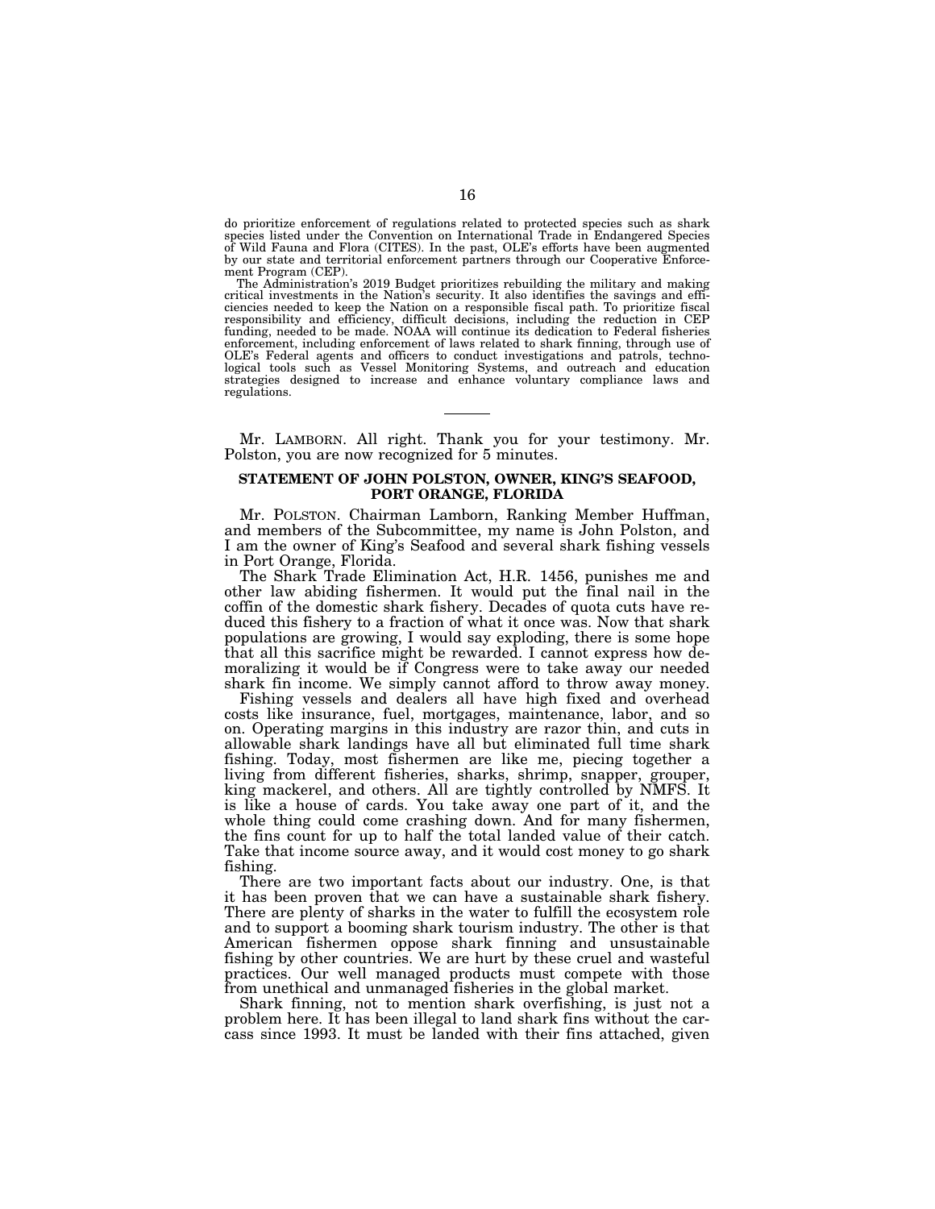do prioritize enforcement of regulations related to protected species such as shark species listed under the Convention on International Trade in Endangered Species of Wild Fauna and Flora (CITES). In the past, OLE's efforts have been augmented by our state and territorial enforcement partners through our Cooperative Enforcement Program (CEP).

The Administration's 2019 Budget prioritizes rebuilding the military and making critical investments in the Nation's security. It also identifies the savings and efficiencies needed to keep the Nation on a responsible fiscal path. To prioritize fiscal responsibility and efficiency, difficult decisions, including the reduction in CEP funding, needed to be made. NOAA will continue its dedication to Federal fisheries enforcement, including enforcement of laws related to shark finning, through use of OLE's Federal agents and officers to conduct investigations and patrols, technological tools such as Vessel Monitoring Systems, and outreach and education strategies designed to increase and enhance voluntary compliance laws and regulations.

---

Mr. LAMBORN. All right. Thank you for your testimony. Mr. Polston, you are now recognized for 5 minutes.

## STATEMENT OF JOHN POLSTON, OWNER, KING'S SEAFOOD, PORT ORANGE, FLORIDA

Mr. POLSTON. Chairman Lamborn, Ranking Member Huffman, and members of the Subcommittee, my name is John Polston, and I am the owner of King's Seafood and several shark fishing vessels in Port Orange, Florida.

The Shark Trade Elimination Act, H.R. 1456, punishes me and other law abiding fishermen. It would put the final nail in the coffin of the domestic shark fishery. Decades of quota cuts have reduced this fishery to a fraction of what it once was. Now that shark populations are growing, I would say exploding, there is some hope that all this sacrifice might be rewarded. I cannot express how demoralizing it would be if Congress were to take away our needed shark fin income. We simply cannot afford to throw away money.

Fishing vessels and dealers all have high fixed and overhead costs like insurance, fuel, mortgages, maintenance, labor, and so on. Operating margins in this industry are razor thin, and cuts in allowable shark landings have all but eliminated full time shark fishing. Today, most fishermen are like me, piecing together a living from different fisheries, sharks, shrimp, snapper, grouper, king mackerel, and others. All are tightly controlled by NMFS. It is like a house of cards. You take away one part of it, and the whole thing could come crashing down. And for many fishermen, the fins count for up to half the total landed value of their catch. Take that income source away, and it would cost money to go shark fishing.

There are two important facts about our industry. One, is that it has been proven that we can have a sustainable shark fishery. There are plenty of sharks in the water to fulfill the ecosystem role and to support a booming shark tourism industry. The other is that American fishermen oppose shark finning and unsustainable fishing by other countries. We are hurt by these cruel and wasteful practices. Our well managed products must compete with those from unethical and unmanaged fisheries in the global market.

Shark finning, not to mention shark overfishing, is just not a problem here. It has been illegal to land shark fins without the carcass since 1993. It must be landed with their fins attached, given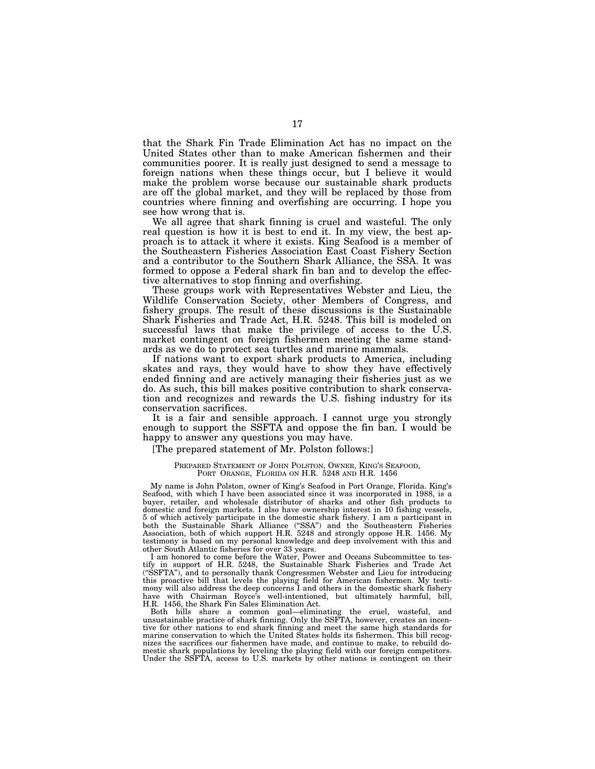that the Shark Fin Trade Elimination Act has no impact on the United States other than to make American fishermen and their communities poorer. It is really just designed to send a message to foreign nations when these things occur, but I believe it would make the problem worse because our sustainable shark products are off the global market, and they will be replaced by those from countries where finning and overfishing are occurring. I hope you see how wrong that is.

We all agree that shark finning is cruel and wasteful. The only real question is how it is best to end it. In my view, the best approach is to attack it where it exists. King Seafood is a member of the Southeastern Fisheries Association East Coast Fishery Section and a contributor to the Southern Shark Alliance, the SSA. It was formed to oppose a Federal shark fin ban and to develop the effective alternatives to stop finning and overfishing.

These groups work with Representatives Webster and Lieu, the Wildlife Conservation Society, other Members of Congress, and fishery groups. The result of these discussions is the Sustainable Shark Fisheries and Trade Act, H.R. 5248. This bill is modeled on successful laws that make the privilege of access to the U.S. market contingent on foreign fishermen meeting the same standards as we do to protect sea turtles and marine mammals.

If nations want to export shark products to America, including skates and rays, they would have to show they have effectively ended finning and are actively managing their fisheries just as we do. As such, this bill makes positive contribution to shark conservation and recognizes and rewards the U.S. fishing industry for its conservation sacrifices.

It is a fair and sensible approach. I cannot urge you strongly enough to support the SSFTA and oppose the fin ban. I would be happy to answer any questions you may have.

[The prepared statement of Mr. Polston follows:]

PREPARED STATEMENT OF JOHN POLSTON, OWNER, KING'S SEAFOOD, PORT ORANGE, FLORIDA ON H.R. 5248 AND H.R. 1456

My name is John Polston, owner of King's Seafood in Port Orange, Florida. King's Seafood, with which I have been associated since it was incorporated in 1988, is a buyer, retailer, and wholesale distributor of sharks and other fish products to domestic and foreign markets. I also have ownership interest in 10 fishing vessels, 5 of which actively participate in the domestic shark fishery. I am a participant in both the Sustainable Shark Alliance ("SSA") and the Southeastern Fisheries Association, both of which support H.R. 5248 and strongly oppose H.R. 1456. My testimony is based on my personal knowledge and deep involvement with this and other South Atlantic fisheries for over 33 years.

I am honored to come before the Water, Power and Oceans Subcommittee to testify in support of H.R. 5248, the Sustainable Shark Fisheries and Trade Act ("SSFTA"), and to personally thank Congressmen Webster and Lieu for introducing this proactive bill that levels the playing field for American fishermen. My testimony will also address the deep concerns I and others in the domestic shark fishery have with Chairman Royce's well-intentioned, but ultimately harmful, bill, H.R. 1456, the Shark Fin Sales Elimination Act.

Both bills share a common goal—eliminating the cruel, wasteful, and unsustainable practice of shark finning. Only the SSFTA, however, creates an incentive for other nations to end shark finning and meet the same high standards for marine conservation to which the United States holds its fishermen. This bill recognizes the sacrifices our fishermen have made, and continue to make, to rebuild domestic shark populations by leveling the playing field with our foreign competitors. Under the SSFTA, access to U.S. markets by other nations is contingent on their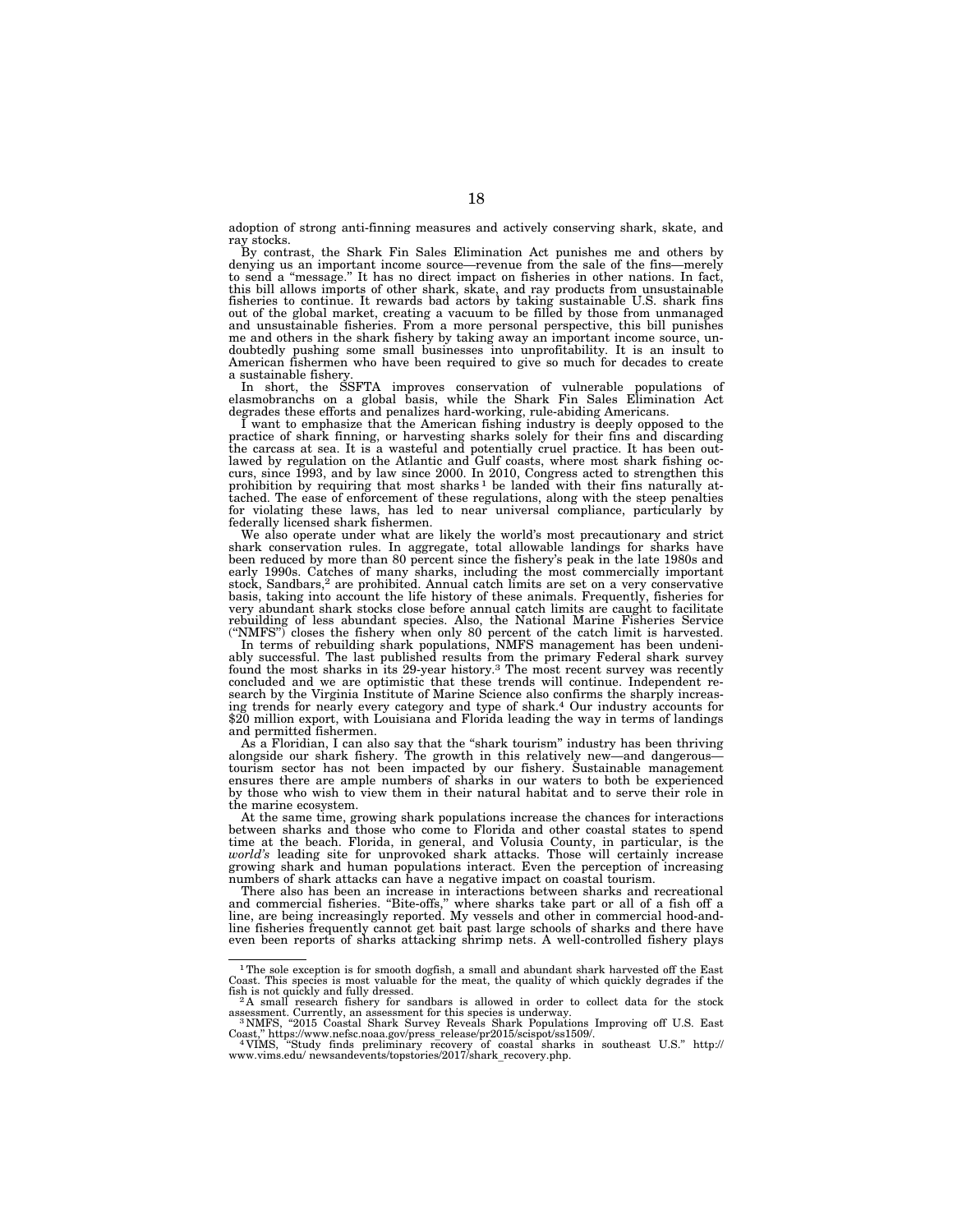adoption of strong anti-finning measures and actively conserving shark, skate, and ray stocks.

By contrast, the Shark Fin Sales Elimination Act punishes me and others by denying us an important income source—revenue from the sale of the fins—merely to send a "message." It has no direct impact on fisheries in other nations. In fact, this bill allows imports of other shark, skate, and ray products from unsustainable fisheries to continue. It rewards bad actors by taking sustainable U.S. shark fins out of the global market, creating a vacuum to be filled by those from unmanaged and unsustainable fisheries. From a more personal perspective, this bill punishes me and others in the shark fishery by taking away an important income source, undoubtedly pushing some small businesses into unprofitability. It is an insult to American fishermen who have been required to give so much for decades to create a sustainable fishery.

In short, the SSFTA improves conservation of vulnerable populations of elasmobranchs on a global basis, while the Shark Fin Sales Elimination Act degrades these efforts and penalizes hard-working, rule-abiding Americans.

I want to emphasize that the American fishing industry is deeply opposed to the practice of shark finning, or harvesting sharks solely for their fins and discarding the carcass at sea. It is a wasteful and potentially cruel practice. It has been outlawed by regulation on the Atlantic and Gulf coasts, where most shark fishing occurs, since 1993, and by law since 2000. In 2010, Congress acted to strengthen this prohibition by requiring that most sharks[1] be landed with their fins naturally attached. The ease of enforcement of these regulations, along with the steep penalties for violating these laws, has led to near universal compliance, particularly by federally licensed shark fishermen.

We also operate under what are likely the world's most precautionary and strict shark conservation rules. In aggregate, total allowable landings for sharks have been reduced by more than 80 percent since the fishery's peak in the late 1980s and early 1990s. Catches of many sharks, including the most commercially important stock, Sandbars,[2] are prohibited. Annual catch limits are set on a very conservative basis, taking into account the life history of these animals. Frequently, fisheries for very abundant shark stocks close before annual catch limits are caught to facilitate rebuilding of less abundant species. Also, the National Marine Fisheries Service ("NMFS") closes the fishery when only 80 percent of the catch limit is harvested.

In terms of rebuilding shark populations, NMFS management has been undeniably successful. The last published results from the primary Federal shark survey found the most sharks in its 29-year history.[3] The most recent survey was recently concluded and we are optimistic that these trends will continue. Independent research by the Virginia Institute of Marine Science also confirms the sharply increasing trends for nearly every category and type of shark.[4] Our industry accounts for $20 million export, with Louisiana and Florida leading the way in terms of landings and permitted fishermen.

As a Floridian, I can also say that the "shark tourism" industry has been thriving alongside our shark fishery. The growth in this relatively new—and dangerous—tourism sector has not been impacted by our fishery. Sustainable management ensures there are ample numbers of sharks in our waters to both be experienced by those who wish to view them in their natural habitat and to serve their role in the marine ecosystem.

At the same time, growing shark populations increase the chances for interactions between sharks and those who come to Florida and other coastal states to spend time at the beach. Florida, in general, and Volusia County, in particular, is the *world's* leading site for unprovoked shark attacks. Those will certainly increase growing shark and human populations interact. Even the perception of increasing numbers of shark attacks can have a negative impact on coastal tourism.

There also has been an increase in interactions between sharks and recreational and commercial fisheries. "Bite-offs," where sharks take part or all of a fish off a line, are being increasingly reported. My vessels and other in commercial hood-and-line fisheries frequently cannot get bait past large schools of sharks and there have even been reports of sharks attacking shrimp nets. A well-controlled fishery plays

---

[1] The sole exception is for smooth dogfish, a small and abundant shark harvested off the East Coast. This species is most valuable for the meat, the quality of which quickly degrades if the fish is not quickly and fully dressed.

[2] A small research fishery for sandbars is allowed in order to collect data for the stock assessment. Currently, an assessment for this species is underway.

[3] NMFS, "2015 Coastal Shark Survey Reveals Shark Populations Improving off U.S. East Coast," https://www.nefsc.noaa.gov/press_release/pr2015/scispot/ss1509/.

[4] VIMS, "Study finds preliminary recovery of coastal sharks in southeast U.S." http://www.vims.edu/ newsandevents/topstories/2017/shark_recovery.php.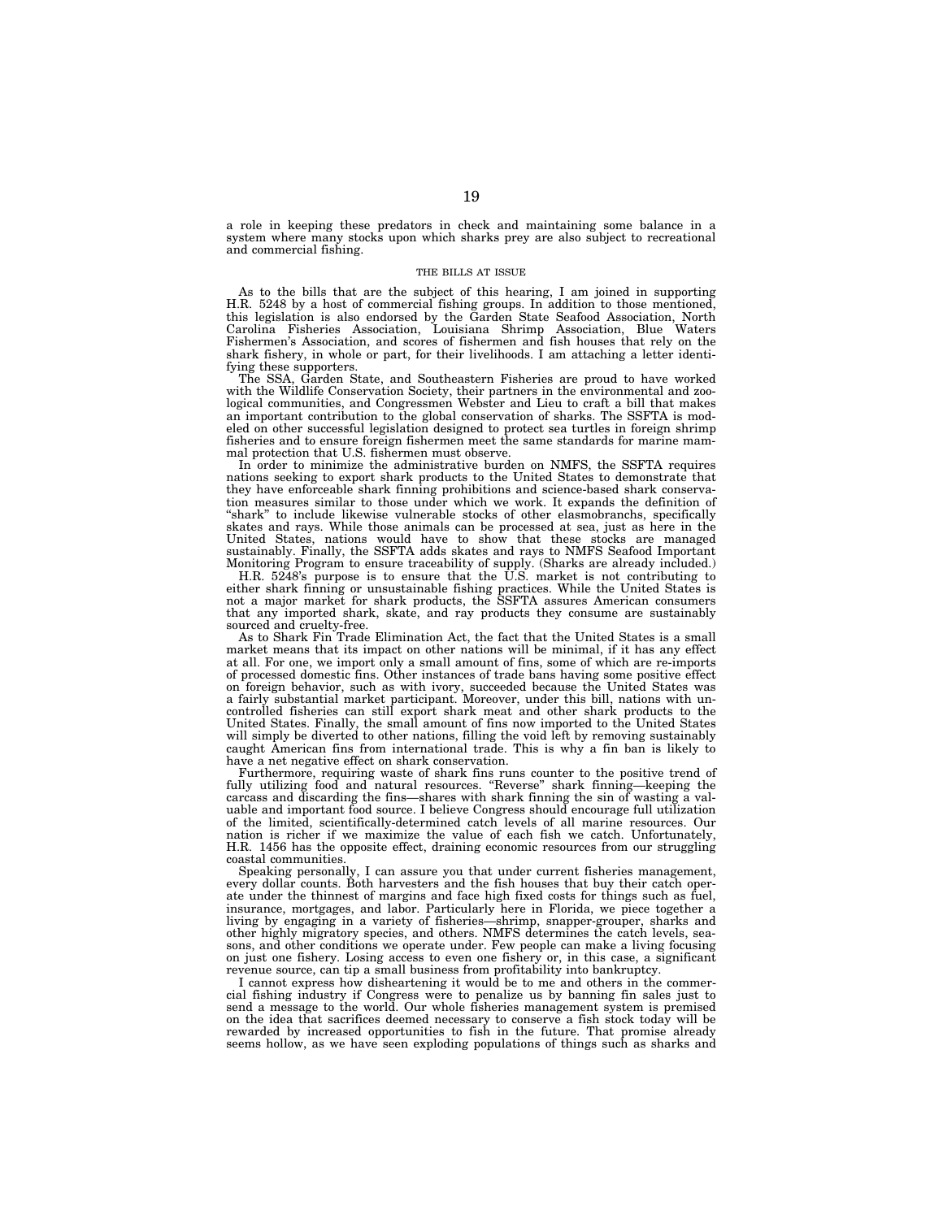a role in keeping these predators in check and maintaining some balance in a system where many stocks upon which sharks prey are also subject to recreational and commercial fishing.

### THE BILLS AT ISSUE

As to the bills that are the subject of this hearing, I am joined in supporting H.R. 5248 by a host of commercial fishing groups. In addition to those mentioned, this legislation is also endorsed by the Garden State Seafood Association, North Carolina Fisheries Association, Louisiana Shrimp Association, Blue Waters Fishermen's Association, and scores of fishermen and fish houses that rely on the shark fishery, in whole or part, for their livelihoods. I am attaching a letter identifying these supporters.

The SSA, Garden State, and Southeastern Fisheries are proud to have worked with the Wildlife Conservation Society, their partners in the environmental and zoological communities, and Congressmen Webster and Lieu to craft a bill that makes an important contribution to the global conservation of sharks. The SSFTA is modeled on other successful legislation designed to protect sea turtles in foreign shrimp fisheries and to ensure foreign fishermen meet the same standards for marine mammal protection that U.S. fishermen must observe.

In order to minimize the administrative burden on NMFS, the SSFTA requires nations seeking to export shark products to the United States to demonstrate that they have enforceable shark finning prohibitions and science-based shark conservation measures similar to those under which we work. It expands the definition of "shark" to include likewise vulnerable stocks of other elasmobranchs, specifically skates and rays. While those animals can be processed at sea, just as here in the United States, nations would have to show that these stocks are managed sustainably. Finally, the SSFTA adds skates and rays to NMFS Seafood Important Monitoring Program to ensure traceability of supply. (Sharks are already included.)

H.R. 5248's purpose is to ensure that the U.S. market is not contributing to either shark finning or unsustainable fishing practices. While the United States is not a major market for shark products, the SSFTA assures American consumers that any imported shark, skate, and ray products they consume are sustainably sourced and cruelty-free.

As to Shark Fin Trade Elimination Act, the fact that the United States is a small market means that its impact on other nations will be minimal, if it has any effect at all. For one, we import only a small amount of fins, some of which are re-imports of processed domestic fins. Other instances of trade bans having some positive effect on foreign behavior, such as with ivory, succeeded because the United States was a fairly substantial market participant. Moreover, under this bill, nations with uncontrolled fisheries can still export shark meat and other shark products to the United States. Finally, the small amount of fins now imported to the United States will simply be diverted to other nations, filling the void left by removing sustainably caught American fins from international trade. This is why a fin ban is likely to have a net negative effect on shark conservation.

Furthermore, requiring waste of shark fins runs counter to the positive trend of fully utilizing food and natural resources. "Reverse" shark finning—keeping the carcass and discarding the fins—shares with shark finning the sin of wasting a valuable and important food source. I believe Congress should encourage full utilization of the limited, scientifically-determined catch levels of all marine resources. Our nation is richer if we maximize the value of each fish we catch. Unfortunately, H.R. 1456 has the opposite effect, draining economic resources from our struggling coastal communities.

Speaking personally, I can assure you that under current fisheries management, every dollar counts. Both harvesters and the fish houses that buy their catch operate under the thinnest of margins and face high fixed costs for things such as fuel, insurance, mortgages, and labor. Particularly here in Florida, we piece together a living by engaging in a variety of fisheries—shrimp, snapper-grouper, sharks and other highly migratory species, and others. NMFS determines the catch levels, seasons, and other conditions we operate under. Few people can make a living focusing on just one fishery. Losing access to even one fishery or, in this case, a significant revenue source, can tip a small business from profitability into bankruptcy.

I cannot express how disheartening it would be to me and others in the commercial fishing industry if Congress were to penalize us by banning fin sales just to send a message to the world. Our whole fisheries management system is premised on the idea that sacrifices deemed necessary to conserve a fish stock today will be rewarded by increased opportunities to fish in the future. That promise already seems hollow, as we have seen exploding populations of things such as sharks and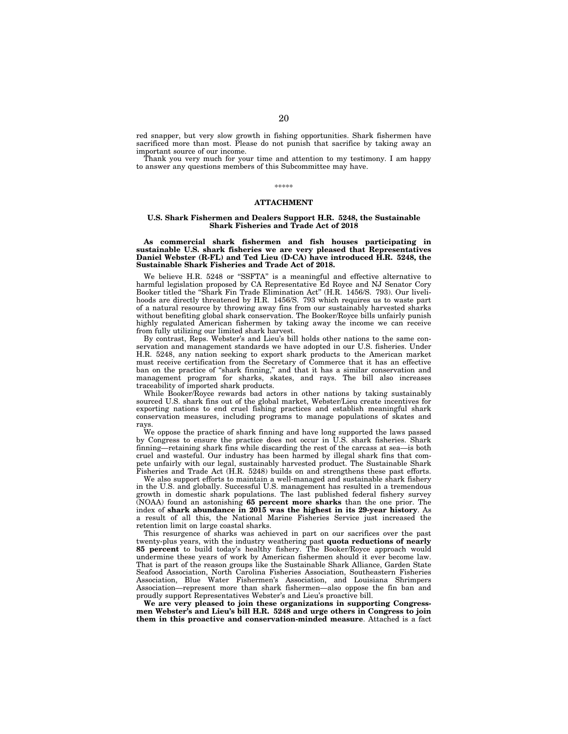red snapper, but very slow growth in fishing opportunities. Shark fishermen have sacrificed more than most. Please do not punish that sacrifice by taking away an important source of our income.

Thank you very much for your time and attention to my testimony. I am happy to answer any questions members of this Subcommittee may have.

\*\*\*\*\*

## ATTACHMENT

### U.S. Shark Fishermen and Dealers Support H.R. 5248, the Sustainable Shark Fisheries and Trade Act of 2018

**As commercial shark fishermen and fish houses participating in sustainable U.S. shark fisheries we are very pleased that Representatives Daniel Webster (R-FL) and Ted Lieu (D-CA) have introduced H.R. 5248, the Sustainable Shark Fisheries and Trade Act of 2018.**

We believe H.R. 5248 or "SSFTA" is a meaningful and effective alternative to harmful legislation proposed by CA Representative Ed Royce and NJ Senator Cory Booker titled the "Shark Fin Trade Elimination Act" (H.R. 1456/S. 793). Our livelihoods are directly threatened by H.R. 1456/S. 793 which requires us to waste part of a natural resource by throwing away fins from our sustainably harvested sharks without benefiting global shark conservation. The Booker/Royce bills unfairly punish highly regulated American fishermen by taking away the income we can receive from fully utilizing our limited shark harvest.

By contrast, Reps. Webster's and Lieu's bill holds other nations to the same conservation and management standards we have adopted in our U.S. fisheries. Under H.R. 5248, any nation seeking to export shark products to the American market must receive certification from the Secretary of Commerce that it has an effective ban on the practice of "shark finning," and that it has a similar conservation and management program for sharks, skates, and rays. The bill also increases traceability of imported shark products.

While Booker/Royce rewards bad actors in other nations by taking sustainably sourced U.S. shark fins out of the global market, Webster/Lieu create incentives for exporting nations to end cruel fishing practices and establish meaningful shark conservation measures, including programs to manage populations of skates and rays.

We oppose the practice of shark finning and have long supported the laws passed by Congress to ensure the practice does not occur in U.S. shark fisheries. Shark finning—retaining shark fins while discarding the rest of the carcass at sea—is both cruel and wasteful. Our industry has been harmed by illegal shark fins that compete unfairly with our legal, sustainably harvested product. The Sustainable Shark Fisheries and Trade Act (H.R. 5248) builds on and strengthens these past efforts.

We also support efforts to maintain a well-managed and sustainable shark fishery in the U.S. and globally. Successful U.S. management has resulted in a tremendous growth in domestic shark populations. The last published federal fishery survey (NOAA) found an astonishing **65 percent more sharks** than the one prior. The index of **shark abundance in 2015 was the highest in its 29-year history**. As a result of all this, the National Marine Fisheries Service just increased the retention limit on large coastal sharks.

This resurgence of sharks was achieved in part on our sacrifices over the past twenty-plus years, with the industry weathering past **quota reductions of nearly 85 percent** to build today's healthy fishery. The Booker/Royce approach would undermine these years of work by American fishermen should it ever become law. That is part of the reason groups like the Sustainable Shark Alliance, Garden State Seafood Association, North Carolina Fisheries Association, Southeastern Fisheries Association, Blue Water Fishermen's Association, and Louisiana Shrimpers Association—represent more than shark fishermen—also oppose the fin ban and proudly support Representatives Webster's and Lieu's proactive bill.

**We are very pleased to join these organizations in supporting Congressmen Webster's and Lieu's bill H.R. 5248 and urge others in Congress to join them in this proactive and conservation-minded measure**. Attached is a fact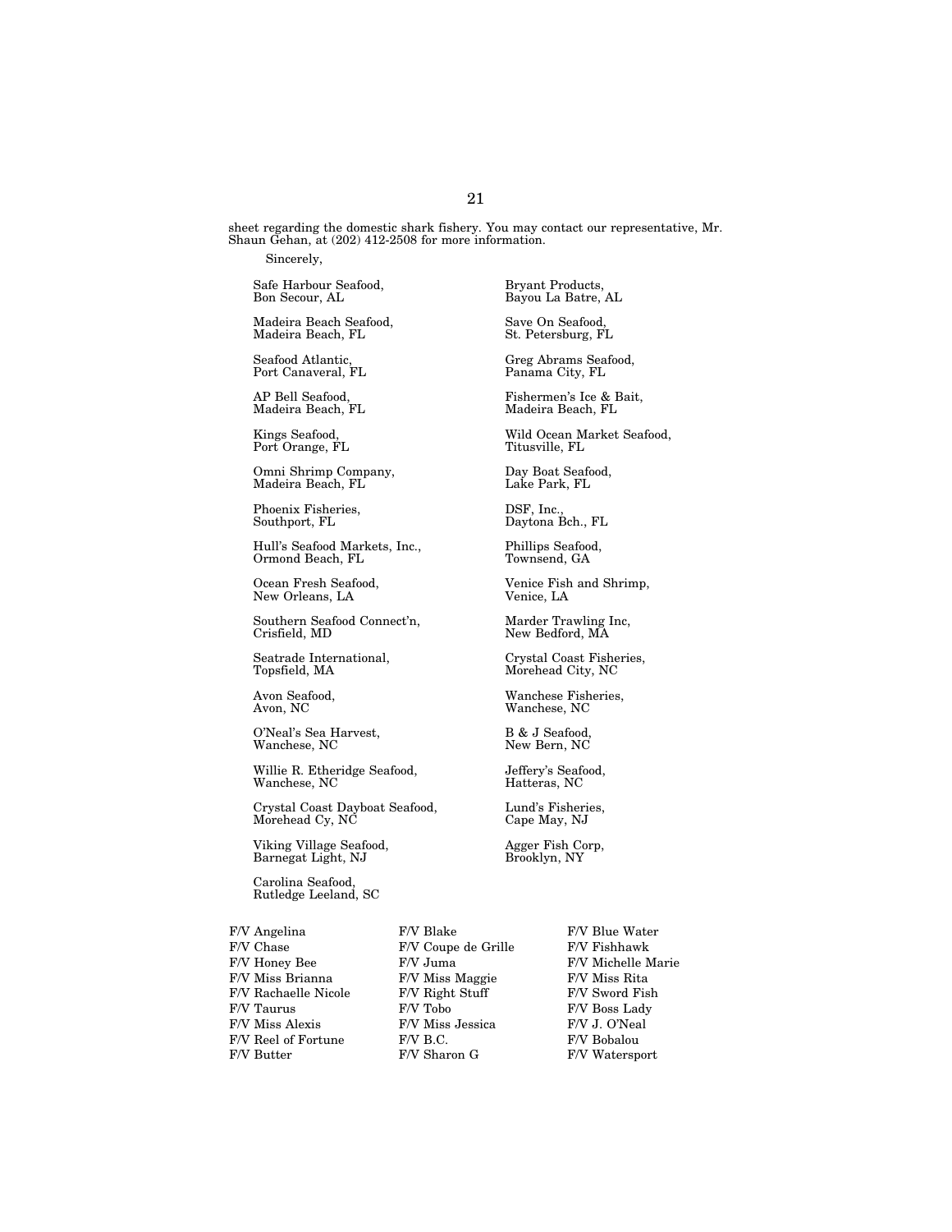sheet regarding the domestic shark fishery. You may contact our representative, Mr. Shaun Gehan, at (202) 412-2508 for more information.

Sincerely,

Safe Harbour Seafood,
Bon Secour, AL

Bryant Products,
Bayou La Batre, AL

Madeira Beach Seafood,
Madeira Beach, FL

Save On Seafood,
St. Petersburg, FL

Seafood Atlantic,
Port Canaveral, FL

Greg Abrams Seafood,
Panama City, FL

AP Bell Seafood,
Madeira Beach, FL

Fishermen's Ice & Bait,
Madeira Beach, FL

Kings Seafood,
Port Orange, FL

Wild Ocean Market Seafood,
Titusville, FL

Omni Shrimp Company,
Madeira Beach, FL

Day Boat Seafood,
Lake Park, FL

Phoenix Fisheries,
Southport, FL

DSF, Inc.,
Daytona Bch., FL

Hull's Seafood Markets, Inc.,
Ormond Beach, FL

Phillips Seafood,
Townsend, GA

Ocean Fresh Seafood,
New Orleans, LA

Venice Fish and Shrimp,
Venice, LA

Southern Seafood Connect'n,
Crisfield, MD

Marder Trawling Inc,
New Bedford, MA

Seatrade International,
Topsfield, MA

Crystal Coast Fisheries,
Morehead City, NC

Avon Seafood,
Avon, NC

Wanchese Fisheries,
Wanchese, NC

O'Neal's Sea Harvest,
Wanchese, NC

B & J Seafood,
New Bern, NC

Willie R. Etheridge Seafood,
Wanchese, NC

Jeffery's Seafood,
Hatteras, NC

Crystal Coast Dayboat Seafood,
Morehead Cy, NC

Lund's Fisheries,
Cape May, NJ

Viking Village Seafood,
Barnegat Light, NJ

Agger Fish Corp,
Brooklyn, NY

Carolina Seafood,
Rutledge Leeland, SC

F/V Angelina
F/V Blake
F/V Blue Water
F/V Chase
F/V Coupe de Grille
F/V Fishhawk
F/V Honey Bee
F/V Juma
F/V Michelle Marie
F/V Miss Brianna
F/V Miss Maggie
F/V Miss Rita
F/V Rachaelle Nicole
F/V Right Stuff
F/V Sword Fish
F/V Taurus
F/V Tobo
F/V Boss Lady
F/V Miss Alexis
F/V Miss Jessica
F/V J. O'Neal
F/V Reel of Fortune
F/V B.C.
F/V Bobalou
F/V Butter
F/V Sharon G
F/V Watersport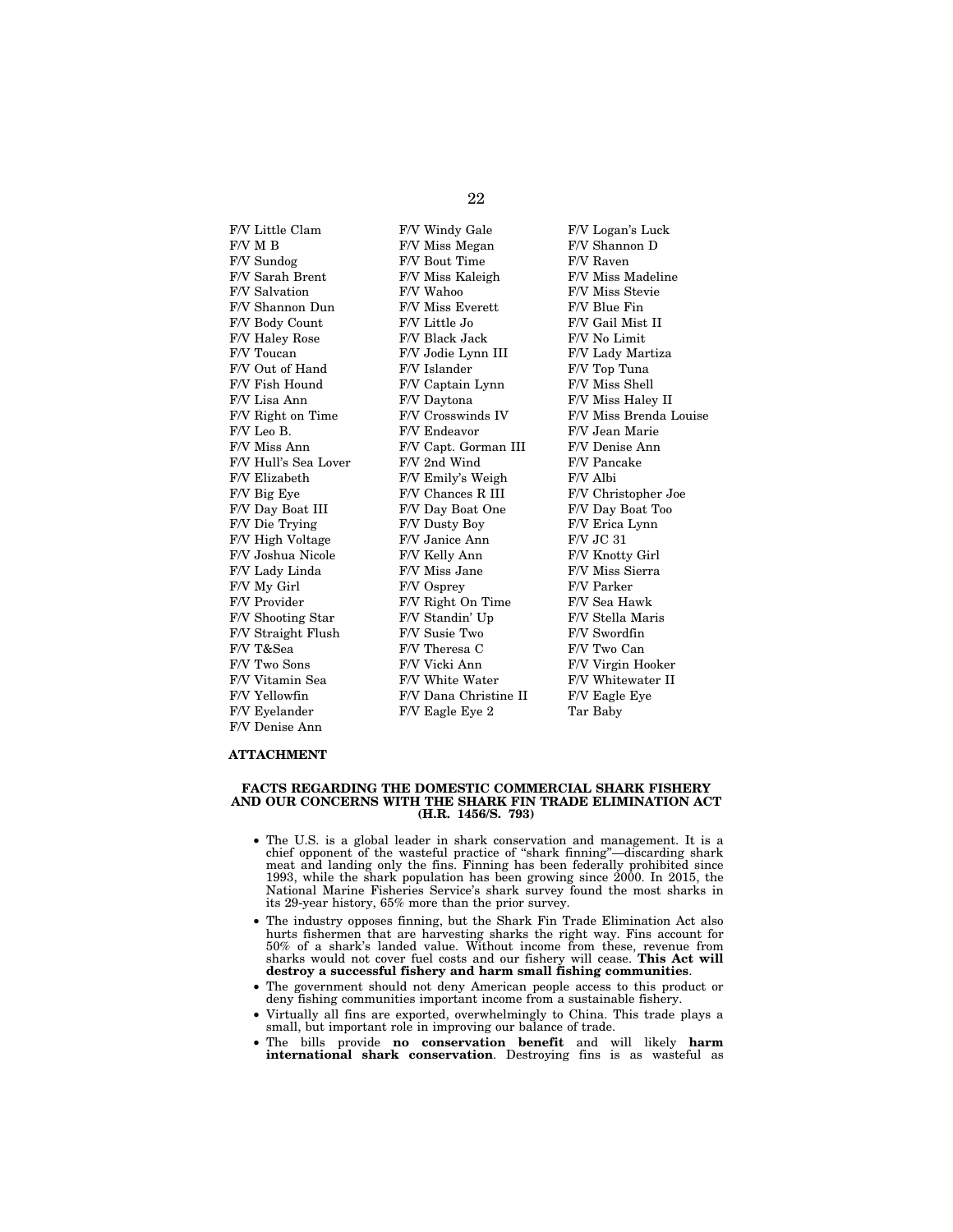F/V Little Clam
F/V M B
F/V Sundog
F/V Sarah Brent
F/V Salvation
F/V Shannon Dun
F/V Body Count
F/V Haley Rose
F/V Toucan
F/V Out of Hand
F/V Fish Hound
F/V Lisa Ann
F/V Right on Time
F/V Leo B.
F/V Miss Ann
F/V Hull's Sea Lover
F/V Elizabeth
F/V Big Eye
F/V Day Boat III
F/V Die Trying
F/V High Voltage
F/V Joshua Nicole
F/V Lady Linda
F/V My Girl
F/V Provider
F/V Shooting Star
F/V Straight Flush
F/V T&Sea
F/V Two Sons
F/V Vitamin Sea
F/V Yellowfin
F/V Eyelander
F/V Denise Ann
F/V Windy Gale
F/V Miss Megan
F/V Bout Time
F/V Miss Kaleigh
F/V Wahoo
F/V Miss Everett
F/V Little Jo
F/V Black Jack
F/V Jodie Lynn III
F/V Islander
F/V Captain Lynn
F/V Daytona
F/V Crosswinds IV
F/V Endeavor
F/V Capt. Gorman III
F/V 2nd Wind
F/V Emily's Weigh
F/V Chances R III
F/V Day Boat One
F/V Dusty Boy
F/V Janice Ann
F/V Kelly Ann
F/V Miss Jane
F/V Osprey
F/V Right On Time
F/V Standin' Up
F/V Susie Two
F/V Theresa C
F/V Vicki Ann
F/V White Water
F/V Dana Christine II
F/V Eagle Eye 2
F/V Logan's Luck
F/V Shannon D
F/V Raven
F/V Miss Madeline
F/V Miss Stevie
F/V Blue Fin
F/V Gail Mist II
F/V No Limit
F/V Lady Martiza
F/V Top Tuna
F/V Miss Shell
F/V Miss Haley II
F/V Miss Brenda Louise
F/V Jean Marie
F/V Denise Ann
F/V Pancake
F/V Albi
F/V Christopher Joe
F/V Day Boat Too
F/V Erica Lynn
F/V JC 31
F/V Knotty Girl
F/V Miss Sierra
F/V Parker
F/V Sea Hawk
F/V Stella Maris
F/V Swordfin
F/V Two Can
F/V Virgin Hooker
F/V Whitewater II
F/V Eagle Eye
Tar Baby

**ATTACHMENT**

**FACTS REGARDING THE DOMESTIC COMMERCIAL SHARK FISHERY AND OUR CONCERNS WITH THE SHARK FIN TRADE ELIMINATION ACT (H.R. 1456/S. 793)**

- The U.S. is a global leader in shark conservation and management. It is a chief opponent of the wasteful practice of "shark finning"—discarding shark meat and landing only the fins. Finning has been federally prohibited since 1993, while the shark population has been growing since 2000. In 2015, the National Marine Fisheries Service's shark survey found the most sharks in its 29-year history, 65% more than the prior survey.
- The industry opposes finning, but the Shark Fin Trade Elimination Act also hurts fishermen that are harvesting sharks the right way. Fins account for 50% of a shark's landed value. Without income from these, revenue from sharks would not cover fuel costs and our fishery will cease. **This Act will destroy a successful fishery and harm small fishing communities**.
- The government should not deny American people access to this product or deny fishing communities important income from a sustainable fishery.
- Virtually all fins are exported, overwhelmingly to China. This trade plays a small, but important role in improving our balance of trade.
- The bills provide **no conservation benefit** and will likely **harm international shark conservation**. Destroying fins is as wasteful as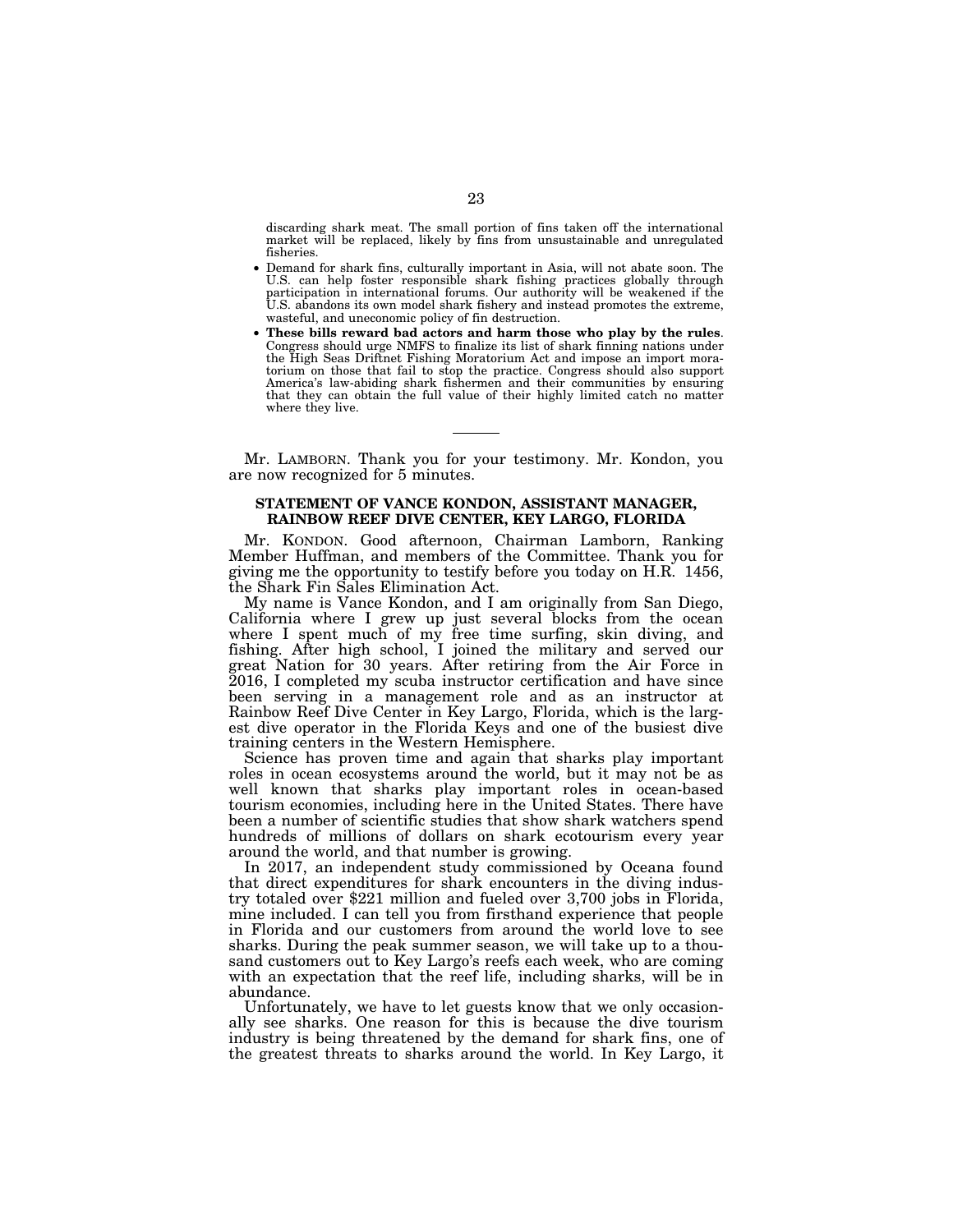discarding shark meat. The small portion of fins taken off the international market will be replaced, likely by fins from unsustainable and unregulated fisheries.

- Demand for shark fins, culturally important in Asia, will not abate soon. The U.S. can help foster responsible shark fishing practices globally through participation in international forums. Our authority will be weakened if the U.S. abandons its own model shark fishery and instead promotes the extreme, wasteful, and uneconomic policy of fin destruction.
- **These bills reward bad actors and harm those who play by the rules**. Congress should urge NMFS to finalize its list of shark finning nations under the High Seas Driftnet Fishing Moratorium Act and impose an import moratorium on those that fail to stop the practice. Congress should also support America's law-abiding shark fishermen and their communities by ensuring that they can obtain the full value of their highly limited catch no matter where they live.

---

Mr. LAMBORN. Thank you for your testimony. Mr. Kondon, you are now recognized for 5 minutes.

**STATEMENT OF VANCE KONDON, ASSISTANT MANAGER, RAINBOW REEF DIVE CENTER, KEY LARGO, FLORIDA**

Mr. KONDON. Good afternoon, Chairman Lamborn, Ranking Member Huffman, and members of the Committee. Thank you for giving me the opportunity to testify before you today on H.R. 1456, the Shark Fin Sales Elimination Act.

My name is Vance Kondon, and I am originally from San Diego, California where I grew up just several blocks from the ocean where I spent much of my free time surfing, skin diving, and fishing. After high school, I joined the military and served our great Nation for 30 years. After retiring from the Air Force in 2016, I completed my scuba instructor certification and have since been serving in a management role and as an instructor at Rainbow Reef Dive Center in Key Largo, Florida, which is the largest dive operator in the Florida Keys and one of the busiest dive training centers in the Western Hemisphere.

Science has proven time and again that sharks play important roles in ocean ecosystems around the world, but it may not be as well known that sharks play important roles in ocean-based tourism economies, including here in the United States. There have been a number of scientific studies that show shark watchers spend hundreds of millions of dollars on shark ecotourism every year around the world, and that number is growing.

In 2017, an independent study commissioned by Oceana found that direct expenditures for shark encounters in the diving industry totaled over $221 million and fueled over 3,700 jobs in Florida, mine included. I can tell you from firsthand experience that people in Florida and our customers from around the world love to see sharks. During the peak summer season, we will take up to a thousand customers out to Key Largo's reefs each week, who are coming with an expectation that the reef life, including sharks, will be in abundance.

Unfortunately, we have to let guests know that we only occasionally see sharks. One reason for this is because the dive tourism industry is being threatened by the demand for shark fins, one of the greatest threats to sharks around the world. In Key Largo, it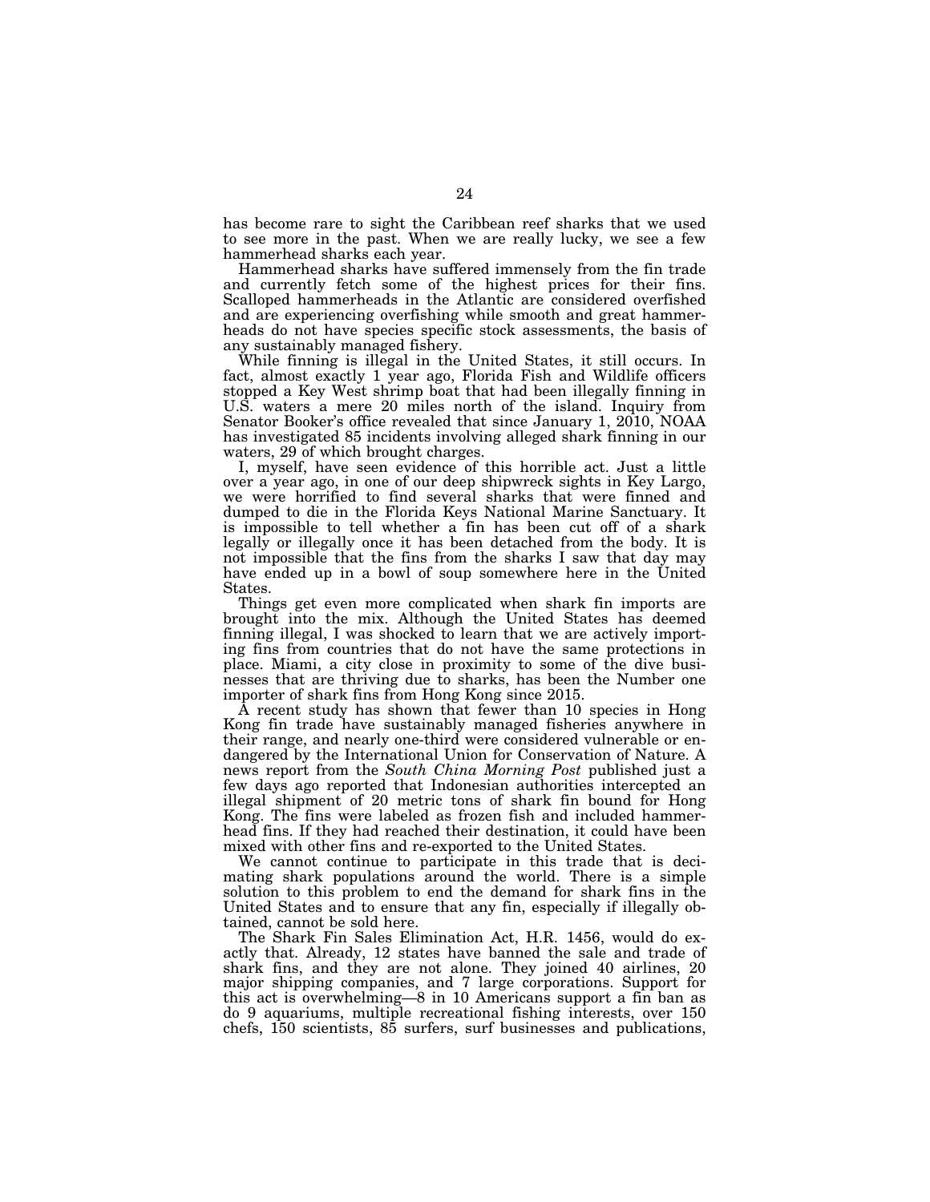has become rare to sight the Caribbean reef sharks that we used to see more in the past. When we are really lucky, we see a few hammerhead sharks each year.

Hammerhead sharks have suffered immensely from the fin trade and currently fetch some of the highest prices for their fins. Scalloped hammerheads in the Atlantic are considered overfished and are experiencing overfishing while smooth and great hammerheads do not have species specific stock assessments, the basis of any sustainably managed fishery.

While finning is illegal in the United States, it still occurs. In fact, almost exactly 1 year ago, Florida Fish and Wildlife officers stopped a Key West shrimp boat that had been illegally finning in U.S. waters a mere 20 miles north of the island. Inquiry from Senator Booker's office revealed that since January 1, 2010, NOAA has investigated 85 incidents involving alleged shark finning in our waters, 29 of which brought charges.

I, myself, have seen evidence of this horrible act. Just a little over a year ago, in one of our deep shipwreck sights in Key Largo, we were horrified to find several sharks that were finned and dumped to die in the Florida Keys National Marine Sanctuary. It is impossible to tell whether a fin has been cut off of a shark legally or illegally once it has been detached from the body. It is not impossible that the fins from the sharks I saw that day may have ended up in a bowl of soup somewhere here in the United States.

Things get even more complicated when shark fin imports are brought into the mix. Although the United States has deemed finning illegal, I was shocked to learn that we are actively importing fins from countries that do not have the same protections in place. Miami, a city close in proximity to some of the dive businesses that are thriving due to sharks, has been the Number one importer of shark fins from Hong Kong since 2015.

A recent study has shown that fewer than 10 species in Hong Kong fin trade have sustainably managed fisheries anywhere in their range, and nearly one-third were considered vulnerable or endangered by the International Union for Conservation of Nature. A news report from the *South China Morning Post* published just a few days ago reported that Indonesian authorities intercepted an illegal shipment of 20 metric tons of shark fin bound for Hong Kong. The fins were labeled as frozen fish and included hammerhead fins. If they had reached their destination, it could have been mixed with other fins and re-exported to the United States.

We cannot continue to participate in this trade that is decimating shark populations around the world. There is a simple solution to this problem to end the demand for shark fins in the United States and to ensure that any fin, especially if illegally obtained, cannot be sold here.

The Shark Fin Sales Elimination Act, H.R. 1456, would do exactly that. Already, 12 states have banned the sale and trade of shark fins, and they are not alone. They joined 40 airlines, 20 major shipping companies, and 7 large corporations. Support for this act is overwhelming—8 in 10 Americans support a fin ban as do 9 aquariums, multiple recreational fishing interests, over 150 chefs, 150 scientists, 85 surfers, surf businesses and publications,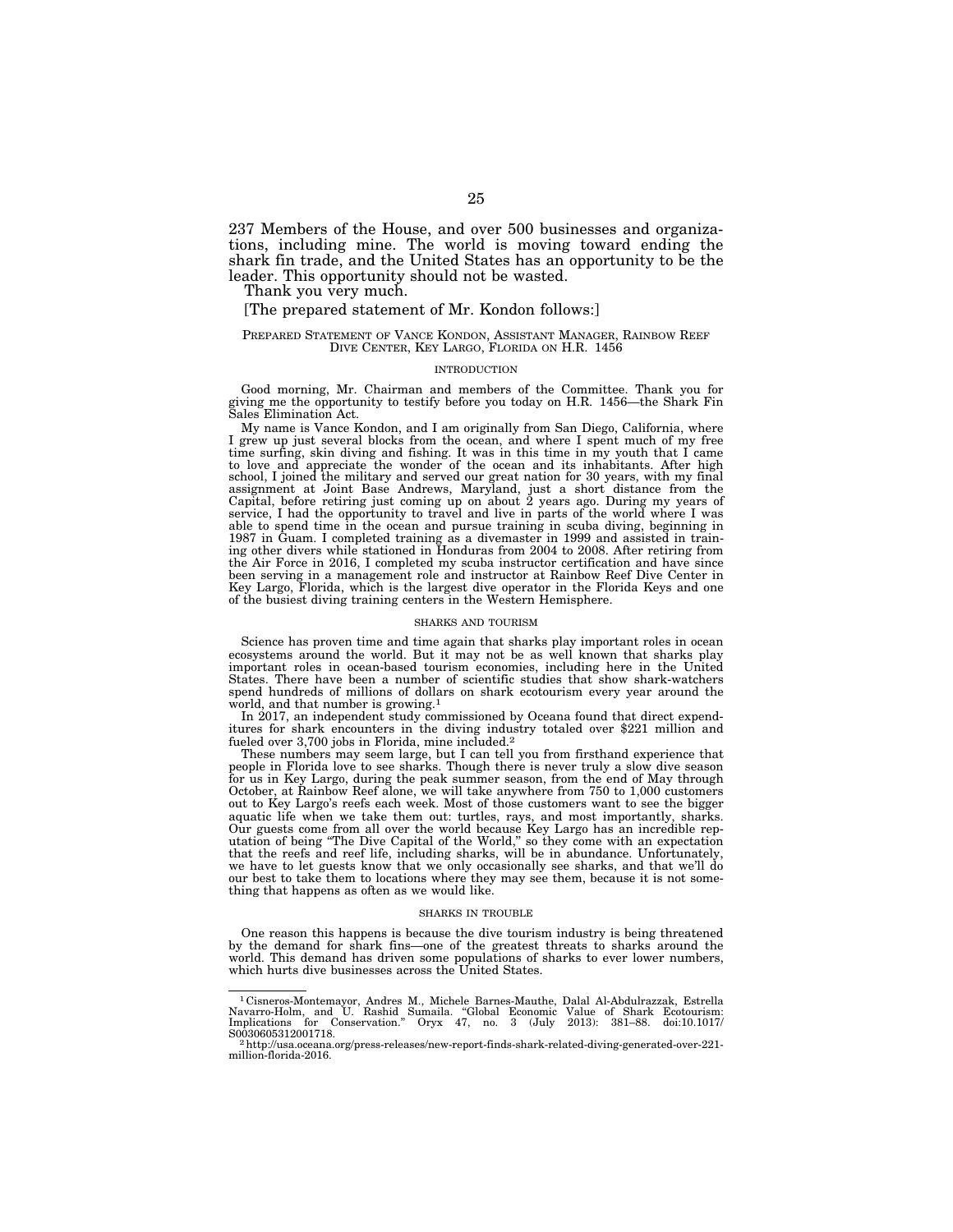237 Members of the House, and over 500 businesses and organizations, including mine. The world is moving toward ending the shark fin trade, and the United States has an opportunity to be the leader. This opportunity should not be wasted.

Thank you very much.

[The prepared statement of Mr. Kondon follows:]

PREPARED STATEMENT OF VANCE KONDON, ASSISTANT MANAGER, RAINBOW REEF DIVE CENTER, KEY LARGO, FLORIDA ON H.R. 1456

## INTRODUCTION

Good morning, Mr. Chairman and members of the Committee. Thank you for giving me the opportunity to testify before you today on H.R. 1456—the Shark Fin Sales Elimination Act.

My name is Vance Kondon, and I am originally from San Diego, California, where I grew up just several blocks from the ocean, and where I spent much of my free time surfing, skin diving and fishing. It was in this time in my youth that I came to love and appreciate the wonder of the ocean and its inhabitants. After high school, I joined the military and served our great nation for 30 years, with my final assignment at Joint Base Andrews, Maryland, just a short distance from the Capital, before retiring just coming up on about 2 years ago. During my years of service, I had the opportunity to travel and live in parts of the world where I was able to spend time in the ocean and pursue training in scuba diving, beginning in 1987 in Guam. I completed training as a divemaster in 1999 and assisted in training other divers while stationed in Honduras from 2004 to 2008. After retiring from the Air Force in 2016, I completed my scuba instructor certification and have since been serving in a management role and instructor at Rainbow Reef Dive Center in Key Largo, Florida, which is the largest dive operator in the Florida Keys and one of the busiest diving training centers in the Western Hemisphere.

## SHARKS AND TOURISM

Science has proven time and time again that sharks play important roles in ocean ecosystems around the world. But it may not be as well known that sharks play important roles in ocean-based tourism economies, including here in the United States. There have been a number of scientific studies that show shark-watchers spend hundreds of millions of dollars on shark ecotourism every year around the world, and that number is growing.[1]

In 2017, an independent study commissioned by Oceana found that direct expenditures for shark encounters in the diving industry totaled over $221 million and fueled over 3,700 jobs in Florida, mine included.[2]

These numbers may seem large, but I can tell you from firsthand experience that people in Florida love to see sharks. Though there is never truly a slow dive season for us in Key Largo, during the peak summer season, from the end of May through October, at Rainbow Reef alone, we will take anywhere from 750 to 1,000 customers out to Key Largo's reefs each week. Most of those customers want to see the bigger aquatic life when we take them out: turtles, rays, and most importantly, sharks. Our guests come from all over the world because Key Largo has an incredible reputation of being "The Dive Capital of the World," so they come with an expectation that the reefs and reef life, including sharks, will be in abundance. Unfortunately, we have to let guests know that we only occasionally see sharks, and that we'll do our best to take them to locations where they may see them, because it is not something that happens as often as we would like.

## SHARKS IN TROUBLE

One reason this happens is because the dive tourism industry is being threatened by the demand for shark fins—one of the greatest threats to sharks around the world. This demand has driven some populations of sharks to ever lower numbers, which hurts dive businesses across the United States.

---

[1] Cisneros-Montemayor, Andres M., Michele Barnes-Mauthe, Dalal Al-Abdulrazzak, Estrella Navarro-Holm, and U. Rashid Sumaila. "Global Economic Value of Shark Ecotourism: Implications for Conservation." Oryx 47, no. 3 (July 2013): 381–88. doi:10.1017/S0030605312001718.

[2] http://usa.oceana.org/press-releases/new-report-finds-shark-related-diving-generated-over-221-million-florida-2016.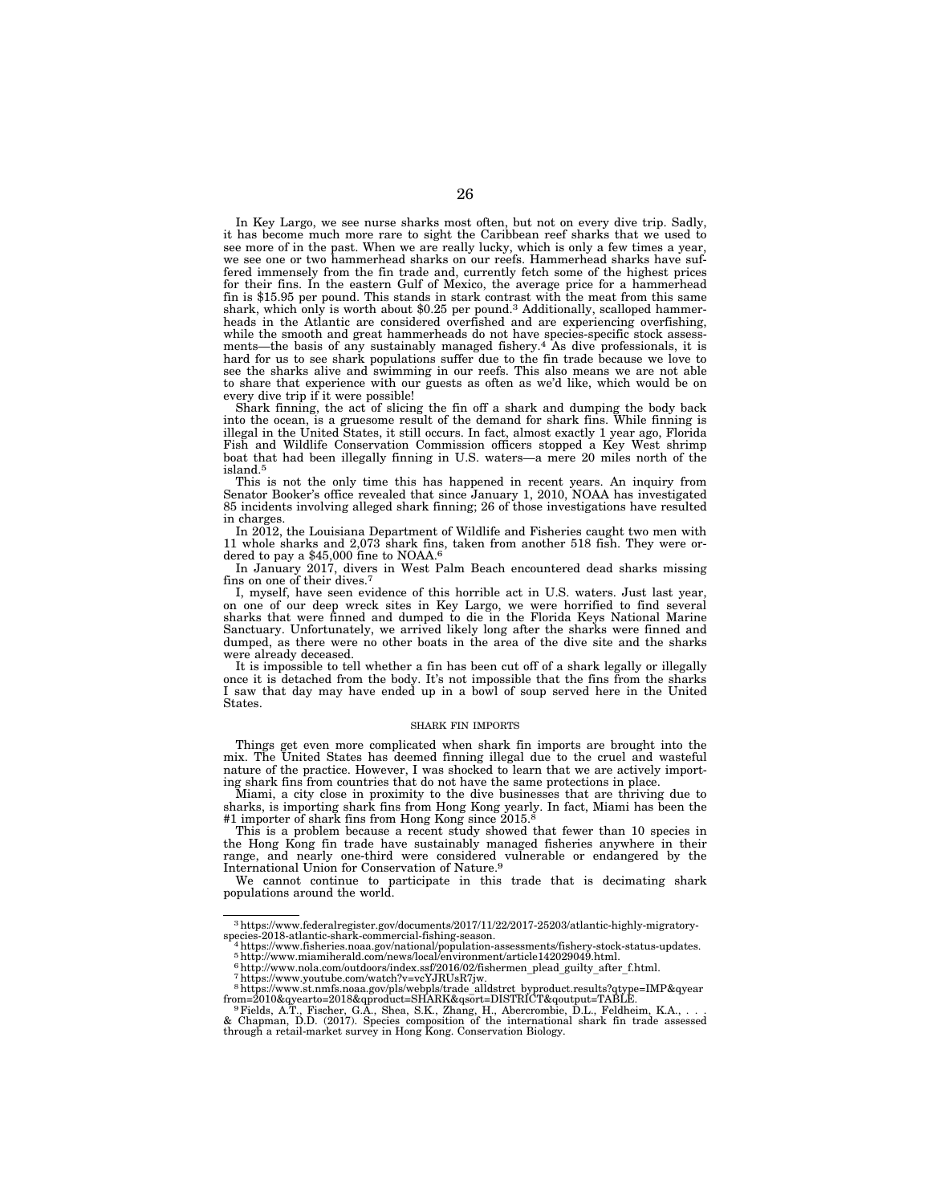In Key Largo, we see nurse sharks most often, but not on every dive trip. Sadly, it has become much more rare to sight the Caribbean reef sharks that we used to see more of in the past. When we are really lucky, which is only a few times a year, we see one or two hammerhead sharks on our reefs. Hammerhead sharks have suffered immensely from the fin trade and, currently fetch some of the highest prices for their fins. In the eastern Gulf of Mexico, the average price for a hammerhead fin is $15.95 per pound. This stands in stark contrast with the meat from this same shark, which only is worth about $0.25 per pound.[3] Additionally, scalloped hammerheads in the Atlantic are considered overfished and are experiencing overfishing, while the smooth and great hammerheads do not have species-specific stock assessments—the basis of any sustainably managed fishery.[4] As dive professionals, it is hard for us to see shark populations suffer due to the fin trade because we love to see the sharks alive and swimming in our reefs. This also means we are not able to share that experience with our guests as often as we'd like, which would be on every dive trip if it were possible!

Shark finning, the act of slicing the fin off a shark and dumping the body back into the ocean, is a gruesome result of the demand for shark fins. While finning is illegal in the United States, it still occurs. In fact, almost exactly 1 year ago, Florida Fish and Wildlife Conservation Commission officers stopped a Key West shrimp boat that had been illegally finning in U.S. waters—a mere 20 miles north of the island.[5]

This is not the only time this has happened in recent years. An inquiry from Senator Booker's office revealed that since January 1, 2010, NOAA has investigated 85 incidents involving alleged shark finning; 26 of those investigations have resulted in charges.

In 2012, the Louisiana Department of Wildlife and Fisheries caught two men with 11 whole sharks and 2,073 shark fins, taken from another 518 fish. They were ordered to pay a $45,000 fine to NOAA.[6]

In January 2017, divers in West Palm Beach encountered dead sharks missing fins on one of their dives.[7]

I, myself, have seen evidence of this horrible act in U.S. waters. Just last year, on one of our deep wreck sites in Key Largo, we were horrified to find several sharks that were finned and dumped to die in the Florida Keys National Marine Sanctuary. Unfortunately, we arrived likely long after the sharks were finned and dumped, as there were no other boats in the area of the dive site and the sharks were already deceased.

It is impossible to tell whether a fin has been cut off of a shark legally or illegally once it is detached from the body. It's not impossible that the fins from the sharks I saw that day may have ended up in a bowl of soup served here in the United States.

## SHARK FIN IMPORTS

Things get even more complicated when shark fin imports are brought into the mix. The United States has deemed finning illegal due to the cruel and wasteful nature of the practice. However, I was shocked to learn that we are actively importing shark fins from countries that do not have the same protections in place.

Miami, a city close in proximity to the dive businesses that are thriving due to sharks, is importing shark fins from Hong Kong yearly. In fact, Miami has been the #1 importer of shark fins from Hong Kong since 2015.[8]

This is a problem because a recent study showed that fewer than 10 species in the Hong Kong fin trade have sustainably managed fisheries anywhere in their range, and nearly one-third were considered vulnerable or endangered by the International Union for Conservation of Nature.[9]

We cannot continue to participate in this trade that is decimating shark populations around the world.

---

[3] https://www.federalregister.gov/documents/2017/11/22/2017-25203/atlantic-highly-migratory-species-2018-atlantic-shark-commercial-fishing-season.

[4] https://www.fisheries.noaa.gov/national/population-assessments/fishery-stock-status-updates.

[5] http://www.miamiherald.com/news/local/environment/article142029049.html.

[6] http://www.nola.com/outdoors/index.ssf/2016/02/fishermen_plead_guilty_after_f.html.

[7] https://www.youtube.com/watch?v=vcYJRUsR7jw.

[8] https://www.st.nmfs.noaa.gov/pls/webpls/trade_alldstrct_byproduct.results?qtype=IMP&qyearfrom=2010&qyearto=2018&qproduct=SHARK&qsort=DISTRICT&qoutput=TABLE.

[9] Fields, A.T., Fischer, G.A., Shea, S.K., Zhang, H., Abercrombie, D.L., Feldheim, K.A., . . . & Chapman, D.D. (2017). Species composition of the international shark fin trade assessed through a retail-market survey in Hong Kong. Conservation Biology.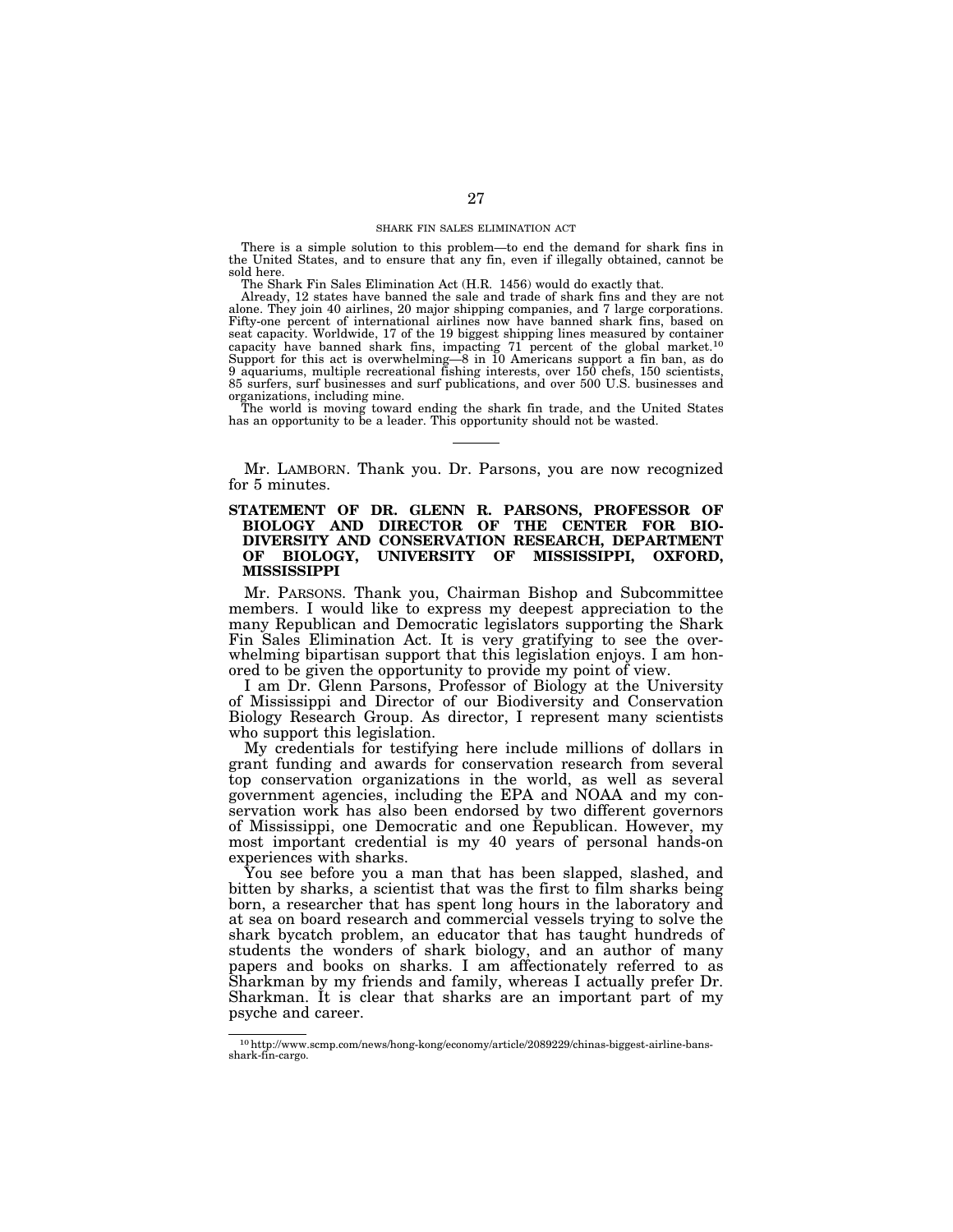SHARK FIN SALES ELIMINATION ACT

There is a simple solution to this problem—to end the demand for shark fins in the United States, and to ensure that any fin, even if illegally obtained, cannot be sold here.

The Shark Fin Sales Elimination Act (H.R. 1456) would do exactly that.

Already, 12 states have banned the sale and trade of shark fins and they are not alone. They join 40 airlines, 20 major shipping companies, and 7 large corporations. Fifty-one percent of international airlines now have banned shark fins, based on seat capacity. Worldwide, 17 of the 19 biggest shipping lines measured by container capacity have banned shark fins, impacting 71 percent of the global market.[10] Support for this act is overwhelming—8 in 10 Americans support a fin ban, as do 9 aquariums, multiple recreational fishing interests, over 150 chefs, 150 scientists, 85 surfers, surf businesses and surf publications, and over 500 U.S. businesses and organizations, including mine.

The world is moving toward ending the shark fin trade, and the United States has an opportunity to be a leader. This opportunity should not be wasted.

---

Mr. LAMBORN. Thank you. Dr. Parsons, you are now recognized for 5 minutes.

**STATEMENT OF DR. GLENN R. PARSONS, PROFESSOR OF BIOLOGY AND DIRECTOR OF THE CENTER FOR BIODIVERSITY AND CONSERVATION RESEARCH, DEPARTMENT OF BIOLOGY, UNIVERSITY OF MISSISSIPPI, OXFORD, MISSISSIPPI**

Mr. PARSONS. Thank you, Chairman Bishop and Subcommittee members. I would like to express my deepest appreciation to the many Republican and Democratic legislators supporting the Shark Fin Sales Elimination Act. It is very gratifying to see the overwhelming bipartisan support that this legislation enjoys. I am honored to be given the opportunity to provide my point of view.

I am Dr. Glenn Parsons, Professor of Biology at the University of Mississippi and Director of our Biodiversity and Conservation Biology Research Group. As director, I represent many scientists who support this legislation.

My credentials for testifying here include millions of dollars in grant funding and awards for conservation research from several top conservation organizations in the world, as well as several government agencies, including the EPA and NOAA and my conservation work has also been endorsed by two different governors of Mississippi, one Democratic and one Republican. However, my most important credential is my 40 years of personal hands-on experiences with sharks.

You see before you a man that has been slapped, slashed, and bitten by sharks, a scientist that was the first to film sharks being born, a researcher that has spent long hours in the laboratory and at sea on board research and commercial vessels trying to solve the shark bycatch problem, an educator that has taught hundreds of students the wonders of shark biology, and an author of many papers and books on sharks. I am affectionately referred to as Sharkman by my friends and family, whereas I actually prefer Dr. Sharkman. It is clear that sharks are an important part of my psyche and career.

---

[10] http://www.scmp.com/news/hong-kong/economy/article/2089229/chinas-biggest-airline-bans-shark-fin-cargo.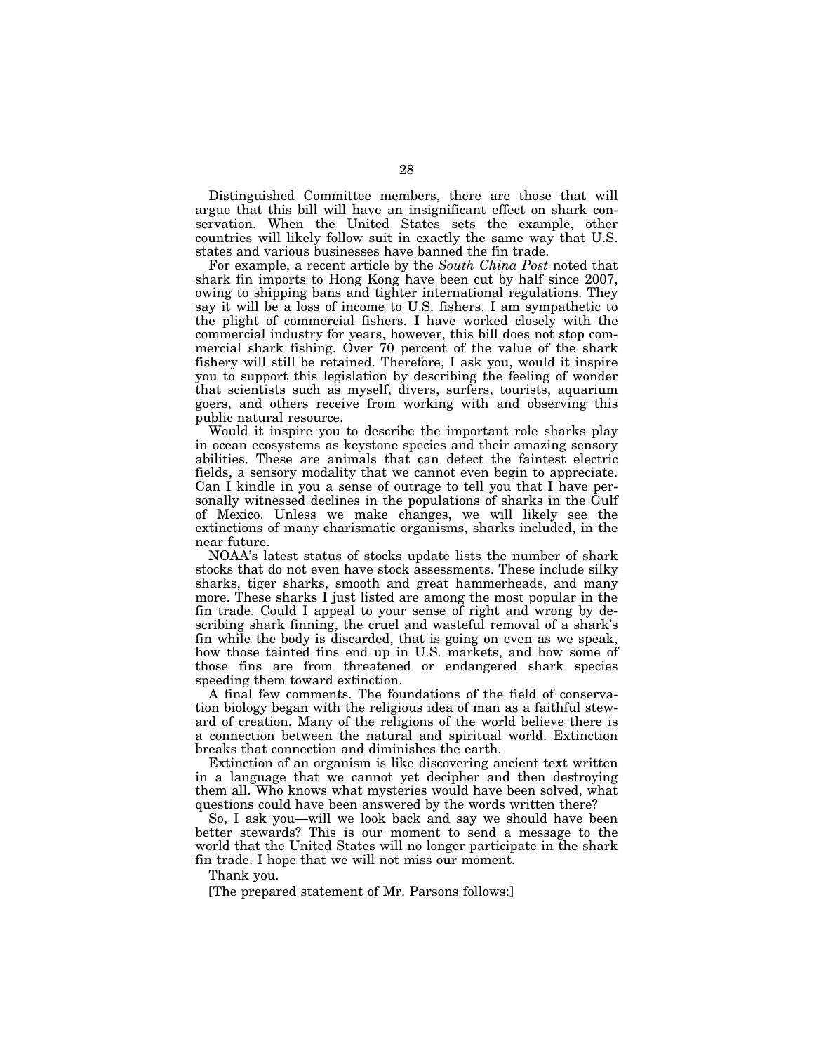Distinguished Committee members, there are those that will argue that this bill will have an insignificant effect on shark conservation. When the United States sets the example, other countries will likely follow suit in exactly the same way that U.S. states and various businesses have banned the fin trade.

For example, a recent article by the *South China Post* noted that shark fin imports to Hong Kong have been cut by half since 2007, owing to shipping bans and tighter international regulations. They say it will be a loss of income to U.S. fishers. I am sympathetic to the plight of commercial fishers. I have worked closely with the commercial industry for years, however, this bill does not stop commercial shark fishing. Over 70 percent of the value of the shark fishery will still be retained. Therefore, I ask you, would it inspire you to support this legislation by describing the feeling of wonder that scientists such as myself, divers, surfers, tourists, aquarium goers, and others receive from working with and observing this public natural resource.

Would it inspire you to describe the important role sharks play in ocean ecosystems as keystone species and their amazing sensory abilities. These are animals that can detect the faintest electric fields, a sensory modality that we cannot even begin to appreciate. Can I kindle in you a sense of outrage to tell you that I have personally witnessed declines in the populations of sharks in the Gulf of Mexico. Unless we make changes, we will likely see the extinctions of many charismatic organisms, sharks included, in the near future.

NOAA's latest status of stocks update lists the number of shark stocks that do not even have stock assessments. These include silky sharks, tiger sharks, smooth and great hammerheads, and many more. These sharks I just listed are among the most popular in the fin trade. Could I appeal to your sense of right and wrong by describing shark finning, the cruel and wasteful removal of a shark's fin while the body is discarded, that is going on even as we speak, how those tainted fins end up in U.S. markets, and how some of those fins are from threatened or endangered shark species speeding them toward extinction.

A final few comments. The foundations of the field of conservation biology began with the religious idea of man as a faithful steward of creation. Many of the religions of the world believe there is a connection between the natural and spiritual world. Extinction breaks that connection and diminishes the earth.

Extinction of an organism is like discovering ancient text written in a language that we cannot yet decipher and then destroying them all. Who knows what mysteries would have been solved, what questions could have been answered by the words written there?

So, I ask you—will we look back and say we should have been better stewards? This is our moment to send a message to the world that the United States will no longer participate in the shark fin trade. I hope that we will not miss our moment.

Thank you.

[The prepared statement of Mr. Parsons follows:]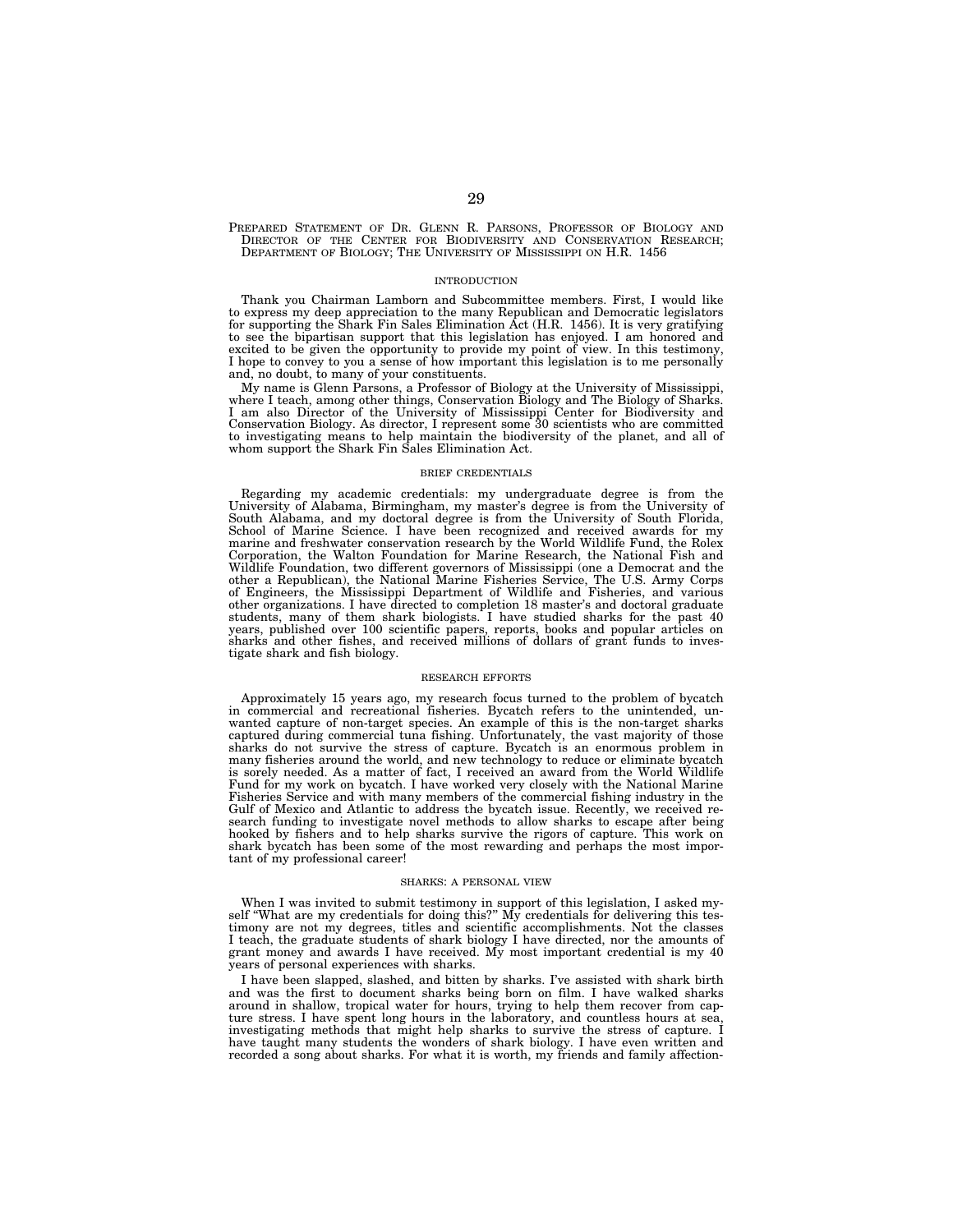PREPARED STATEMENT OF DR. GLENN R. PARSONS, PROFESSOR OF BIOLOGY AND DIRECTOR OF THE CENTER FOR BIODIVERSITY AND CONSERVATION RESEARCH; DEPARTMENT OF BIOLOGY; THE UNIVERSITY OF MISSISSIPPI ON H.R. 1456

## INTRODUCTION

Thank you Chairman Lamborn and Subcommittee members. First, I would like to express my deep appreciation to the many Republican and Democratic legislators for supporting the Shark Fin Sales Elimination Act (H.R. 1456). It is very gratifying to see the bipartisan support that this legislation has enjoyed. I am honored and excited to be given the opportunity to provide my point of view. In this testimony, I hope to convey to you a sense of how important this legislation is to me personally and, no doubt, to many of your constituents.

My name is Glenn Parsons, a Professor of Biology at the University of Mississippi, where I teach, among other things, Conservation Biology and The Biology of Sharks. I am also Director of the University of Mississippi Center for Biodiversity and Conservation Biology. As director, I represent some 30 scientists who are committed to investigating means to help maintain the biodiversity of the planet, and all of whom support the Shark Fin Sales Elimination Act.

## BRIEF CREDENTIALS

Regarding my academic credentials: my undergraduate degree is from the University of Alabama, Birmingham, my master's degree is from the University of South Alabama, and my doctoral degree is from the University of South Florida, School of Marine Science. I have been recognized and received awards for my marine and freshwater conservation research by the World Wildlife Fund, the Rolex Corporation, the Walton Foundation for Marine Research, the National Fish and Wildlife Foundation, two different governors of Mississippi (one a Democrat and the other a Republican), the National Marine Fisheries Service, The U.S. Army Corps of Engineers, the Mississippi Department of Wildlife and Fisheries, and various other organizations. I have directed to completion 18 master's and doctoral graduate students, many of them shark biologists. I have studied sharks for the past 40 years, published over 100 scientific papers, reports, books and popular articles on sharks and other fishes, and received millions of dollars of grant funds to investigate shark and fish biology.

## RESEARCH EFFORTS

Approximately 15 years ago, my research focus turned to the problem of bycatch in commercial and recreational fisheries. Bycatch refers to the unintended, unwanted capture of non-target species. An example of this is the non-target sharks captured during commercial tuna fishing. Unfortunately, the vast majority of those sharks do not survive the stress of capture. Bycatch is an enormous problem in many fisheries around the world, and new technology to reduce or eliminate bycatch is sorely needed. As a matter of fact, I received an award from the World Wildlife Fund for my work on bycatch. I have worked very closely with the National Marine Fisheries Service and with many members of the commercial fishing industry in the Gulf of Mexico and Atlantic to address the bycatch issue. Recently, we received research funding to investigate novel methods to allow sharks to escape after being hooked by fishers and to help sharks survive the rigors of capture. This work on shark bycatch has been some of the most rewarding and perhaps the most important of my professional career!

## SHARKS: A PERSONAL VIEW

When I was invited to submit testimony in support of this legislation, I asked myself "What are my credentials for doing this?" My credentials for delivering this testimony are not my degrees, titles and scientific accomplishments. Not the classes I teach, the graduate students of shark biology I have directed, nor the amounts of grant money and awards I have received. My most important credential is my 40 years of personal experiences with sharks.

I have been slapped, slashed, and bitten by sharks. I've assisted with shark birth and was the first to document sharks being born on film. I have walked sharks around in shallow, tropical water for hours, trying to help them recover from capture stress. I have spent long hours in the laboratory, and countless hours at sea, investigating methods that might help sharks to survive the stress of capture. I have taught many students the wonders of shark biology. I have even written and recorded a song about sharks. For what it is worth, my friends and family affection-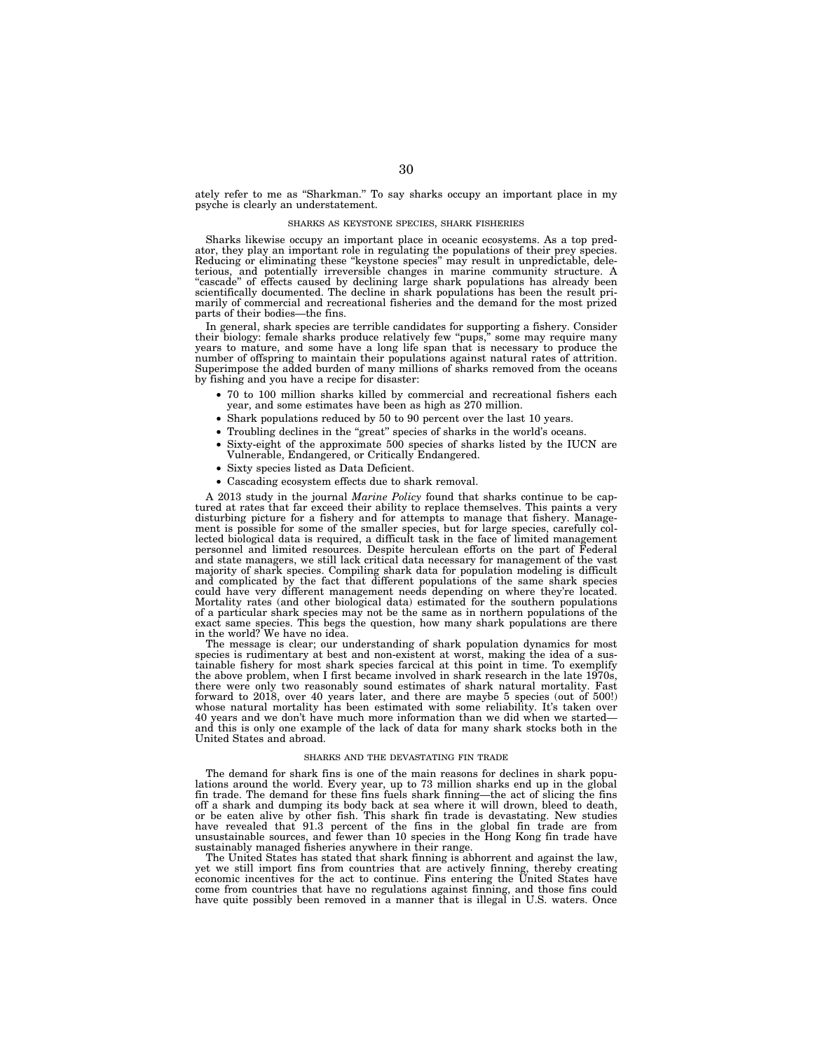ately refer to me as "Sharkman." To say sharks occupy an important place in my psyche is clearly an understatement.

### SHARKS AS KEYSTONE SPECIES, SHARK FISHERIES

Sharks likewise occupy an important place in oceanic ecosystems. As a top predator, they play an important role in regulating the populations of their prey species. Reducing or eliminating these "keystone species" may result in unpredictable, deleterious, and potentially irreversible changes in marine community structure. A "cascade" of effects caused by declining large shark populations has already been scientifically documented. The decline in shark populations has been the result primarily of commercial and recreational fisheries and the demand for the most prized parts of their bodies—the fins.

In general, shark species are terrible candidates for supporting a fishery. Consider their biology: female sharks produce relatively few "pups," some may require many years to mature, and some have a long life span that is necessary to produce the number of offspring to maintain their populations against natural rates of attrition. Superimpose the added burden of many millions of sharks removed from the oceans by fishing and you have a recipe for disaster:

- 70 to 100 million sharks killed by commercial and recreational fishers each year, and some estimates have been as high as 270 million.
- Shark populations reduced by 50 to 90 percent over the last 10 years.
- Troubling declines in the "great" species of sharks in the world's oceans.
- Sixty-eight of the approximate 500 species of sharks listed by the IUCN are Vulnerable, Endangered, or Critically Endangered.
- Sixty species listed as Data Deficient.
- Cascading ecosystem effects due to shark removal.

A 2013 study in the journal *Marine Policy* found that sharks continue to be captured at rates that far exceed their ability to replace themselves. This paints a very disturbing picture for a fishery and for attempts to manage that fishery. Management is possible for some of the smaller species, but for large species, carefully collected biological data is required, a difficult task in the face of limited management personnel and limited resources. Despite herculean efforts on the part of Federal and state managers, we still lack critical data necessary for management of the vast majority of shark species. Compiling shark data for population modeling is difficult and complicated by the fact that different populations of the same shark species could have very different management needs depending on where they're located. Mortality rates (and other biological data) estimated for the southern populations of a particular shark species may not be the same as in northern populations of the exact same species. This begs the question, how many shark populations are there in the world? We have no idea.

The message is clear; our understanding of shark population dynamics for most species is rudimentary at best and non-existent at worst, making the idea of a sustainable fishery for most shark species farcical at this point in time. To exemplify the above problem, when I first became involved in shark research in the late 1970s, there were only two reasonably sound estimates of shark natural mortality. Fast forward to 2018, over 40 years later, and there are maybe 5 species (out of 500!) whose natural mortality has been estimated with some reliability. It's taken over 40 years and we don't have much more information than we did when we started—and this is only one example of the lack of data for many shark stocks both in the United States and abroad.

### SHARKS AND THE DEVASTATING FIN TRADE

The demand for shark fins is one of the main reasons for declines in shark populations around the world. Every year, up to 73 million sharks end up in the global fin trade. The demand for these fins fuels shark finning—the act of slicing the fins off a shark and dumping its body back at sea where it will drown, bleed to death, or be eaten alive by other fish. This shark fin trade is devastating. New studies have revealed that 91.3 percent of the fins in the global fin trade are from unsustainable sources, and fewer than 10 species in the Hong Kong fin trade have sustainably managed fisheries anywhere in their range.

The United States has stated that shark finning is abhorrent and against the law, yet we still import fins from countries that are actively finning, thereby creating economic incentives for the act to continue. Fins entering the United States have come from countries that have no regulations against finning, and those fins could have quite possibly been removed in a manner that is illegal in U.S. waters. Once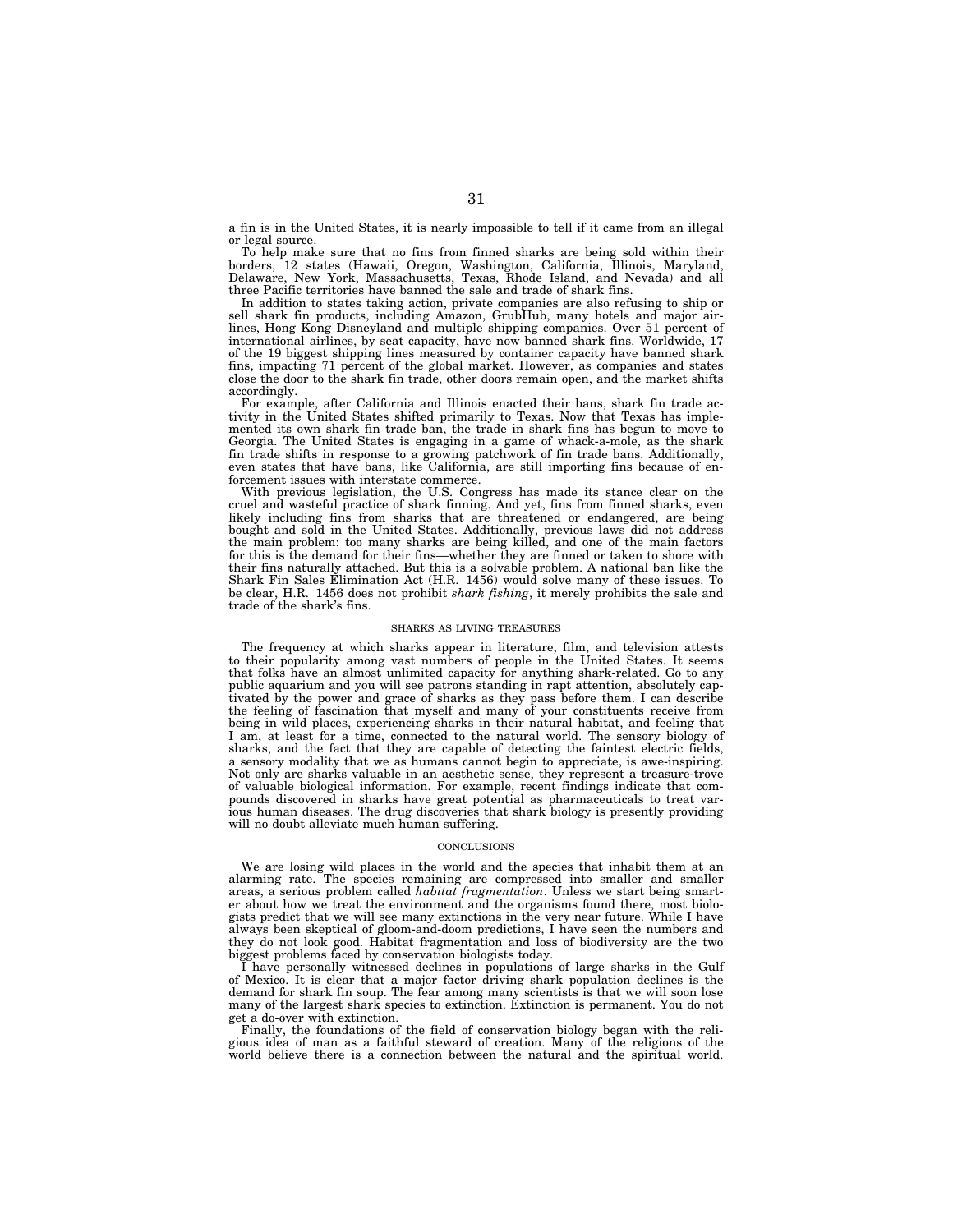a fin is in the United States, it is nearly impossible to tell if it came from an illegal or legal source.

To help make sure that no fins from finned sharks are being sold within their borders, 12 states (Hawaii, Oregon, Washington, California, Illinois, Maryland, Delaware, New York, Massachusetts, Texas, Rhode Island, and Nevada) and all three Pacific territories have banned the sale and trade of shark fins.

In addition to states taking action, private companies are also refusing to ship or sell shark fin products, including Amazon, GrubHub, many hotels and major airlines, Hong Kong Disneyland and multiple shipping companies. Over 51 percent of international airlines, by seat capacity, have now banned shark fins. Worldwide, 17 of the 19 biggest shipping lines measured by container capacity have banned shark fins, impacting 71 percent of the global market. However, as companies and states close the door to the shark fin trade, other doors remain open, and the market shifts accordingly.

For example, after California and Illinois enacted their bans, shark fin trade activity in the United States shifted primarily to Texas. Now that Texas has implemented its own shark fin trade ban, the trade in shark fins has begun to move to Georgia. The United States is engaging in a game of whack-a-mole, as the shark fin trade shifts in response to a growing patchwork of fin trade bans. Additionally, even states that have bans, like California, are still importing fins because of enforcement issues with interstate commerce.

With previous legislation, the U.S. Congress has made its stance clear on the cruel and wasteful practice of shark finning. And yet, fins from finned sharks, even likely including fins from sharks that are threatened or endangered, are being bought and sold in the United States. Additionally, previous laws did not address the main problem: too many sharks are being killed, and one of the main factors for this is the demand for their fins—whether they are finned or taken to shore with their fins naturally attached. But this is a solvable problem. A national ban like the Shark Fin Sales Elimination Act (H.R. 1456) would solve many of these issues. To be clear, H.R. 1456 does not prohibit *shark fishing*, it merely prohibits the sale and trade of the shark's fins.

## SHARKS AS LIVING TREASURES

The frequency at which sharks appear in literature, film, and television attests to their popularity among vast numbers of people in the United States. It seems that folks have an almost unlimited capacity for anything shark-related. Go to any public aquarium and you will see patrons standing in rapt attention, absolutely captivated by the power and grace of sharks as they pass before them. I can describe the feeling of fascination that myself and many of your constituents receive from being in wild places, experiencing sharks in their natural habitat, and feeling that I am, at least for a time, connected to the natural world. The sensory biology of sharks, and the fact that they are capable of detecting the faintest electric fields, a sensory modality that we as humans cannot begin to appreciate, is awe-inspiring. Not only are sharks valuable in an aesthetic sense, they represent a treasure-trove of valuable biological information. For example, recent findings indicate that compounds discovered in sharks have great potential as pharmaceuticals to treat various human diseases. The drug discoveries that shark biology is presently providing will no doubt alleviate much human suffering.

## CONCLUSIONS

We are losing wild places in the world and the species that inhabit them at an alarming rate. The species remaining are compressed into smaller and smaller areas, a serious problem called *habitat fragmentation*. Unless we start being smarter about how we treat the environment and the organisms found there, most biologists predict that we will see many extinctions in the very near future. While I have always been skeptical of gloom-and-doom predictions, I have seen the numbers and they do not look good. Habitat fragmentation and loss of biodiversity are the two biggest problems faced by conservation biologists today.

I have personally witnessed declines in populations of large sharks in the Gulf of Mexico. It is clear that a major factor driving shark population declines is the demand for shark fin soup. The fear among many scientists is that we will soon lose many of the largest shark species to extinction. Extinction is permanent. You do not get a do-over with extinction.

Finally, the foundations of the field of conservation biology began with the religious idea of man as a faithful steward of creation. Many of the religions of the world believe there is a connection between the natural and the spiritual world.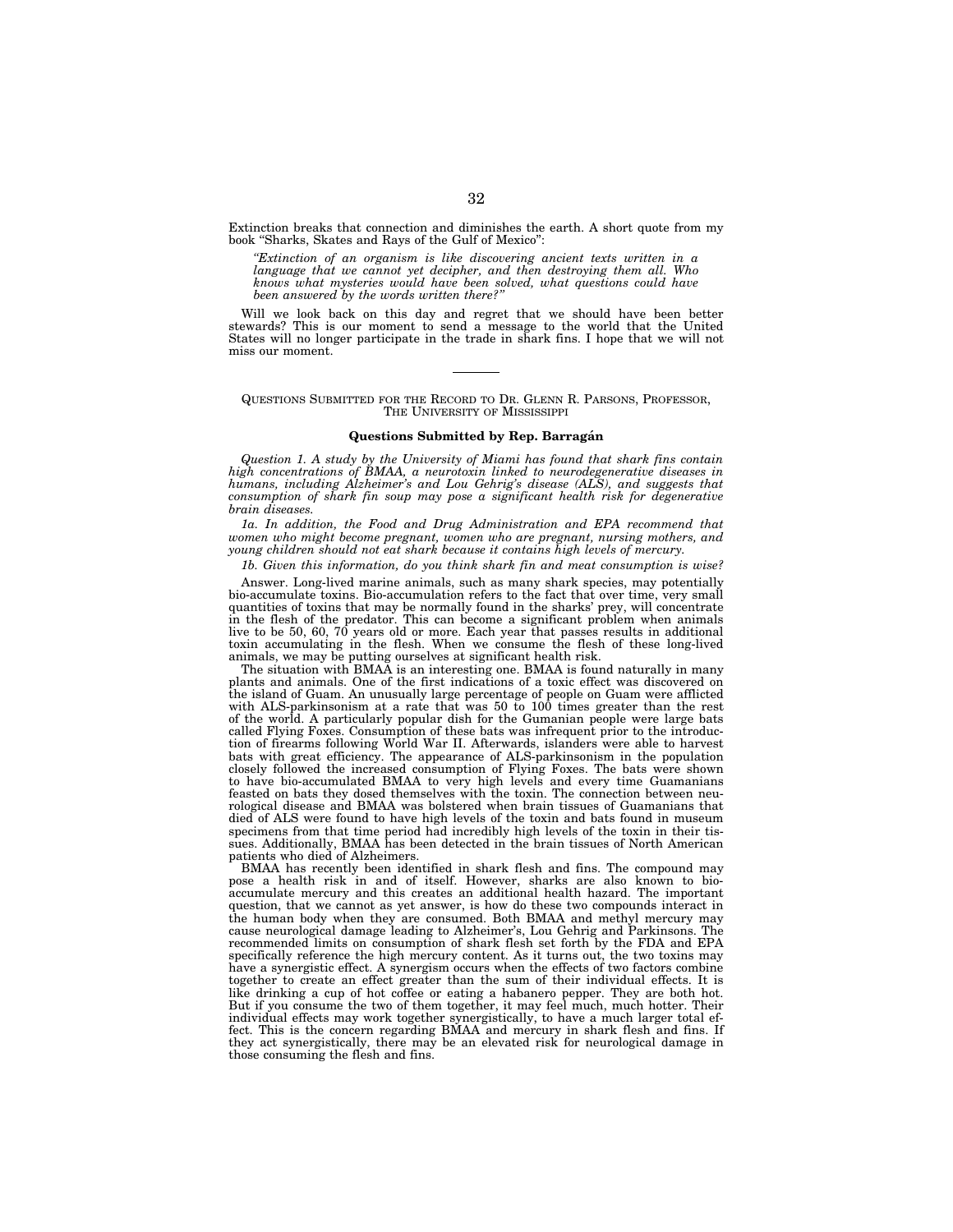Extinction breaks that connection and diminishes the earth. A short quote from my book "Sharks, Skates and Rays of the Gulf of Mexico":

> *"Extinction of an organism is like discovering ancient texts written in a language that we cannot yet decipher, and then destroying them all. Who knows what mysteries would have been solved, what questions could have been answered by the words written there?"*

Will we look back on this day and regret that we should have been better stewards? This is our moment to send a message to the world that the United States will no longer participate in the trade in shark fins. I hope that we will not miss our moment.

---

## QUESTIONS SUBMITTED FOR THE RECORD TO DR. GLENN R. PARSONS, PROFESSOR, THE UNIVERSITY OF MISSISSIPPI

### Questions Submitted by Rep. Barragán

*Question 1. A study by the University of Miami has found that shark fins contain high concentrations of BMAA, a neurotoxin linked to neurodegenerative diseases in humans, including Alzheimer's and Lou Gehrig's disease (ALS), and suggests that consumption of shark fin soup may pose a significant health risk for degenerative brain diseases.*

*1a. In addition, the Food and Drug Administration and EPA recommend that women who might become pregnant, women who are pregnant, nursing mothers, and young children should not eat shark because it contains high levels of mercury.*

*1b. Given this information, do you think shark fin and meat consumption is wise?*

Answer. Long-lived marine animals, such as many shark species, may potentially bio-accumulate toxins. Bio-accumulation refers to the fact that over time, very small quantities of toxins that may be normally found in the sharks' prey, will concentrate in the flesh of the predator. This can become a significant problem when animals live to be 50, 60, 70 years old or more. Each year that passes results in additional toxin accumulating in the flesh. When we consume the flesh of these long-lived animals, we may be putting ourselves at significant health risk.

The situation with BMAA is an interesting one. BMAA is found naturally in many plants and animals. One of the first indications of a toxic effect was discovered on the island of Guam. An unusually large percentage of people on Guam were afflicted with ALS-parkinsonism at a rate that was 50 to 100 times greater than the rest of the world. A particularly popular dish for the Gumanian people were large bats called Flying Foxes. Consumption of these bats was infrequent prior to the introduction of firearms following World War II. Afterwards, islanders were able to harvest bats with great efficiency. The appearance of ALS-parkinsonism in the population closely followed the increased consumption of Flying Foxes. The bats were shown to have bio-accumulated BMAA to very high levels and every time Guamanians feasted on bats they dosed themselves with the toxin. The connection between neurological disease and BMAA was bolstered when brain tissues of Guamanians that died of ALS were found to have high levels of the toxin and bats found in museum specimens from that time period had incredibly high levels of the toxin in their tissues. Additionally, BMAA has been detected in the brain tissues of North American patients who died of Alzheimers.

BMAA has recently been identified in shark flesh and fins. The compound may pose a health risk in and of itself. However, sharks are also known to bio-accumulate mercury and this creates an additional health hazard. The important question, that we cannot as yet answer, is how do these two compounds interact in the human body when they are consumed. Both BMAA and methyl mercury may cause neurological damage leading to Alzheimer's, Lou Gehrig and Parkinsons. The recommended limits on consumption of shark flesh set forth by the FDA and EPA specifically reference the high mercury content. As it turns out, the two toxins may have a synergistic effect. A synergism occurs when the effects of two factors combine together to create an effect greater than the sum of their individual effects. It is like drinking a cup of hot coffee or eating a habanero pepper. They are both hot. But if you consume the two of them together, it may feel much, much hotter. Their individual effects may work together synergistically, to have a much larger total effect. This is the concern regarding BMAA and mercury in shark flesh and fins. If they act synergistically, there may be an elevated risk for neurological damage in those consuming the flesh and fins.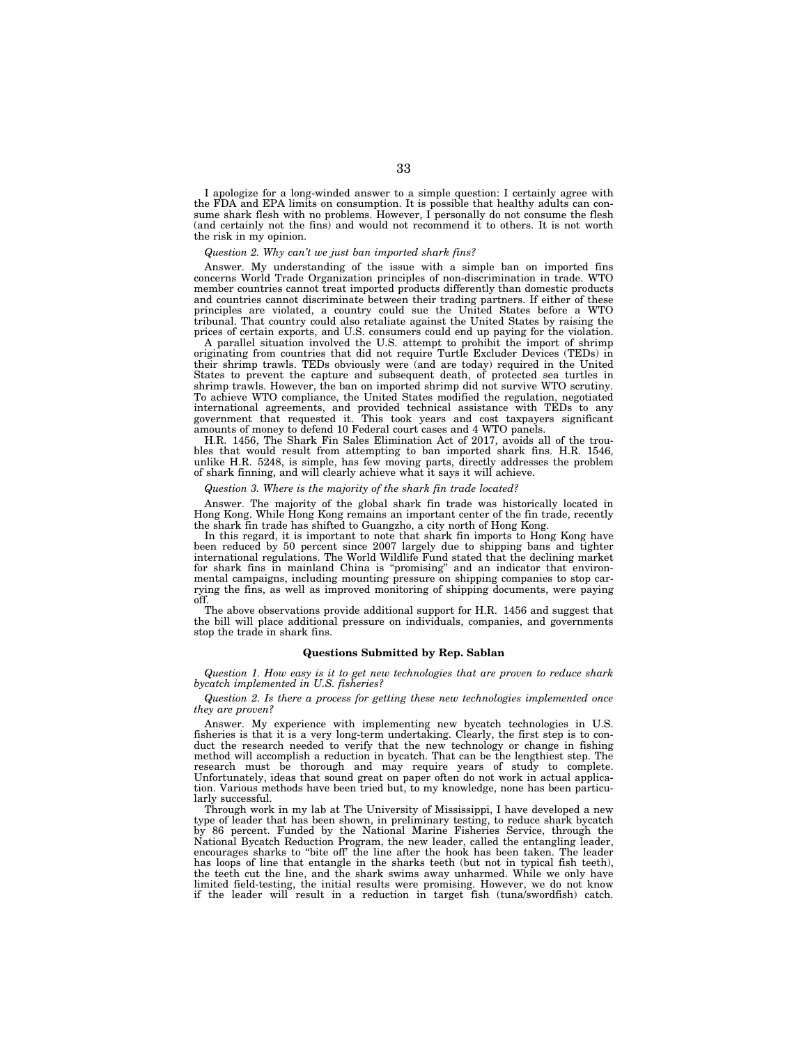I apologize for a long-winded answer to a simple question: I certainly agree with the FDA and EPA limits on consumption. It is possible that healthy adults can consume shark flesh with no problems. However, I personally do not consume the flesh (and certainly not the fins) and would not recommend it to others. It is not worth the risk in my opinion.

*Question 2. Why can't we just ban imported shark fins?*

Answer. My understanding of the issue with a simple ban on imported fins concerns World Trade Organization principles of non-discrimination in trade. WTO member countries cannot treat imported products differently than domestic products and countries cannot discriminate between their trading partners. If either of these principles are violated, a country could sue the United States before a WTO tribunal. That country could also retaliate against the United States by raising the prices of certain exports, and U.S. consumers could end up paying for the violation.

A parallel situation involved the U.S. attempt to prohibit the import of shrimp originating from countries that did not require Turtle Excluder Devices (TEDs) in their shrimp trawls. TEDs obviously were (and are today) required in the United States to prevent the capture and subsequent death, of protected sea turtles in shrimp trawls. However, the ban on imported shrimp did not survive WTO scrutiny. To achieve WTO compliance, the United States modified the regulation, negotiated international agreements, and provided technical assistance with TEDs to any government that requested it. This took years and cost taxpayers significant amounts of money to defend 10 Federal court cases and 4 WTO panels.

H.R. 1456, The Shark Fin Sales Elimination Act of 2017, avoids all of the troubles that would result from attempting to ban imported shark fins. H.R. 1546, unlike H.R. 5248, is simple, has few moving parts, directly addresses the problem of shark finning, and will clearly achieve what it says it will achieve.

*Question 3. Where is the majority of the shark fin trade located?*

Answer. The majority of the global shark fin trade was historically located in Hong Kong. While Hong Kong remains an important center of the fin trade, recently the shark fin trade has shifted to Guangzho, a city north of Hong Kong.

In this regard, it is important to note that shark fin imports to Hong Kong have been reduced by 50 percent since 2007 largely due to shipping bans and tighter international regulations. The World Wildlife Fund stated that the declining market for shark fins in mainland China is "promising" and an indicator that environmental campaigns, including mounting pressure on shipping companies to stop carrying the fins, as well as improved monitoring of shipping documents, were paying off.

The above observations provide additional support for H.R. 1456 and suggest that the bill will place additional pressure on individuals, companies, and governments stop the trade in shark fins.

**Questions Submitted by Rep. Sablan**

*Question 1. How easy is it to get new technologies that are proven to reduce shark bycatch implemented in U.S. fisheries?*

*Question 2. Is there a process for getting these new technologies implemented once they are proven?*

Answer. My experience with implementing new bycatch technologies in U.S. fisheries is that it is a very long-term undertaking. Clearly, the first step is to conduct the research needed to verify that the new technology or change in fishing method will accomplish a reduction in bycatch. That can be the lengthiest step. The research must be thorough and may require years of study to complete. Unfortunately, ideas that sound great on paper often do not work in actual application. Various methods have been tried but, to my knowledge, none has been particularly successful.

Through work in my lab at The University of Mississippi, I have developed a new type of leader that has been shown, in preliminary testing, to reduce shark bycatch by 86 percent. Funded by the National Marine Fisheries Service, through the National Bycatch Reduction Program, the new leader, called the entangling leader, encourages sharks to "bite off" the line after the hook has been taken. The leader has loops of line that entangle in the sharks teeth (but not in typical fish teeth), the teeth cut the line, and the shark swims away unharmed. While we only have limited field-testing, the initial results were promising. However, we do not know if the leader will result in a reduction in target fish (tuna/swordfish) catch.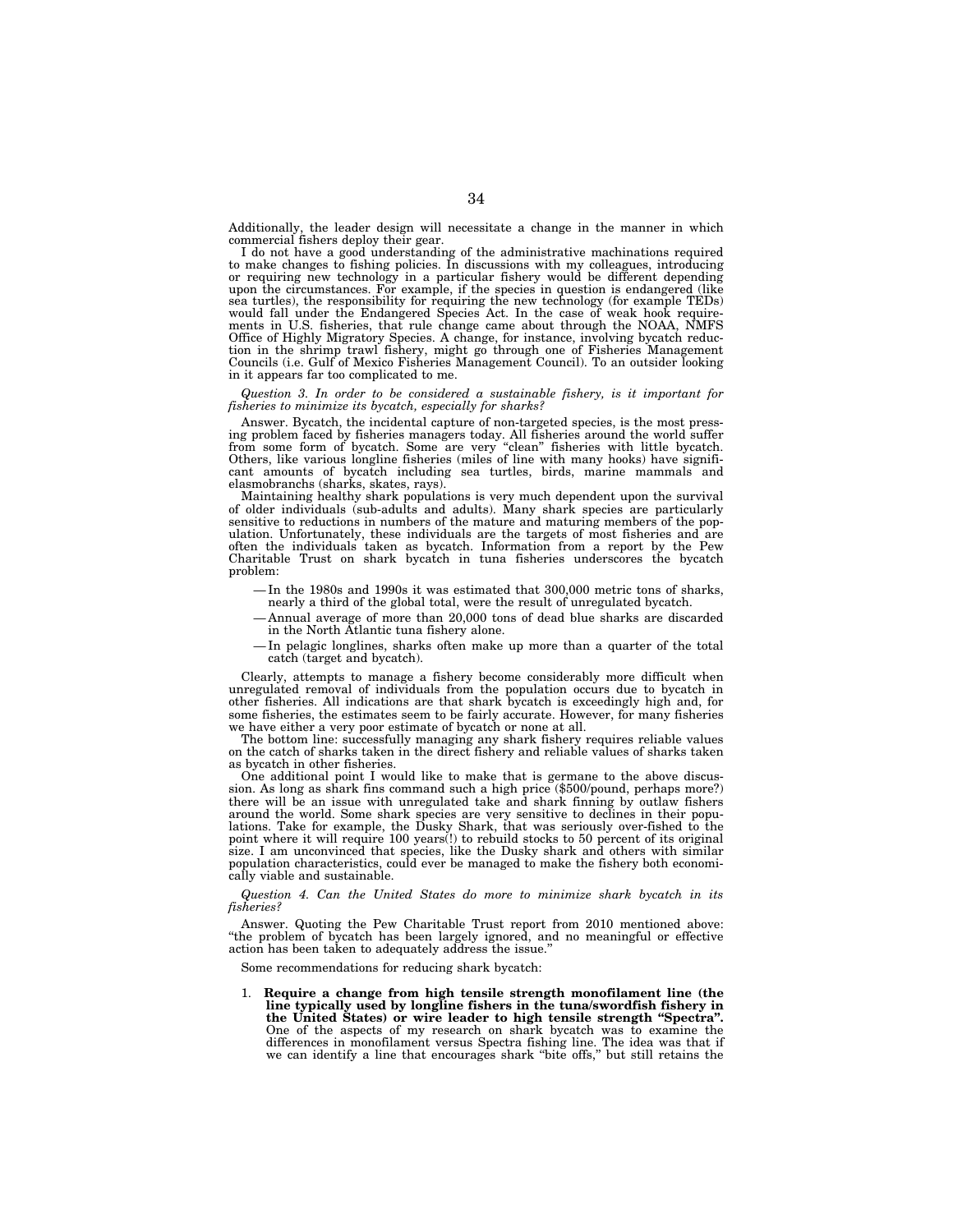Additionally, the leader design will necessitate a change in the manner in which commercial fishers deploy their gear.

I do not have a good understanding of the administrative machinations required to make changes to fishing policies. In discussions with my colleagues, introducing or requiring new technology in a particular fishery would be different depending upon the circumstances. For example, if the species in question is endangered (like sea turtles), the responsibility for requiring the new technology (for example TEDs) would fall under the Endangered Species Act. In the case of weak hook requirements in U.S. fisheries, that rule change came about through the NOAA, NMFS Office of Highly Migratory Species. A change, for instance, involving bycatch reduction in the shrimp trawl fishery, might go through one of Fisheries Management Councils (i.e. Gulf of Mexico Fisheries Management Council). To an outsider looking in it appears far too complicated to me.

*Question 3. In order to be considered a sustainable fishery, is it important for fisheries to minimize its bycatch, especially for sharks?*

Answer. Bycatch, the incidental capture of non-targeted species, is the most pressing problem faced by fisheries managers today. All fisheries around the world suffer from some form of bycatch. Some are very "clean" fisheries with little bycatch. Others, like various longline fisheries (miles of line with many hooks) have significant amounts of bycatch including sea turtles, birds, marine mammals and elasmobranchs (sharks, skates, rays).

Maintaining healthy shark populations is very much dependent upon the survival of older individuals (sub-adults and adults). Many shark species are particularly sensitive to reductions in numbers of the mature and maturing members of the population. Unfortunately, these individuals are the targets of most fisheries and are often the individuals taken as bycatch. Information from a report by the Pew Charitable Trust on shark bycatch in tuna fisheries underscores the bycatch problem:

- In the 1980s and 1990s it was estimated that 300,000 metric tons of sharks, nearly a third of the global total, were the result of unregulated bycatch.
- Annual average of more than 20,000 tons of dead blue sharks are discarded in the North Atlantic tuna fishery alone.
- In pelagic longlines, sharks often make up more than a quarter of the total catch (target and bycatch).

Clearly, attempts to manage a fishery become considerably more difficult when unregulated removal of individuals from the population occurs due to bycatch in other fisheries. All indications are that shark bycatch is exceedingly high and, for some fisheries, the estimates seem to be fairly accurate. However, for many fisheries we have either a very poor estimate of bycatch or none at all.

The bottom line: successfully managing any shark fishery requires reliable values on the catch of sharks taken in the direct fishery and reliable values of sharks taken as bycatch in other fisheries.

One additional point I would like to make that is germane to the above discussion. As long as shark fins command such a high price ($500/pound, perhaps more?) there will be an issue with unregulated take and shark finning by outlaw fishers around the world. Some shark species are very sensitive to declines in their populations. Take for example, the Dusky Shark, that was seriously over-fished to the point where it will require 100 years(!) to rebuild stocks to 50 percent of its original size. I am unconvinced that species, like the Dusky shark and others with similar population characteristics, could ever be managed to make the fishery both economically viable and sustainable.

*Question 4. Can the United States do more to minimize shark bycatch in its fisheries?*

Answer. Quoting the Pew Charitable Trust report from 2010 mentioned above: "the problem of bycatch has been largely ignored, and no meaningful or effective action has been taken to adequately address the issue."

Some recommendations for reducing shark bycatch:

1. **Require a change from high tensile strength monofilament line (the line typically used by longline fishers in the tuna/swordfish fishery in the United States) or wire leader to high tensile strength "Spectra".** One of the aspects of my research on shark bycatch was to examine the differences in monofilament versus Spectra fishing line. The idea was that if we can identify a line that encourages shark "bite offs," but still retains the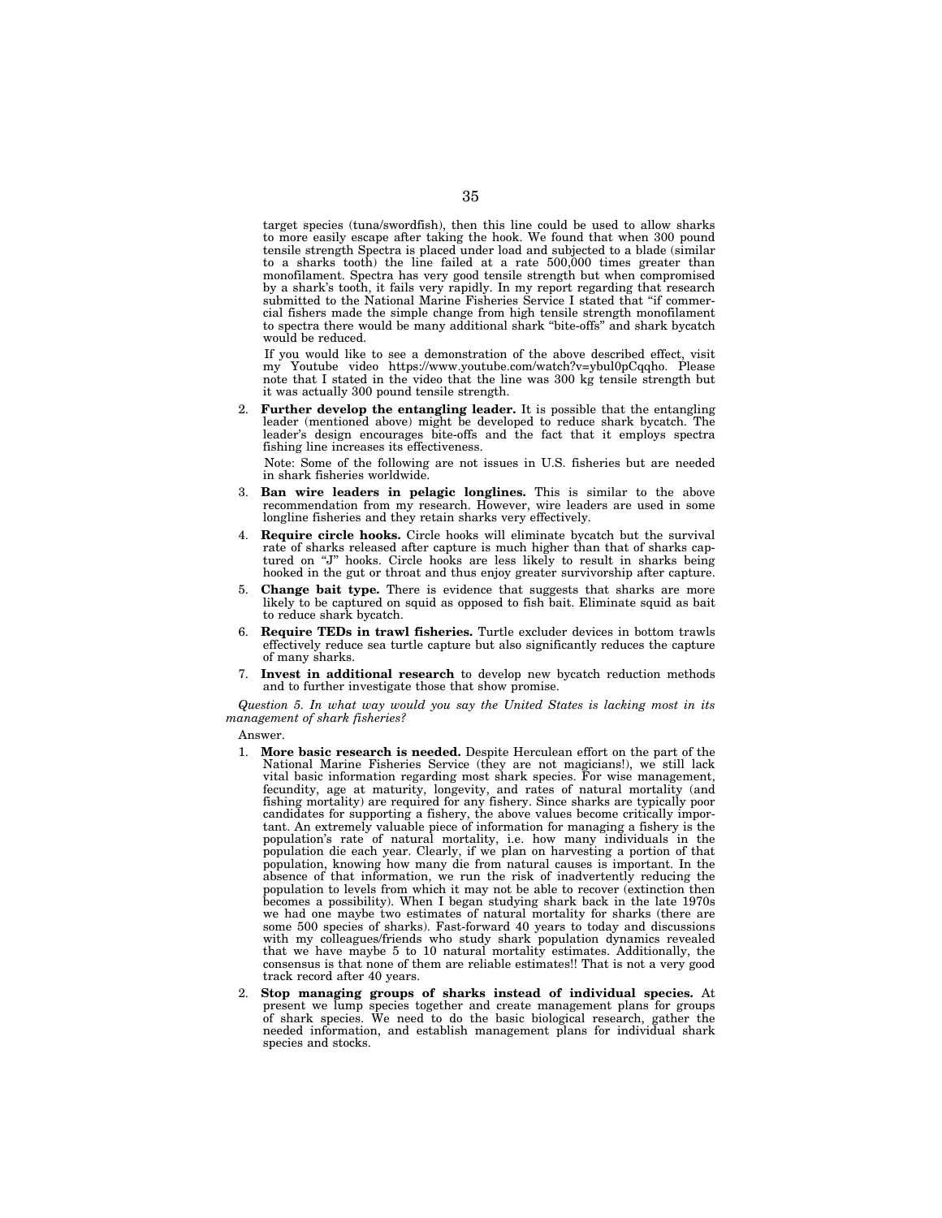target species (tuna/swordfish), then this line could be used to allow sharks to more easily escape after taking the hook. We found that when 300 pound tensile strength Spectra is placed under load and subjected to a blade (similar to a sharks tooth) the line failed at a rate 500,000 times greater than monofilament. Spectra has very good tensile strength but when compromised by a shark's tooth, it fails very rapidly. In my report regarding that research submitted to the National Marine Fisheries Service I stated that "if commercial fishers made the simple change from high tensile strength monofilament to spectra there would be many additional shark "bite-offs" and shark bycatch would be reduced.

If you would like to see a demonstration of the above described effect, visit my Youtube video https://www.youtube.com/watch?v=ybul0pCqqho. Please note that I stated in the video that the line was 300 kg tensile strength but it was actually 300 pound tensile strength.

2. **Further develop the entangling leader.** It is possible that the entangling leader (mentioned above) might be developed to reduce shark bycatch. The leader's design encourages bite-offs and the fact that it employs spectra fishing line increases its effectiveness.

   Note: Some of the following are not issues in U.S. fisheries but are needed in shark fisheries worldwide.

3. **Ban wire leaders in pelagic longlines.** This is similar to the above recommendation from my research. However, wire leaders are used in some longline fisheries and they retain sharks very effectively.
4. **Require circle hooks.** Circle hooks will eliminate bycatch but the survival rate of sharks released after capture is much higher than that of sharks captured on "J" hooks. Circle hooks are less likely to result in sharks being hooked in the gut or throat and thus enjoy greater survivorship after capture.
5. **Change bait type.** There is evidence that suggests that sharks are more likely to be captured on squid as opposed to fish bait. Eliminate squid as bait to reduce shark bycatch.
6. **Require TEDs in trawl fisheries.** Turtle excluder devices in bottom trawls effectively reduce sea turtle capture but also significantly reduces the capture of many sharks.
7. **Invest in additional research** to develop new bycatch reduction methods and to further investigate those that show promise.

*Question 5. In what way would you say the United States is lacking most in its management of shark fisheries?*

Answer.

1. **More basic research is needed.** Despite Herculean effort on the part of the National Marine Fisheries Service (they are not magicians!), we still lack vital basic information regarding most shark species. For wise management, fecundity, age at maturity, longevity, and rates of natural mortality (and fishing mortality) are required for any fishery. Since sharks are typically poor candidates for supporting a fishery, the above values become critically important. An extremely valuable piece of information for managing a fishery is the population's rate of natural mortality, i.e. how many individuals in the population die each year. Clearly, if we plan on harvesting a portion of that population, knowing how many die from natural causes is important. In the absence of that information, we run the risk of inadvertently reducing the population to levels from which it may not be able to recover (extinction then becomes a possibility). When I began studying shark back in the late 1970s we had one maybe two estimates of natural mortality for sharks (there are some 500 species of sharks). Fast-forward 40 years to today and discussions with my colleagues/friends who study shark population dynamics revealed that we have maybe 5 to 10 natural mortality estimates. Additionally, the consensus is that none of them are reliable estimates!! That is not a very good track record after 40 years.
2. **Stop managing groups of sharks instead of individual species.** At present we lump species together and create management plans for groups of shark species. We need to do the basic biological research, gather the needed information, and establish management plans for individual shark species and stocks.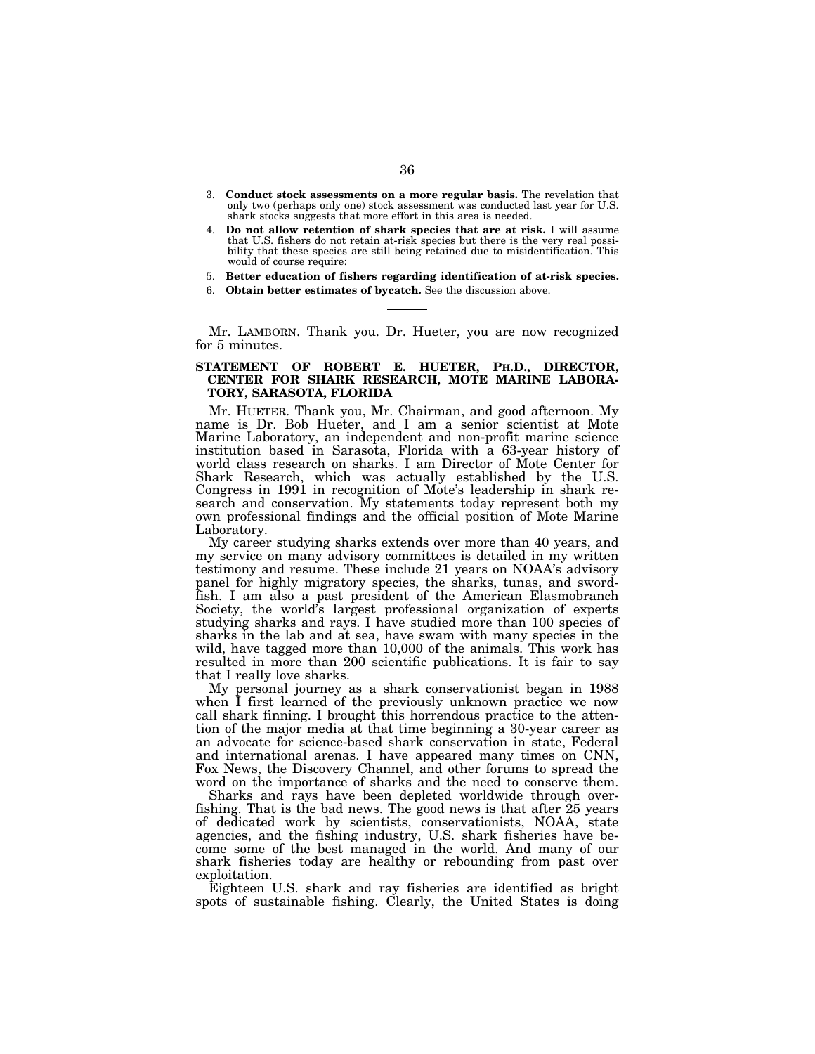3. **Conduct stock assessments on a more regular basis.** The revelation that only two (perhaps only one) stock assessment was conducted last year for U.S. shark stocks suggests that more effort in this area is needed.
4. **Do not allow retention of shark species that are at risk.** I will assume that U.S. fishers do not retain at-risk species but there is the very real possibility that these species are still being retained due to misidentification. This would of course require:
5. **Better education of fishers regarding identification of at-risk species.**
6. **Obtain better estimates of bycatch.** See the discussion above.

---

Mr. LAMBORN. Thank you. Dr. Hueter, you are now recognized for 5 minutes.

## STATEMENT OF ROBERT E. HUETER, PH.D., DIRECTOR, CENTER FOR SHARK RESEARCH, MOTE MARINE LABORATORY, SARASOTA, FLORIDA

Mr. HUETER. Thank you, Mr. Chairman, and good afternoon. My name is Dr. Bob Hueter, and I am a senior scientist at Mote Marine Laboratory, an independent and non-profit marine science institution based in Sarasota, Florida with a 63-year history of world class research on sharks. I am Director of Mote Center for Shark Research, which was actually established by the U.S. Congress in 1991 in recognition of Mote's leadership in shark research and conservation. My statements today represent both my own professional findings and the official position of Mote Marine Laboratory.

My career studying sharks extends over more than 40 years, and my service on many advisory committees is detailed in my written testimony and resume. These include 21 years on NOAA's advisory panel for highly migratory species, the sharks, tunas, and swordfish. I am also a past president of the American Elasmobranch Society, the world's largest professional organization of experts studying sharks and rays. I have studied more than 100 species of sharks in the lab and at sea, have swam with many species in the wild, have tagged more than 10,000 of the animals. This work has resulted in more than 200 scientific publications. It is fair to say that I really love sharks.

My personal journey as a shark conservationist began in 1988 when I first learned of the previously unknown practice we now call shark finning. I brought this horrendous practice to the attention of the major media at that time beginning a 30-year career as an advocate for science-based shark conservation in state, Federal and international arenas. I have appeared many times on CNN, Fox News, the Discovery Channel, and other forums to spread the word on the importance of sharks and the need to conserve them.

Sharks and rays have been depleted worldwide through overfishing. That is the bad news. The good news is that after 25 years of dedicated work by scientists, conservationists, NOAA, state agencies, and the fishing industry, U.S. shark fisheries have become some of the best managed in the world. And many of our shark fisheries today are healthy or rebounding from past over exploitation.

Eighteen U.S. shark and ray fisheries are identified as bright spots of sustainable fishing. Clearly, the United States is doing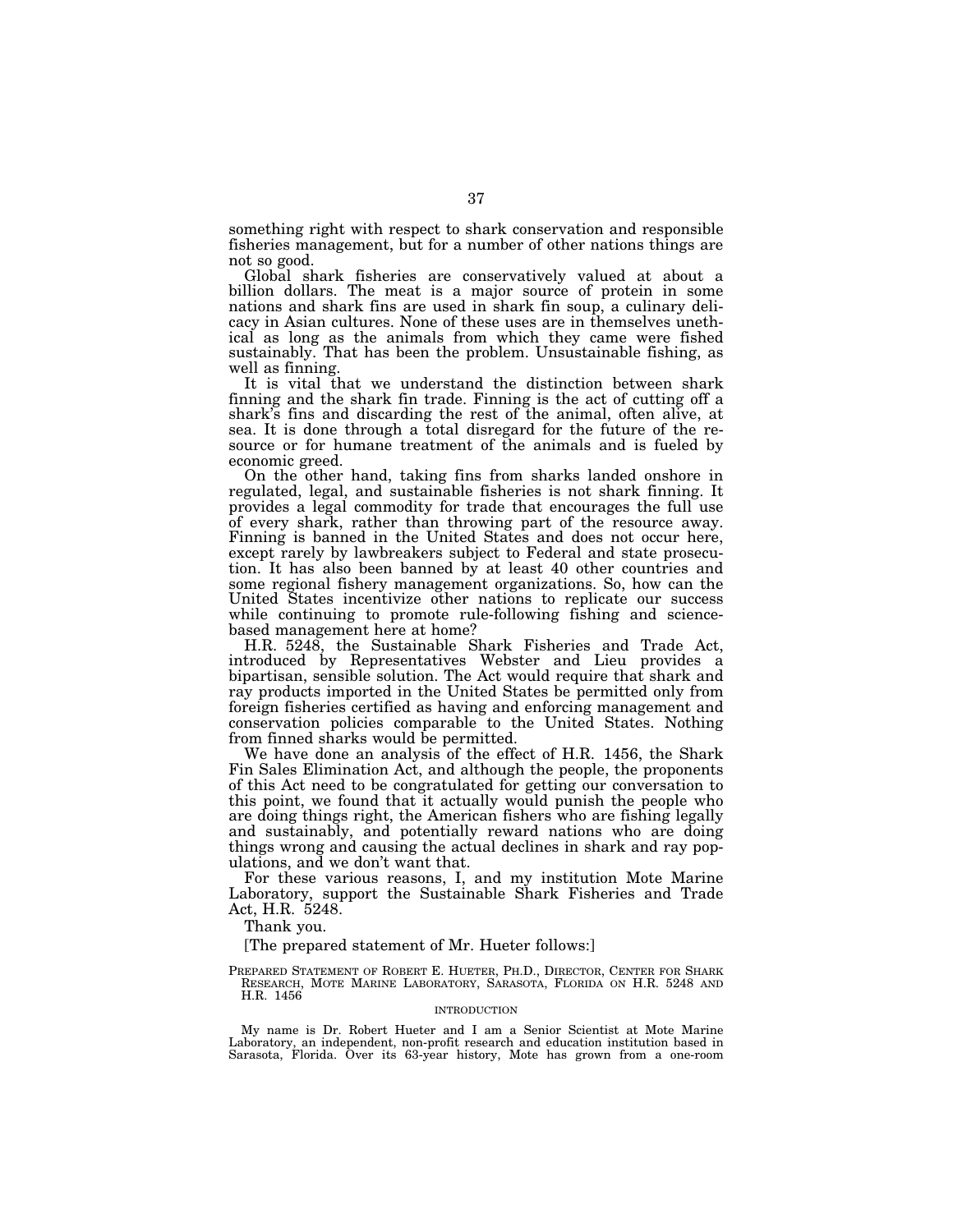something right with respect to shark conservation and responsible fisheries management, but for a number of other nations things are not so good.

Global shark fisheries are conservatively valued at about a billion dollars. The meat is a major source of protein in some nations and shark fins are used in shark fin soup, a culinary delicacy in Asian cultures. None of these uses are in themselves unethical as long as the animals from which they came were fished sustainably. That has been the problem. Unsustainable fishing, as well as finning.

It is vital that we understand the distinction between shark finning and the shark fin trade. Finning is the act of cutting off a shark's fins and discarding the rest of the animal, often alive, at sea. It is done through a total disregard for the future of the resource or for humane treatment of the animals and is fueled by economic greed.

On the other hand, taking fins from sharks landed onshore in regulated, legal, and sustainable fisheries is not shark finning. It provides a legal commodity for trade that encourages the full use of every shark, rather than throwing part of the resource away. Finning is banned in the United States and does not occur here, except rarely by lawbreakers subject to Federal and state prosecution. It has also been banned by at least 40 other countries and some regional fishery management organizations. So, how can the United States incentivize other nations to replicate our success while continuing to promote rule-following fishing and science-based management here at home?

H.R. 5248, the Sustainable Shark Fisheries and Trade Act, introduced by Representatives Webster and Lieu provides a bipartisan, sensible solution. The Act would require that shark and ray products imported in the United States be permitted only from foreign fisheries certified as having and enforcing management and conservation policies comparable to the United States. Nothing from finned sharks would be permitted.

We have done an analysis of the effect of H.R. 1456, the Shark Fin Sales Elimination Act, and although the people, the proponents of this Act need to be congratulated for getting our conversation to this point, we found that it actually would punish the people who are doing things right, the American fishers who are fishing legally and sustainably, and potentially reward nations who are doing things wrong and causing the actual declines in shark and ray populations, and we don't want that.

For these various reasons, I, and my institution Mote Marine Laboratory, support the Sustainable Shark Fisheries and Trade Act, H.R. 5248.

Thank you.

[The prepared statement of Mr. Hueter follows:]

PREPARED STATEMENT OF ROBERT E. HUETER, PH.D., DIRECTOR, CENTER FOR SHARK RESEARCH, MOTE MARINE LABORATORY, SARASOTA, FLORIDA ON H.R. 5248 AND H.R. 1456

INTRODUCTION

My name is Dr. Robert Hueter and I am a Senior Scientist at Mote Marine Laboratory, an independent, non-profit research and education institution based in Sarasota, Florida. Over its 63-year history, Mote has grown from a one-room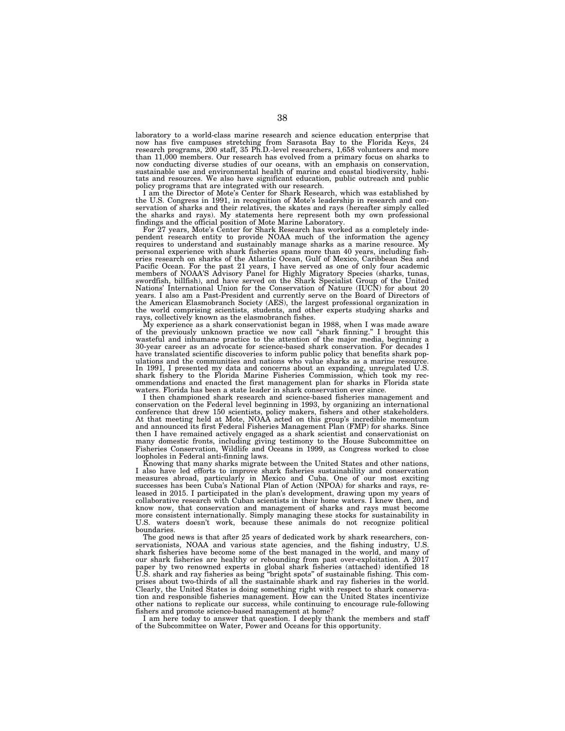laboratory to a world-class marine research and science education enterprise that now has five campuses stretching from Sarasota Bay to the Florida Keys, 24 research programs, 200 staff, 35 Ph.D.-level researchers, 1,658 volunteers and more than 11,000 members. Our research has evolved from a primary focus on sharks to now conducting diverse studies of our oceans, with an emphasis on conservation, sustainable use and environmental health of marine and coastal biodiversity, habitats and resources. We also have significant education, public outreach and public policy programs that are integrated with our research.

I am the Director of Mote's Center for Shark Research, which was established by the U.S. Congress in 1991, in recognition of Mote's leadership in research and conservation of sharks and their relatives, the skates and rays (hereafter simply called the sharks and rays). My statements here represent both my own professional findings and the official position of Mote Marine Laboratory.

For 27 years, Mote's Center for Shark Research has worked as a completely independent research entity to provide NOAA much of the information the agency requires to understand and sustainably manage sharks as a marine resource. My personal experience with shark fisheries spans more than 40 years, including fisheries research on sharks of the Atlantic Ocean, Gulf of Mexico, Caribbean Sea and Pacific Ocean. For the past 21 years, I have served as one of only four academic members of NOAA'S Advisory Panel for Highly Migratory Species (sharks, tunas, swordfish, billfish), and have served on the Shark Specialist Group of the United Nations' International Union for the Conservation of Nature (IUCN) for about 20 years. I also am a Past-President and currently serve on the Board of Directors of the American Elasmobranch Society (AES), the largest professional organization in the world comprising scientists, students, and other experts studying sharks and rays, collectively known as the elasmobranch fishes.

My experience as a shark conservationist began in 1988, when I was made aware of the previously unknown practice we now call "shark finning." I brought this wasteful and inhumane practice to the attention of the major media, beginning a 30-year career as an advocate for science-based shark conservation. For decades I have translated scientific discoveries to inform public policy that benefits shark populations and the communities and nations who value sharks as a marine resource. In 1991, I presented my data and concerns about an expanding, unregulated U.S. shark fishery to the Florida Marine Fisheries Commission, which took my recommendations and enacted the first management plan for sharks in Florida state waters. Florida has been a state leader in shark conservation ever since.

I then championed shark research and science-based fisheries management and conservation on the Federal level beginning in 1993, by organizing an international conference that drew 150 scientists, policy makers, fishers and other stakeholders. At that meeting held at Mote, NOAA acted on this group's incredible momentum and announced its first Federal Fisheries Management Plan (FMP) for sharks. Since then I have remained actively engaged as a shark scientist and conservationist on many domestic fronts, including giving testimony to the House Subcommittee on Fisheries Conservation, Wildlife and Oceans in 1999, as Congress worked to close loopholes in Federal anti-finning laws.

Knowing that many sharks migrate between the United States and other nations, I also have led efforts to improve shark fisheries sustainability and conservation measures abroad, particularly in Mexico and Cuba. One of our most exciting successes has been Cuba's National Plan of Action (NPOA) for sharks and rays, released in 2015. I participated in the plan's development, drawing upon my years of collaborative research with Cuban scientists in their home waters. I knew then, and know now, that conservation and management of sharks and rays must become more consistent internationally. Simply managing these stocks for sustainability in U.S. waters doesn't work, because these animals do not recognize political boundaries.

The good news is that after 25 years of dedicated work by shark researchers, conservationists, NOAA and various state agencies, and the fishing industry, U.S. shark fisheries have become some of the best managed in the world, and many of our shark fisheries are healthy or rebounding from past over-exploitation. A 2017 paper by two renowned experts in global shark fisheries (attached) identified 18 U.S. shark and ray fisheries as being "bright spots" of sustainable fishing. This comprises about two-thirds of all the sustainable shark and ray fisheries in the world. Clearly, the United States is doing something right with respect to shark conservation and responsible fisheries management. How can the United States incentivize other nations to replicate our success, while continuing to encourage rule-following fishers and promote science-based management at home?

I am here today to answer that question. I deeply thank the members and staff of the Subcommittee on Water, Power and Oceans for this opportunity.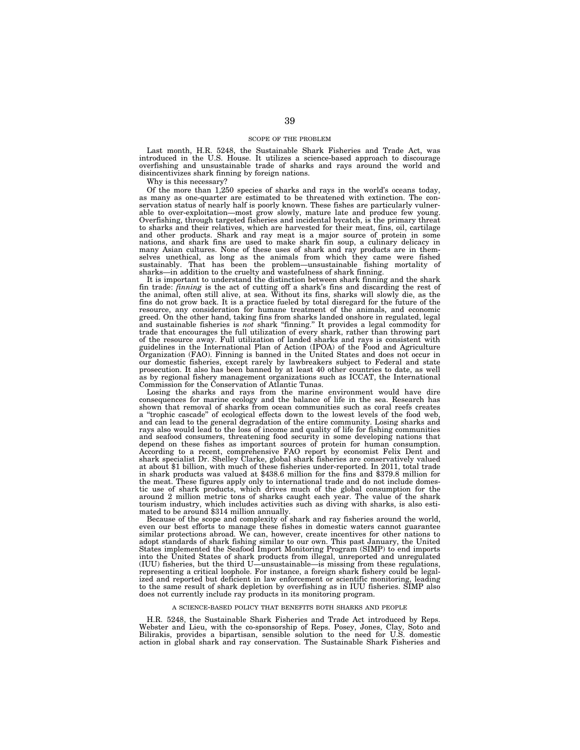## SCOPE OF THE PROBLEM

Last month, H.R. 5248, the Sustainable Shark Fisheries and Trade Act, was introduced in the U.S. House. It utilizes a science-based approach to discourage overfishing and unsustainable trade of sharks and rays around the world and disincentivizes shark finning by foreign nations.

Why is this necessary?

Of the more than 1,250 species of sharks and rays in the world's oceans today, as many as one-quarter are estimated to be threatened with extinction. The conservation status of nearly half is poorly known. These fishes are particularly vulnerable to over-exploitation—most grow slowly, mature late and produce few young. Overfishing, through targeted fisheries and incidental bycatch, is the primary threat to sharks and their relatives, which are harvested for their meat, fins, oil, cartilage and other products. Shark and ray meat is a major source of protein in some nations, and shark fins are used to make shark fin soup, a culinary delicacy in many Asian cultures. None of these uses of shark and ray products are in themselves unethical, as long as the animals from which they came were fished sustainably. That has been the problem—unsustainable fishing mortality of sharks—in addition to the cruelty and wastefulness of shark finning.

It is important to understand the distinction between shark finning and the shark fin trade: *finning* is the act of cutting off a shark's fins and discarding the rest of the animal, often still alive, at sea. Without its fins, sharks will slowly die, as the fins do not grow back. It is a practice fueled by total disregard for the future of the resource, any consideration for humane treatment of the animals, and economic greed. On the other hand, taking fins from sharks landed onshore in regulated, legal and sustainable fisheries is *not* shark "finning." It provides a legal commodity for trade that encourages the full utilization of every shark, rather than throwing part of the resource away. Full utilization of landed sharks and rays is consistent with guidelines in the International Plan of Action (IPOA) of the Food and Agriculture Organization (FAO). Finning is banned in the United States and does not occur in our domestic fisheries, except rarely by lawbreakers subject to Federal and state prosecution. It also has been banned by at least 40 other countries to date, as well as by regional fishery management organizations such as ICCAT, the International Commission for the Conservation of Atlantic Tunas.

Losing the sharks and rays from the marine environment would have dire consequences for marine ecology and the balance of life in the sea. Research has shown that removal of sharks from ocean communities such as coral reefs creates a "trophic cascade" of ecological effects down to the lowest levels of the food web, and can lead to the general degradation of the entire community. Losing sharks and rays also would lead to the loss of income and quality of life for fishing communities and seafood consumers, threatening food security in some developing nations that depend on these fishes as important sources of protein for human consumption. According to a recent, comprehensive FAO report by economist Felix Dent and shark specialist Dr. Shelley Clarke, global shark fisheries are conservatively valued at about $1 billion, with much of these fisheries under-reported. In 2011, total trade in shark products was valued at $438.6 million for the fins and $379.8 million for the meat. These figures apply only to international trade and do not include domestic use of shark products, which drives much of the global consumption for the around 2 million metric tons of sharks caught each year. The value of the shark tourism industry, which includes activities such as diving with sharks, is also estimated to be around $314 million annually.

Because of the scope and complexity of shark and ray fisheries around the world, even our best efforts to manage these fishes in domestic waters cannot guarantee similar protections abroad. We can, however, create incentives for other nations to adopt standards of shark fishing similar to our own. This past January, the United States implemented the Seafood Import Monitoring Program (SIMP) to end imports into the United States of shark products from illegal, unreported and unregulated (IUU) fisheries, but the third U—unsustainable—is missing from these regulations, representing a critical loophole. For instance, a foreign shark fishery could be legalized and reported but deficient in law enforcement or scientific monitoring, leading to the same result of shark depletion by overfishing as in IUU fisheries. SIMP also does not currently include ray products in its monitoring program.

## A SCIENCE-BASED POLICY THAT BENEFITS BOTH SHARKS AND PEOPLE

H.R. 5248, the Sustainable Shark Fisheries and Trade Act introduced by Reps. Webster and Lieu, with the co-sponsorship of Reps. Posey, Jones, Clay, Soto and Bilirakis, provides a bipartisan, sensible solution to the need for U.S. domestic action in global shark and ray conservation. The Sustainable Shark Fisheries and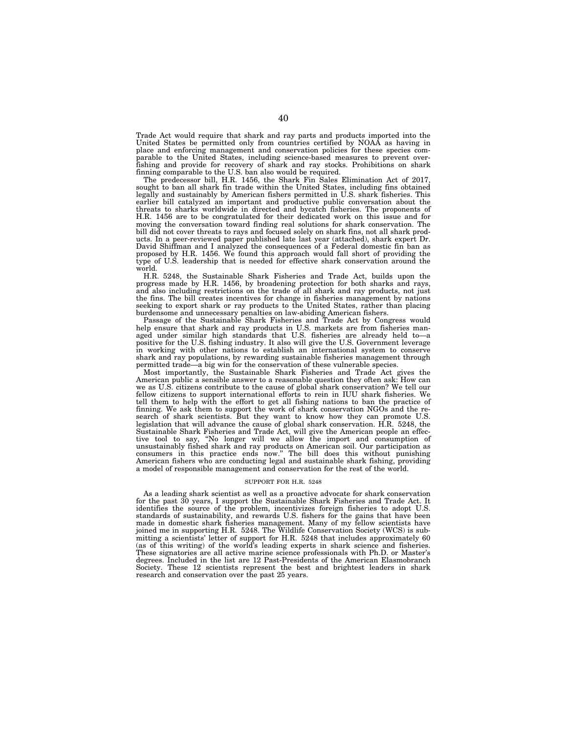Trade Act would require that shark and ray parts and products imported into the United States be permitted only from countries certified by NOAA as having in place and enforcing management and conservation policies for these species comparable to the United States, including science-based measures to prevent overfishing and provide for recovery of shark and ray stocks. Prohibitions on shark finning comparable to the U.S. ban also would be required.

The predecessor bill, H.R. 1456, the Shark Fin Sales Elimination Act of 2017, sought to ban all shark fin trade within the United States, including fins obtained legally and sustainably by American fishers permitted in U.S. shark fisheries. This earlier bill catalyzed an important and productive public conversation about the threats to sharks worldwide in directed and bycatch fisheries. The proponents of H.R. 1456 are to be congratulated for their dedicated work on this issue and for moving the conversation toward finding real solutions for shark conservation. The bill did not cover threats to rays and focused solely on shark fins, not all shark products. In a peer-reviewed paper published late last year (attached), shark expert Dr. David Shiffman and I analyzed the consequences of a Federal domestic fin ban as proposed by H.R. 1456. We found this approach would fall short of providing the type of U.S. leadership that is needed for effective shark conservation around the world.

H.R. 5248, the Sustainable Shark Fisheries and Trade Act, builds upon the progress made by H.R. 1456, by broadening protection for both sharks and rays, and also including restrictions on the trade of all shark and ray products, not just the fins. The bill creates incentives for change in fisheries management by nations seeking to export shark or ray products to the United States, rather than placing burdensome and unnecessary penalties on law-abiding American fishers.

Passage of the Sustainable Shark Fisheries and Trade Act by Congress would help ensure that shark and ray products in U.S. markets are from fisheries managed under similar high standards that U.S. fisheries are already held to—a positive for the U.S. fishing industry. It also will give the U.S. Government leverage in working with other nations to establish an international system to conserve shark and ray populations, by rewarding sustainable fisheries management through permitted trade—a big win for the conservation of these vulnerable species.

Most importantly, the Sustainable Shark Fisheries and Trade Act gives the American public a sensible answer to a reasonable question they often ask: How can we as U.S. citizens contribute to the cause of global shark conservation? We tell our fellow citizens to support international efforts to rein in IUU shark fisheries. We tell them to help with the effort to get all fishing nations to ban the practice of finning. We ask them to support the work of shark conservation NGOs and the research of shark scientists. But they want to know how they can promote U.S. legislation that will advance the cause of global shark conservation. H.R. 5248, the Sustainable Shark Fisheries and Trade Act, will give the American people an effective tool to say, "No longer will we allow the import and consumption of unsustainably fished shark and ray products on American soil. Our participation as consumers in this practice ends now." The bill does this without punishing American fishers who are conducting legal and sustainable shark fishing, providing a model of responsible management and conservation for the rest of the world.

## SUPPORT FOR H.R. 5248

As a leading shark scientist as well as a proactive advocate for shark conservation for the past 30 years, I support the Sustainable Shark Fisheries and Trade Act. It identifies the source of the problem, incentivizes foreign fisheries to adopt U.S. standards of sustainability, and rewards U.S. fishers for the gains that have been made in domestic shark fisheries management. Many of my fellow scientists have joined me in supporting H.R. 5248. The Wildlife Conservation Society (WCS) is submitting a scientists' letter of support for H.R. 5248 that includes approximately 60 (as of this writing) of the world's leading experts in shark science and fisheries. These signatories are all active marine science professionals with Ph.D. or Master's degrees. Included in the list are 12 Past-Presidents of the American Elasmobranch Society. These 12 scientists represent the best and brightest leaders in shark research and conservation over the past 25 years.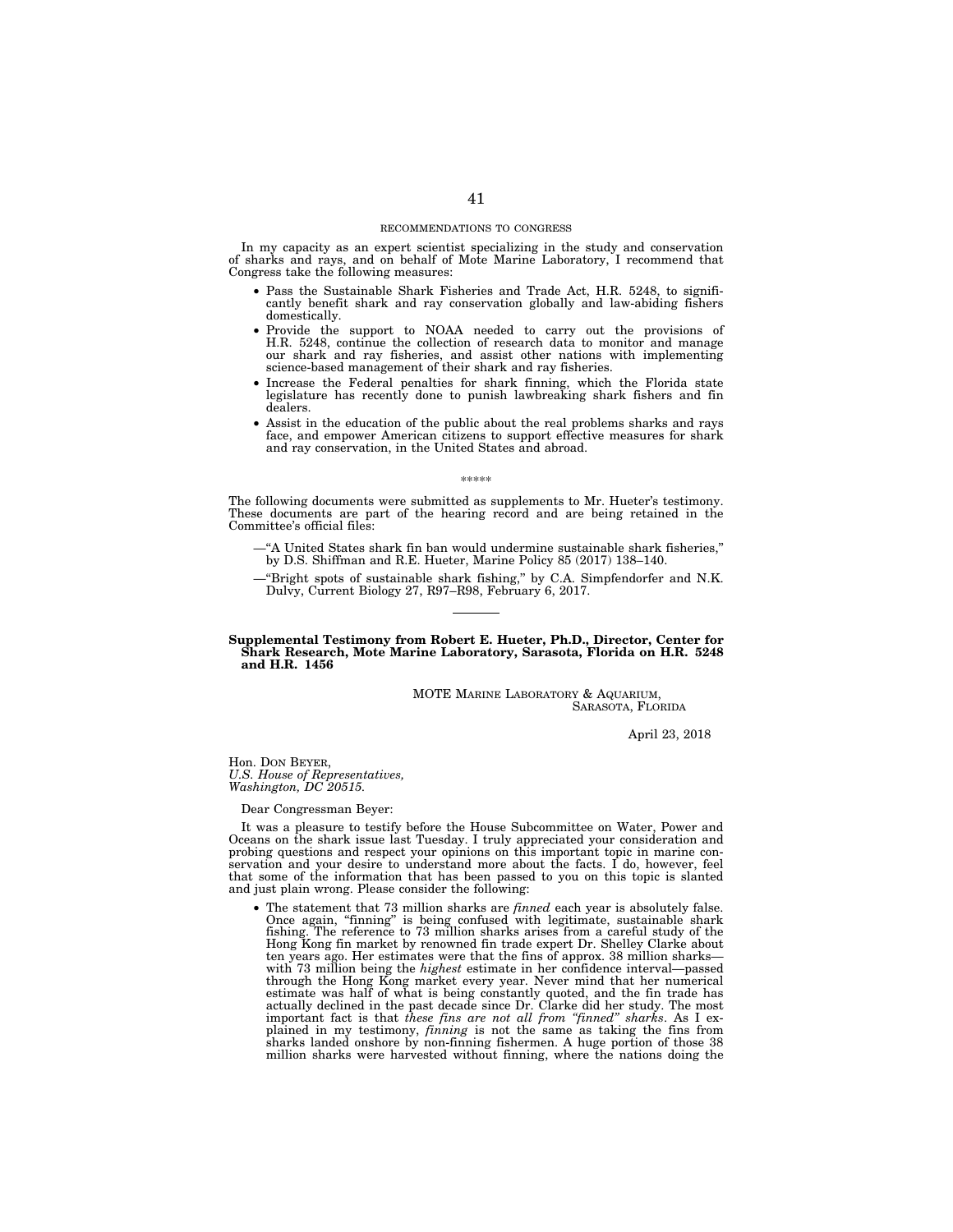## RECOMMENDATIONS TO CONGRESS

In my capacity as an expert scientist specializing in the study and conservation of sharks and rays, and on behalf of Mote Marine Laboratory, I recommend that Congress take the following measures:

- Pass the Sustainable Shark Fisheries and Trade Act, H.R. 5248, to significantly benefit shark and ray conservation globally and law-abiding fishers domestically.
- Provide the support to NOAA needed to carry out the provisions of H.R. 5248, continue the collection of research data to monitor and manage our shark and ray fisheries, and assist other nations with implementing science-based management of their shark and ray fisheries.
- Increase the Federal penalties for shark finning, which the Florida state legislature has recently done to punish lawbreaking shark fishers and fin dealers.
- Assist in the education of the public about the real problems sharks and rays face, and empower American citizens to support effective measures for shark and ray conservation, in the United States and abroad.

*****

The following documents were submitted as supplements to Mr. Hueter's testimony. These documents are part of the hearing record and are being retained in the Committee's official files:

—"A United States shark fin ban would undermine sustainable shark fisheries," by D.S. Shiffman and R.E. Hueter, Marine Policy 85 (2017) 138–140.

—"Bright spots of sustainable shark fishing," by C.A. Simpfendorfer and N.K. Dulvy, Current Biology 27, R97–R98, February 6, 2017.

---

**Supplemental Testimony from Robert E. Hueter, Ph.D., Director, Center for Shark Research, Mote Marine Laboratory, Sarasota, Florida on H.R. 5248 and H.R. 1456**

MOTE MARINE LABORATORY & AQUARIUM,
SARASOTA, FLORIDA

April 23, 2018

Hon. DON BEYER,
*U.S. House of Representatives,*
*Washington, DC 20515.*

Dear Congressman Beyer:

It was a pleasure to testify before the House Subcommittee on Water, Power and Oceans on the shark issue last Tuesday. I truly appreciated your consideration and probing questions and respect your opinions on this important topic in marine conservation and your desire to understand more about the facts. I do, however, feel that some of the information that has been passed to you on this topic is slanted and just plain wrong. Please consider the following:

- The statement that 73 million sharks are *finned* each year is absolutely false. Once again, "finning" is being confused with legitimate, sustainable shark fishing. The reference to 73 million sharks arises from a careful study of the Hong Kong fin market by renowned fin trade expert Dr. Shelley Clarke about ten years ago. Her estimates were that the fins of approx. 38 million sharks—with 73 million being the *highest* estimate in her confidence interval—passed through the Hong Kong market every year. Never mind that her numerical estimate was half of what is being constantly quoted, and the fin trade has actually declined in the past decade since Dr. Clarke did her study. The most important fact is that *these fins are not all from "finned" sharks*. As I explained in my testimony, *finning* is not the same as taking the fins from sharks landed onshore by non-finning fishermen. A huge portion of those 38 million sharks were harvested without finning, where the nations doing the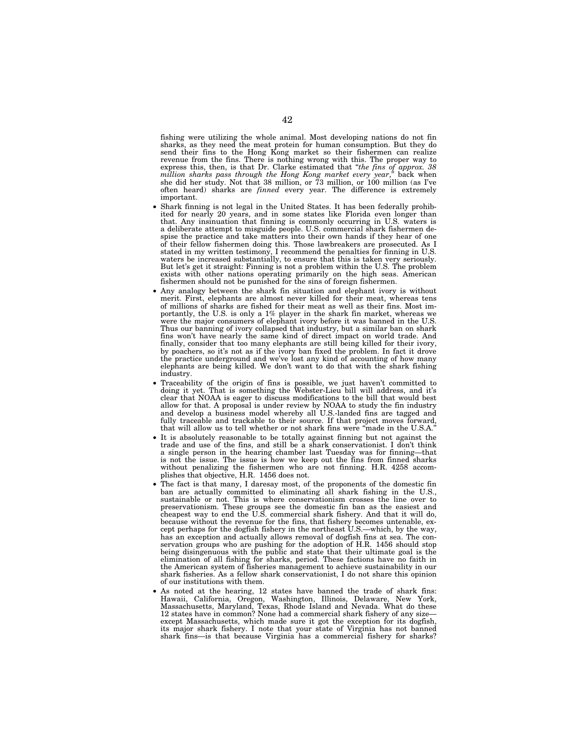fishing were utilizing the whole animal. Most developing nations do not fin sharks, as they need the meat protein for human consumption. But they do send their fins to the Hong Kong market so their fishermen can realize revenue from the fins. There is nothing wrong with this. The proper way to express this, then, is that Dr. Clarke estimated that "*the fins of approx. 38 million sharks pass through the Hong Kong market every year*," back when she did her study. Not that 38 million, or 73 million, or 100 million (as I've often heard) sharks are *finned* every year. The difference is extremely important.

- Shark finning is not legal in the United States. It has been federally prohibited for nearly 20 years, and in some states like Florida even longer than that. Any insinuation that finning is commonly occurring in U.S. waters is a deliberate attempt to misguide people. U.S. commercial shark fishermen despise the practice and take matters into their own hands if they hear of one of their fellow fishermen doing this. Those lawbreakers are prosecuted. As I stated in my written testimony, I recommend the penalties for finning in U.S. waters be increased substantially, to ensure that this is taken very seriously. But let's get it straight: Finning is not a problem within the U.S. The problem exists with other nations operating primarily on the high seas. American fishermen should not be punished for the sins of foreign fishermen.
- Any analogy between the shark fin situation and elephant ivory is without merit. First, elephants are almost never killed for their meat, whereas tens of millions of sharks are fished for their meat as well as their fins. Most importantly, the U.S. is only a 1% player in the shark fin market, whereas we were the major consumers of elephant ivory before it was banned in the U.S. Thus our banning of ivory collapsed that industry, but a similar ban on shark fins won't have nearly the same kind of direct impact on world trade. And finally, consider that too many elephants are still being killed for their ivory, by poachers, so it's not as if the ivory ban fixed the problem. In fact it drove the practice underground and we've lost any kind of accounting of how many elephants are being killed. We don't want to do that with the shark fishing industry.
- Traceability of the origin of fins is possible, we just haven't committed to doing it yet. That is something the Webster-Lieu bill will address, and it's clear that NOAA is eager to discuss modifications to the bill that would best allow for that. A proposal is under review by NOAA to study the fin industry and develop a business model whereby all U.S.-landed fins are tagged and fully traceable and trackable to their source. If that project moves forward, that will allow us to tell whether or not shark fins were "made in the U.S.A."
- It is absolutely reasonable to be totally against finning but not against the trade and use of the fins, and still be a shark conservationist. I don't think a single person in the hearing chamber last Tuesday was for finning—that is not the issue. The issue is how we keep out the fins from finned sharks without penalizing the fishermen who are not finning. H.R. 4258 accomplishes that objective, H.R. 1456 does not.
- The fact is that many, I daresay most, of the proponents of the domestic fin ban are actually committed to eliminating all shark fishing in the U.S., sustainable or not. This is where conservationism crosses the line over to preservationism. These groups see the domestic fin ban as the easiest and cheapest way to end the U.S. commercial shark fishery. And that it will do, because without the revenue for the fins, that fishery becomes untenable, except perhaps for the dogfish fishery in the northeast U.S.—which, by the way, has an exception and actually allows removal of dogfish fins at sea. The conservation groups who are pushing for the adoption of H.R. 1456 should stop being disingenuous with the public and state that their ultimate goal is the elimination of all fishing for sharks, period. These factions have no faith in the American system of fisheries management to achieve sustainability in our shark fisheries. As a fellow shark conservationist, I do not share this opinion of our institutions with them.
- As noted at the hearing, 12 states have banned the trade of shark fins: Hawaii, California, Oregon, Washington, Illinois, Delaware, New York, Massachusetts, Maryland, Texas, Rhode Island and Nevada. What do these 12 states have in common? None had a commercial shark fishery of any size—except Massachusetts, which made sure it got the exception for its dogfish, its major shark fishery. I note that your state of Virginia has not banned shark fins—is that because Virginia has a commercial fishery for sharks?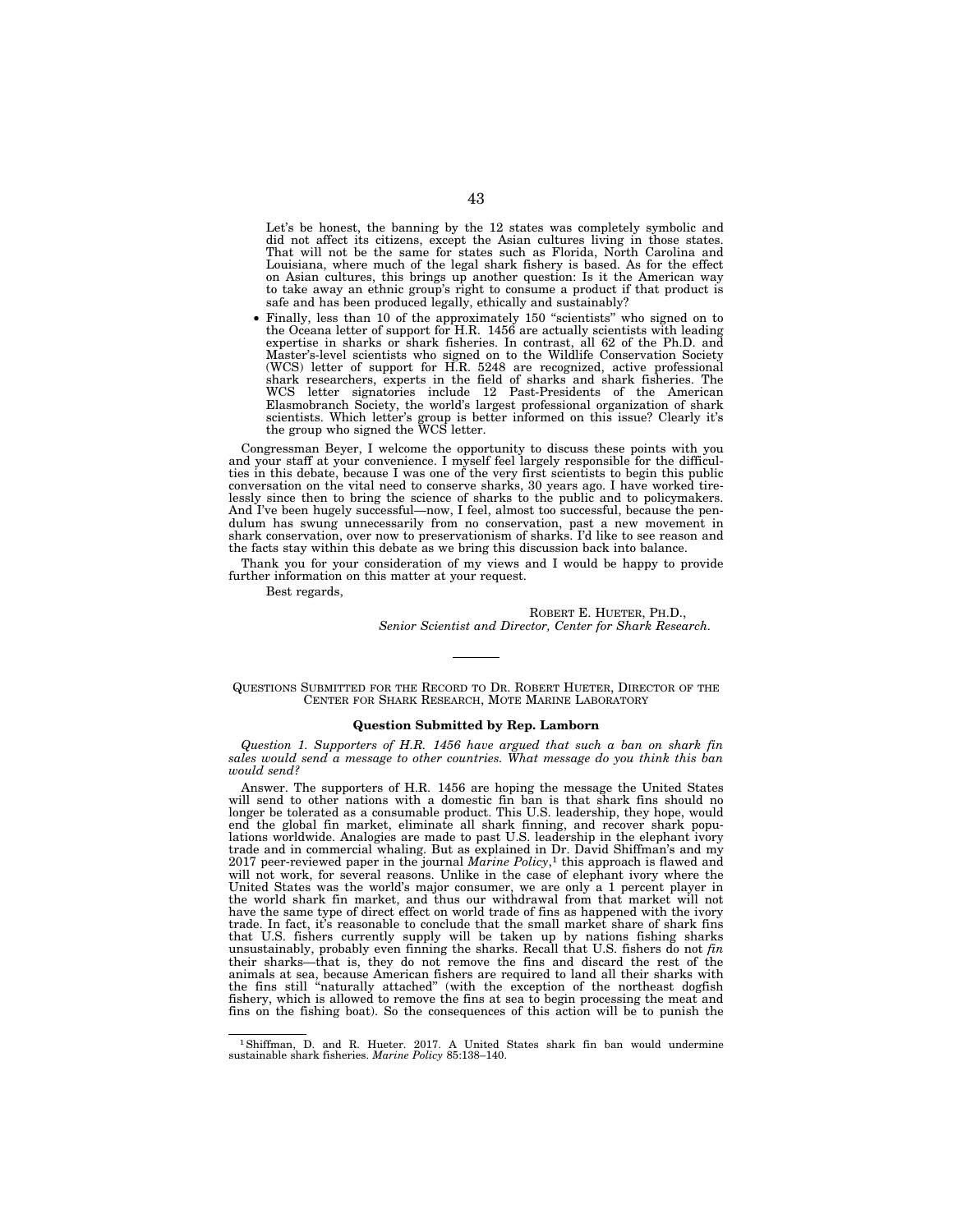Let's be honest, the banning by the 12 states was completely symbolic and did not affect its citizens, except the Asian cultures living in those states. That will not be the same for states such as Florida, North Carolina and Louisiana, where much of the legal shark fishery is based. As for the effect on Asian cultures, this brings up another question: Is it the American way to take away an ethnic group's right to consume a product if that product is safe and has been produced legally, ethically and sustainably?

- Finally, less than 10 of the approximately 150 "scientists" who signed on to the Oceana letter of support for H.R. 1456 are actually scientists with leading expertise in sharks or shark fisheries. In contrast, all 62 of the Ph.D. and Master's-level scientists who signed on to the Wildlife Conservation Society (WCS) letter of support for H.R. 5248 are recognized, active professional shark researchers, experts in the field of sharks and shark fisheries. The WCS letter signatories include 12 Past-Presidents of the American Elasmobranch Society, the world's largest professional organization of shark scientists. Which letter's group is better informed on this issue? Clearly it's the group who signed the WCS letter.

Congressman Beyer, I welcome the opportunity to discuss these points with you and your staff at your convenience. I myself feel largely responsible for the difficulties in this debate, because I was one of the very first scientists to begin this public conversation on the vital need to conserve sharks, 30 years ago. I have worked tirelessly since then to bring the science of sharks to the public and to policymakers. And I've been hugely successful—now, I feel, almost too successful, because the pendulum has swung unnecessarily from no conservation, past a new movement in shark conservation, over now to preservationism of sharks. I'd like to see reason and the facts stay within this debate as we bring this discussion back into balance.

Thank you for your consideration of my views and I would be happy to provide further information on this matter at your request.

Best regards,

ROBERT E. HUETER, PH.D.,
*Senior Scientist and Director, Center for Shark Research.*

---

QUESTIONS SUBMITTED FOR THE RECORD TO DR. ROBERT HUETER, DIRECTOR OF THE CENTER FOR SHARK RESEARCH, MOTE MARINE LABORATORY

**Question Submitted by Rep. Lamborn**

*Question 1. Supporters of H.R. 1456 have argued that such a ban on shark fin sales would send a message to other countries. What message do you think this ban would send?*

Answer. The supporters of H.R. 1456 are hoping the message the United States will send to other nations with a domestic fin ban is that shark fins should no longer be tolerated as a consumable product. This U.S. leadership, they hope, would end the global fin market, eliminate all shark finning, and recover shark populations worldwide. Analogies are made to past U.S. leadership in the elephant ivory trade and in commercial whaling. But as explained in Dr. David Shiffman's and my 2017 peer-reviewed paper in the journal *Marine Policy*,[1] this approach is flawed and will not work, for several reasons. Unlike in the case of elephant ivory where the United States was the world's major consumer, we are only a 1 percent player in the world shark fin market, and thus our withdrawal from that market will not have the same type of direct effect on world trade of fins as happened with the ivory trade. In fact, it's reasonable to conclude that the small market share of shark fins that U.S. fishers currently supply will be taken up by nations fishing sharks unsustainably, probably even finning the sharks. Recall that U.S. fishers do not *fin* their sharks—that is, they do not remove the fins and discard the rest of the animals at sea, because American fishers are required to land all their sharks with the fins still "naturally attached" (with the exception of the northeast dogfish fishery, which is allowed to remove the fins at sea to begin processing the meat and fins on the fishing boat). So the consequences of this action will be to punish the

---

[1] Shiffman, D. and R. Hueter. 2017. A United States shark fin ban would undermine sustainable shark fisheries. *Marine Policy* 85:138–140.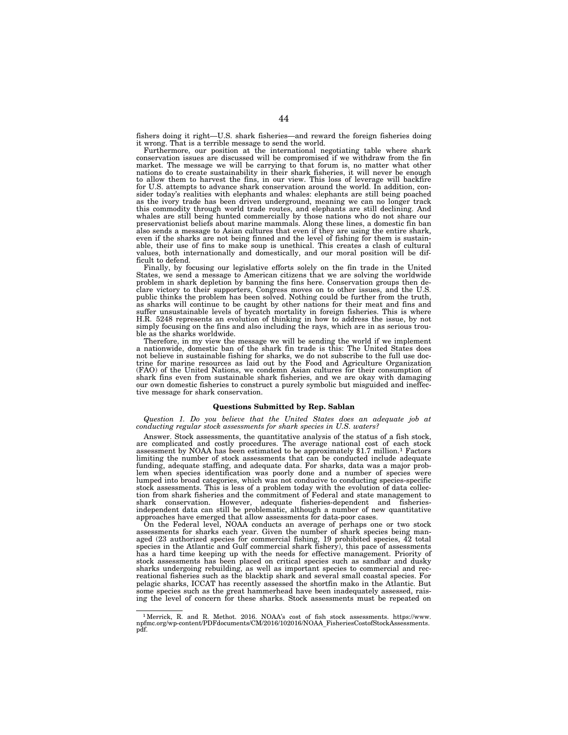fishers doing it right—U.S. shark fisheries—and reward the foreign fisheries doing it wrong. That is a terrible message to send the world.

Furthermore, our position at the international negotiating table where shark conservation issues are discussed will be compromised if we withdraw from the fin market. The message we will be carrying to that forum is, no matter what other nations do to create sustainability in their shark fisheries, it will never be enough to allow them to harvest the fins, in our view. This loss of leverage will backfire for U.S. attempts to advance shark conservation around the world. In addition, consider today's realities with elephants and whales: elephants are still being poached as the ivory trade has been driven underground, meaning we can no longer track this commodity through world trade routes, and elephants are still declining. And whales are still being hunted commercially by those nations who do not share our preservationist beliefs about marine mammals. Along these lines, a domestic fin ban also sends a message to Asian cultures that even if they are using the entire shark, even if the sharks are not being finned and the level of fishing for them is sustainable, their use of fins to make soup is unethical. This creates a clash of cultural values, both internationally and domestically, and our moral position will be difficult to defend.

Finally, by focusing our legislative efforts solely on the fin trade in the United States, we send a message to American citizens that we are solving the worldwide problem in shark depletion by banning the fins here. Conservation groups then declare victory to their supporters, Congress moves on to other issues, and the U.S. public thinks the problem has been solved. Nothing could be further from the truth, as sharks will continue to be caught by other nations for their meat and fins and suffer unsustainable levels of bycatch mortality in foreign fisheries. This is where H.R. 5248 represents an evolution of thinking in how to address the issue, by not simply focusing on the fins and also including the rays, which are in as serious trouble as the sharks worldwide.

Therefore, in my view the message we will be sending the world if we implement a nationwide, domestic ban of the shark fin trade is this: The United States does not believe in sustainable fishing for sharks, we do not subscribe to the full use doctrine for marine resources as laid out by the Food and Agriculture Organization (FAO) of the United Nations, we condemn Asian cultures for their consumption of shark fins even from sustainable shark fisheries, and we are okay with damaging our own domestic fisheries to construct a purely symbolic but misguided and ineffective message for shark conservation.

### Questions Submitted by Rep. Sablan

*Question 1. Do you believe that the United States does an adequate job at conducting regular stock assessments for shark species in U.S. waters?*

Answer. Stock assessments, the quantitative analysis of the status of a fish stock, are complicated and costly procedures. The average national cost of each stock assessment by NOAA has been estimated to be approximately $1.7 million.[1] Factors limiting the number of stock assessments that can be conducted include adequate funding, adequate staffing, and adequate data. For sharks, data was a major problem when species identification was poorly done and a number of species were lumped into broad categories, which was not conducive to conducting species-specific stock assessments. This is less of a problem today with the evolution of data collection from shark fisheries and the commitment of Federal and state management to shark conservation. However, adequate fisheries-dependent and fisheries-independent data can still be problematic, although a number of new quantitative approaches have emerged that allow assessments for data-poor cases.

On the Federal level, NOAA conducts an average of perhaps one or two stock assessments for sharks each year. Given the number of shark species being managed (23 authorized species for commercial fishing, 19 prohibited species, 42 total species in the Atlantic and Gulf commercial shark fishery), this pace of assessments has a hard time keeping up with the needs for effective management. Priority of stock assessments has been placed on critical species such as sandbar and dusky sharks undergoing rebuilding, as well as important species to commercial and recreational fisheries such as the blacktip shark and several small coastal species. For pelagic sharks, ICCAT has recently assessed the shortfin mako in the Atlantic. But some species such as the great hammerhead have been inadequately assessed, raising the level of concern for these sharks. Stock assessments must be repeated on

[1] Merrick, R. and R. Methot. 2016. NOAA's cost of fish stock assessments. https://www.npfmc.org/wp-content/PDFdocuments/CM/2016/102016/NOAA_FisheriesCostofStockAssessments.pdf.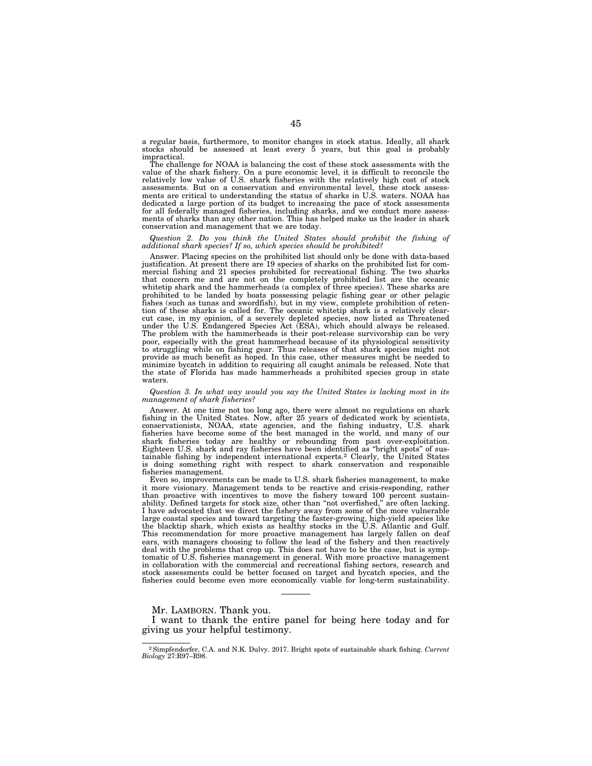a regular basis, furthermore, to monitor changes in stock status. Ideally, all shark stocks should be assessed at least every 5 years, but this goal is probably impractical.

The challenge for NOAA is balancing the cost of these stock assessments with the value of the shark fishery. On a pure economic level, it is difficult to reconcile the relatively low value of U.S. shark fisheries with the relatively high cost of stock assessments. But on a conservation and environmental level, these stock assessments are critical to understanding the status of sharks in U.S. waters. NOAA has dedicated a large portion of its budget to increasing the pace of stock assessments for all federally managed fisheries, including sharks, and we conduct more assessments of sharks than any other nation. This has helped make us the leader in shark conservation and management that we are today.

*Question 2. Do you think the United States should prohibit the fishing of additional shark species? If so, which species should be prohibited?*

Answer. Placing species on the prohibited list should only be done with data-based justification. At present there are 19 species of sharks on the prohibited list for commercial fishing and 21 species prohibited for recreational fishing. The two sharks that concern me and are not on the completely prohibited list are the oceanic whitetip shark and the hammerheads (a complex of three species). These sharks are prohibited to be landed by boats possessing pelagic fishing gear or other pelagic fishes (such as tunas and swordfish), but in my view, complete prohibition of retention of these sharks is called for. The oceanic whitetip shark is a relatively clear-cut case, in my opinion, of a severely depleted species, now listed as Threatened under the U.S. Endangered Species Act (ESA), which should always be released. The problem with the hammerheads is their post-release survivorship can be very poor, especially with the great hammerhead because of its physiological sensitivity to struggling while on fishing gear. Thus releases of that shark species might not provide as much benefit as hoped. In this case, other measures might be needed to minimize bycatch in addition to requiring all caught animals be released. Note that the state of Florida has made hammerheads a prohibited species group in state waters.

*Question 3. In what way would you say the United States is lacking most in its management of shark fisheries?*

Answer. At one time not too long ago, there were almost no regulations on shark fishing in the United States. Now, after 25 years of dedicated work by scientists, conservationists, NOAA, state agencies, and the fishing industry, U.S. shark fisheries have become some of the best managed in the world, and many of our shark fisheries today are healthy or rebounding from past over-exploitation. Eighteen U.S. shark and ray fisheries have been identified as "bright spots" of sustainable fishing by independent international experts.[2] Clearly, the United States is doing something right with respect to shark conservation and responsible fisheries management.

Even so, improvements can be made to U.S. shark fisheries management, to make it more visionary. Management tends to be reactive and crisis-responding, rather than proactive with incentives to move the fishery toward 100 percent sustainability. Defined targets for stock size, other than "not overfished," are often lacking. I have advocated that we direct the fishery away from some of the more vulnerable large coastal species and toward targeting the faster-growing, high-yield species like the blacktip shark, which exists as healthy stocks in the U.S. Atlantic and Gulf. This recommendation for more proactive management has largely fallen on deaf ears, with managers choosing to follow the lead of the fishery and then reactively deal with the problems that crop up. This does not have to be the case, but is symptomatic of U.S. fisheries management in general. With more proactive management in collaboration with the commercial and recreational fishing sectors, research and stock assessments could be better focused on target and bycatch species, and the fisheries could become even more economically viable for long-term sustainability.

---

Mr. LAMBORN. Thank you.

I want to thank the entire panel for being here today and for giving us your helpful testimony.

[2] Simpfendorfer, C.A. and N.K. Dulvy. 2017. Bright spots of sustainable shark fishing. *Current Biology* 27:R97–R98.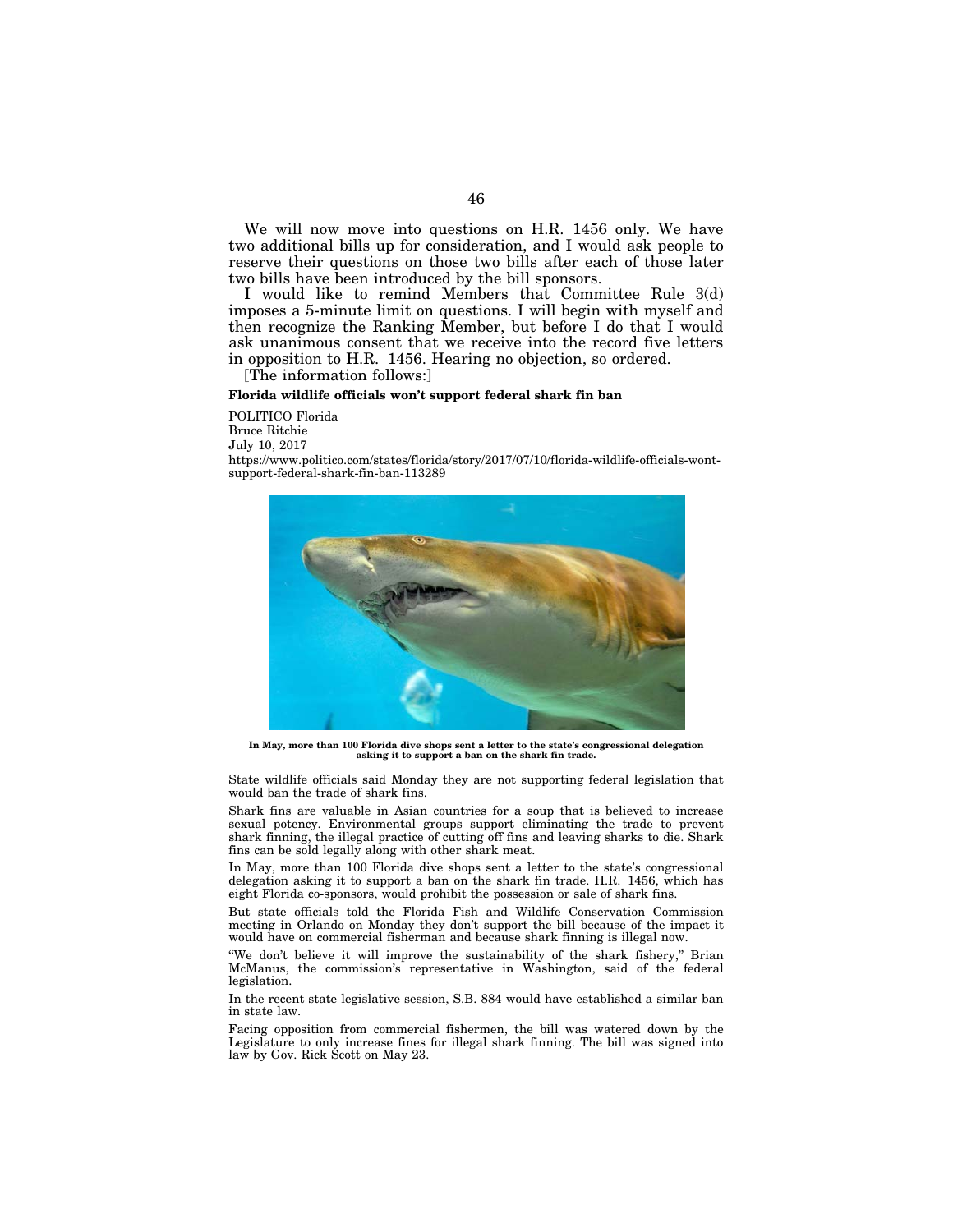We will now move into questions on H.R. 1456 only. We have two additional bills up for consideration, and I would ask people to reserve their questions on those two bills after each of those later two bills have been introduced by the bill sponsors.

I would like to remind Members that Committee Rule 3(d) imposes a 5-minute limit on questions. I will begin with myself and then recognize the Ranking Member, but before I do that I would ask unanimous consent that we receive into the record five letters in opposition to H.R. 1456. Hearing no objection, so ordered.

[The information follows:]

**Florida wildlife officials won't support federal shark fin ban**

POLITICO Florida
Bruce Ritchie
July 10, 2017
https://www.politico.com/states/florida/story/2017/07/10/florida-wildlife-officials-wont-support-federal-shark-fin-ban-113289

**In May, more than 100 Florida dive shops sent a letter to the state's congressional delegation asking it to support a ban on the shark fin trade.**

State wildlife officials said Monday they are not supporting federal legislation that would ban the trade of shark fins.

Shark fins are valuable in Asian countries for a soup that is believed to increase sexual potency. Environmental groups support eliminating the trade to prevent shark finning, the illegal practice of cutting off fins and leaving sharks to die. Shark fins can be sold legally along with other shark meat.

In May, more than 100 Florida dive shops sent a letter to the state's congressional delegation asking it to support a ban on the shark fin trade. H.R. 1456, which has eight Florida co-sponsors, would prohibit the possession or sale of shark fins.

But state officials told the Florida Fish and Wildlife Conservation Commission meeting in Orlando on Monday they don't support the bill because of the impact it would have on commercial fisherman and because shark finning is illegal now.

"We don't believe it will improve the sustainability of the shark fishery," Brian McManus, the commission's representative in Washington, said of the federal legislation.

In the recent state legislative session, S.B. 884 would have established a similar ban in state law.

Facing opposition from commercial fishermen, the bill was watered down by the Legislature to only increase fines for illegal shark finning. The bill was signed into law by Gov. Rick Scott on May 23.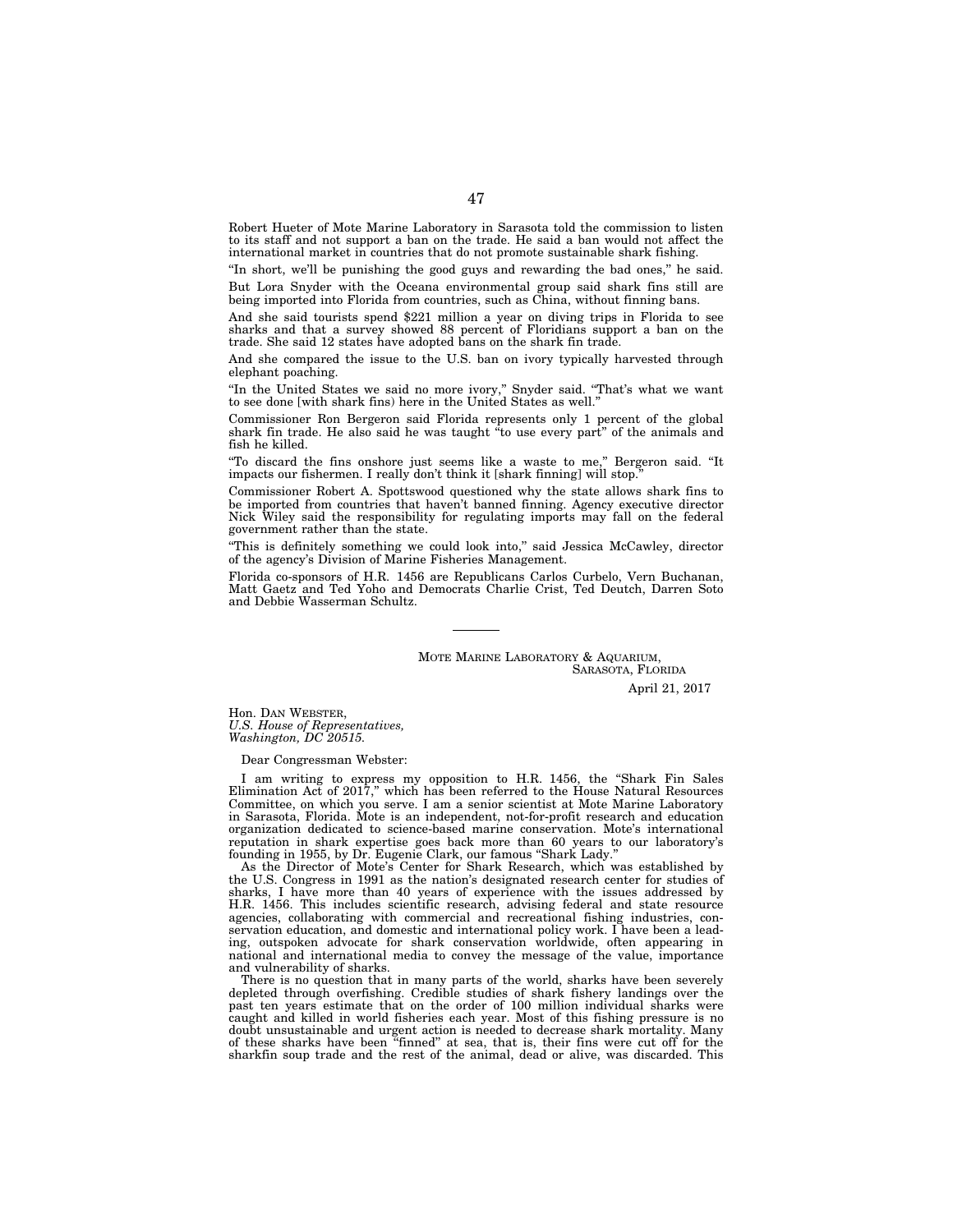Robert Hueter of Mote Marine Laboratory in Sarasota told the commission to listen to its staff and not support a ban on the trade. He said a ban would not affect the international market in countries that do not promote sustainable shark fishing.

"In short, we'll be punishing the good guys and rewarding the bad ones," he said.

But Lora Snyder with the Oceana environmental group said shark fins still are being imported into Florida from countries, such as China, without finning bans.

And she said tourists spend $221 million a year on diving trips in Florida to see sharks and that a survey showed 88 percent of Floridians support a ban on the trade. She said 12 states have adopted bans on the shark fin trade.

And she compared the issue to the U.S. ban on ivory typically harvested through elephant poaching.

"In the United States we said no more ivory," Snyder said. "That's what we want to see done [with shark fins) here in the United States as well."

Commissioner Ron Bergeron said Florida represents only 1 percent of the global shark fin trade. He also said he was taught "to use every part" of the animals and fish he killed.

"To discard the fins onshore just seems like a waste to me," Bergeron said. "It impacts our fishermen. I really don't think it [shark finning] will stop."

Commissioner Robert A. Spottswood questioned why the state allows shark fins to be imported from countries that haven't banned finning. Agency executive director Nick Wiley said the responsibility for regulating imports may fall on the federal government rather than the state.

"This is definitely something we could look into," said Jessica McCawley, director of the agency's Division of Marine Fisheries Management.

Florida co-sponsors of H.R. 1456 are Republicans Carlos Curbelo, Vern Buchanan, Matt Gaetz and Ted Yoho and Democrats Charlie Crist, Ted Deutch, Darren Soto and Debbie Wasserman Schultz.

---

MOTE MARINE LABORATORY & AQUARIUM,
SARASOTA, FLORIDA

April 21, 2017

Hon. DAN WEBSTER,
*U.S. House of Representatives,*
*Washington, DC 20515.*

Dear Congressman Webster:

I am writing to express my opposition to H.R. 1456, the "Shark Fin Sales Elimination Act of 2017," which has been referred to the House Natural Resources Committee, on which you serve. I am a senior scientist at Mote Marine Laboratory in Sarasota, Florida. Mote is an independent, not-for-profit research and education organization dedicated to science-based marine conservation. Mote's international reputation in shark expertise goes back more than 60 years to our laboratory's founding in 1955, by Dr. Eugenie Clark, our famous "Shark Lady."

As the Director of Mote's Center for Shark Research, which was established by the U.S. Congress in 1991 as the nation's designated research center for studies of sharks, I have more than 40 years of experience with the issues addressed by H.R. 1456. This includes scientific research, advising federal and state resource agencies, collaborating with commercial and recreational fishing industries, conservation education, and domestic and international policy work. I have been a leading, outspoken advocate for shark conservation worldwide, often appearing in national and international media to convey the message of the value, importance and vulnerability of sharks.

There is no question that in many parts of the world, sharks have been severely depleted through overfishing. Credible studies of shark fishery landings over the past ten years estimate that on the order of 100 million individual sharks were caught and killed in world fisheries each year. Most of this fishing pressure is no doubt unsustainable and urgent action is needed to decrease shark mortality. Many of these sharks have been "finned" at sea, that is, their fins were cut off for the sharkfin soup trade and the rest of the animal, dead or alive, was discarded. This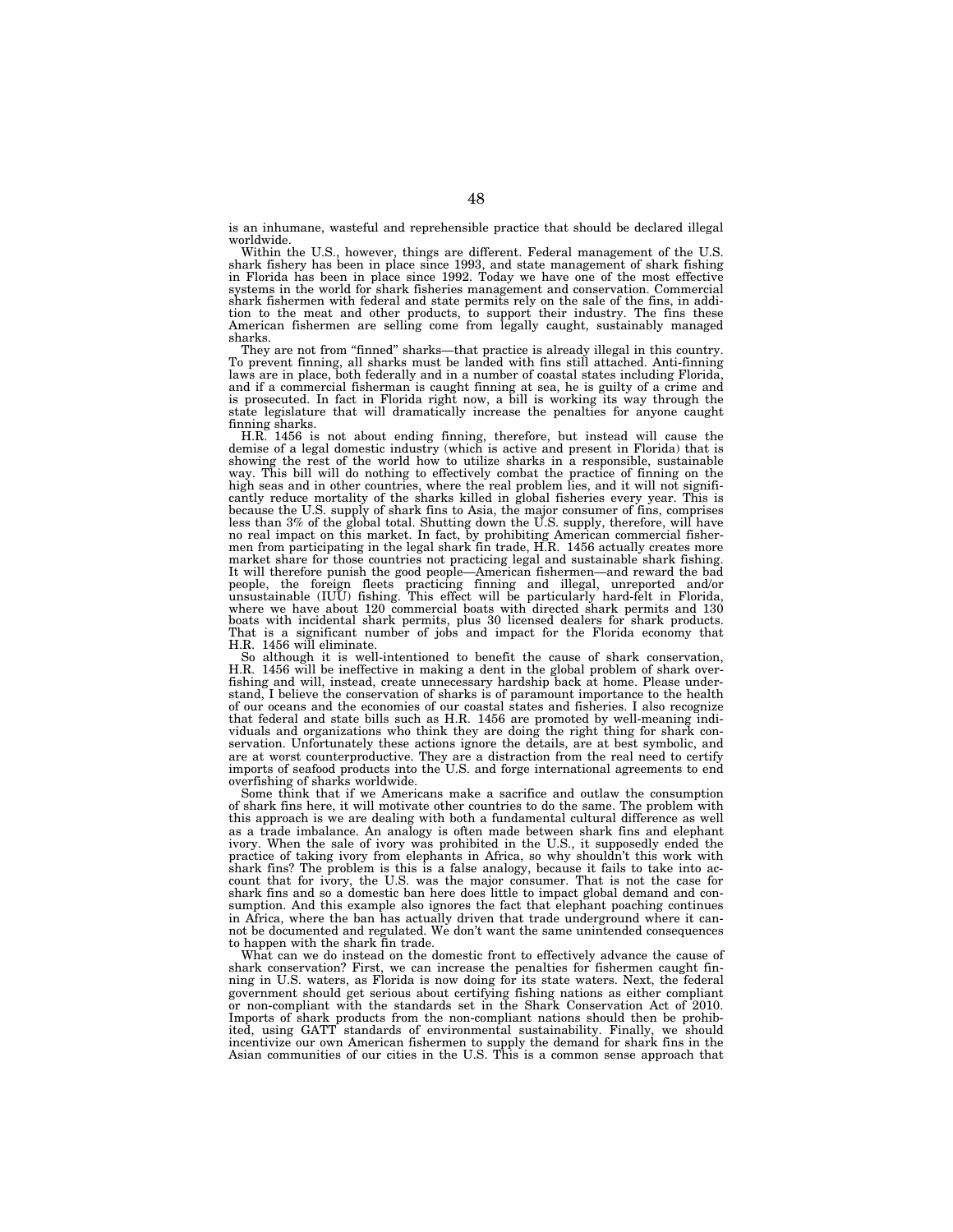is an inhumane, wasteful and reprehensible practice that should be declared illegal worldwide.

Within the U.S., however, things are different. Federal management of the U.S. shark fishery has been in place since 1993, and state management of shark fishing in Florida has been in place since 1992. Today we have one of the most effective systems in the world for shark fisheries management and conservation. Commercial shark fishermen with federal and state permits rely on the sale of the fins, in addition to the meat and other products, to support their industry. The fins these American fishermen are selling come from legally caught, sustainably managed sharks.

They are not from "finned" sharks—that practice is already illegal in this country. To prevent finning, all sharks must be landed with fins still attached. Anti-finning laws are in place, both federally and in a number of coastal states including Florida, and if a commercial fisherman is caught finning at sea, he is guilty of a crime and is prosecuted. In fact in Florida right now, a bill is working its way through the state legislature that will dramatically increase the penalties for anyone caught finning sharks.

H.R. 1456 is not about ending finning, therefore, but instead will cause the demise of a legal domestic industry (which is active and present in Florida) that is showing the rest of the world how to utilize sharks in a responsible, sustainable way. This bill will do nothing to effectively combat the practice of finning on the high seas and in other countries, where the real problem lies, and it will not significantly reduce mortality of the sharks killed in global fisheries every year. This is because the U.S. supply of shark fins to Asia, the major consumer of fins, comprises less than 3% of the global total. Shutting down the U.S. supply, therefore, will have no real impact on this market. In fact, by prohibiting American commercial fishermen from participating in the legal shark fin trade, H.R. 1456 actually creates more market share for those countries not practicing legal and sustainable shark fishing. It will therefore punish the good people—American fishermen—and reward the bad people, the foreign fleets practicing finning and illegal, unreported and/or unsustainable (IUU) fishing. This effect will be particularly hard-felt in Florida, where we have about 120 commercial boats with directed shark permits and 130 boats with incidental shark permits, plus 30 licensed dealers for shark products. That is a significant number of jobs and impact for the Florida economy that H.R. 1456 will eliminate.

So although it is well-intentioned to benefit the cause of shark conservation, H.R. 1456 will be ineffective in making a dent in the global problem of shark overfishing and will, instead, create unnecessary hardship back at home. Please understand, I believe the conservation of sharks is of paramount importance to the health of our oceans and the economies of our coastal states and fisheries. I also recognize that federal and state bills such as H.R. 1456 are promoted by well-meaning individuals and organizations who think they are doing the right thing for shark conservation. Unfortunately these actions ignore the details, are at best symbolic, and are at worst counterproductive. They are a distraction from the real need to certify imports of seafood products into the U.S. and forge international agreements to end overfishing of sharks worldwide.

Some think that if we Americans make a sacrifice and outlaw the consumption of shark fins here, it will motivate other countries to do the same. The problem with this approach is we are dealing with both a fundamental cultural difference as well as a trade imbalance. An analogy is often made between shark fins and elephant ivory. When the sale of ivory was prohibited in the U.S., it supposedly ended the practice of taking ivory from elephants in Africa, so why shouldn't this work with shark fins? The problem is this is a false analogy, because it fails to take into account that for ivory, the U.S. was the major consumer. That is not the case for shark fins and so a domestic ban here does little to impact global demand and consumption. And this example also ignores the fact that elephant poaching continues in Africa, where the ban has actually driven that trade underground where it cannot be documented and regulated. We don't want the same unintended consequences to happen with the shark fin trade.

What can we do instead on the domestic front to effectively advance the cause of shark conservation? First, we can increase the penalties for fishermen caught finning in U.S. waters, as Florida is now doing for its state waters. Next, the federal government should get serious about certifying fishing nations as either compliant or non-compliant with the standards set in the Shark Conservation Act of 2010. Imports of shark products from the non-compliant nations should then be prohibited, using GATT standards of environmental sustainability. Finally, we should incentivize our own American fishermen to supply the demand for shark fins in the Asian communities of our cities in the U.S. This is a common sense approach that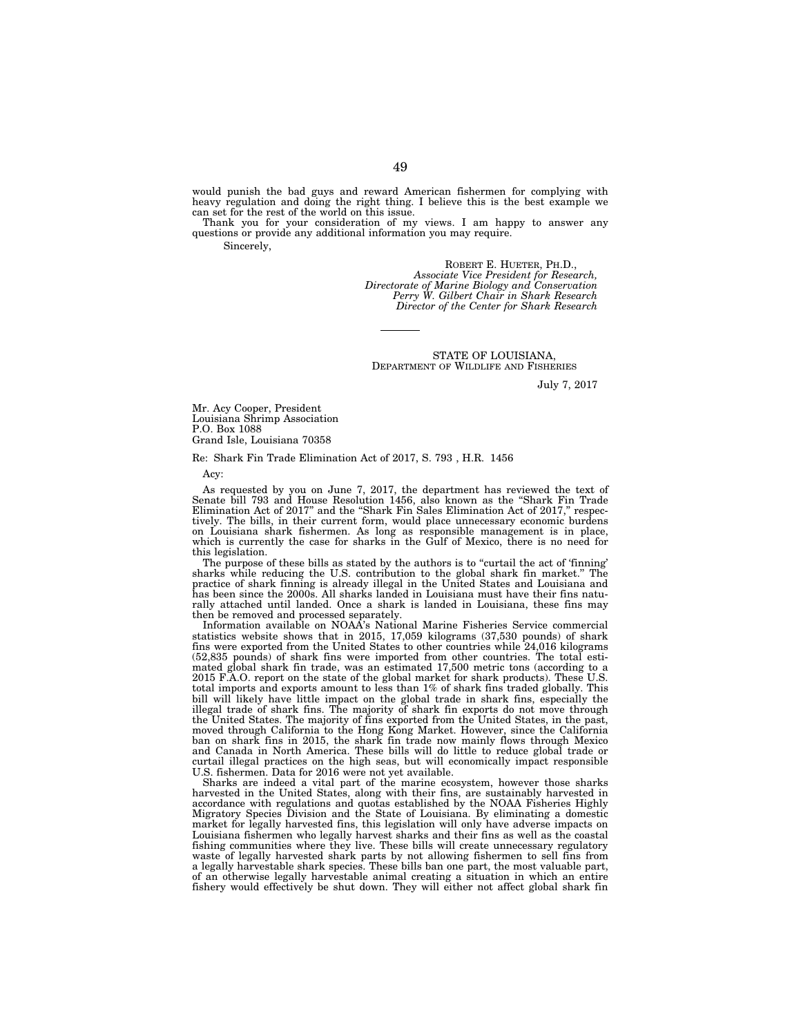would punish the bad guys and reward American fishermen for complying with heavy regulation and doing the right thing. I believe this is the best example we can set for the rest of the world on this issue.

Thank you for your consideration of my views. I am happy to answer any questions or provide any additional information you may require.

Sincerely,

ROBERT E. HUETER, PH.D.,
*Associate Vice President for Research,*
*Directorate of Marine Biology and Conservation*
*Perry W. Gilbert Chair in Shark Research*
*Director of the Center for Shark Research*

---

STATE OF LOUISIANA,
DEPARTMENT OF WILDLIFE AND FISHERIES

July 7, 2017

Mr. Acy Cooper, President
Louisiana Shrimp Association
P.O. Box 1088
Grand Isle, Louisiana 70358

Re: Shark Fin Trade Elimination Act of 2017, S. 793 , H.R. 1456

Acy:

As requested by you on June 7, 2017, the department has reviewed the text of Senate bill 793 and House Resolution 1456, also known as the "Shark Fin Trade Elimination Act of 2017" and the "Shark Fin Sales Elimination Act of 2017," respectively. The bills, in their current form, would place unnecessary economic burdens on Louisiana shark fishermen. As long as responsible management is in place, which is currently the case for sharks in the Gulf of Mexico, there is no need for this legislation.

The purpose of these bills as stated by the authors is to "curtail the act of 'finning' sharks while reducing the U.S. contribution to the global shark fin market." The practice of shark finning is already illegal in the United States and Louisiana and has been since the 2000s. All sharks landed in Louisiana must have their fins naturally attached until landed. Once a shark is landed in Louisiana, these fins may then be removed and processed separately.

Information available on NOAA's National Marine Fisheries Service commercial statistics website shows that in 2015, 17,059 kilograms (37,530 pounds) of shark fins were exported from the United States to other countries while 24,016 kilograms (52,835 pounds) of shark fins were imported from other countries. The total estimated global shark fin trade, was an estimated 17,500 metric tons (according to a 2015 F.A.O. report on the state of the global market for shark products). These U.S. total imports and exports amount to less than 1% of shark fins traded globally. This bill will likely have little impact on the global trade in shark fins, especially the illegal trade of shark fins. The majority of shark fin exports do not move through the United States. The majority of fins exported from the United States, in the past, moved through California to the Hong Kong Market. However, since the California ban on shark fins in 2015, the shark fin trade now mainly flows through Mexico and Canada in North America. These bills will do little to reduce global trade or curtail illegal practices on the high seas, but will economically impact responsible U.S. fishermen. Data for 2016 were not yet available.

Sharks are indeed a vital part of the marine ecosystem, however those sharks harvested in the United States, along with their fins, are sustainably harvested in accordance with regulations and quotas established by the NOAA Fisheries Highly Migratory Species Division and the State of Louisiana. By eliminating a domestic market for legally harvested fins, this legislation will only have adverse impacts on Louisiana fishermen who legally harvest sharks and their fins as well as the coastal fishing communities where they live. These bills will create unnecessary regulatory waste of legally harvested shark parts by not allowing fishermen to sell fins from a legally harvestable shark species. These bills ban one part, the most valuable part, of an otherwise legally harvestable animal creating a situation in which an entire fishery would effectively be shut down. They will either not affect global shark fin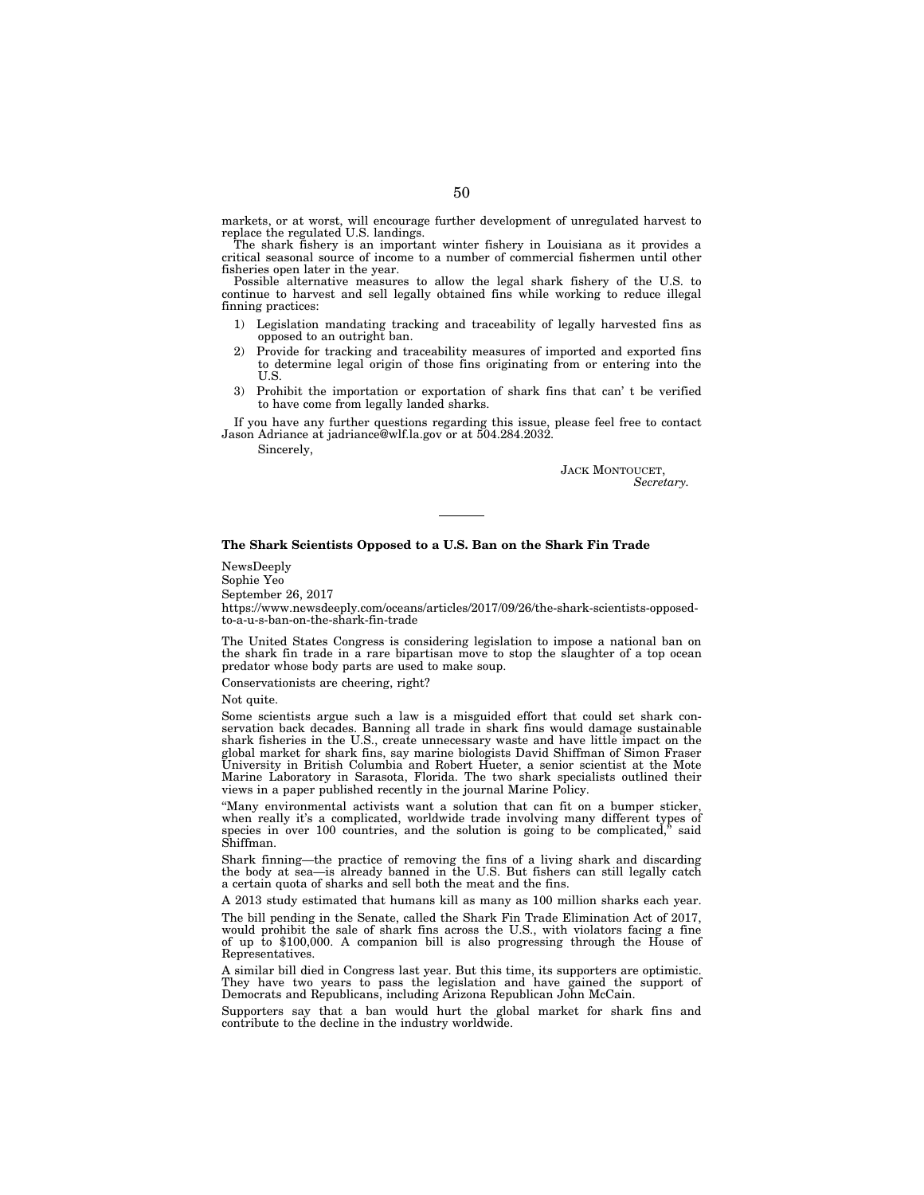markets, or at worst, will encourage further development of unregulated harvest to replace the regulated U.S. landings.

The shark fishery is an important winter fishery in Louisiana as it provides a critical seasonal source of income to a number of commercial fishermen until other fisheries open later in the year.

Possible alternative measures to allow the legal shark fishery of the U.S. to continue to harvest and sell legally obtained fins while working to reduce illegal finning practices:

1) Legislation mandating tracking and traceability of legally harvested fins as opposed to an outright ban.
2) Provide for tracking and traceability measures of imported and exported fins to determine legal origin of those fins originating from or entering into the U.S.
3) Prohibit the importation or exportation of shark fins that can' t be verified to have come from legally landed sharks.

If you have any further questions regarding this issue, please feel free to contact Jason Adriance at jadriance@wlf.la.gov or at 504.284.2032.

Sincerely,

JACK MONTOUCET,
*Secretary.*

---

**The Shark Scientists Opposed to a U.S. Ban on the Shark Fin Trade**

NewsDeeply
Sophie Yeo
September 26, 2017
https://www.newsdeeply.com/oceans/articles/2017/09/26/the-shark-scientists-opposed-to-a-u-s-ban-on-the-shark-fin-trade

The United States Congress is considering legislation to impose a national ban on the shark fin trade in a rare bipartisan move to stop the slaughter of a top ocean predator whose body parts are used to make soup.

Conservationists are cheering, right?

Not quite.

Some scientists argue such a law is a misguided effort that could set shark conservation back decades. Banning all trade in shark fins would damage sustainable shark fisheries in the U.S., create unnecessary waste and have little impact on the global market for shark fins, say marine biologists David Shiffman of Simon Fraser University in British Columbia and Robert Hueter, a senior scientist at the Mote Marine Laboratory in Sarasota, Florida. The two shark specialists outlined their views in a paper published recently in the journal Marine Policy.

"Many environmental activists want a solution that can fit on a bumper sticker, when really it's a complicated, worldwide trade involving many different types of species in over 100 countries, and the solution is going to be complicated," said Shiffman.

Shark finning—the practice of removing the fins of a living shark and discarding the body at sea—is already banned in the U.S. But fishers can still legally catch a certain quota of sharks and sell both the meat and the fins.

A 2013 study estimated that humans kill as many as 100 million sharks each year.

The bill pending in the Senate, called the Shark Fin Trade Elimination Act of 2017, would prohibit the sale of shark fins across the U.S., with violators facing a fine of up to $100,000. A companion bill is also progressing through the House of Representatives.

A similar bill died in Congress last year. But this time, its supporters are optimistic. They have two years to pass the legislation and have gained the support of Democrats and Republicans, including Arizona Republican John McCain.

Supporters say that a ban would hurt the global market for shark fins and contribute to the decline in the industry worldwide.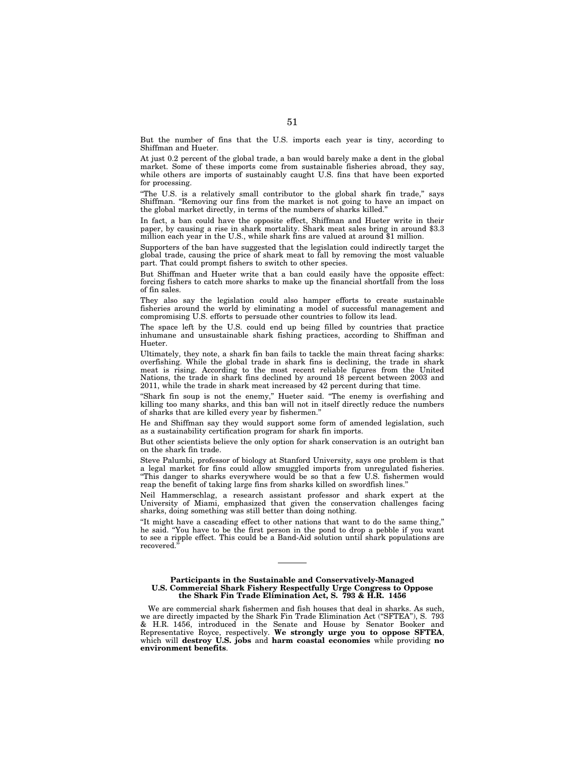But the number of fins that the U.S. imports each year is tiny, according to Shiffman and Hueter.

At just 0.2 percent of the global trade, a ban would barely make a dent in the global market. Some of these imports come from sustainable fisheries abroad, they say, while others are imports of sustainably caught U.S. fins that have been exported for processing.

"The U.S. is a relatively small contributor to the global shark fin trade," says Shiffman. "Removing our fins from the market is not going to have an impact on the global market directly, in terms of the numbers of sharks killed."

In fact, a ban could have the opposite effect, Shiffman and Hueter write in their paper, by causing a rise in shark mortality. Shark meat sales bring in around $3.3 million each year in the U.S., while shark fins are valued at around $1 million.

Supporters of the ban have suggested that the legislation could indirectly target the global trade, causing the price of shark meat to fall by removing the most valuable part. That could prompt fishers to switch to other species.

But Shiffman and Hueter write that a ban could easily have the opposite effect: forcing fishers to catch more sharks to make up the financial shortfall from the loss of fin sales.

They also say the legislation could also hamper efforts to create sustainable fisheries around the world by eliminating a model of successful management and compromising U.S. efforts to persuade other countries to follow its lead.

The space left by the U.S. could end up being filled by countries that practice inhumane and unsustainable shark fishing practices, according to Shiffman and Hueter.

Ultimately, they note, a shark fin ban fails to tackle the main threat facing sharks: overfishing. While the global trade in shark fins is declining, the trade in shark meat is rising. According to the most recent reliable figures from the United Nations, the trade in shark fins declined by around 18 percent between 2003 and 2011, while the trade in shark meat increased by 42 percent during that time.

"Shark fin soup is not the enemy," Hueter said. "The enemy is overfishing and killing too many sharks, and this ban will not in itself directly reduce the numbers of sharks that are killed every year by fishermen."

He and Shiffman say they would support some form of amended legislation, such as a sustainability certification program for shark fin imports.

But other scientists believe the only option for shark conservation is an outright ban on the shark fin trade.

Steve Palumbi, professor of biology at Stanford University, says one problem is that a legal market for fins could allow smuggled imports from unregulated fisheries. "This danger to sharks everywhere would be so that a few U.S. fishermen would reap the benefit of taking large fins from sharks killed on swordfish lines."

Neil Hammerschlag, a research assistant professor and shark expert at the University of Miami, emphasized that given the conservation challenges facing sharks, doing something was still better than doing nothing.

"It might have a cascading effect to other nations that want to do the same thing," he said. "You have to be the first person in the pond to drop a pebble if you want to see a ripple effect. This could be a Band-Aid solution until shark populations are recovered."

---

**Participants in the Sustainable and Conservatively-Managed U.S. Commercial Shark Fishery Respectfully Urge Congress to Oppose the Shark Fin Trade Elimination Act, S. 793 & H.R. 1456**

We are commercial shark fishermen and fish houses that deal in sharks. As such, we are directly impacted by the Shark Fin Trade Elimination Act ("SFTEA"), S. 793 & H.R. 1456, introduced in the Senate and House by Senator Booker and Representative Royce, respectively. **We strongly urge you to oppose SFTEA**, which will **destroy U.S. jobs** and **harm coastal economies** while providing **no environment benefits**.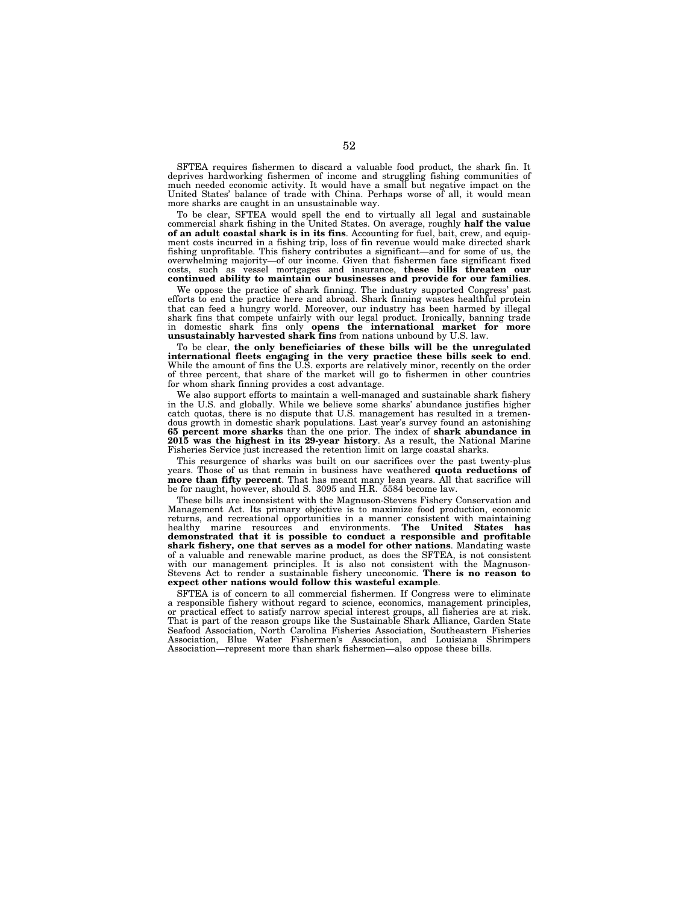SFTEA requires fishermen to discard a valuable food product, the shark fin. It deprives hardworking fishermen of income and struggling fishing communities of much needed economic activity. It would have a small but negative impact on the United States' balance of trade with China. Perhaps worse of all, it would mean more sharks are caught in an unsustainable way.

To be clear, SFTEA would spell the end to virtually all legal and sustainable commercial shark fishing in the United States. On average, roughly **half the value of an adult coastal shark is in its fins**. Accounting for fuel, bait, crew, and equipment costs incurred in a fishing trip, loss of fin revenue would make directed shark fishing unprofitable. This fishery contributes a significant—and for some of us, the overwhelming majority—of our income. Given that fishermen face significant fixed costs, such as vessel mortgages and insurance, **these bills threaten our continued ability to maintain our businesses and provide for our families**.

We oppose the practice of shark finning. The industry supported Congress' past efforts to end the practice here and abroad. Shark finning wastes healthful protein that can feed a hungry world. Moreover, our industry has been harmed by illegal shark fins that compete unfairly with our legal product. Ironically, banning trade in domestic shark fins only **opens the international market for more unsustainably harvested shark fins** from nations unbound by U.S. law.

To be clear, **the only beneficiaries of these bills will be the unregulated international fleets engaging in the very practice these bills seek to end**. While the amount of fins the U.S. exports are relatively minor, recently on the order of three percent, that share of the market will go to fishermen in other countries for whom shark finning provides a cost advantage.

We also support efforts to maintain a well-managed and sustainable shark fishery in the U.S. and globally. While we believe some sharks' abundance justifies higher catch quotas, there is no dispute that U.S. management has resulted in a tremendous growth in domestic shark populations. Last year's survey found an astonishing **65 percent more sharks** than the one prior. The index of **shark abundance in 2015 was the highest in its 29-year history**. As a result, the National Marine Fisheries Service just increased the retention limit on large coastal sharks.

This resurgence of sharks was built on our sacrifices over the past twenty-plus years. Those of us that remain in business have weathered **quota reductions of more than fifty percent**. That has meant many lean years. All that sacrifice will be for naught, however, should S. 3095 and H.R. 5584 become law.

These bills are inconsistent with the Magnuson-Stevens Fishery Conservation and Management Act. Its primary objective is to maximize food production, economic returns, and recreational opportunities in a manner consistent with maintaining healthy marine resources and environments. **The United States has demonstrated that it is possible to conduct a responsible and profitable shark fishery, one that serves as a model for other nations**. Mandating waste of a valuable and renewable marine product, as does the SFTEA, is not consistent with our management principles. It is also not consistent with the Magnuson-Stevens Act to render a sustainable fishery uneconomic. **There is no reason to expect other nations would follow this wasteful example**.

SFTEA is of concern to all commercial fishermen. If Congress were to eliminate a responsible fishery without regard to science, economics, management principles, or practical effect to satisfy narrow special interest groups, all fisheries are at risk. That is part of the reason groups like the Sustainable Shark Alliance, Garden State Seafood Association, North Carolina Fisheries Association, Southeastern Fisheries Association, Blue Water Fishermen's Association, and Louisiana Shrimpers Association—represent more than shark fishermen—also oppose these bills.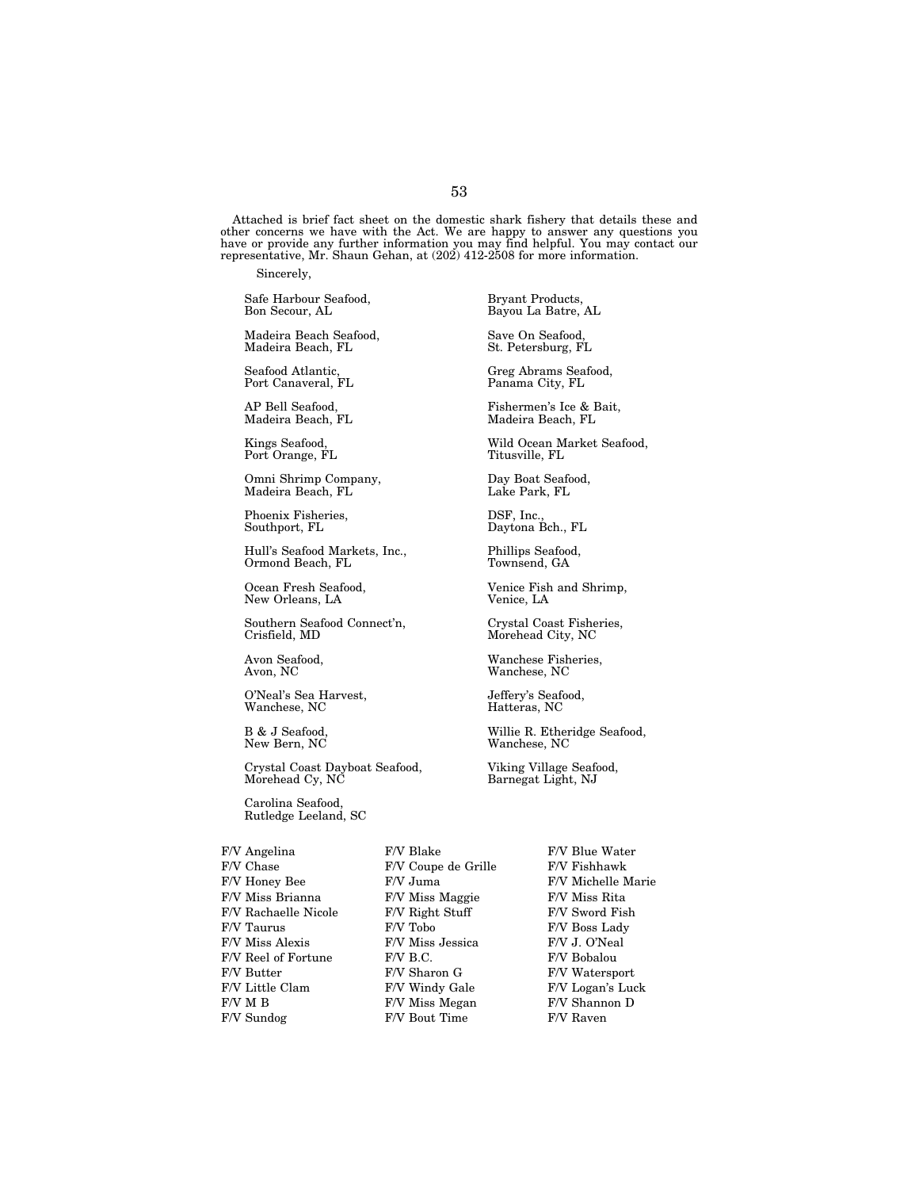Attached is brief fact sheet on the domestic shark fishery that details these and other concerns we have with the Act. We are happy to answer any questions you have or provide any further information you may find helpful. You may contact our representative, Mr. Shaun Gehan, at (202) 412-2508 for more information.

Sincerely,

Safe Harbour Seafood,
Bon Secour, AL

Bryant Products,
Bayou La Batre, AL

Madeira Beach Seafood,
Madeira Beach, FL

Save On Seafood,
St. Petersburg, FL

Seafood Atlantic,
Port Canaveral, FL

Greg Abrams Seafood,
Panama City, FL

AP Bell Seafood,
Madeira Beach, FL

Fishermen's Ice & Bait,
Madeira Beach, FL

Kings Seafood,
Port Orange, FL

Wild Ocean Market Seafood,
Titusville, FL

Omni Shrimp Company,
Madeira Beach, FL

Day Boat Seafood,
Lake Park, FL

Phoenix Fisheries,
Southport, FL

DSF, Inc.,
Daytona Bch., FL

Hull's Seafood Markets, Inc.,
Ormond Beach, FL

Phillips Seafood,
Townsend, GA

Ocean Fresh Seafood,
New Orleans, LA

Venice Fish and Shrimp,
Venice, LA

Southern Seafood Connect'n,
Crisfield, MD

Crystal Coast Fisheries,
Morehead City, NC

Avon Seafood,
Avon, NC

Wanchese Fisheries,
Wanchese, NC

O'Neal's Sea Harvest,
Wanchese, NC

Jeffery's Seafood,
Hatteras, NC

B & J Seafood,
New Bern, NC

Willie R. Etheridge Seafood,
Wanchese, NC

Crystal Coast Dayboat Seafood,
Morehead Cy, NC

Viking Village Seafood,
Barnegat Light, NJ

Carolina Seafood,
Rutledge Leeland, SC

F/V Angelina
F/V Chase
F/V Honey Bee
F/V Miss Brianna
F/V Rachaelle Nicole
F/V Taurus
F/V Miss Alexis
F/V Reel of Fortune
F/V Butter
F/V Little Clam
F/V M B
F/V Sundog
F/V Blake
F/V Coupe de Grille
F/V Juma
F/V Miss Maggie
F/V Right Stuff
F/V Tobo
F/V Miss Jessica
F/V B.C.
F/V Sharon G
F/V Windy Gale
F/V Miss Megan
F/V Bout Time
F/V Blue Water
F/V Fishhawk
F/V Michelle Marie
F/V Miss Rita
F/V Sword Fish
F/V Boss Lady
F/V J. O'Neal
F/V Bobalou
F/V Watersport
F/V Logan's Luck
F/V Shannon D
F/V Raven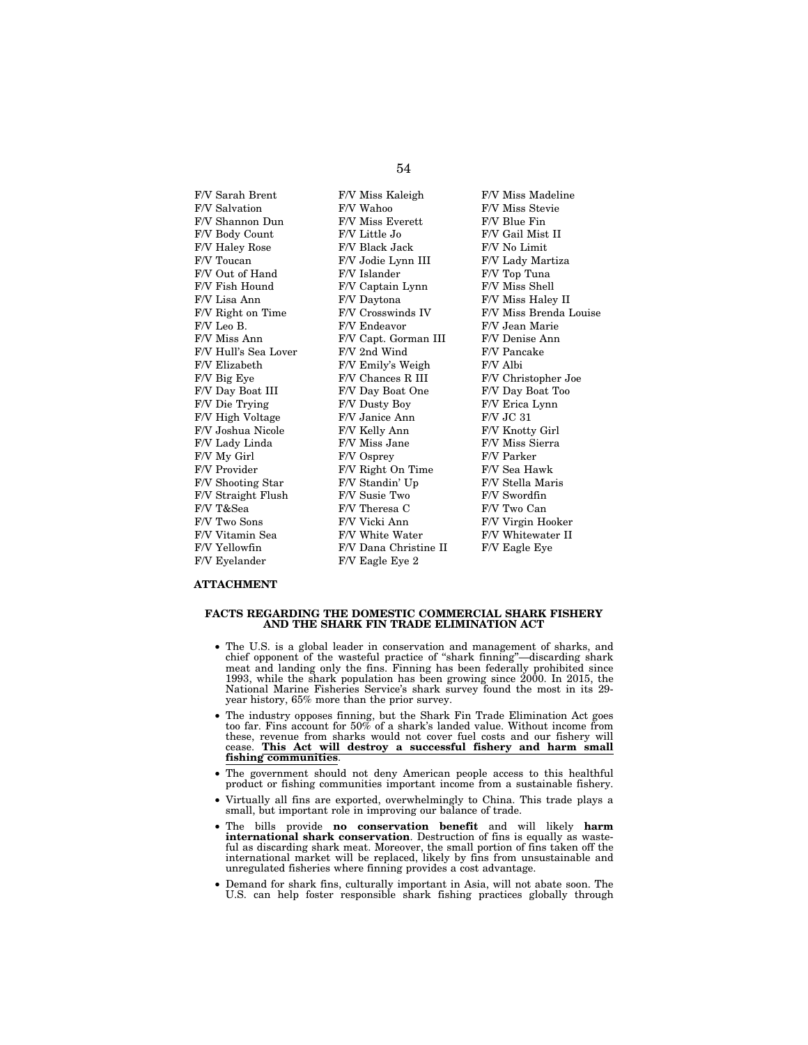F/V Sarah Brent
F/V Salvation
F/V Shannon Dun
F/V Body Count
F/V Haley Rose
F/V Toucan
F/V Out of Hand
F/V Fish Hound
F/V Lisa Ann
F/V Right on Time
F/V Leo B.
F/V Miss Ann
F/V Hull's Sea Lover
F/V Elizabeth
F/V Big Eye
F/V Day Boat III
F/V Die Trying
F/V High Voltage
F/V Joshua Nicole
F/V Lady Linda
F/V My Girl
F/V Provider
F/V Shooting Star
F/V Straight Flush
F/V T&Sea
F/V Two Sons
F/V Vitamin Sea
F/V Yellowfin
F/V Eyelander
F/V Miss Kaleigh
F/V Wahoo
F/V Miss Everett
F/V Little Jo
F/V Black Jack
F/V Jodie Lynn III
F/V Islander
F/V Captain Lynn
F/V Daytona
F/V Crosswinds IV
F/V Endeavor
F/V Capt. Gorman III
F/V 2nd Wind
F/V Emily's Weigh
F/V Chances R III
F/V Day Boat One
F/V Dusty Boy
F/V Janice Ann
F/V Kelly Ann
F/V Miss Jane
F/V Osprey
F/V Right On Time
F/V Standin' Up
F/V Susie Two
F/V Theresa C
F/V Vicki Ann
F/V White Water
F/V Dana Christine II
F/V Eagle Eye 2
F/V Miss Madeline
F/V Miss Stevie
F/V Blue Fin
F/V Gail Mist II
F/V No Limit
F/V Lady Martiza
F/V Top Tuna
F/V Miss Shell
F/V Miss Haley II
F/V Miss Brenda Louise
F/V Jean Marie
F/V Denise Ann
F/V Pancake
F/V Albi
F/V Christopher Joe
F/V Day Boat Too
F/V Erica Lynn
F/V JC 31
F/V Knotty Girl
F/V Miss Sierra
F/V Parker
F/V Sea Hawk
F/V Stella Maris
F/V Swordfin
F/V Two Can
F/V Virgin Hooker
F/V Whitewater II
F/V Eagle Eye

**ATTACHMENT**

**FACTS REGARDING THE DOMESTIC COMMERCIAL SHARK FISHERY AND THE SHARK FIN TRADE ELIMINATION ACT**

- The U.S. is a global leader in conservation and management of sharks, and chief opponent of the wasteful practice of "shark finning"—discarding shark meat and landing only the fins. Finning has been federally prohibited since 1993, while the shark population has been growing since 2000. In 2015, the National Marine Fisheries Service's shark survey found the most in its 29-year history, 65% more than the prior survey.
- The industry opposes finning, but the Shark Fin Trade Elimination Act goes too far. Fins account for 50% of a shark's landed value. Without income from these, revenue from sharks would not cover fuel costs and our fishery will cease. **This Act will destroy a successful fishery and harm small fishing communities**.
- The government should not deny American people access to this healthful product or fishing communities important income from a sustainable fishery.
- Virtually all fins are exported, overwhelmingly to China. This trade plays a small, but important role in improving our balance of trade.
- The bills provide **no conservation benefit** and will likely **harm international shark conservation**. Destruction of fins is equally as wasteful as discarding shark meat. Moreover, the small portion of fins taken off the international market will be replaced, likely by fins from unsustainable and unregulated fisheries where finning provides a cost advantage.
- Demand for shark fins, culturally important in Asia, will not abate soon. The U.S. can help foster responsible shark fishing practices globally through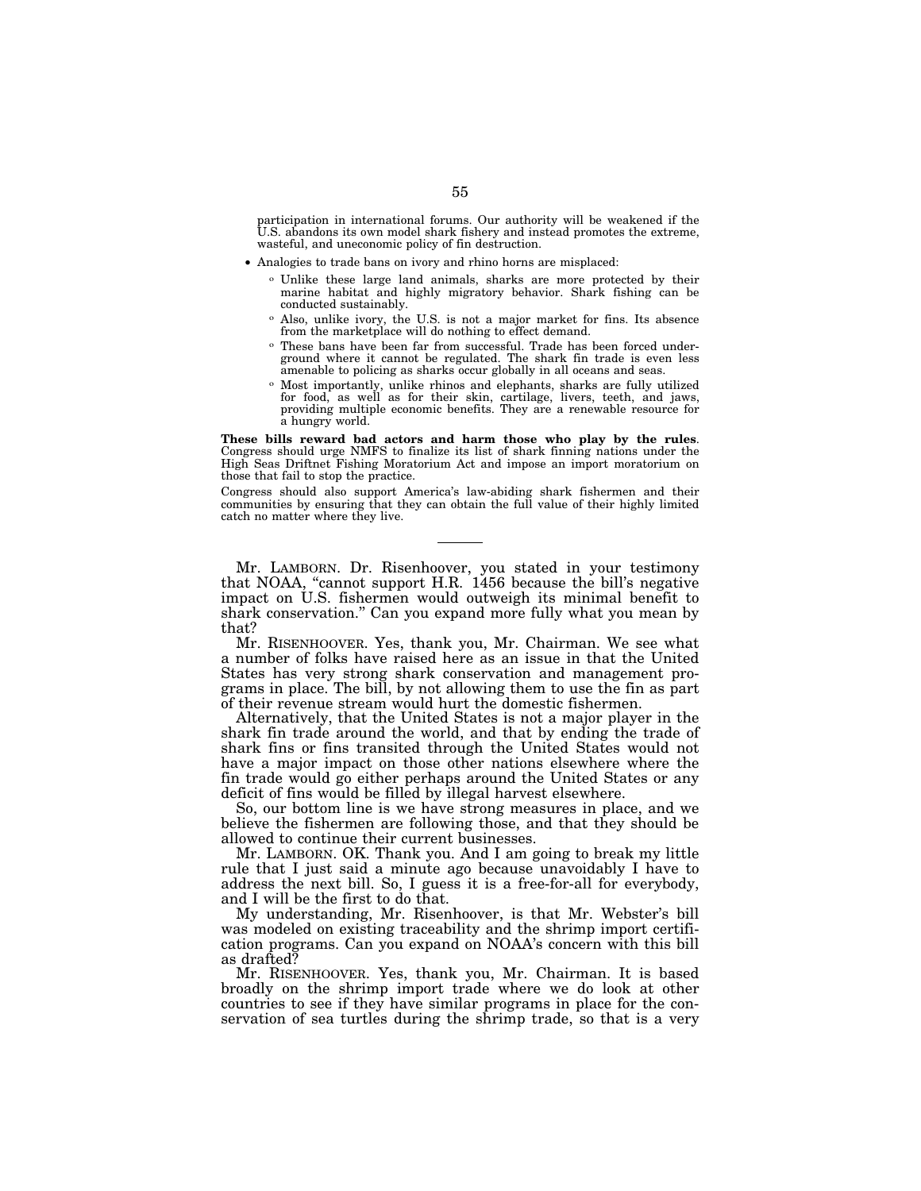participation in international forums. Our authority will be weakened if the U.S. abandons its own model shark fishery and instead promotes the extreme, wasteful, and uneconomic policy of fin destruction.

- Analogies to trade bans on ivory and rhino horns are misplaced:
  - Unlike these large land animals, sharks are more protected by their marine habitat and highly migratory behavior. Shark fishing can be conducted sustainably.
  - Also, unlike ivory, the U.S. is not a major market for fins. Its absence from the marketplace will do nothing to effect demand.
  - These bans have been far from successful. Trade has been forced underground where it cannot be regulated. The shark fin trade is even less amenable to policing as sharks occur globally in all oceans and seas.
  - Most importantly, unlike rhinos and elephants, sharks are fully utilized for food, as well as for their skin, cartilage, livers, teeth, and jaws, providing multiple economic benefits. They are a renewable resource for a hungry world.

**These bills reward bad actors and harm those who play by the rules**. Congress should urge NMFS to finalize its list of shark finning nations under the High Seas Driftnet Fishing Moratorium Act and impose an import moratorium on those that fail to stop the practice.

Congress should also support America's law-abiding shark fishermen and their communities by ensuring that they can obtain the full value of their highly limited catch no matter where they live.

---

Mr. LAMBORN. Dr. Risenhoover, you stated in your testimony that NOAA, "cannot support H.R. 1456 because the bill's negative impact on U.S. fishermen would outweigh its minimal benefit to shark conservation." Can you expand more fully what you mean by that?

Mr. RISENHOOVER. Yes, thank you, Mr. Chairman. We see what a number of folks have raised here as an issue in that the United States has very strong shark conservation and management programs in place. The bill, by not allowing them to use the fin as part of their revenue stream would hurt the domestic fishermen.

Alternatively, that the United States is not a major player in the shark fin trade around the world, and that by ending the trade of shark fins or fins transited through the United States would not have a major impact on those other nations elsewhere where the fin trade would go either perhaps around the United States or any deficit of fins would be filled by illegal harvest elsewhere.

So, our bottom line is we have strong measures in place, and we believe the fishermen are following those, and that they should be allowed to continue their current businesses.

Mr. LAMBORN. OK. Thank you. And I am going to break my little rule that I just said a minute ago because unavoidably I have to address the next bill. So, I guess it is a free-for-all for everybody, and I will be the first to do that.

My understanding, Mr. Risenhoover, is that Mr. Webster's bill was modeled on existing traceability and the shrimp import certification programs. Can you expand on NOAA's concern with this bill as drafted?

Mr. RISENHOOVER. Yes, thank you, Mr. Chairman. It is based broadly on the shrimp import trade where we do look at other countries to see if they have similar programs in place for the conservation of sea turtles during the shrimp trade, so that is a very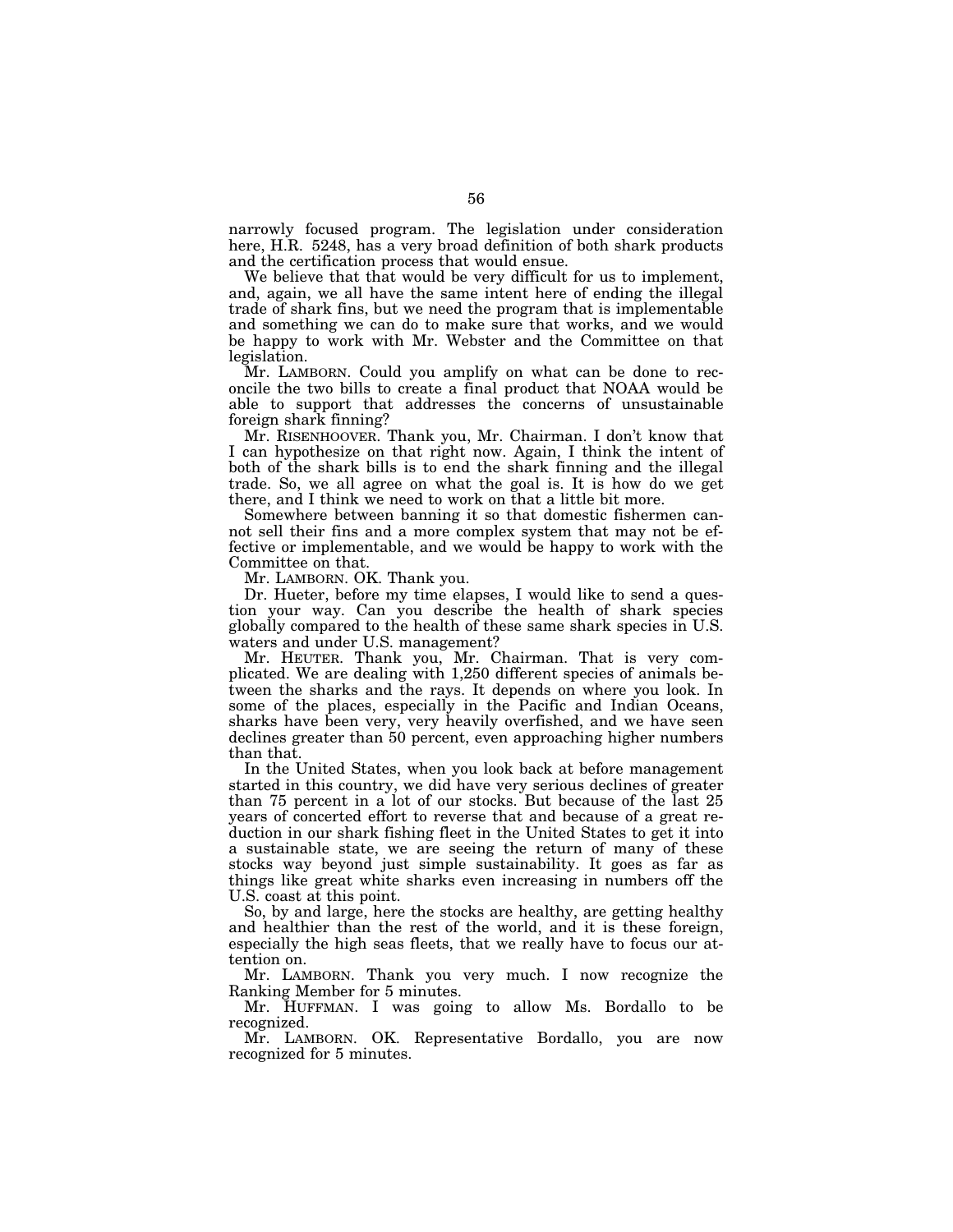narrowly focused program. The legislation under consideration here, H.R. 5248, has a very broad definition of both shark products and the certification process that would ensue.

We believe that that would be very difficult for us to implement, and, again, we all have the same intent here of ending the illegal trade of shark fins, but we need the program that is implementable and something we can do to make sure that works, and we would be happy to work with Mr. Webster and the Committee on that legislation.

Mr. LAMBORN. Could you amplify on what can be done to reconcile the two bills to create a final product that NOAA would be able to support that addresses the concerns of unsustainable foreign shark finning?

Mr. RISENHOOVER. Thank you, Mr. Chairman. I don't know that I can hypothesize on that right now. Again, I think the intent of both of the shark bills is to end the shark finning and the illegal trade. So, we all agree on what the goal is. It is how do we get there, and I think we need to work on that a little bit more.

Somewhere between banning it so that domestic fishermen cannot sell their fins and a more complex system that may not be effective or implementable, and we would be happy to work with the Committee on that.

Mr. LAMBORN. OK. Thank you.

Dr. Hueter, before my time elapses, I would like to send a question your way. Can you describe the health of shark species globally compared to the health of these same shark species in U.S. waters and under U.S. management?

Mr. HEUTER. Thank you, Mr. Chairman. That is very complicated. We are dealing with 1,250 different species of animals between the sharks and the rays. It depends on where you look. In some of the places, especially in the Pacific and Indian Oceans, sharks have been very, very heavily overfished, and we have seen declines greater than 50 percent, even approaching higher numbers than that.

In the United States, when you look back at before management started in this country, we did have very serious declines of greater than 75 percent in a lot of our stocks. But because of the last 25 years of concerted effort to reverse that and because of a great reduction in our shark fishing fleet in the United States to get it into a sustainable state, we are seeing the return of many of these stocks way beyond just simple sustainability. It goes as far as things like great white sharks even increasing in numbers off the U.S. coast at this point.

So, by and large, here the stocks are healthy, are getting healthy and healthier than the rest of the world, and it is these foreign, especially the high seas fleets, that we really have to focus our attention on.

Mr. LAMBORN. Thank you very much. I now recognize the Ranking Member for 5 minutes.

Mr. HUFFMAN. I was going to allow Ms. Bordallo to be recognized.

Mr. LAMBORN. OK. Representative Bordallo, you are now recognized for 5 minutes.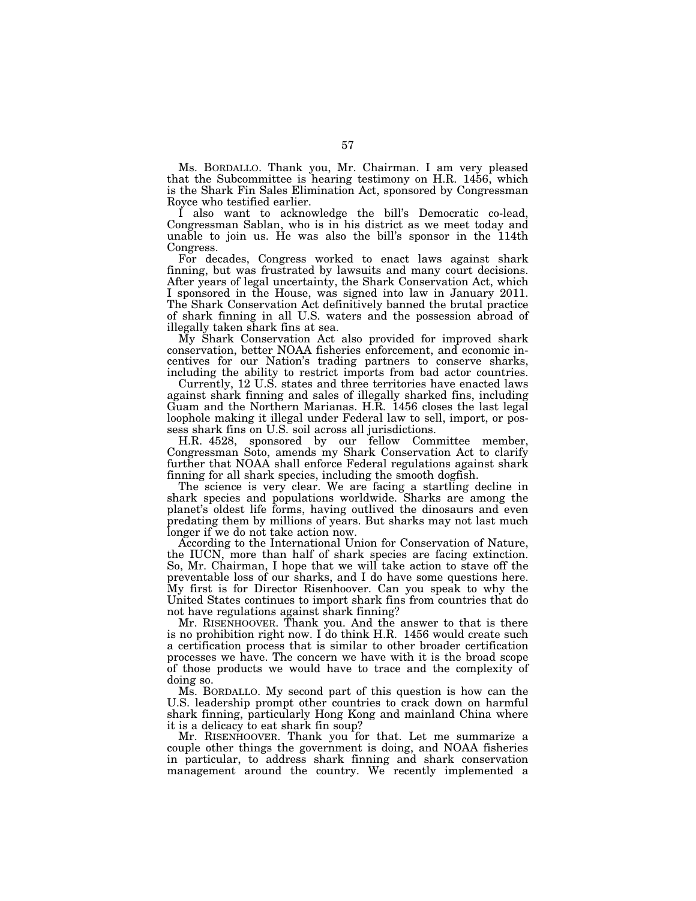Ms. BORDALLO. Thank you, Mr. Chairman. I am very pleased that the Subcommittee is hearing testimony on H.R. 1456, which is the Shark Fin Sales Elimination Act, sponsored by Congressman Royce who testified earlier.

I also want to acknowledge the bill's Democratic co-lead, Congressman Sablan, who is in his district as we meet today and unable to join us. He was also the bill's sponsor in the 114th Congress.

For decades, Congress worked to enact laws against shark finning, but was frustrated by lawsuits and many court decisions. After years of legal uncertainty, the Shark Conservation Act, which I sponsored in the House, was signed into law in January 2011. The Shark Conservation Act definitively banned the brutal practice of shark finning in all U.S. waters and the possession abroad of illegally taken shark fins at sea.

My Shark Conservation Act also provided for improved shark conservation, better NOAA fisheries enforcement, and economic incentives for our Nation's trading partners to conserve sharks, including the ability to restrict imports from bad actor countries.

Currently, 12 U.S. states and three territories have enacted laws against shark finning and sales of illegally sharked fins, including Guam and the Northern Marianas. H.R. 1456 closes the last legal loophole making it illegal under Federal law to sell, import, or possess shark fins on U.S. soil across all jurisdictions.

H.R. 4528, sponsored by our fellow Committee member, Congressman Soto, amends my Shark Conservation Act to clarify further that NOAA shall enforce Federal regulations against shark finning for all shark species, including the smooth dogfish.

The science is very clear. We are facing a startling decline in shark species and populations worldwide. Sharks are among the planet's oldest life forms, having outlived the dinosaurs and even predating them by millions of years. But sharks may not last much longer if we do not take action now.

According to the International Union for Conservation of Nature, the IUCN, more than half of shark species are facing extinction. So, Mr. Chairman, I hope that we will take action to stave off the preventable loss of our sharks, and I do have some questions here. My first is for Director Risenhoover. Can you speak to why the United States continues to import shark fins from countries that do not have regulations against shark finning?

Mr. RISENHOOVER. Thank you. And the answer to that is there is no prohibition right now. I do think H.R. 1456 would create such a certification process that is similar to other broader certification processes we have. The concern we have with it is the broad scope of those products we would have to trace and the complexity of doing so.

Ms. BORDALLO. My second part of this question is how can the U.S. leadership prompt other countries to crack down on harmful shark finning, particularly Hong Kong and mainland China where it is a delicacy to eat shark fin soup?

Mr. RISENHOOVER. Thank you for that. Let me summarize a couple other things the government is doing, and NOAA fisheries in particular, to address shark finning and shark conservation management around the country. We recently implemented a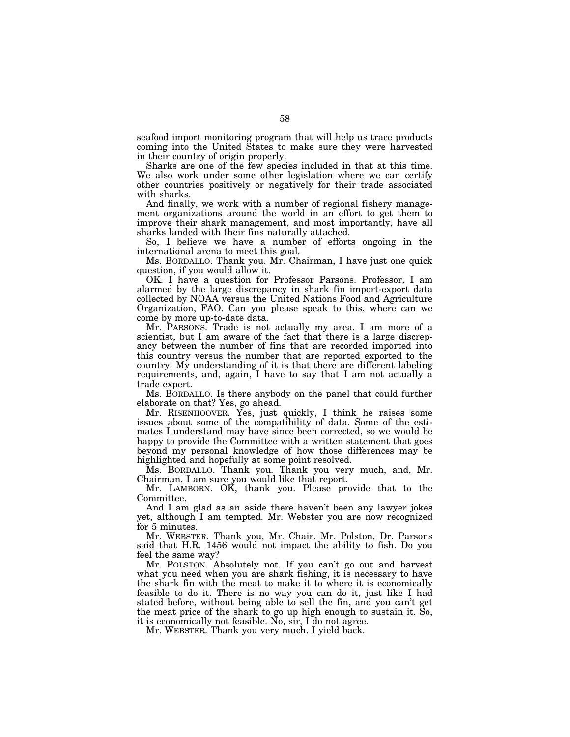seafood import monitoring program that will help us trace products coming into the United States to make sure they were harvested in their country of origin properly.

Sharks are one of the few species included in that at this time. We also work under some other legislation where we can certify other countries positively or negatively for their trade associated with sharks.

And finally, we work with a number of regional fishery management organizations around the world in an effort to get them to improve their shark management, and most importantly, have all sharks landed with their fins naturally attached.

So, I believe we have a number of efforts ongoing in the international arena to meet this goal.

Ms. BORDALLO. Thank you. Mr. Chairman, I have just one quick question, if you would allow it.

OK. I have a question for Professor Parsons. Professor, I am alarmed by the large discrepancy in shark fin import-export data collected by NOAA versus the United Nations Food and Agriculture Organization, FAO. Can you please speak to this, where can we come by more up-to-date data.

Mr. PARSONS. Trade is not actually my area. I am more of a scientist, but I am aware of the fact that there is a large discrepancy between the number of fins that are recorded imported into this country versus the number that are reported exported to the country. My understanding of it is that there are different labeling requirements, and, again, I have to say that I am not actually a trade expert.

Ms. BORDALLO. Is there anybody on the panel that could further elaborate on that? Yes, go ahead.

Mr. RISENHOOVER. Yes, just quickly, I think he raises some issues about some of the compatibility of data. Some of the estimates I understand may have since been corrected, so we would be happy to provide the Committee with a written statement that goes beyond my personal knowledge of how those differences may be highlighted and hopefully at some point resolved.

Ms. BORDALLO. Thank you. Thank you very much, and, Mr. Chairman, I am sure you would like that report.

Mr. LAMBORN. OK, thank you. Please provide that to the Committee.

And I am glad as an aside there haven't been any lawyer jokes yet, although I am tempted. Mr. Webster you are now recognized for 5 minutes.

Mr. WEBSTER. Thank you, Mr. Chair. Mr. Polston, Dr. Parsons said that H.R. 1456 would not impact the ability to fish. Do you feel the same way?

Mr. POLSTON. Absolutely not. If you can't go out and harvest what you need when you are shark fishing, it is necessary to have the shark fin with the meat to make it to where it is economically feasible to do it. There is no way you can do it, just like I had stated before, without being able to sell the fin, and you can't get the meat price of the shark to go up high enough to sustain it. So, it is economically not feasible. No, sir, I do not agree.

Mr. WEBSTER. Thank you very much. I yield back.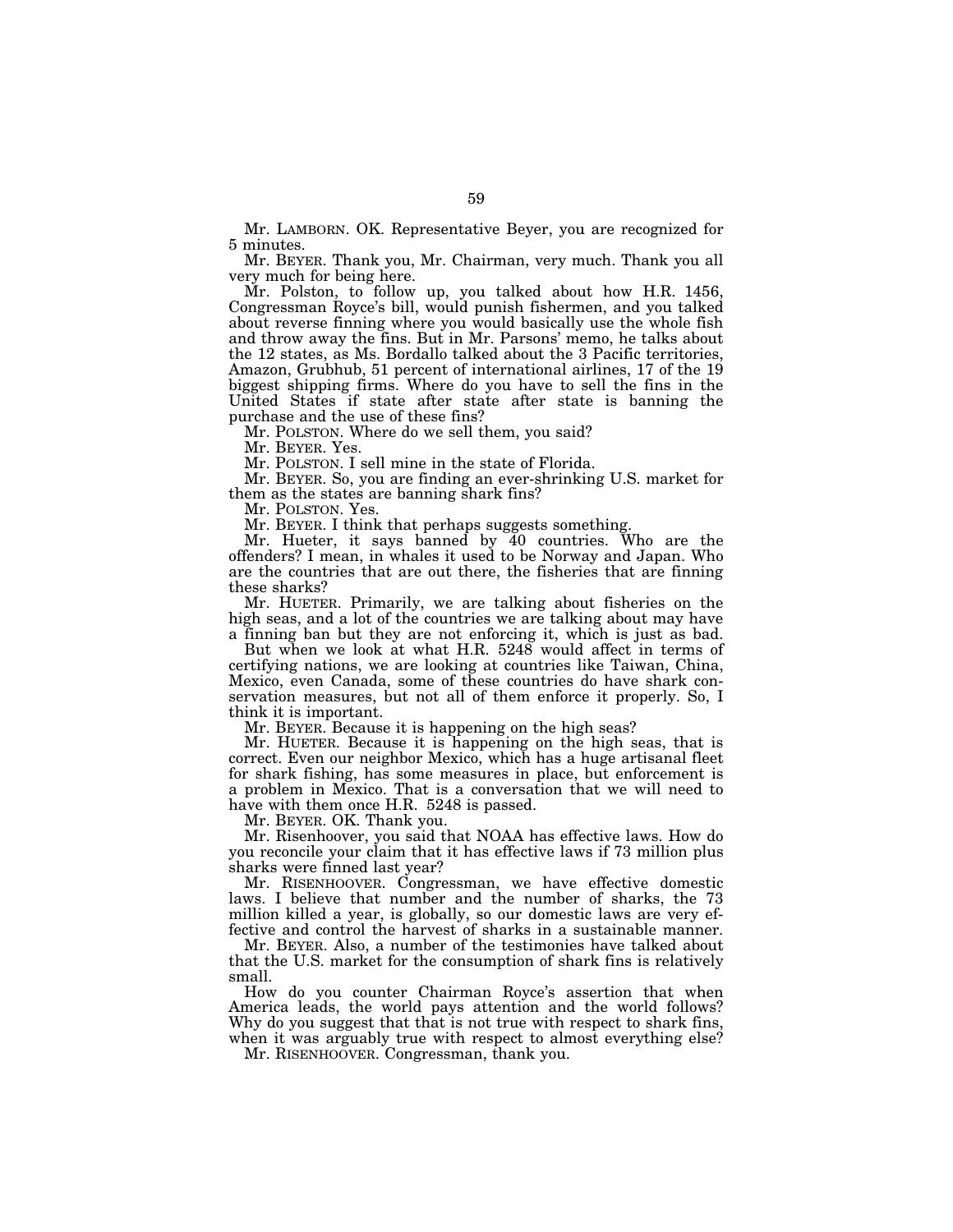Mr. LAMBORN. OK. Representative Beyer, you are recognized for 5 minutes.

Mr. BEYER. Thank you, Mr. Chairman, very much. Thank you all very much for being here.

Mr. Polston, to follow up, you talked about how H.R. 1456, Congressman Royce's bill, would punish fishermen, and you talked about reverse finning where you would basically use the whole fish and throw away the fins. But in Mr. Parsons' memo, he talks about the 12 states, as Ms. Bordallo talked about the 3 Pacific territories, Amazon, Grubhub, 51 percent of international airlines, 17 of the 19 biggest shipping firms. Where do you have to sell the fins in the United States if state after state after state is banning the purchase and the use of these fins?

Mr. POLSTON. Where do we sell them, you said?

Mr. BEYER. Yes.

Mr. POLSTON. I sell mine in the state of Florida.

Mr. BEYER. So, you are finding an ever-shrinking U.S. market for them as the states are banning shark fins?

Mr. POLSTON. Yes.

Mr. BEYER. I think that perhaps suggests something.

Mr. Hueter, it says banned by 40 countries. Who are the offenders? I mean, in whales it used to be Norway and Japan. Who are the countries that are out there, the fisheries that are finning these sharks?

Mr. HUETER. Primarily, we are talking about fisheries on the high seas, and a lot of the countries we are talking about may have a finning ban but they are not enforcing it, which is just as bad.

But when we look at what H.R. 5248 would affect in terms of certifying nations, we are looking at countries like Taiwan, China, Mexico, even Canada, some of these countries do have shark conservation measures, but not all of them enforce it properly. So, I think it is important.

Mr. BEYER. Because it is happening on the high seas?

Mr. HUETER. Because it is happening on the high seas, that is correct. Even our neighbor Mexico, which has a huge artisanal fleet for shark fishing, has some measures in place, but enforcement is a problem in Mexico. That is a conversation that we will need to have with them once H.R. 5248 is passed.

Mr. BEYER. OK. Thank you.

Mr. Risenhoover, you said that NOAA has effective laws. How do you reconcile your claim that it has effective laws if 73 million plus sharks were finned last year?

Mr. RISENHOOVER. Congressman, we have effective domestic laws. I believe that number and the number of sharks, the 73 million killed a year, is globally, so our domestic laws are very effective and control the harvest of sharks in a sustainable manner.

Mr. BEYER. Also, a number of the testimonies have talked about that the U.S. market for the consumption of shark fins is relatively small.

How do you counter Chairman Royce's assertion that when America leads, the world pays attention and the world follows? Why do you suggest that that is not true with respect to shark fins, when it was arguably true with respect to almost everything else?

Mr. RISENHOOVER. Congressman, thank you.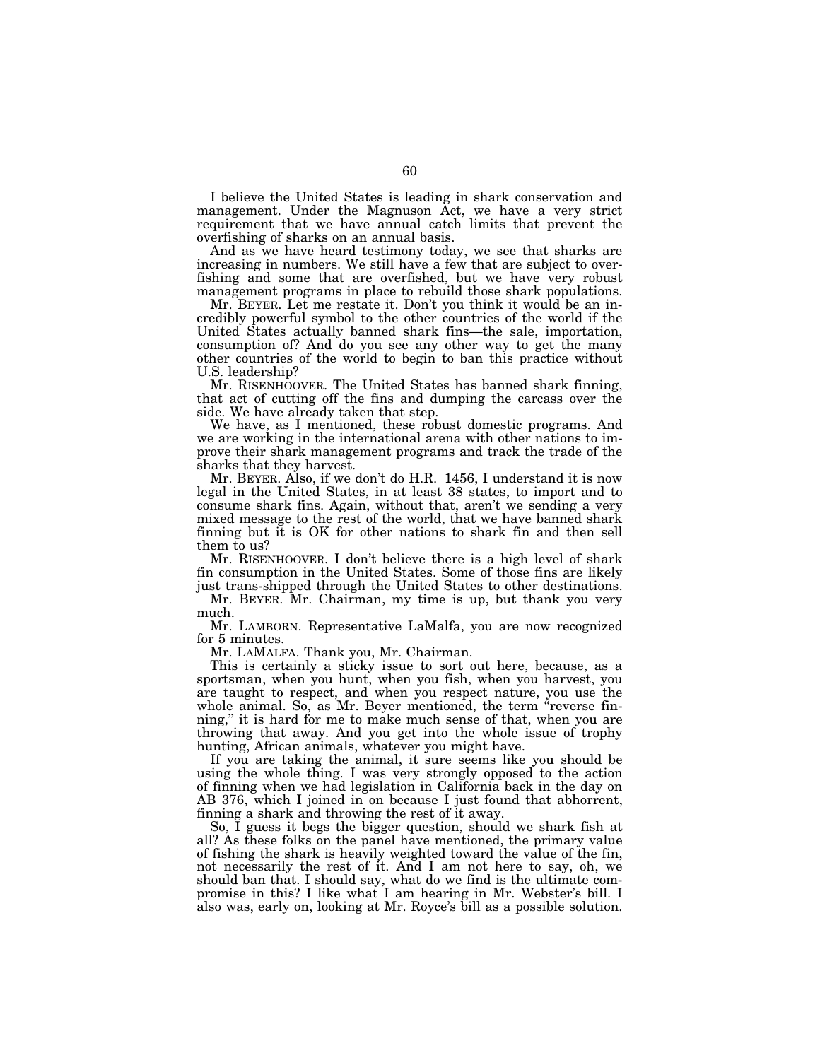I believe the United States is leading in shark conservation and management. Under the Magnuson Act, we have a very strict requirement that we have annual catch limits that prevent the overfishing of sharks on an annual basis.

And as we have heard testimony today, we see that sharks are increasing in numbers. We still have a few that are subject to overfishing and some that are overfished, but we have very robust management programs in place to rebuild those shark populations.

Mr. BEYER. Let me restate it. Don't you think it would be an incredibly powerful symbol to the other countries of the world if the United States actually banned shark fins—the sale, importation, consumption of? And do you see any other way to get the many other countries of the world to begin to ban this practice without U.S. leadership?

Mr. RISENHOOVER. The United States has banned shark finning, that act of cutting off the fins and dumping the carcass over the side. We have already taken that step.

We have, as I mentioned, these robust domestic programs. And we are working in the international arena with other nations to improve their shark management programs and track the trade of the sharks that they harvest.

Mr. BEYER. Also, if we don't do H.R. 1456, I understand it is now legal in the United States, in at least 38 states, to import and to consume shark fins. Again, without that, aren't we sending a very mixed message to the rest of the world, that we have banned shark finning but it is OK for other nations to shark fin and then sell them to us?

Mr. RISENHOOVER. I don't believe there is a high level of shark fin consumption in the United States. Some of those fins are likely just trans-shipped through the United States to other destinations.

Mr. BEYER. Mr. Chairman, my time is up, but thank you very much.

Mr. LAMBORN. Representative LaMalfa, you are now recognized for 5 minutes.

Mr. LAMALFA. Thank you, Mr. Chairman.

This is certainly a sticky issue to sort out here, because, as a sportsman, when you hunt, when you fish, when you harvest, you are taught to respect, and when you respect nature, you use the whole animal. So, as Mr. Beyer mentioned, the term "reverse finning," it is hard for me to make much sense of that, when you are throwing that away. And you get into the whole issue of trophy hunting, African animals, whatever you might have.

If you are taking the animal, it sure seems like you should be using the whole thing. I was very strongly opposed to the action of finning when we had legislation in California back in the day on AB 376, which I joined in on because I just found that abhorrent, finning a shark and throwing the rest of it away.

So, I guess it begs the bigger question, should we shark fish at all? As these folks on the panel have mentioned, the primary value of fishing the shark is heavily weighted toward the value of the fin, not necessarily the rest of it. And I am not here to say, oh, we should ban that. I should say, what do we find is the ultimate compromise in this? I like what I am hearing in Mr. Webster's bill. I also was, early on, looking at Mr. Royce's bill as a possible solution.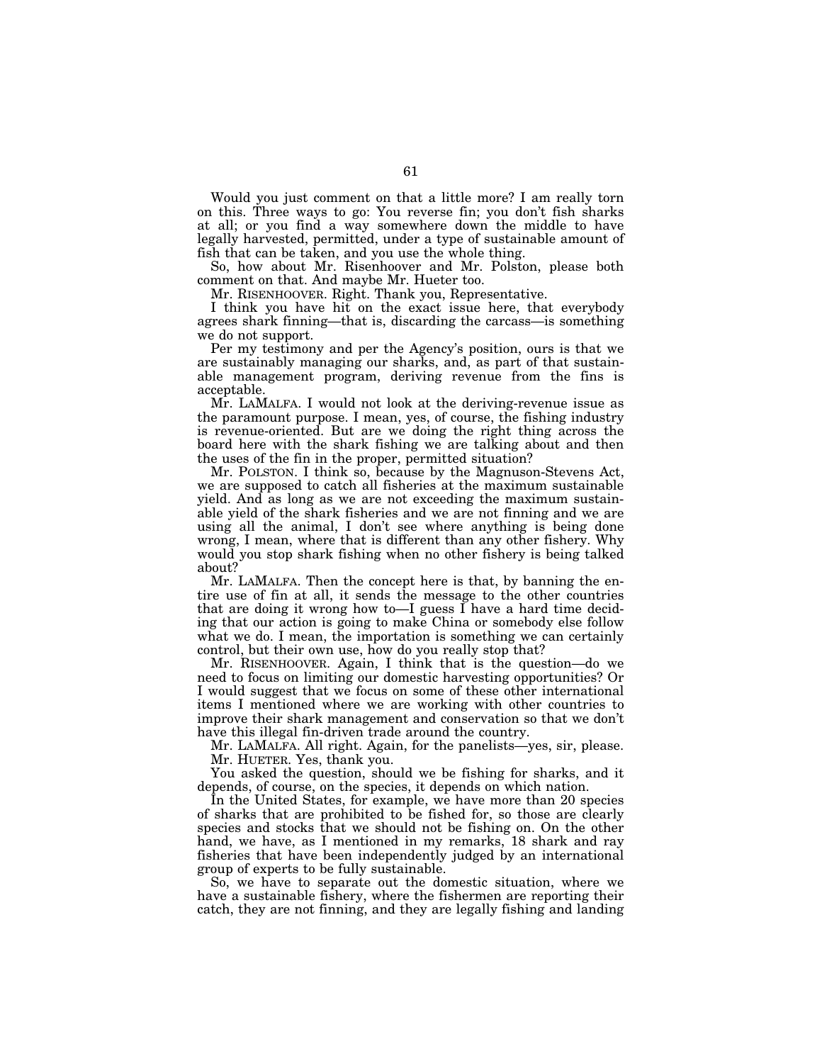Would you just comment on that a little more? I am really torn on this. Three ways to go: You reverse fin; you don't fish sharks at all; or you find a way somewhere down the middle to have legally harvested, permitted, under a type of sustainable amount of fish that can be taken, and you use the whole thing.

So, how about Mr. Risenhoover and Mr. Polston, please both comment on that. And maybe Mr. Hueter too.

Mr. RISENHOOVER. Right. Thank you, Representative.

I think you have hit on the exact issue here, that everybody agrees shark finning—that is, discarding the carcass—is something we do not support.

Per my testimony and per the Agency's position, ours is that we are sustainably managing our sharks, and, as part of that sustainable management program, deriving revenue from the fins is acceptable.

Mr. LAMALFA. I would not look at the deriving-revenue issue as the paramount purpose. I mean, yes, of course, the fishing industry is revenue-oriented. But are we doing the right thing across the board here with the shark fishing we are talking about and then the uses of the fin in the proper, permitted situation?

Mr. POLSTON. I think so, because by the Magnuson-Stevens Act, we are supposed to catch all fisheries at the maximum sustainable yield. And as long as we are not exceeding the maximum sustainable yield of the shark fisheries and we are not finning and we are using all the animal, I don't see where anything is being done wrong, I mean, where that is different than any other fishery. Why would you stop shark fishing when no other fishery is being talked about?

Mr. LAMALFA. Then the concept here is that, by banning the entire use of fin at all, it sends the message to the other countries that are doing it wrong how to—I guess I have a hard time deciding that our action is going to make China or somebody else follow what we do. I mean, the importation is something we can certainly control, but their own use, how do you really stop that?

Mr. RISENHOOVER. Again, I think that is the question—do we need to focus on limiting our domestic harvesting opportunities? Or I would suggest that we focus on some of these other international items I mentioned where we are working with other countries to improve their shark management and conservation so that we don't have this illegal fin-driven trade around the country.

Mr. LAMALFA. All right. Again, for the panelists—yes, sir, please.

Mr. HUETER. Yes, thank you.

You asked the question, should we be fishing for sharks, and it depends, of course, on the species, it depends on which nation.

In the United States, for example, we have more than 20 species of sharks that are prohibited to be fished for, so those are clearly species and stocks that we should not be fishing on. On the other hand, we have, as I mentioned in my remarks, 18 shark and ray fisheries that have been independently judged by an international group of experts to be fully sustainable.

So, we have to separate out the domestic situation, where we have a sustainable fishery, where the fishermen are reporting their catch, they are not finning, and they are legally fishing and landing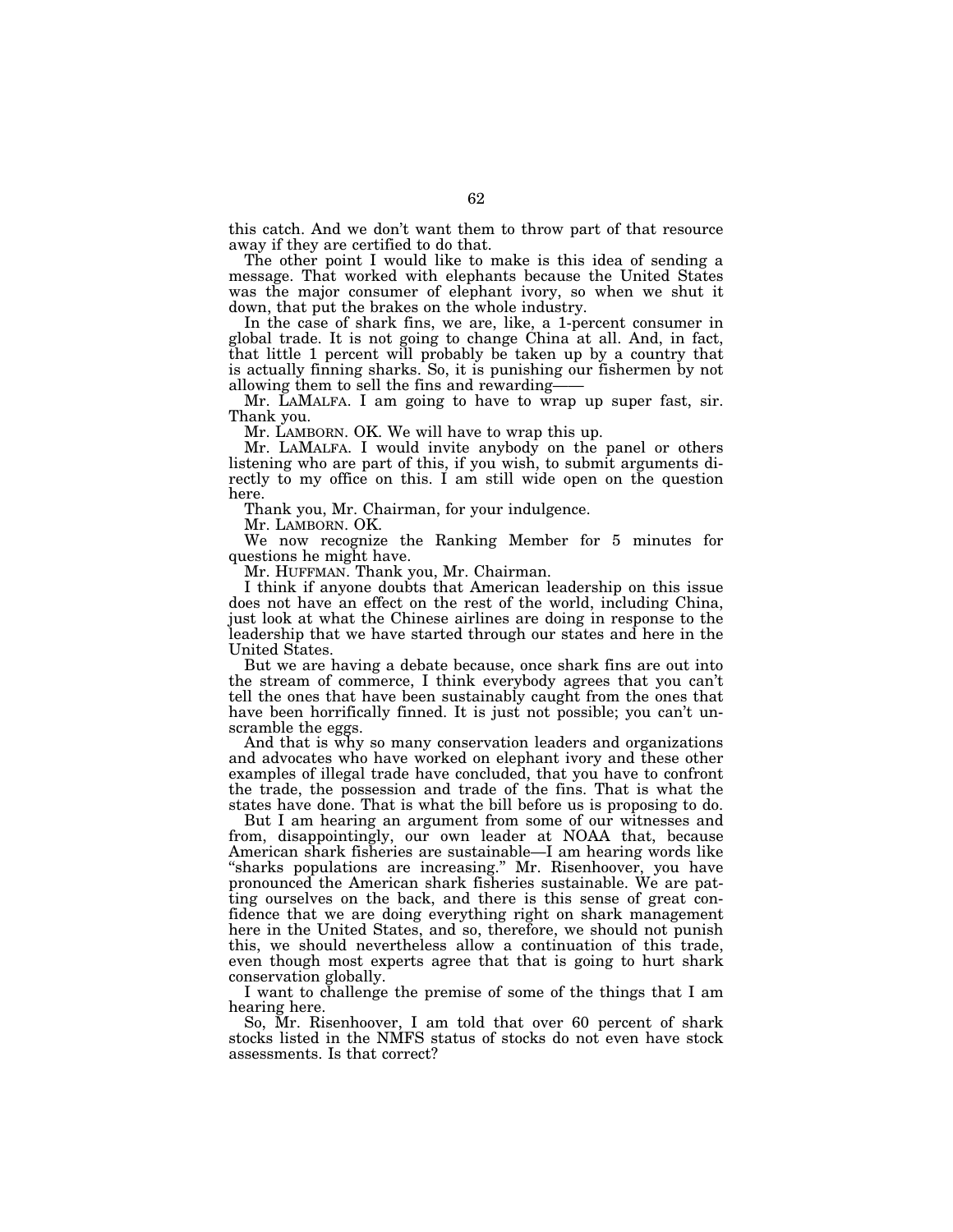this catch. And we don't want them to throw part of that resource away if they are certified to do that.

The other point I would like to make is this idea of sending a message. That worked with elephants because the United States was the major consumer of elephant ivory, so when we shut it down, that put the brakes on the whole industry.

In the case of shark fins, we are, like, a 1-percent consumer in global trade. It is not going to change China at all. And, in fact, that little 1 percent will probably be taken up by a country that is actually finning sharks. So, it is punishing our fishermen by not allowing them to sell the fins and rewarding——

Mr. LAMALFA. I am going to have to wrap up super fast, sir. Thank you.

Mr. LAMBORN. OK. We will have to wrap this up.

Mr. LAMALFA. I would invite anybody on the panel or others listening who are part of this, if you wish, to submit arguments directly to my office on this. I am still wide open on the question here.

Thank you, Mr. Chairman, for your indulgence.

Mr. LAMBORN. OK.

We now recognize the Ranking Member for 5 minutes for questions he might have.

Mr. HUFFMAN. Thank you, Mr. Chairman.

I think if anyone doubts that American leadership on this issue does not have an effect on the rest of the world, including China, just look at what the Chinese airlines are doing in response to the leadership that we have started through our states and here in the United States.

But we are having a debate because, once shark fins are out into the stream of commerce, I think everybody agrees that you can't tell the ones that have been sustainably caught from the ones that have been horrifically finned. It is just not possible; you can't unscramble the eggs.

And that is why so many conservation leaders and organizations and advocates who have worked on elephant ivory and these other examples of illegal trade have concluded, that you have to confront the trade, the possession and trade of the fins. That is what the states have done. That is what the bill before us is proposing to do.

But I am hearing an argument from some of our witnesses and from, disappointingly, our own leader at NOAA that, because American shark fisheries are sustainable—I am hearing words like "sharks populations are increasing." Mr. Risenhoover, you have pronounced the American shark fisheries sustainable. We are patting ourselves on the back, and there is this sense of great confidence that we are doing everything right on shark management here in the United States, and so, therefore, we should not punish this, we should nevertheless allow a continuation of this trade, even though most experts agree that that is going to hurt shark conservation globally.

I want to challenge the premise of some of the things that I am hearing here.

So, Mr. Risenhoover, I am told that over 60 percent of shark stocks listed in the NMFS status of stocks do not even have stock assessments. Is that correct?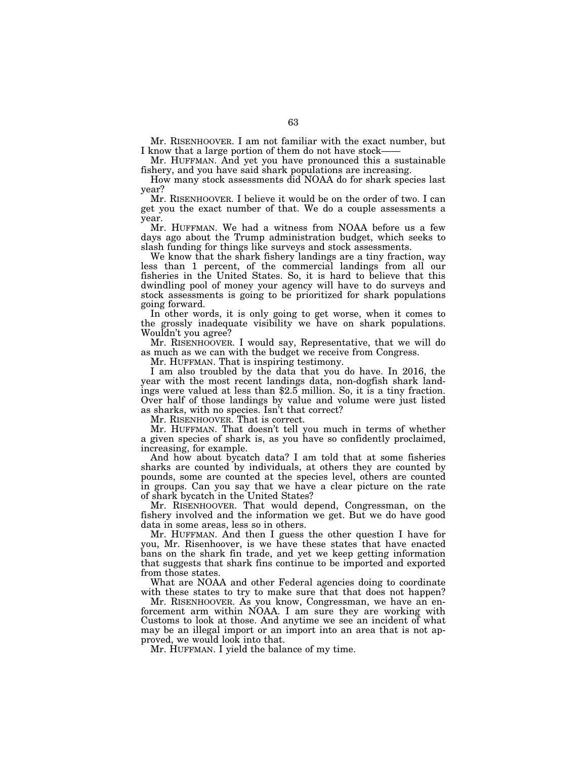Mr. RISENHOOVER. I am not familiar with the exact number, but I know that a large portion of them do not have stock——

Mr. HUFFMAN. And yet you have pronounced this a sustainable fishery, and you have said shark populations are increasing.

How many stock assessments did NOAA do for shark species last year?

Mr. RISENHOOVER. I believe it would be on the order of two. I can get you the exact number of that. We do a couple assessments a year.

Mr. HUFFMAN. We had a witness from NOAA before us a few days ago about the Trump administration budget, which seeks to slash funding for things like surveys and stock assessments.

We know that the shark fishery landings are a tiny fraction, way less than 1 percent, of the commercial landings from all our fisheries in the United States. So, it is hard to believe that this dwindling pool of money your agency will have to do surveys and stock assessments is going to be prioritized for shark populations going forward.

In other words, it is only going to get worse, when it comes to the grossly inadequate visibility we have on shark populations. Wouldn't you agree?

Mr. RISENHOOVER. I would say, Representative, that we will do as much as we can with the budget we receive from Congress.

Mr. HUFFMAN. That is inspiring testimony.

I am also troubled by the data that you do have. In 2016, the year with the most recent landings data, non-dogfish shark landings were valued at less than $2.5 million. So, it is a tiny fraction. Over half of those landings by value and volume were just listed as sharks, with no species. Isn't that correct?

Mr. RISENHOOVER. That is correct.

Mr. HUFFMAN. That doesn't tell you much in terms of whether a given species of shark is, as you have so confidently proclaimed, increasing, for example.

And how about bycatch data? I am told that at some fisheries sharks are counted by individuals, at others they are counted by pounds, some are counted at the species level, others are counted in groups. Can you say that we have a clear picture on the rate of shark bycatch in the United States?

Mr. RISENHOOVER. That would depend, Congressman, on the fishery involved and the information we get. But we do have good data in some areas, less so in others.

Mr. HUFFMAN. And then I guess the other question I have for you, Mr. Risenhoover, is we have these states that have enacted bans on the shark fin trade, and yet we keep getting information that suggests that shark fins continue to be imported and exported from those states.

What are NOAA and other Federal agencies doing to coordinate with these states to try to make sure that that does not happen?

Mr. RISENHOOVER. As you know, Congressman, we have an enforcement arm within NOAA. I am sure they are working with Customs to look at those. And anytime we see an incident of what may be an illegal import or an import into an area that is not approved, we would look into that.

Mr. HUFFMAN. I yield the balance of my time.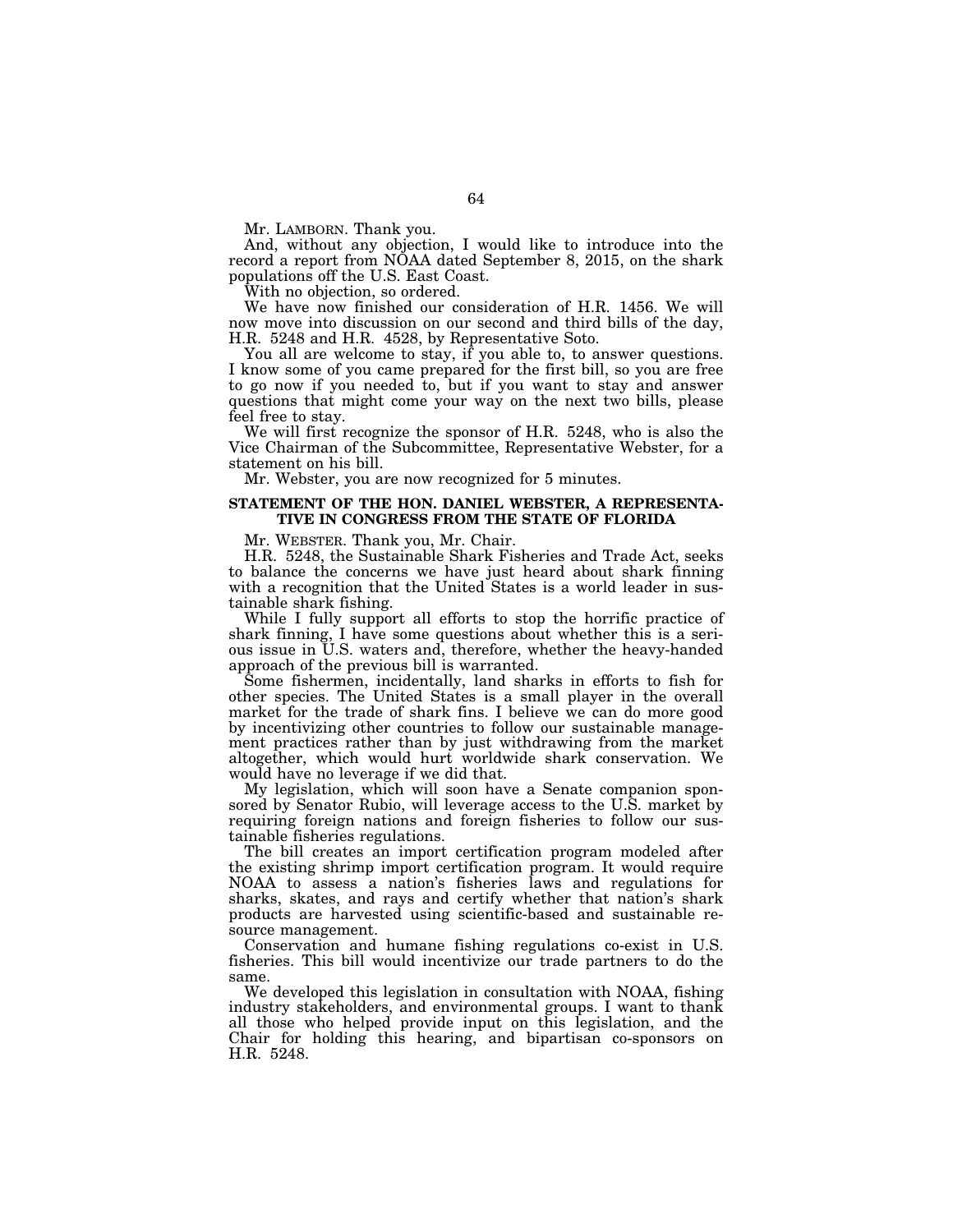Mr. LAMBORN. Thank you.

And, without any objection, I would like to introduce into the record a report from NOAA dated September 8, 2015, on the shark populations off the U.S. East Coast.

With no objection, so ordered.

We have now finished our consideration of H.R. 1456. We will now move into discussion on our second and third bills of the day, H.R. 5248 and H.R. 4528, by Representative Soto.

You all are welcome to stay, if you able to, to answer questions. I know some of you came prepared for the first bill, so you are free to go now if you needed to, but if you want to stay and answer questions that might come your way on the next two bills, please feel free to stay.

We will first recognize the sponsor of H.R. 5248, who is also the Vice Chairman of the Subcommittee, Representative Webster, for a statement on his bill.

Mr. Webster, you are now recognized for 5 minutes.

## STATEMENT OF THE HON. DANIEL WEBSTER, A REPRESENTATIVE IN CONGRESS FROM THE STATE OF FLORIDA

Mr. WEBSTER. Thank you, Mr. Chair.

H.R. 5248, the Sustainable Shark Fisheries and Trade Act, seeks to balance the concerns we have just heard about shark finning with a recognition that the United States is a world leader in sustainable shark fishing.

While I fully support all efforts to stop the horrific practice of shark finning, I have some questions about whether this is a serious issue in U.S. waters and, therefore, whether the heavy-handed approach of the previous bill is warranted.

Some fishermen, incidentally, land sharks in efforts to fish for other species. The United States is a small player in the overall market for the trade of shark fins. I believe we can do more good by incentivizing other countries to follow our sustainable management practices rather than by just withdrawing from the market altogether, which would hurt worldwide shark conservation. We would have no leverage if we did that.

My legislation, which will soon have a Senate companion sponsored by Senator Rubio, will leverage access to the U.S. market by requiring foreign nations and foreign fisheries to follow our sustainable fisheries regulations.

The bill creates an import certification program modeled after the existing shrimp import certification program. It would require NOAA to assess a nation's fisheries laws and regulations for sharks, skates, and rays and certify whether that nation's shark products are harvested using scientific-based and sustainable resource management.

Conservation and humane fishing regulations co-exist in U.S. fisheries. This bill would incentivize our trade partners to do the same.

We developed this legislation in consultation with NOAA, fishing industry stakeholders, and environmental groups. I want to thank all those who helped provide input on this legislation, and the Chair for holding this hearing, and bipartisan co-sponsors on H.R. 5248.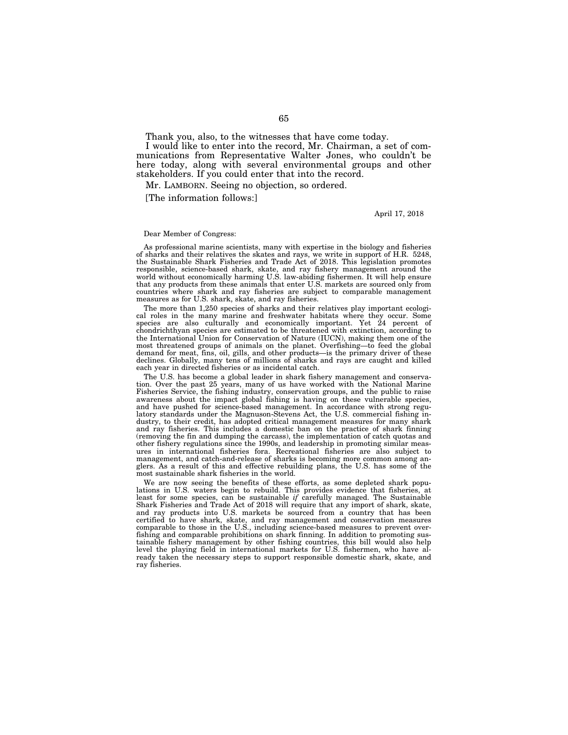Thank you, also, to the witnesses that have come today.

I would like to enter into the record, Mr. Chairman, a set of communications from Representative Walter Jones, who couldn't be here today, along with several environmental groups and other stakeholders. If you could enter that into the record.

Mr. LAMBORN. Seeing no objection, so ordered.

[The information follows:]

April 17, 2018

Dear Member of Congress:

As professional marine scientists, many with expertise in the biology and fisheries of sharks and their relatives the skates and rays, we write in support of H.R. 5248, the Sustainable Shark Fisheries and Trade Act of 2018. This legislation promotes responsible, science-based shark, skate, and ray fishery management around the world without economically harming U.S. law-abiding fishermen. It will help ensure that any products from these animals that enter U.S. markets are sourced only from countries where shark and ray fisheries are subject to comparable management measures as for U.S. shark, skate, and ray fisheries.

The more than 1,250 species of sharks and their relatives play important ecological roles in the many marine and freshwater habitats where they occur. Some species are also culturally and economically important. Yet 24 percent of chondrichthyan species are estimated to be threatened with extinction, according to the International Union for Conservation of Nature (IUCN), making them one of the most threatened groups of animals on the planet. Overfishing—to feed the global demand for meat, fins, oil, gills, and other products—is the primary driver of these declines. Globally, many tens of millions of sharks and rays are caught and killed each year in directed fisheries or as incidental catch.

The U.S. has become a global leader in shark fishery management and conservation. Over the past 25 years, many of us have worked with the National Marine Fisheries Service, the fishing industry, conservation groups, and the public to raise awareness about the impact global fishing is having on these vulnerable species, and have pushed for science-based management. In accordance with strong regulatory standards under the Magnuson-Stevens Act, the U.S. commercial fishing industry, to their credit, has adopted critical management measures for many shark and ray fisheries. This includes a domestic ban on the practice of shark finning (removing the fin and dumping the carcass), the implementation of catch quotas and other fishery regulations since the 1990s, and leadership in promoting similar measures in international fisheries fora. Recreational fisheries are also subject to management, and catch-and-release of sharks is becoming more common among anglers. As a result of this and effective rebuilding plans, the U.S. has some of the most sustainable shark fisheries in the world.

We are now seeing the benefits of these efforts, as some depleted shark populations in U.S. waters begin to rebuild. This provides evidence that fisheries, at least for some species, can be sustainable *if* carefully managed. The Sustainable Shark Fisheries and Trade Act of 2018 will require that any import of shark, skate, and ray products into U.S. markets be sourced from a country that has been certified to have shark, skate, and ray management and conservation measures comparable to those in the U.S., including science-based measures to prevent overfishing and comparable prohibitions on shark finning. In addition to promoting sustainable fishery management by other fishing countries, this bill would also help level the playing field in international markets for U.S. fishermen, who have already taken the necessary steps to support responsible domestic shark, skate, and ray fisheries.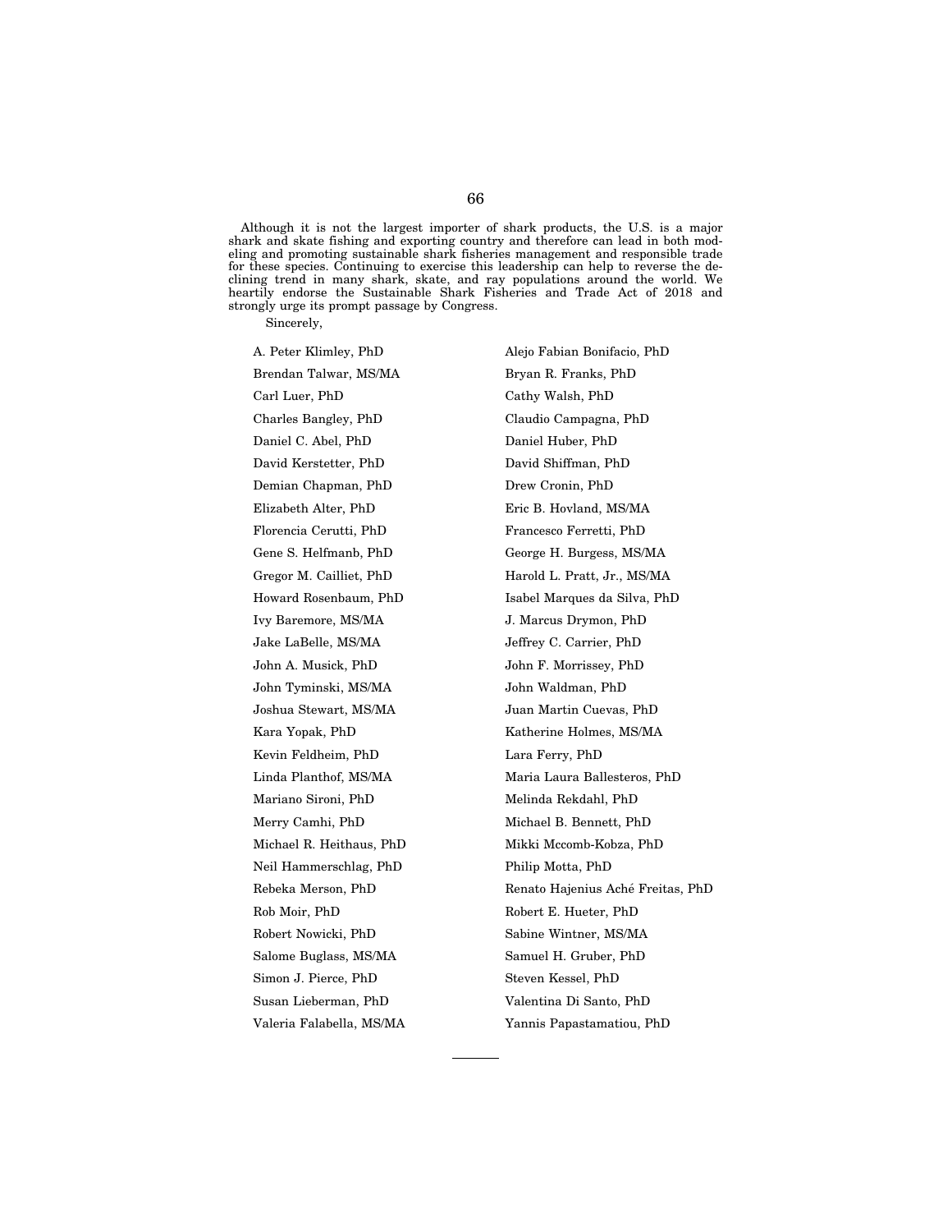Although it is not the largest importer of shark products, the U.S. is a major shark and skate fishing and exporting country and therefore can lead in both modeling and promoting sustainable shark fisheries management and responsible trade for these species. Continuing to exercise this leadership can help to reverse the declining trend in many shark, skate, and ray populations around the world. We heartily endorse the Sustainable Shark Fisheries and Trade Act of 2018 and strongly urge its prompt passage by Congress.

Sincerely,

A. Peter Klimley, PhD
Alejo Fabian Bonifacio, PhD
Brendan Talwar, MS/MA
Bryan R. Franks, PhD
Carl Luer, PhD
Cathy Walsh, PhD
Charles Bangley, PhD
Claudio Campagna, PhD
Daniel C. Abel, PhD
Daniel Huber, PhD
David Kerstetter, PhD
David Shiffman, PhD
Demian Chapman, PhD
Drew Cronin, PhD
Elizabeth Alter, PhD
Eric B. Hovland, MS/MA
Florencia Cerutti, PhD
Francesco Ferretti, PhD
Gene S. Helfmanb, PhD
George H. Burgess, MS/MA
Gregor M. Cailliet, PhD
Harold L. Pratt, Jr., MS/MA
Howard Rosenbaum, PhD
Isabel Marques da Silva, PhD
Ivy Baremore, MS/MA
J. Marcus Drymon, PhD
Jake LaBelle, MS/MA
Jeffrey C. Carrier, PhD
John A. Musick, PhD
John F. Morrissey, PhD
John Tyminski, MS/MA
John Waldman, PhD
Joshua Stewart, MS/MA
Juan Martin Cuevas, PhD
Kara Yopak, PhD
Katherine Holmes, MS/MA
Kevin Feldheim, PhD
Lara Ferry, PhD
Linda Planthof, MS/MA
Maria Laura Ballesteros, PhD
Mariano Sironi, PhD
Melinda Rekdahl, PhD
Merry Camhi, PhD
Michael B. Bennett, PhD
Michael R. Heithaus, PhD
Mikki Mccomb-Kobza, PhD
Neil Hammerschlag, PhD
Philip Motta, PhD
Rebeka Merson, PhD
Renato Hajenius Aché Freitas, PhD
Rob Moir, PhD
Robert E. Hueter, PhD
Robert Nowicki, PhD
Sabine Wintner, MS/MA
Salome Buglass, MS/MA
Samuel H. Gruber, PhD
Simon J. Pierce, PhD
Steven Kessel, PhD
Susan Lieberman, PhD
Valentina Di Santo, PhD
Valeria Falabella, MS/MA
Yannis Papastamatiou, PhD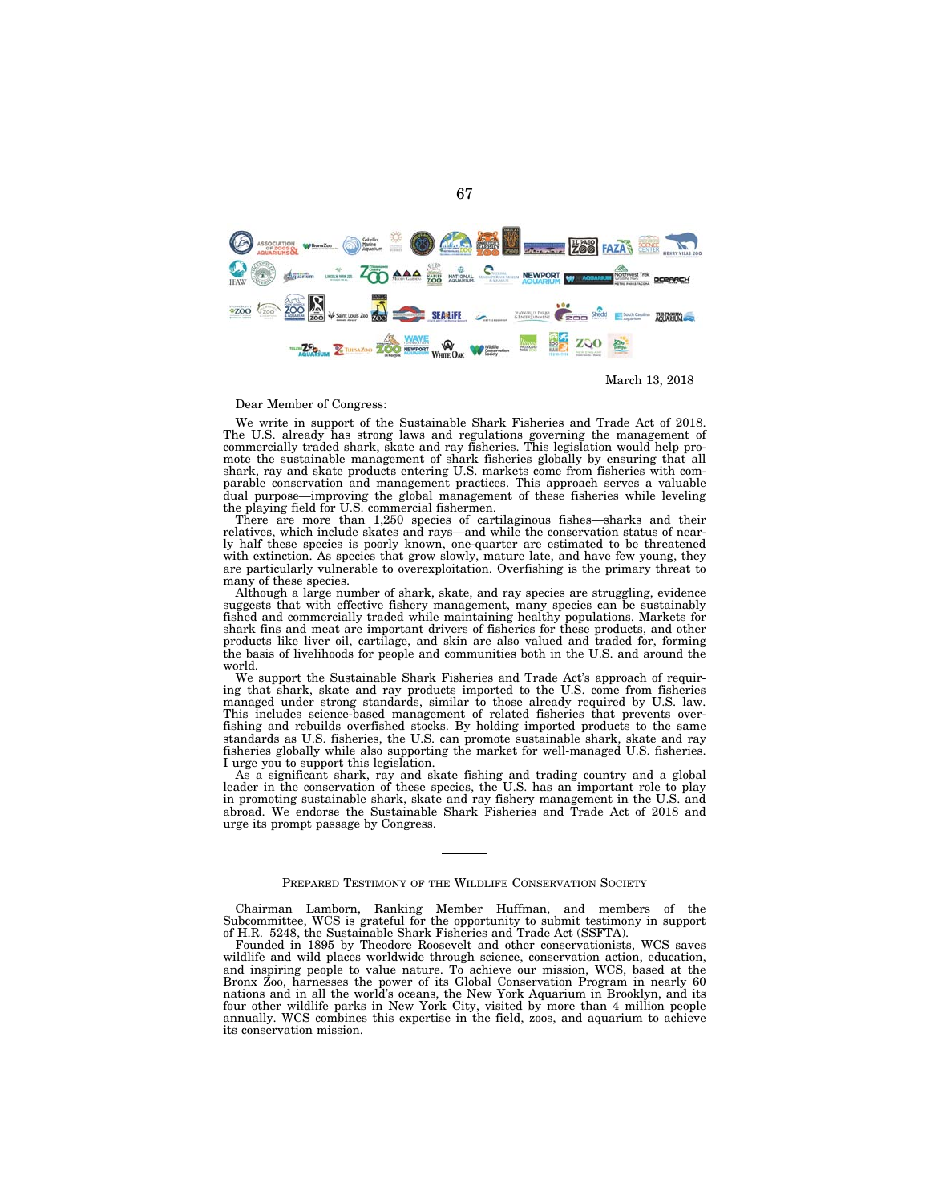March 13, 2018

Dear Member of Congress:

We write in support of the Sustainable Shark Fisheries and Trade Act of 2018. The U.S. already has strong laws and regulations governing the management of commercially traded shark, skate and ray fisheries. This legislation would help promote the sustainable management of shark fisheries globally by ensuring that all shark, ray and skate products entering U.S. markets come from fisheries with comparable conservation and management practices. This approach serves a valuable dual purpose—improving the global management of these fisheries while leveling the playing field for U.S. commercial fishermen.

There are more than 1,250 species of cartilaginous fishes—sharks and their relatives, which include skates and rays—and while the conservation status of nearly half these species is poorly known, one-quarter are estimated to be threatened with extinction. As species that grow slowly, mature late, and have few young, they are particularly vulnerable to overexploitation. Overfishing is the primary threat to many of these species.

Although a large number of shark, skate, and ray species are struggling, evidence suggests that with effective fishery management, many species can be sustainably fished and commercially traded while maintaining healthy populations. Markets for shark fins and meat are important drivers of fisheries for these products, and other products like liver oil, cartilage, and skin are also valued and traded for, forming the basis of livelihoods for people and communities both in the U.S. and around the world.

We support the Sustainable Shark Fisheries and Trade Act's approach of requiring that shark, skate and ray products imported to the U.S. come from fisheries managed under strong standards, similar to those already required by U.S. law. This includes science-based management of related fisheries that prevents overfishing and rebuilds overfished stocks. By holding imported products to the same standards as U.S. fisheries, the U.S. can promote sustainable shark, skate and ray fisheries globally while also supporting the market for well-managed U.S. fisheries. I urge you to support this legislation.

As a significant shark, ray and skate fishing and trading country and a global leader in the conservation of these species, the U.S. has an important role to play in promoting sustainable shark, skate and ray fishery management in the U.S. and abroad. We endorse the Sustainable Shark Fisheries and Trade Act of 2018 and urge its prompt passage by Congress.

---

## Prepared Testimony of the Wildlife Conservation Society

Chairman Lamborn, Ranking Member Huffman, and members of the Subcommittee, WCS is grateful for the opportunity to submit testimony in support of H.R. 5248, the Sustainable Shark Fisheries and Trade Act (SSFTA).

Founded in 1895 by Theodore Roosevelt and other conservationists, WCS saves wildlife and wild places worldwide through science, conservation action, education, and inspiring people to value nature. To achieve our mission, WCS, based at the Bronx Zoo, harnesses the power of its Global Conservation Program in nearly 60 nations and in all the world's oceans, the New York Aquarium in Brooklyn, and its four other wildlife parks in New York City, visited by more than 4 million people annually. WCS combines this expertise in the field, zoos, and aquarium to achieve its conservation mission.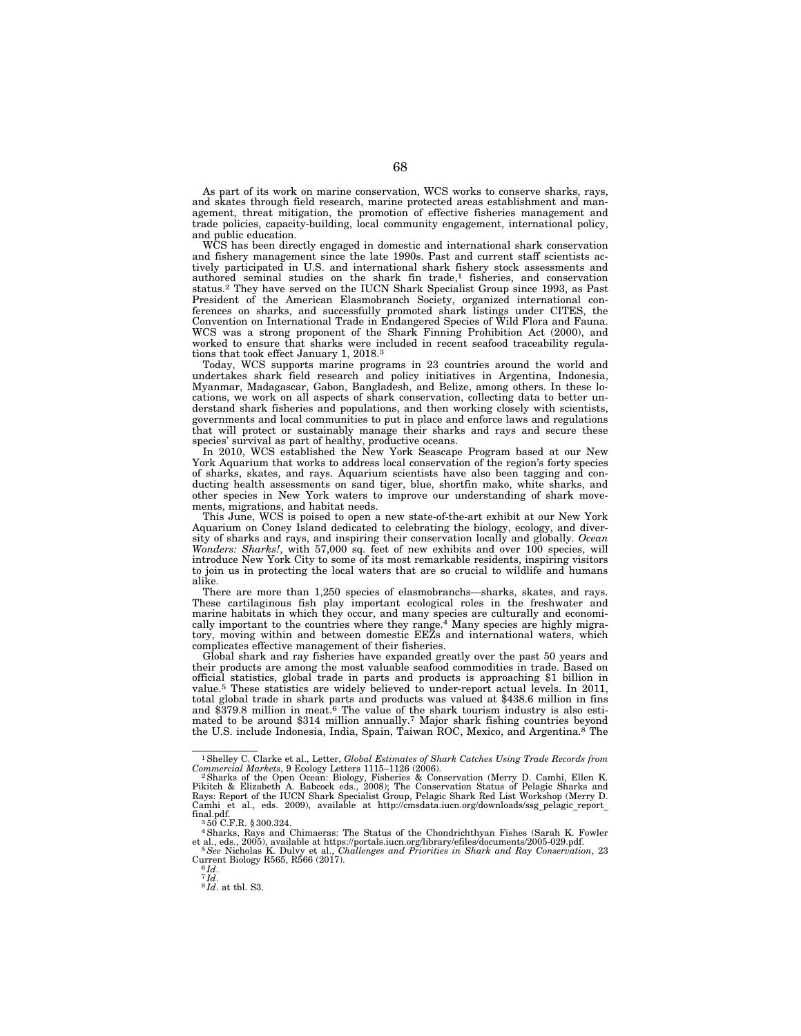As part of its work on marine conservation, WCS works to conserve sharks, rays, and skates through field research, marine protected areas establishment and management, threat mitigation, the promotion of effective fisheries management and trade policies, capacity-building, local community engagement, international policy, and public education.

WCS has been directly engaged in domestic and international shark conservation and fishery management since the late 1990s. Past and current staff scientists actively participated in U.S. and international shark fishery stock assessments and authored seminal studies on the shark fin trade,[1] fisheries, and conservation status.[2] They have served on the IUCN Shark Specialist Group since 1993, as Past President of the American Elasmobranch Society, organized international conferences on sharks, and successfully promoted shark listings under CITES, the Convention on International Trade in Endangered Species of Wild Flora and Fauna. WCS was a strong proponent of the Shark Finning Prohibition Act (2000), and worked to ensure that sharks were included in recent seafood traceability regulations that took effect January 1, 2018.[3]

Today, WCS supports marine programs in 23 countries around the world and undertakes shark field research and policy initiatives in Argentina, Indonesia, Myanmar, Madagascar, Gabon, Bangladesh, and Belize, among others. In these locations, we work on all aspects of shark conservation, collecting data to better understand shark fisheries and populations, and then working closely with scientists, governments and local communities to put in place and enforce laws and regulations that will protect or sustainably manage their sharks and rays and secure these species' survival as part of healthy, productive oceans.

In 2010, WCS established the New York Seascape Program based at our New York Aquarium that works to address local conservation of the region's forty species of sharks, skates, and rays. Aquarium scientists have also been tagging and conducting health assessments on sand tiger, blue, shortfin mako, white sharks, and other species in New York waters to improve our understanding of shark movements, migrations, and habitat needs.

This June, WCS is poised to open a new state-of-the-art exhibit at our New York Aquarium on Coney Island dedicated to celebrating the biology, ecology, and diversity of sharks and rays, and inspiring their conservation locally and globally. *Ocean Wonders: Sharks!*, with 57,000 sq. feet of new exhibits and over 100 species, will introduce New York City to some of its most remarkable residents, inspiring visitors to join us in protecting the local waters that are so crucial to wildlife and humans alike.

There are more than 1,250 species of elasmobranchs—sharks, skates, and rays. These cartilaginous fish play important ecological roles in the freshwater and marine habitats in which they occur, and many species are culturally and economically important to the countries where they range.[4] Many species are highly migratory, moving within and between domestic EEZs and international waters, which complicates effective management of their fisheries.

Global shark and ray fisheries have expanded greatly over the past 50 years and their products are among the most valuable seafood commodities in trade. Based on official statistics, global trade in parts and products is approaching $1 billion in value.[5] These statistics are widely believed to under-report actual levels. In 2011, total global trade in shark parts and products was valued at $438.6 million in fins and $379.8 million in meat.[6] The value of the shark tourism industry is also estimated to be around $314 million annually.[7] Major shark fishing countries beyond the U.S. include Indonesia, India, Spain, Taiwan ROC, Mexico, and Argentina.[8] The

---

[1] Shelley C. Clarke et al., Letter, *Global Estimates of Shark Catches Using Trade Records from Commercial Markets*, 9 Ecology Letters 1115–1126 (2006).

[2] Sharks of the Open Ocean: Biology, Fisheries & Conservation (Merry D. Camhi, Ellen K. Pikitch & Elizabeth A. Babcock eds., 2008); The Conservation Status of Pelagic Sharks and Rays: Report of the IUCN Shark Specialist Group, Pelagic Shark Red List Workshop (Merry D. Camhi et al., eds. 2009), available at http://cmsdata.iucn.org/downloads/ssg_pelagic_report_final.pdf.

[3] 50 C.F.R. § 300.324.

[4] Sharks, Rays and Chimaeras: The Status of the Chondrichthyan Fishes (Sarah K. Fowler et al., eds., 2005), available at https://portals.iucn.org/library/efiles/documents/2005-029.pdf.

[5] *See* Nicholas K. Dulvy et al., *Challenges and Priorities in Shark and Ray Conservation*, 23 Current Biology R565, R566 (2017).

[6] *Id*.

[7] *Id*.

[8] *Id*. at tbl. S3.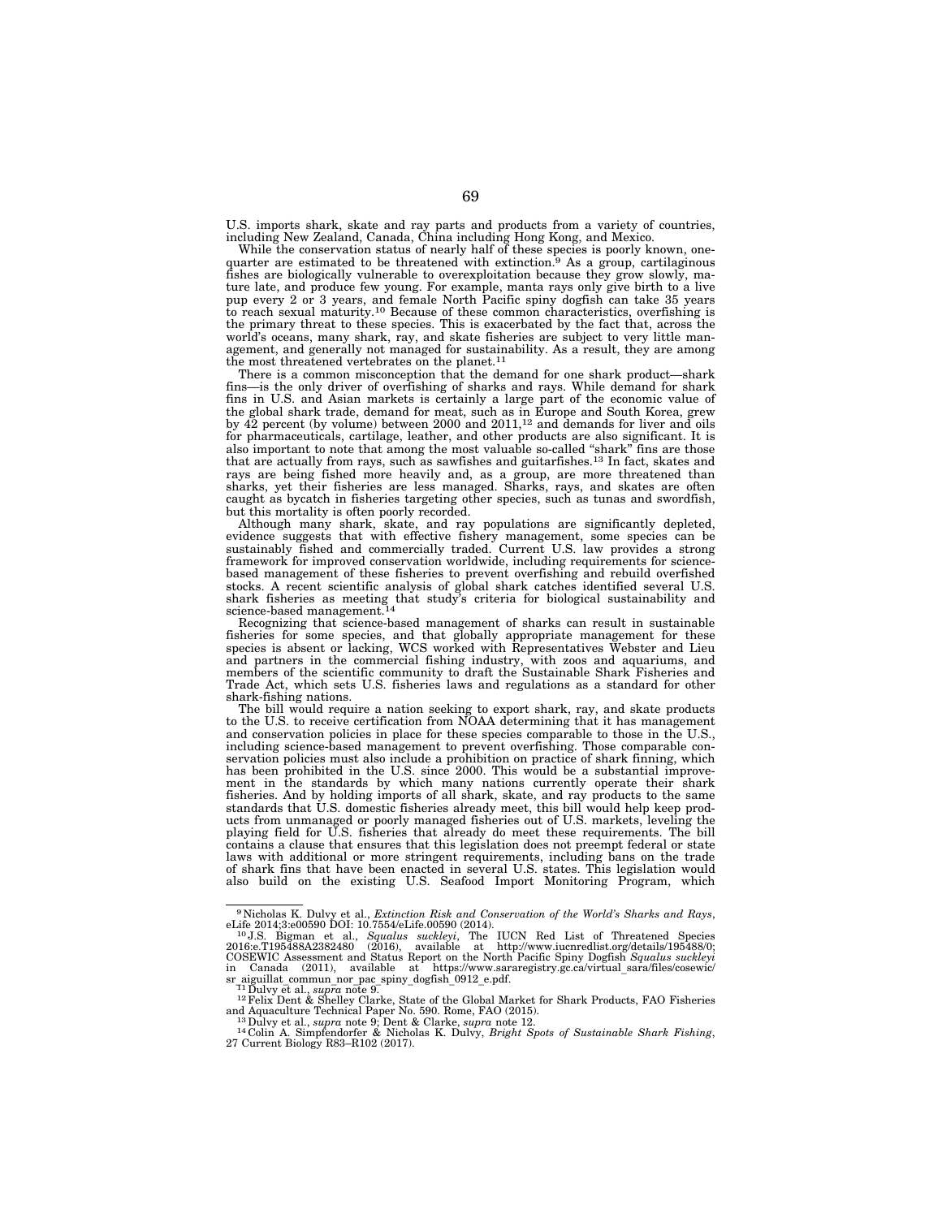U.S. imports shark, skate and ray parts and products from a variety of countries, including New Zealand, Canada, China including Hong Kong, and Mexico.

While the conservation status of nearly half of these species is poorly known, one-quarter are estimated to be threatened with extinction.[9] As a group, cartilaginous fishes are biologically vulnerable to overexploitation because they grow slowly, mature late, and produce few young. For example, manta rays only give birth to a live pup every 2 or 3 years, and female North Pacific spiny dogfish can take 35 years to reach sexual maturity.[10] Because of these common characteristics, overfishing is the primary threat to these species. This is exacerbated by the fact that, across the world's oceans, many shark, ray, and skate fisheries are subject to very little management, and generally not managed for sustainability. As a result, they are among the most threatened vertebrates on the planet.[11]

There is a common misconception that the demand for one shark product—shark fins—is the only driver of overfishing of sharks and rays. While demand for shark fins in U.S. and Asian markets is certainly a large part of the economic value of the global shark trade, demand for meat, such as in Europe and South Korea, grew by 42 percent (by volume) between 2000 and 2011,[12] and demands for liver and oils for pharmaceuticals, cartilage, leather, and other products are also significant. It is also important to note that among the most valuable so-called "shark" fins are those that are actually from rays, such as sawfishes and guitarfishes.[13] In fact, skates and rays are being fished more heavily and, as a group, are more threatened than sharks, yet their fisheries are less managed. Sharks, rays, and skates are often caught as bycatch in fisheries targeting other species, such as tunas and swordfish, but this mortality is often poorly recorded.

Although many shark, skate, and ray populations are significantly depleted, evidence suggests that with effective fishery management, some species can be sustainably fished and commercially traded. Current U.S. law provides a strong framework for improved conservation worldwide, including requirements for science-based management of these fisheries to prevent overfishing and rebuild overfished stocks. A recent scientific analysis of global shark catches identified several U.S. shark fisheries as meeting that study's criteria for biological sustainability and science-based management.[14]

Recognizing that science-based management of sharks can result in sustainable fisheries for some species, and that globally appropriate management for these species is absent or lacking, WCS worked with Representatives Webster and Lieu and partners in the commercial fishing industry, with zoos and aquariums, and members of the scientific community to draft the Sustainable Shark Fisheries and Trade Act, which sets U.S. fisheries laws and regulations as a standard for other shark-fishing nations.

The bill would require a nation seeking to export shark, ray, and skate products to the U.S. to receive certification from NOAA determining that it has management and conservation policies in place for these species comparable to those in the U.S., including science-based management to prevent overfishing. Those comparable conservation policies must also include a prohibition on practice of shark finning, which has been prohibited in the U.S. since 2000. This would be a substantial improvement in the standards by which many nations currently operate their shark fisheries. And by holding imports of all shark, skate, and ray products to the same standards that U.S. domestic fisheries already meet, this bill would help keep products from unmanaged or poorly managed fisheries out of U.S. markets, leveling the playing field for U.S. fisheries that already do meet these requirements. The bill contains a clause that ensures that this legislation does not preempt federal or state laws with additional or more stringent requirements, including bans on the trade of shark fins that have been enacted in several U.S. states. This legislation would also build on the existing U.S. Seafood Import Monitoring Program, which

---

[9] Nicholas K. Dulvy et al., *Extinction Risk and Conservation of the World's Sharks and Rays*, eLife 2014;3:e00590 DOI: 10.7554/eLife.00590 (2014).

[10] J.S. Bigman et al., *Squalus suckleyi*, The IUCN Red List of Threatened Species 2016:e.T195488A2382480 (2016), available at http://www.iucnredlist.org/details/195488/0; COSEWIC Assessment and Status Report on the North Pacific Spiny Dogfish *Squalus suckleyi* in Canada (2011), available at https://www.sararegistry.gc.ca/virtual_sara/files/cosewic/sr_aiguillat_commun_nor_pac_spiny_dogfish_0912_e.pdf.

[11] Dulvy et al., *supra* note 9.

[12] Felix Dent & Shelley Clarke, State of the Global Market for Shark Products, FAO Fisheries and Aquaculture Technical Paper No. 590. Rome, FAO (2015).

[13] Dulvy et al., *supra* note 9; Dent & Clarke, *supra* note 12.

[14] Colin A. Simpfendorfer & Nicholas K. Dulvy, *Bright Spots of Sustainable Shark Fishing*, 27 Current Biology R83–R102 (2017).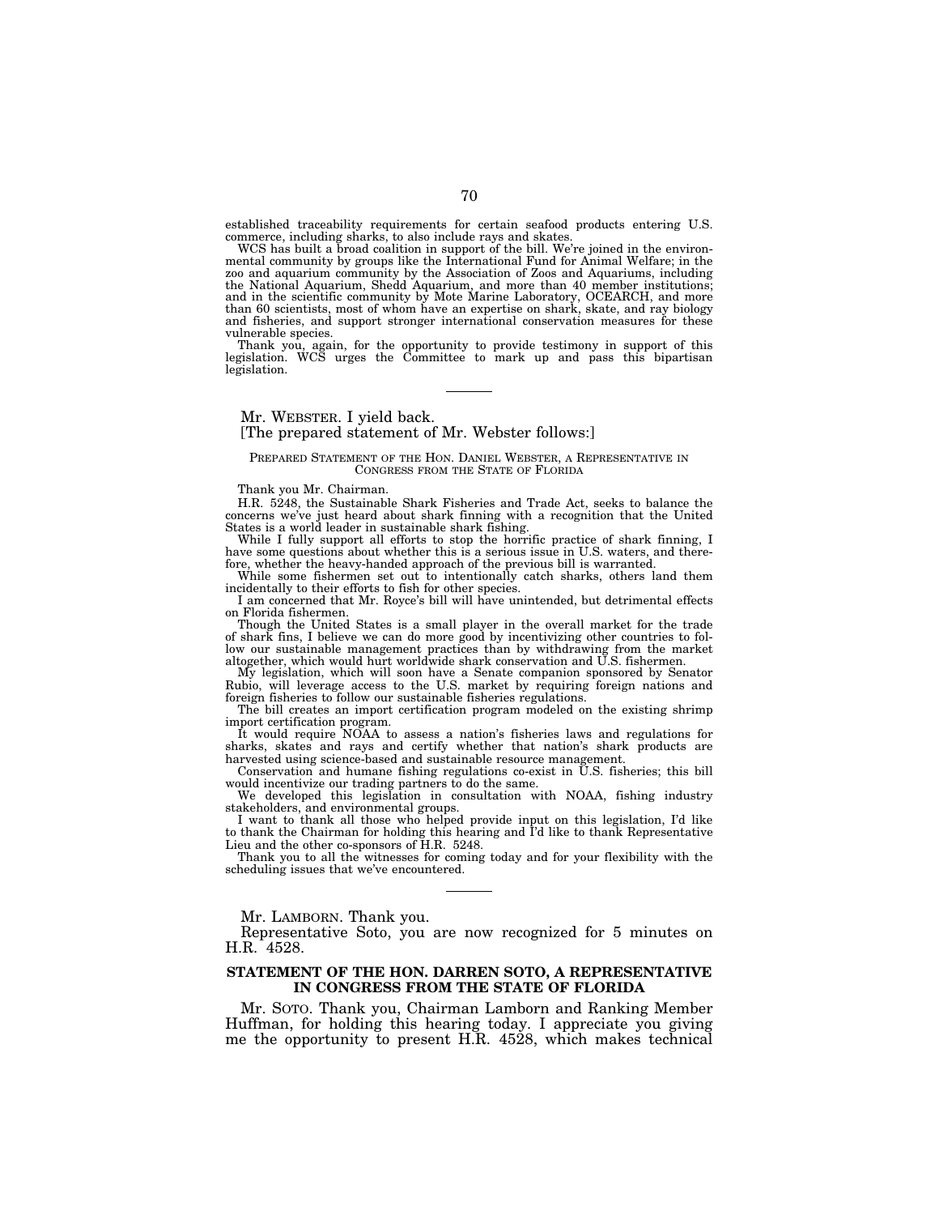established traceability requirements for certain seafood products entering U.S. commerce, including sharks, to also include rays and skates.

WCS has built a broad coalition in support of the bill. We're joined in the environmental community by groups like the International Fund for Animal Welfare; in the zoo and aquarium community by the Association of Zoos and Aquariums, including the National Aquarium, Shedd Aquarium, and more than 40 member institutions; and in the scientific community by Mote Marine Laboratory, OCEARCH, and more than 60 scientists, most of whom have an expertise on shark, skate, and ray biology and fisheries, and support stronger international conservation measures for these vulnerable species.

Thank you, again, for the opportunity to provide testimony in support of this legislation. WCS urges the Committee to mark up and pass this bipartisan legislation.

---

Mr. WEBSTER. I yield back.

[The prepared statement of Mr. Webster follows:]

PREPARED STATEMENT OF THE HON. DANIEL WEBSTER, A REPRESENTATIVE IN CONGRESS FROM THE STATE OF FLORIDA

Thank you Mr. Chairman.

H.R. 5248, the Sustainable Shark Fisheries and Trade Act, seeks to balance the concerns we've just heard about shark finning with a recognition that the United States is a world leader in sustainable shark fishing.

While I fully support all efforts to stop the horrific practice of shark finning, I have some questions about whether this is a serious issue in U.S. waters, and therefore, whether the heavy-handed approach of the previous bill is warranted.

While some fishermen set out to intentionally catch sharks, others land them incidentally to their efforts to fish for other species.

I am concerned that Mr. Royce's bill will have unintended, but detrimental effects on Florida fishermen.

Though the United States is a small player in the overall market for the trade of shark fins, I believe we can do more good by incentivizing other countries to follow our sustainable management practices than by withdrawing from the market altogether, which would hurt worldwide shark conservation and U.S. fishermen.

My legislation, which will soon have a Senate companion sponsored by Senator Rubio, will leverage access to the U.S. market by requiring foreign nations and foreign fisheries to follow our sustainable fisheries regulations.

The bill creates an import certification program modeled on the existing shrimp import certification program.

It would require NOAA to assess a nation's fisheries laws and regulations for sharks, skates and rays and certify whether that nation's shark products are harvested using science-based and sustainable resource management.

Conservation and humane fishing regulations co-exist in U.S. fisheries; this bill would incentivize our trading partners to do the same.

We developed this legislation in consultation with NOAA, fishing industry stakeholders, and environmental groups.

I want to thank all those who helped provide input on this legislation, I'd like to thank the Chairman for holding this hearing and I'd like to thank Representative Lieu and the other co-sponsors of H.R. 5248.

Thank you to all the witnesses for coming today and for your flexibility with the scheduling issues that we've encountered.

---

Mr. LAMBORN. Thank you.

Representative Soto, you are now recognized for 5 minutes on H.R. 4528.

## STATEMENT OF THE HON. DARREN SOTO, A REPRESENTATIVE IN CONGRESS FROM THE STATE OF FLORIDA

Mr. SOTO. Thank you, Chairman Lamborn and Ranking Member Huffman, for holding this hearing today. I appreciate you giving me the opportunity to present H.R. 4528, which makes technical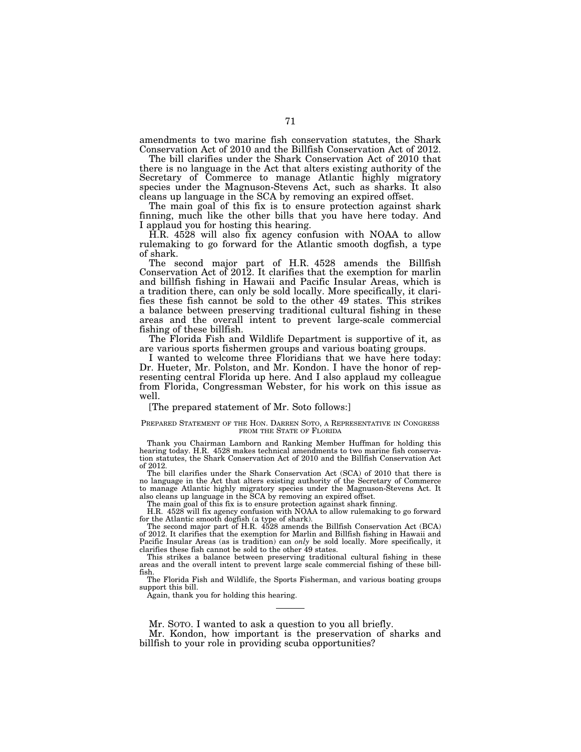amendments to two marine fish conservation statutes, the Shark Conservation Act of 2010 and the Billfish Conservation Act of 2012.

The bill clarifies under the Shark Conservation Act of 2010 that there is no language in the Act that alters existing authority of the Secretary of Commerce to manage Atlantic highly migratory species under the Magnuson-Stevens Act, such as sharks. It also cleans up language in the SCA by removing an expired offset.

The main goal of this fix is to ensure protection against shark finning, much like the other bills that you have here today. And I applaud you for hosting this hearing.

H.R. 4528 will also fix agency confusion with NOAA to allow rulemaking to go forward for the Atlantic smooth dogfish, a type of shark.

The second major part of H.R. 4528 amends the Billfish Conservation Act of 2012. It clarifies that the exemption for marlin and billfish fishing in Hawaii and Pacific Insular Areas, which is a tradition there, can only be sold locally. More specifically, it clarifies these fish cannot be sold to the other 49 states. This strikes a balance between preserving traditional cultural fishing in these areas and the overall intent to prevent large-scale commercial fishing of these billfish.

The Florida Fish and Wildlife Department is supportive of it, as are various sports fishermen groups and various boating groups.

I wanted to welcome three Floridians that we have here today: Dr. Hueter, Mr. Polston, and Mr. Kondon. I have the honor of representing central Florida up here. And I also applaud my colleague from Florida, Congressman Webster, for his work on this issue as well.

[The prepared statement of Mr. Soto follows:]

PREPARED STATEMENT OF THE HON. DARREN SOTO, A REPRESENTATIVE IN CONGRESS FROM THE STATE OF FLORIDA

Thank you Chairman Lamborn and Ranking Member Huffman for holding this hearing today. H.R. 4528 makes technical amendments to two marine fish conservation statutes, the Shark Conservation Act of 2010 and the Billfish Conservation Act of 2012.

The bill clarifies under the Shark Conservation Act (SCA) of 2010 that there is no language in the Act that alters existing authority of the Secretary of Commerce to manage Atlantic highly migratory species under the Magnuson-Stevens Act. It also cleans up language in the SCA by removing an expired offset.

The main goal of this fix is to ensure protection against shark finning.

H.R. 4528 will fix agency confusion with NOAA to allow rulemaking to go forward for the Atlantic smooth dogfish (a type of shark).

The second major part of H.R. 4528 amends the Billfish Conservation Act (BCA) of 2012. It clarifies that the exemption for Marlin and Billfish fishing in Hawaii and Pacific Insular Areas (as is tradition) can *only* be sold locally. More specifically, it clarifies these fish cannot be sold to the other 49 states.

This strikes a balance between preserving traditional cultural fishing in these areas and the overall intent to prevent large scale commercial fishing of these billfish.

The Florida Fish and Wildlife, the Sports Fisherman, and various boating groups support this bill.

Again, thank you for holding this hearing.

---

Mr. SOTO. I wanted to ask a question to you all briefly.

Mr. Kondon, how important is the preservation of sharks and billfish to your role in providing scuba opportunities?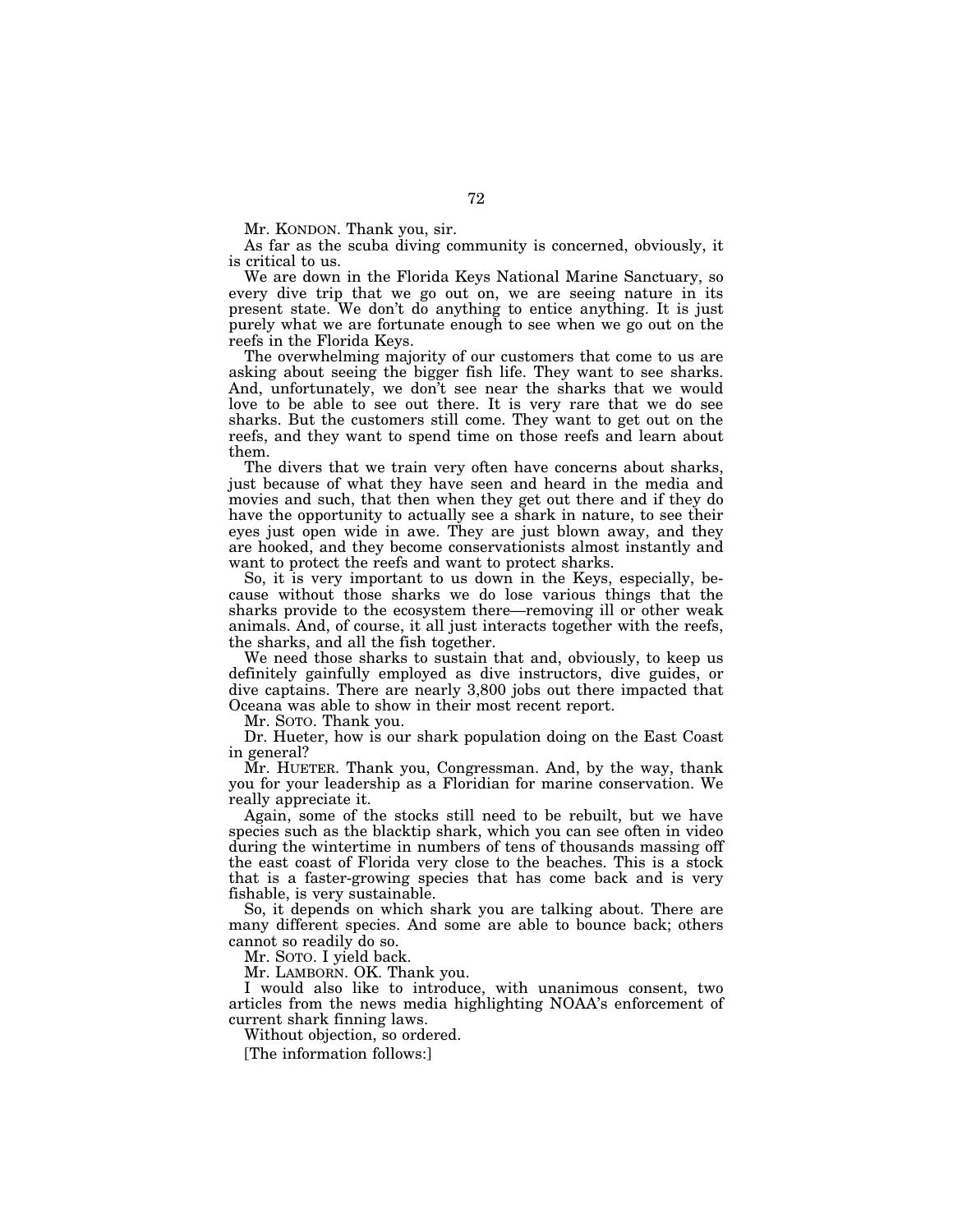Mr. KONDON. Thank you, sir.

As far as the scuba diving community is concerned, obviously, it is critical to us.

We are down in the Florida Keys National Marine Sanctuary, so every dive trip that we go out on, we are seeing nature in its present state. We don't do anything to entice anything. It is just purely what we are fortunate enough to see when we go out on the reefs in the Florida Keys.

The overwhelming majority of our customers that come to us are asking about seeing the bigger fish life. They want to see sharks. And, unfortunately, we don't see near the sharks that we would love to be able to see out there. It is very rare that we do see sharks. But the customers still come. They want to get out on the reefs, and they want to spend time on those reefs and learn about them.

The divers that we train very often have concerns about sharks, just because of what they have seen and heard in the media and movies and such, that then when they get out there and if they do have the opportunity to actually see a shark in nature, to see their eyes just open wide in awe. They are just blown away, and they are hooked, and they become conservationists almost instantly and want to protect the reefs and want to protect sharks.

So, it is very important to us down in the Keys, especially, because without those sharks we do lose various things that the sharks provide to the ecosystem there—removing ill or other weak animals. And, of course, it all just interacts together with the reefs, the sharks, and all the fish together.

We need those sharks to sustain that and, obviously, to keep us definitely gainfully employed as dive instructors, dive guides, or dive captains. There are nearly 3,800 jobs out there impacted that Oceana was able to show in their most recent report.

Mr. SOTO. Thank you.

Dr. Hueter, how is our shark population doing on the East Coast in general?

Mr. HUETER. Thank you, Congressman. And, by the way, thank you for your leadership as a Floridian for marine conservation. We really appreciate it.

Again, some of the stocks still need to be rebuilt, but we have species such as the blacktip shark, which you can see often in video during the wintertime in numbers of tens of thousands massing off the east coast of Florida very close to the beaches. This is a stock that is a faster-growing species that has come back and is very fishable, is very sustainable.

So, it depends on which shark you are talking about. There are many different species. And some are able to bounce back; others cannot so readily do so.

Mr. SOTO. I yield back.

Mr. LAMBORN. OK. Thank you.

I would also like to introduce, with unanimous consent, two articles from the news media highlighting NOAA's enforcement of current shark finning laws.

Without objection, so ordered.

[The information follows:]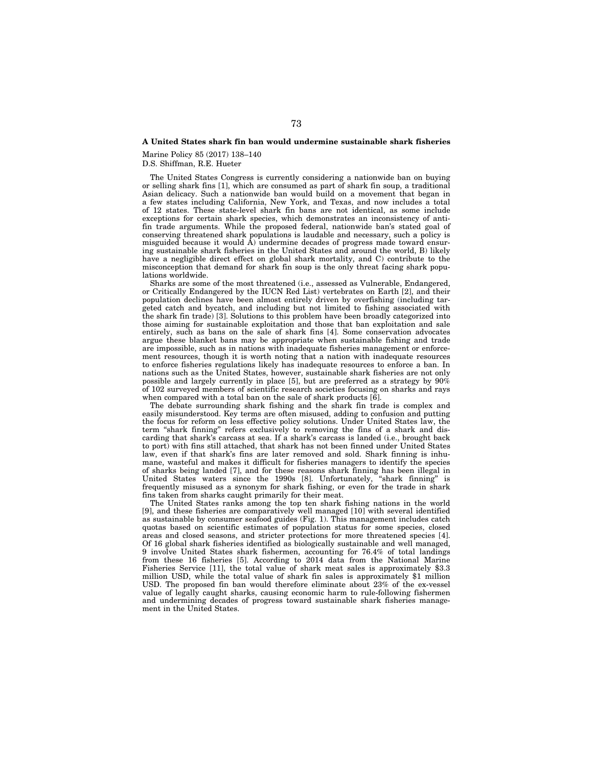**A United States shark fin ban would undermine sustainable shark fisheries**

Marine Policy 85 (2017) 138–140
D.S. Shiffman, R.E. Hueter

The United States Congress is currently considering a nationwide ban on buying or selling shark fins [1], which are consumed as part of shark fin soup, a traditional Asian delicacy. Such a nationwide ban would build on a movement that began in a few states including California, New York, and Texas, and now includes a total of 12 states. These state-level shark fin bans are not identical, as some include exceptions for certain shark species, which demonstrates an inconsistency of anti-fin trade arguments. While the proposed federal, nationwide ban's stated goal of conserving threatened shark populations is laudable and necessary, such a policy is misguided because it would A) undermine decades of progress made toward ensuring sustainable shark fisheries in the United States and around the world, B) likely have a negligible direct effect on global shark mortality, and C) contribute to the misconception that demand for shark fin soup is the only threat facing shark populations worldwide.

Sharks are some of the most threatened (i.e., assessed as Vulnerable, Endangered, or Critically Endangered by the IUCN Red List) vertebrates on Earth [2], and their population declines have been almost entirely driven by overfishing (including targeted catch and bycatch, and including but not limited to fishing associated with the shark fin trade) [3]. Solutions to this problem have been broadly categorized into those aiming for sustainable exploitation and those that ban exploitation and sale entirely, such as bans on the sale of shark fins [4]. Some conservation advocates argue these blanket bans may be appropriate when sustainable fishing and trade are impossible, such as in nations with inadequate fisheries management or enforcement resources, though it is worth noting that a nation with inadequate resources to enforce fisheries regulations likely has inadequate resources to enforce a ban. In nations such as the United States, however, sustainable shark fisheries are not only possible and largely currently in place [5], but are preferred as a strategy by 90% of 102 surveyed members of scientific research societies focusing on sharks and rays when compared with a total ban on the sale of shark products [6].

The debate surrounding shark fishing and the shark fin trade is complex and easily misunderstood. Key terms are often misused, adding to confusion and putting the focus for reform on less effective policy solutions. Under United States law, the term "shark finning" refers exclusively to removing the fins of a shark and discarding that shark's carcass at sea. If a shark's carcass is landed (i.e., brought back to port) with fins still attached, that shark has not been finned under United States law, even if that shark's fins are later removed and sold. Shark finning is inhumane, wasteful and makes it difficult for fisheries managers to identify the species of sharks being landed [7], and for these reasons shark finning has been illegal in United States waters since the 1990s [8]. Unfortunately, "shark finning" is frequently misused as a synonym for shark fishing, or even for the trade in shark fins taken from sharks caught primarily for their meat.

The United States ranks among the top ten shark fishing nations in the world [9], and these fisheries are comparatively well managed [10] with several identified as sustainable by consumer seafood guides (Fig. 1). This management includes catch quotas based on scientific estimates of population status for some species, closed areas and closed seasons, and stricter protections for more threatened species [4]. Of 16 global shark fisheries identified as biologically sustainable and well managed, 9 involve United States shark fishermen, accounting for 76.4% of total landings from these 16 fisheries [5]. According to 2014 data from the National Marine Fisheries Service [11], the total value of shark meat sales is approximately $3.3 million USD, while the total value of shark fin sales is approximately $1 million USD. The proposed fin ban would therefore eliminate about 23% of the ex-vessel value of legally caught sharks, causing economic harm to rule-following fishermen and undermining decades of progress toward sustainable shark fisheries management in the United States.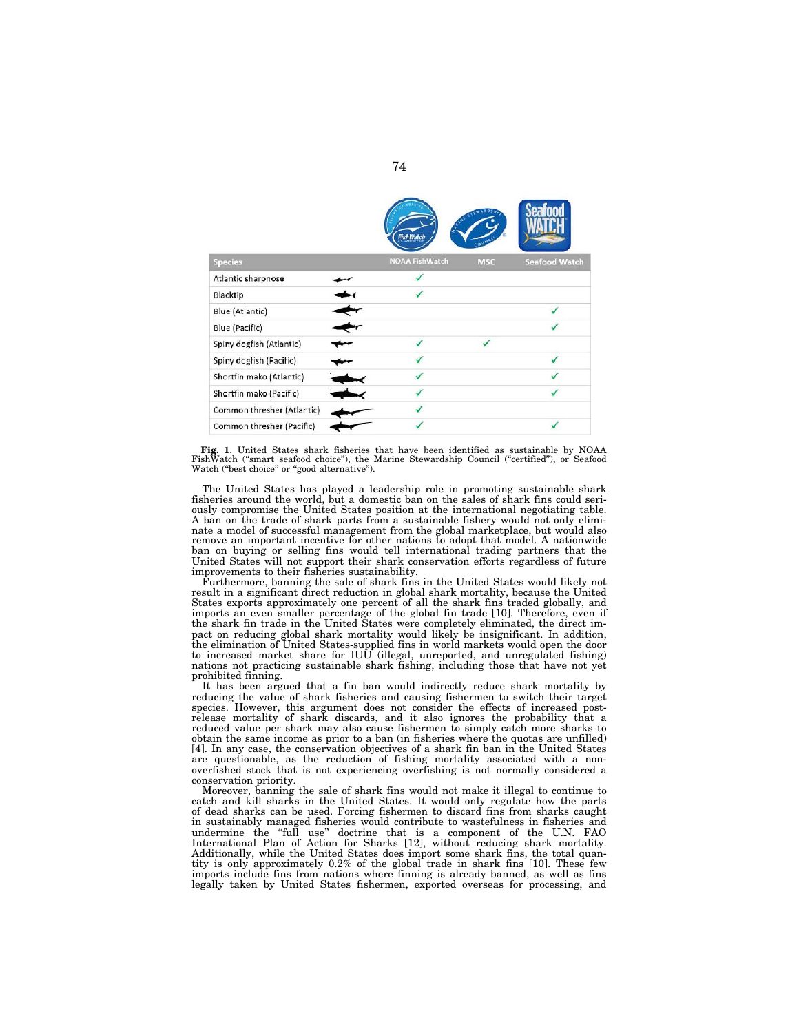| Species | NOAA FishWatch | MSC | Seafood Watch |
|---|---|---|---|
| Atlantic sharpnose | ✓ | | |
| Blacktip | ✓ | | |
| Blue (Atlantic) | | | ✓ |
| Blue (Pacific) | | | ✓ |
| Spiny dogfish (Atlantic) | ✓ | ✓ | |
| Spiny dogfish (Pacific) | ✓ | | ✓ |
| Shortfin mako (Atlantic) | ✓ | | ✓ |
| Shortfin mako (Pacific) | ✓ | | ✓ |
| Common thresher (Atlantic) | ✓ | | |
| Common thresher (Pacific) | ✓ | | ✓ |

**Fig. 1**. United States shark fisheries that have been identified as sustainable by NOAA FishWatch ("smart seafood choice"), the Marine Stewardship Council ("certified"), or Seafood Watch ("best choice" or "good alternative").

The United States has played a leadership role in promoting sustainable shark fisheries around the world, but a domestic ban on the sales of shark fins could seriously compromise the United States position at the international negotiating table. A ban on the trade of shark parts from a sustainable fishery would not only eliminate a model of successful management from the global marketplace, but would also remove an important incentive for other nations to adopt that model. A nationwide ban on buying or selling fins would tell international trading partners that the United States will not support their shark conservation efforts regardless of future improvements to their fisheries sustainability.

Furthermore, banning the sale of shark fins in the United States would likely not result in a significant direct reduction in global shark mortality, because the United States exports approximately one percent of all the shark fins traded globally, and imports an even smaller percentage of the global fin trade [10]. Therefore, even if the shark fin trade in the United States were completely eliminated, the direct impact on reducing global shark mortality would likely be insignificant. In addition, the elimination of United States-supplied fins in world markets would open the door to increased market share for IUU (illegal, unreported, and unregulated fishing) nations not practicing sustainable shark fishing, including those that have not yet prohibited finning.

It has been argued that a fin ban would indirectly reduce shark mortality by reducing the value of shark fisheries and causing fishermen to switch their target species. However, this argument does not consider the effects of increased post-release mortality of shark discards, and it also ignores the probability that a reduced value per shark may also cause fishermen to simply catch more sharks to obtain the same income as prior to a ban (in fisheries where the quotas are unfilled) [4]. In any case, the conservation objectives of a shark fin ban in the United States are questionable, as the reduction of fishing mortality associated with a non-overfished stock that is not experiencing overfishing is not normally considered a conservation priority.

Moreover, banning the sale of shark fins would not make it illegal to continue to catch and kill sharks in the United States. It would only regulate how the parts of dead sharks can be used. Forcing fishermen to discard fins from sharks caught in sustainably managed fisheries would contribute to wastefulness in fisheries and undermine the "full use" doctrine that is a component of the U.N. FAO International Plan of Action for Sharks [12], without reducing shark mortality. Additionally, while the United States does import some shark fins, the total quantity is only approximately 0.2% of the global trade in shark fins [10]. These few imports include fins from nations where finning is already banned, as well as fins legally taken by United States fishermen, exported overseas for processing, and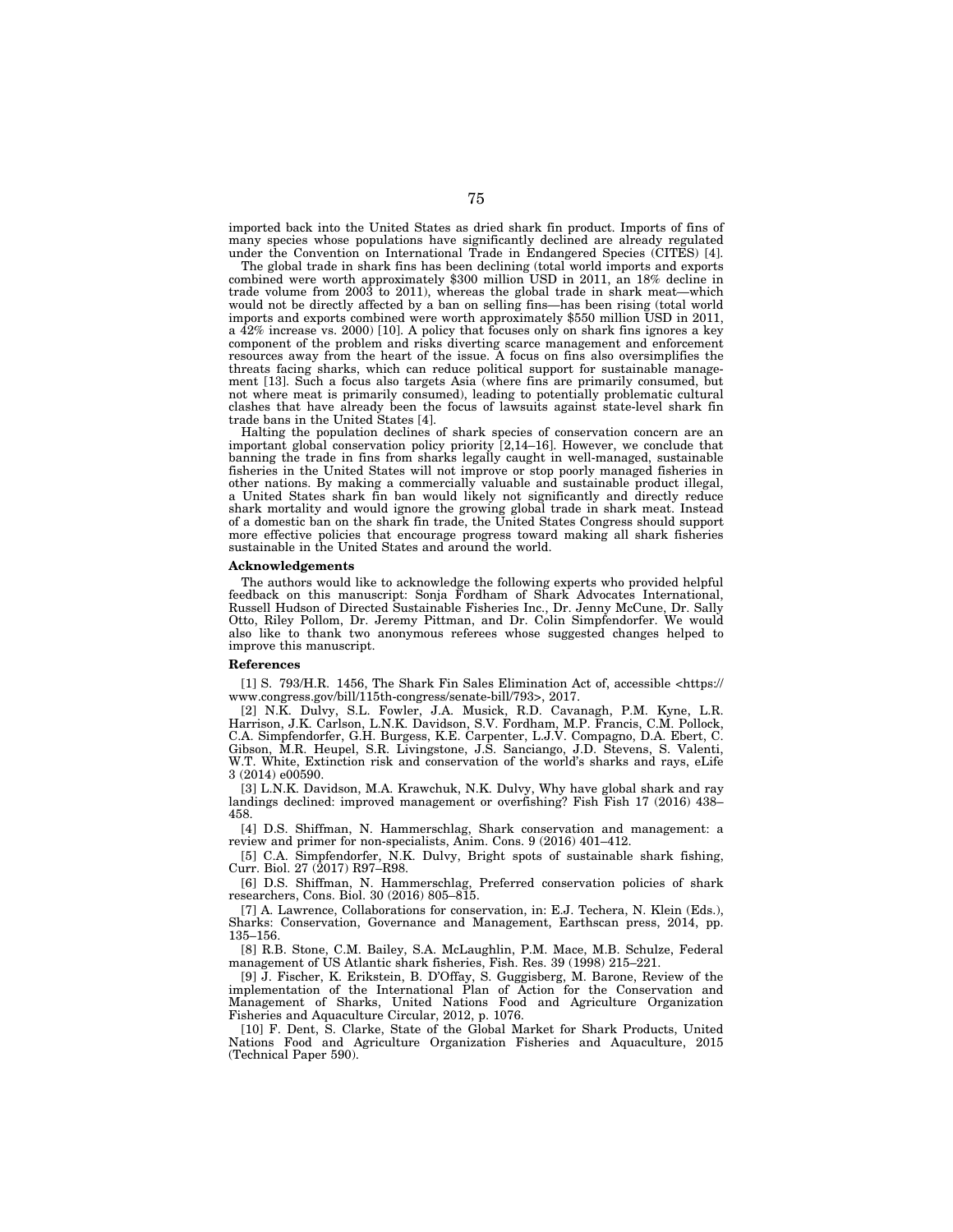imported back into the United States as dried shark fin product. Imports of fins of many species whose populations have significantly declined are already regulated under the Convention on International Trade in Endangered Species (CITES) [4].

The global trade in shark fins has been declining (total world imports and exports combined were worth approximately $300 million USD in 2011, an 18% decline in trade volume from 2003 to 2011), whereas the global trade in shark meat—which would not be directly affected by a ban on selling fins—has been rising (total world imports and exports combined were worth approximately $550 million USD in 2011, a 42% increase vs. 2000) [10]. A policy that focuses only on shark fins ignores a key component of the problem and risks diverting scarce management and enforcement resources away from the heart of the issue. A focus on fins also oversimplifies the threats facing sharks, which can reduce political support for sustainable management [13]. Such a focus also targets Asia (where fins are primarily consumed, but not where meat is primarily consumed), leading to potentially problematic cultural clashes that have already been the focus of lawsuits against state-level shark fin trade bans in the United States [4].

Halting the population declines of shark species of conservation concern are an important global conservation policy priority [2,14–16]. However, we conclude that banning the trade in fins from sharks legally caught in well-managed, sustainable fisheries in the United States will not improve or stop poorly managed fisheries in other nations. By making a commercially valuable and sustainable product illegal, a United States shark fin ban would likely not significantly and directly reduce shark mortality and would ignore the growing global trade in shark meat. Instead of a domestic ban on the shark fin trade, the United States Congress should support more effective policies that encourage progress toward making all shark fisheries sustainable in the United States and around the world.

### Acknowledgements

The authors would like to acknowledge the following experts who provided helpful feedback on this manuscript: Sonja Fordham of Shark Advocates International, Russell Hudson of Directed Sustainable Fisheries Inc., Dr. Jenny McCune, Dr. Sally Otto, Riley Pollom, Dr. Jeremy Pittman, and Dr. Colin Simpfendorfer. We would also like to thank two anonymous referees whose suggested changes helped to improve this manuscript.

### References

[1] S. 793/H.R. 1456, The Shark Fin Sales Elimination Act of, accessible <https://www.congress.gov/bill/115th-congress/senate-bill/793>, 2017.

[2] N.K. Dulvy, S.L. Fowler, J.A. Musick, R.D. Cavanagh, P.M. Kyne, L.R. Harrison, J.K. Carlson, L.N.K. Davidson, S.V. Fordham, M.P. Francis, C.M. Pollock, C.A. Simpfendorfer, G.H. Burgess, K.E. Carpenter, L.J.V. Compagno, D.A. Ebert, C. Gibson, M.R. Heupel, S.R. Livingstone, J.S. Sanciango, J.D. Stevens, S. Valenti, W.T. White, Extinction risk and conservation of the world's sharks and rays, eLife 3 (2014) e00590.

[3] L.N.K. Davidson, M.A. Krawchuk, N.K. Dulvy, Why have global shark and ray landings declined: improved management or overfishing? Fish Fish 17 (2016) 438–458.

[4] D.S. Shiffman, N. Hammerschlag, Shark conservation and management: a review and primer for non-specialists, Anim. Cons. 9 (2016) 401–412.

[5] C.A. Simpfendorfer, N.K. Dulvy, Bright spots of sustainable shark fishing, Curr. Biol. 27 (2017) R97–R98.

[6] D.S. Shiffman, N. Hammerschlag, Preferred conservation policies of shark researchers, Cons. Biol. 30 (2016) 805–815.

[7] A. Lawrence, Collaborations for conservation, in: E.J. Techera, N. Klein (Eds.), Sharks: Conservation, Governance and Management, Earthscan press, 2014, pp. 135–156.

[8] R.B. Stone, C.M. Bailey, S.A. McLaughlin, P.M. Mace, M.B. Schulze, Federal management of US Atlantic shark fisheries, Fish. Res. 39 (1998) 215–221.

[9] J. Fischer, K. Erikstein, B. D'Offay, S. Guggisberg, M. Barone, Review of the implementation of the International Plan of Action for the Conservation and Management of Sharks, United Nations Food and Agriculture Organization Fisheries and Aquaculture Circular, 2012, p. 1076.

[10] F. Dent, S. Clarke, State of the Global Market for Shark Products, United Nations Food and Agriculture Organization Fisheries and Aquaculture, 2015 (Technical Paper 590).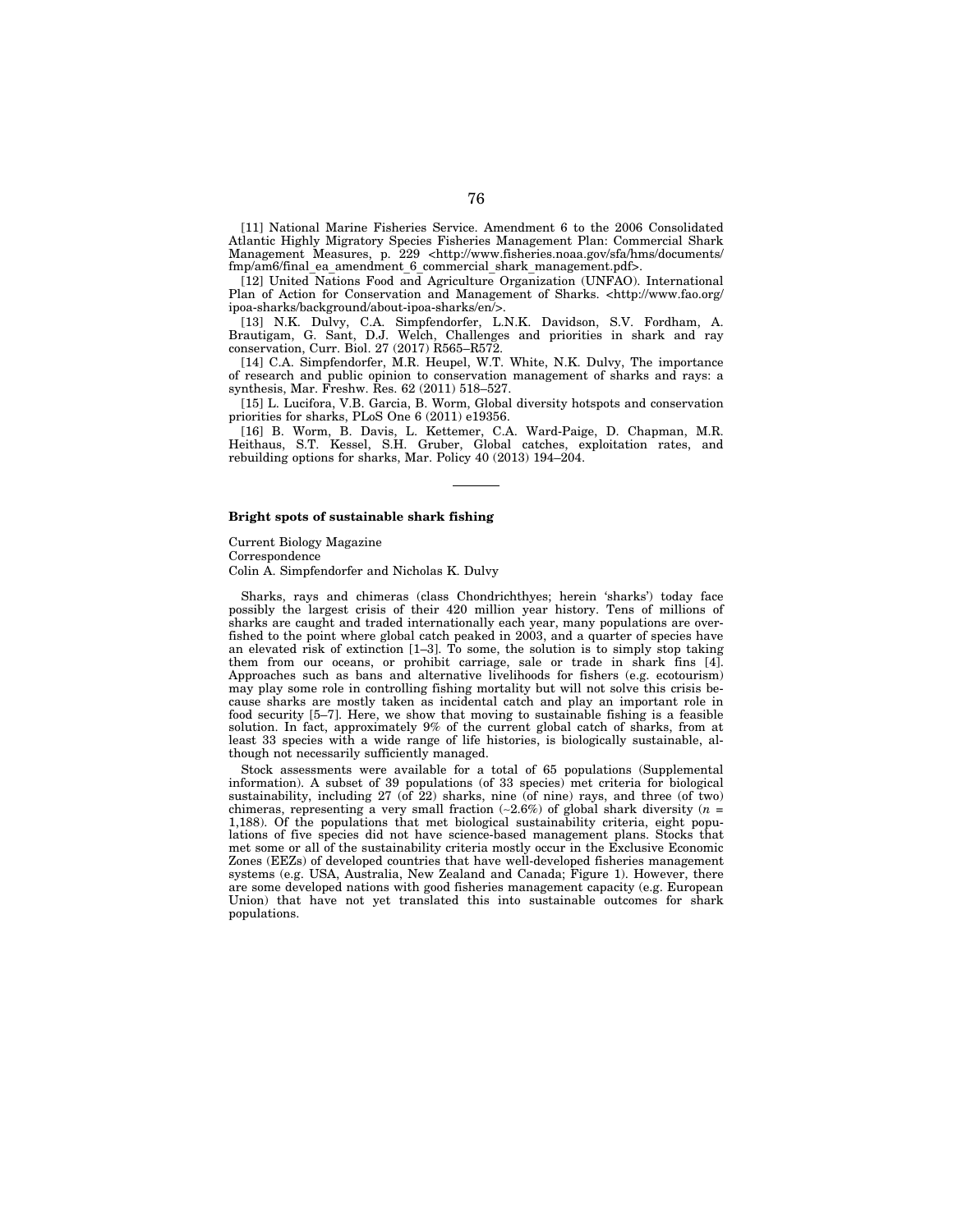[11] National Marine Fisheries Service. Amendment 6 to the 2006 Consolidated Atlantic Highly Migratory Species Fisheries Management Plan: Commercial Shark Management Measures, p. 229 <http://www.fisheries.noaa.gov/sfa/hms/documents/fmp/am6/final_ea_amendment_6_commercial_shark_management.pdf>.

[12] United Nations Food and Agriculture Organization (UNFAO). International Plan of Action for Conservation and Management of Sharks. <http://www.fao.org/ipoa-sharks/background/about-ipoa-sharks/en/>.

[13] N.K. Dulvy, C.A. Simpfendorfer, L.N.K. Davidson, S.V. Fordham, A. Brautigam, G. Sant, D.J. Welch, Challenges and priorities in shark and ray conservation, Curr. Biol. 27 (2017) R565–R572.

[14] C.A. Simpfendorfer, M.R. Heupel, W.T. White, N.K. Dulvy, The importance of research and public opinion to conservation management of sharks and rays: a synthesis, Mar. Freshw. Res. 62 (2011) 518–527.

[15] L. Lucifora, V.B. Garcia, B. Worm, Global diversity hotspots and conservation priorities for sharks, PLoS One 6 (2011) e19356.

[16] B. Worm, B. Davis, L. Kettemer, C.A. Ward-Paige, D. Chapman, M.R. Heithaus, S.T. Kessel, S.H. Gruber, Global catches, exploitation rates, and rebuilding options for sharks, Mar. Policy 40 (2013) 194–204.

---

**Bright spots of sustainable shark fishing**

Current Biology Magazine
Correspondence
Colin A. Simpfendorfer and Nicholas K. Dulvy

Sharks, rays and chimeras (class Chondrichthyes; herein 'sharks') today face possibly the largest crisis of their 420 million year history. Tens of millions of sharks are caught and traded internationally each year, many populations are overfished to the point where global catch peaked in 2003, and a quarter of species have an elevated risk of extinction [1–3]. To some, the solution is to simply stop taking them from our oceans, or prohibit carriage, sale or trade in shark fins [4]. Approaches such as bans and alternative livelihoods for fishers (e.g. ecotourism) may play some role in controlling fishing mortality but will not solve this crisis because sharks are mostly taken as incidental catch and play an important role in food security [5–7]. Here, we show that moving to sustainable fishing is a feasible solution. In fact, approximately 9% of the current global catch of sharks, from at least 33 species with a wide range of life histories, is biologically sustainable, although not necessarily sufficiently managed.

Stock assessments were available for a total of 65 populations (Supplemental information). A subset of 39 populations (of 33 species) met criteria for biological sustainability, including 27 (of 22) sharks, nine (of nine) rays, and three (of two) chimeras, representing a very small fraction (~2.6%) of global shark diversity ($n$ = 1,188). Of the populations that met biological sustainability criteria, eight populations of five species did not have science-based management plans. Stocks that met some or all of the sustainability criteria mostly occur in the Exclusive Economic Zones (EEZs) of developed countries that have well-developed fisheries management systems (e.g. USA, Australia, New Zealand and Canada; Figure 1). However, there are some developed nations with good fisheries management capacity (e.g. European Union) that have not yet translated this into sustainable outcomes for shark populations.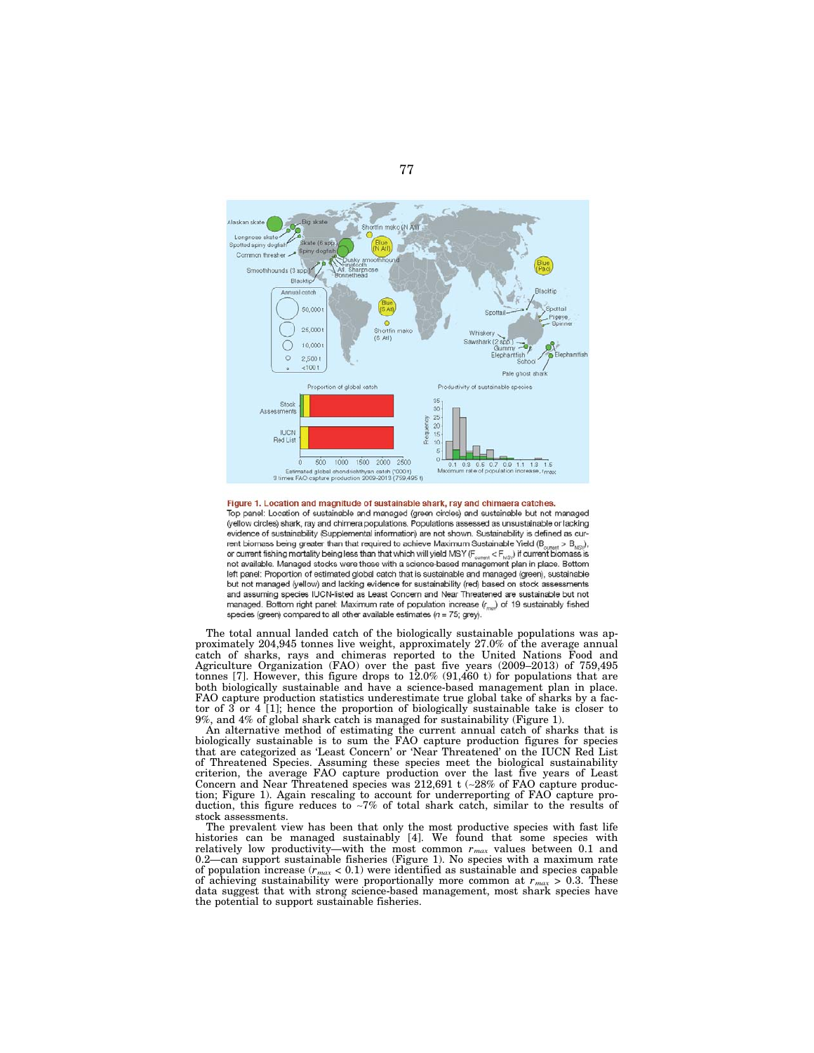**Figure 1. Location and magnitude of sustainable shark, ray and chimaera catches.**

Top panel: Location of sustainable and managed (green circles) and sustainable but not managed (yellow circles) shark, ray and chimera populations. Populations assessed as unsustainable or lacking evidence of sustainability (Supplemental information) are not shown. Sustainability is defined as current biomass being greater than that required to achieve Maximum Sustainable Yield ($B_{current} > B_{MSY}$), or current fishing mortality being less than that which will yield MSY ($F_{current} < F_{MSY}$) if current biomass is not available. Managed stocks were those with a science-based management plan in place. Bottom left panel: Proportion of estimated global catch that is sustainable and managed (green), sustainable but not managed (yellow) and lacking evidence for sustainability (red) based on stock assessments and assuming species IUCN-listed as Least Concern and Near Threatened are sustainable but not managed. Bottom right panel: Maximum rate of population increase ($r_{max}$) of 19 sustainably fished species (green) compared to all other available estimates ($n = 75$; grey).

The total annual landed catch of the biologically sustainable populations was approximately 204,945 tonnes live weight, approximately 27.0% of the average annual catch of sharks, rays and chimeras reported to the United Nations Food and Agriculture Organization (FAO) over the past five years (2009–2013) of 759,495 tonnes [7]. However, this figure drops to 12.0% (91,460 t) for populations that are both biologically sustainable and have a science-based management plan in place. FAO capture production statistics underestimate true global take of sharks by a factor of 3 or 4 [1]; hence the proportion of biologically sustainable take is closer to 9%, and 4% of global shark catch is managed for sustainability (Figure 1).

An alternative method of estimating the current annual catch of sharks that is biologically sustainable is to sum the FAO capture production figures for species that are categorized as 'Least Concern' or 'Near Threatened' on the IUCN Red List of Threatened Species. Assuming these species meet the biological sustainability criterion, the average FAO capture production over the last five years of Least Concern and Near Threatened species was 212,691 t (~28% of FAO capture production; Figure 1). Again rescaling to account for underreporting of FAO capture production, this figure reduces to ~7% of total shark catch, similar to the results of stock assessments.

The prevalent view has been that only the most productive species with fast life histories can be managed sustainably [4]. We found that some species with relatively low productivity—with the most common $r_{max}$ values between 0.1 and 0.2—can support sustainable fisheries (Figure 1). No species with a maximum rate of population increase ($r_{max} < 0.1$) were identified as sustainable and species capable of achieving sustainability were proportionally more common at $r_{max} > 0.3$. These data suggest that with strong science-based management, most shark species have the potential to support sustainable fisheries.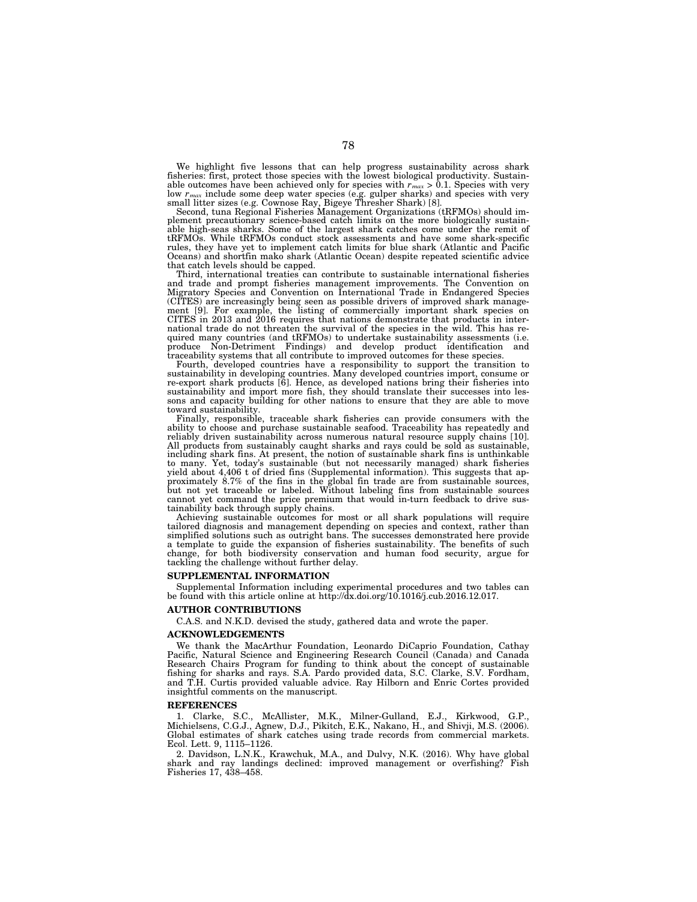We highlight five lessons that can help progress sustainability across shark fisheries: first, protect those species with the lowest biological productivity. Sustainable outcomes have been achieved only for species with $r_{max} > 0.1$. Species with very low $r_{max}$ include some deep water species (e.g. gulper sharks) and species with very small litter sizes (e.g. Cownose Ray, Bigeye Thresher Shark) [8].

Second, tuna Regional Fisheries Management Organizations (tRFMOs) should implement precautionary science-based catch limits on the more biologically sustainable high-seas sharks. Some of the largest shark catches come under the remit of tRFMOs. While tRFMOs conduct stock assessments and have some shark-specific rules, they have yet to implement catch limits for blue shark (Atlantic and Pacific Oceans) and shortfin mako shark (Atlantic Ocean) despite repeated scientific advice that catch levels should be capped.

Third, international treaties can contribute to sustainable international fisheries and trade and prompt fisheries management improvements. The Convention on Migratory Species and Convention on International Trade in Endangered Species (CITES) are increasingly being seen as possible drivers of improved shark management [9]. For example, the listing of commercially important shark species on CITES in 2013 and 2016 requires that nations demonstrate that products in international trade do not threaten the survival of the species in the wild. This has required many countries (and tRFMOs) to undertake sustainability assessments (i.e. produce Non-Detriment Findings) and develop product identification and traceability systems that all contribute to improved outcomes for these species.

Fourth, developed countries have a responsibility to support the transition to sustainability in developing countries. Many developed countries import, consume or re-export shark products [6]. Hence, as developed nations bring their fisheries into sustainability and import more fish, they should translate their successes into lessons and capacity building for other nations to ensure that they are able to move toward sustainability.

Finally, responsible, traceable shark fisheries can provide consumers with the ability to choose and purchase sustainable seafood. Traceability has repeatedly and reliably driven sustainability across numerous natural resource supply chains [10]. All products from sustainably caught sharks and rays could be sold as sustainable, including shark fins. At present, the notion of sustainable shark fins is unthinkable to many. Yet, today's sustainable (but not necessarily managed) shark fisheries yield about 4,406 t of dried fins (Supplemental information). This suggests that approximately 8.7% of the fins in the global fin trade are from sustainable sources, but not yet traceable or labeled. Without labeling fins from sustainable sources cannot yet command the price premium that would in-turn feedback to drive sustainability back through supply chains.

Achieving sustainable outcomes for most or all shark populations will require tailored diagnosis and management depending on species and context, rather than simplified solutions such as outright bans. The successes demonstrated here provide a template to guide the expansion of fisheries sustainability. The benefits of such change, for both biodiversity conservation and human food security, argue for tackling the challenge without further delay.

## SUPPLEMENTAL INFORMATION

Supplemental Information including experimental procedures and two tables can be found with this article online at http://dx.doi.org/10.1016/j.cub.2016.12.017.

## AUTHOR CONTRIBUTIONS

C.A.S. and N.K.D. devised the study, gathered data and wrote the paper.

## ACKNOWLEDGEMENTS

We thank the MacArthur Foundation, Leonardo DiCaprio Foundation, Cathay Pacific, Natural Science and Engineering Research Council (Canada) and Canada Research Chairs Program for funding to think about the concept of sustainable fishing for sharks and rays. S.A. Pardo provided data, S.C. Clarke, S.V. Fordham, and T.H. Curtis provided valuable advice. Ray Hilborn and Enric Cortes provided insightful comments on the manuscript.

## REFERENCES

1. Clarke, S.C., McAllister, M.K., Milner-Gulland, E.J., Kirkwood, G.P., Michielsens, C.G.J., Agnew, D.J., Pikitch, E.K., Nakano, H., and Shivji, M.S. (2006). Global estimates of shark catches using trade records from commercial markets. Ecol. Lett. 9, 1115–1126.

2. Davidson, L.N.K., Krawchuk, M.A., and Dulvy, N.K. (2016). Why have global shark and ray landings declined: improved management or overfishing? Fish Fisheries 17, 438–458.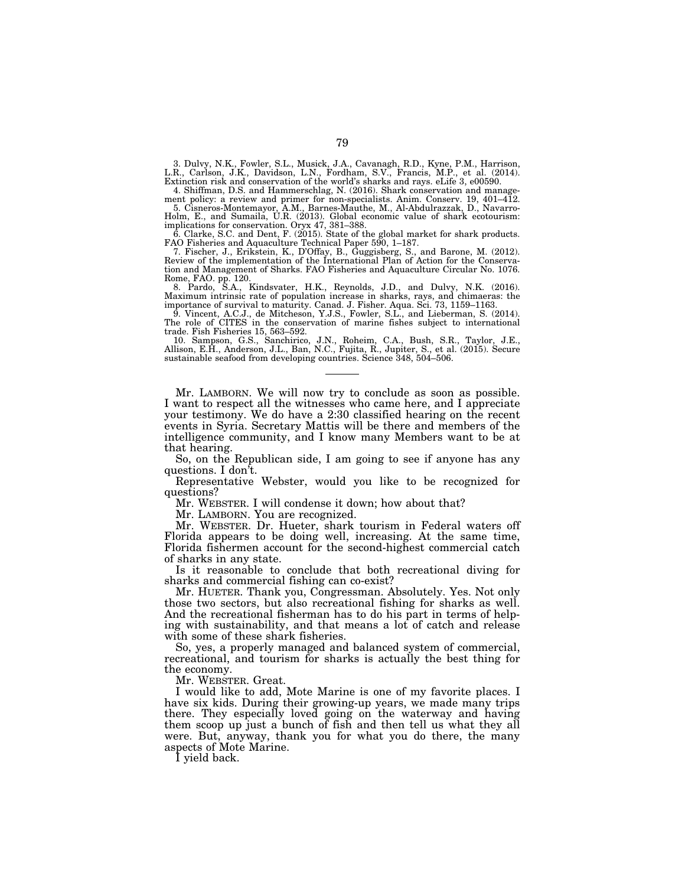3. Dulvy, N.K., Fowler, S.L., Musick, J.A., Cavanagh, R.D., Kyne, P.M., Harrison, L.R., Carlson, J.K., Davidson, L.N., Fordham, S.V., Francis, M.P., et al. (2014). Extinction risk and conservation of the world's sharks and rays. eLife 3, e00590.

4. Shiffman, D.S. and Hammerschlag, N. (2016). Shark conservation and management policy: a review and primer for non-specialists. Anim. Conserv. 19, 401–412.

5. Cisneros-Montemayor, A.M., Barnes-Mauthe, M., Al-Abdulrazzak, D., Navarro-Holm, E., and Sumaila, U.R. (2013). Global economic value of shark ecotourism: implications for conservation. Oryx 47, 381–388.

6. Clarke, S.C. and Dent, F. (2015). State of the global market for shark products. FAO Fisheries and Aquaculture Technical Paper 590, 1–187.

7. Fischer, J., Erikstein, K., D'Offay, B., Guggisberg, S., and Barone, M. (2012). Review of the implementation of the International Plan of Action for the Conservation and Management of Sharks. FAO Fisheries and Aquaculture Circular No. 1076. Rome, FAO. pp. 120.

8. Pardo, S.A., Kindsvater, H.K., Reynolds, J.D., and Dulvy, N.K. (2016). Maximum intrinsic rate of population increase in sharks, rays, and chimaeras: the importance of survival to maturity. Canad. J. Fisher. Aqua. Sci. 73, 1159–1163.

9. Vincent, A.C.J., de Mitcheson, Y.J.S., Fowler, S.L., and Lieberman, S. (2014). The role of CITES in the conservation of marine fishes subject to international trade. Fish Fisheries 15, 563–592.

10. Sampson, G.S., Sanchirico, J.N., Roheim, C.A., Bush, S.R., Taylor, J.E., Allison, E.H., Anderson, J.L., Ban, N.C., Fujita, R., Jupiter, S., et al. (2015). Secure sustainable seafood from developing countries. Science 348, 504–506.

---

Mr. LAMBORN. We will now try to conclude as soon as possible. I want to respect all the witnesses who came here, and I appreciate your testimony. We do have a 2:30 classified hearing on the recent events in Syria. Secretary Mattis will be there and members of the intelligence community, and I know many Members want to be at that hearing.

So, on the Republican side, I am going to see if anyone has any questions. I don't.

Representative Webster, would you like to be recognized for questions?

Mr. WEBSTER. I will condense it down; how about that?

Mr. LAMBORN. You are recognized.

Mr. WEBSTER. Dr. Hueter, shark tourism in Federal waters off Florida appears to be doing well, increasing. At the same time, Florida fishermen account for the second-highest commercial catch of sharks in any state.

Is it reasonable to conclude that both recreational diving for sharks and commercial fishing can co-exist?

Mr. HUETER. Thank you, Congressman. Absolutely. Yes. Not only those two sectors, but also recreational fishing for sharks as well. And the recreational fisherman has to do his part in terms of helping with sustainability, and that means a lot of catch and release with some of these shark fisheries.

So, yes, a properly managed and balanced system of commercial, recreational, and tourism for sharks is actually the best thing for the economy.

Mr. WEBSTER. Great.

I would like to add, Mote Marine is one of my favorite places. I have six kids. During their growing-up years, we made many trips there. They especially loved going on the waterway and having them scoop up just a bunch of fish and then tell us what they all were. But, anyway, thank you for what you do there, the many aspects of Mote Marine.

I yield back.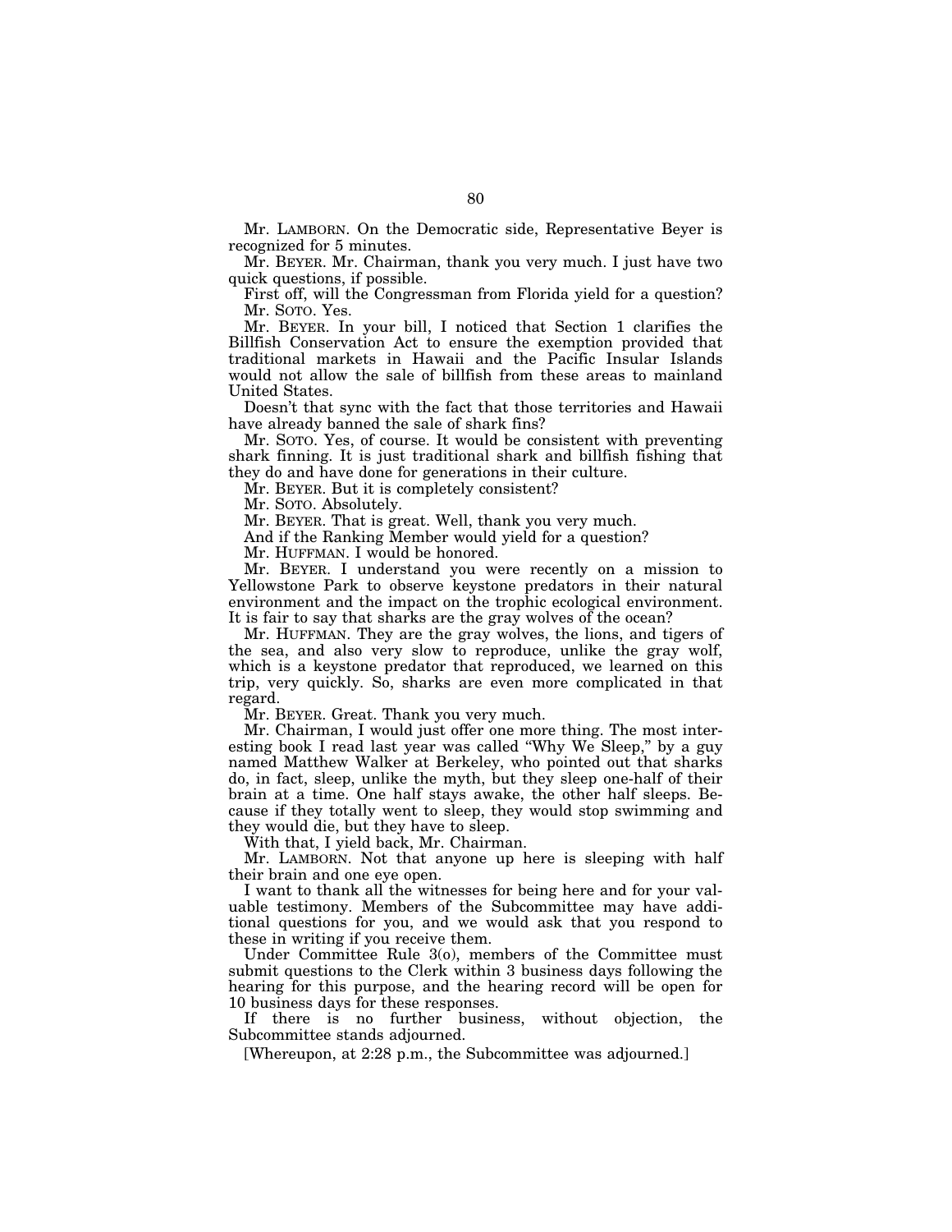Mr. LAMBORN. On the Democratic side, Representative Beyer is recognized for 5 minutes.

Mr. BEYER. Mr. Chairman, thank you very much. I just have two quick questions, if possible.

First off, will the Congressman from Florida yield for a question?

Mr. SOTO. Yes.

Mr. BEYER. In your bill, I noticed that Section 1 clarifies the Billfish Conservation Act to ensure the exemption provided that traditional markets in Hawaii and the Pacific Insular Islands would not allow the sale of billfish from these areas to mainland United States.

Doesn't that sync with the fact that those territories and Hawaii have already banned the sale of shark fins?

Mr. SOTO. Yes, of course. It would be consistent with preventing shark finning. It is just traditional shark and billfish fishing that they do and have done for generations in their culture.

Mr. BEYER. But it is completely consistent?

Mr. SOTO. Absolutely.

Mr. BEYER. That is great. Well, thank you very much.

And if the Ranking Member would yield for a question?

Mr. HUFFMAN. I would be honored.

Mr. BEYER. I understand you were recently on a mission to Yellowstone Park to observe keystone predators in their natural environment and the impact on the trophic ecological environment. It is fair to say that sharks are the gray wolves of the ocean?

Mr. HUFFMAN. They are the gray wolves, the lions, and tigers of the sea, and also very slow to reproduce, unlike the gray wolf, which is a keystone predator that reproduced, we learned on this trip, very quickly. So, sharks are even more complicated in that regard.

Mr. BEYER. Great. Thank you very much.

Mr. Chairman, I would just offer one more thing. The most interesting book I read last year was called "Why We Sleep," by a guy named Matthew Walker at Berkeley, who pointed out that sharks do, in fact, sleep, unlike the myth, but they sleep one-half of their brain at a time. One half stays awake, the other half sleeps. Because if they totally went to sleep, they would stop swimming and they would die, but they have to sleep.

With that, I yield back, Mr. Chairman.

Mr. LAMBORN. Not that anyone up here is sleeping with half their brain and one eye open.

I want to thank all the witnesses for being here and for your valuable testimony. Members of the Subcommittee may have additional questions for you, and we would ask that you respond to these in writing if you receive them.

Under Committee Rule 3(o), members of the Committee must submit questions to the Clerk within 3 business days following the hearing for this purpose, and the hearing record will be open for 10 business days for these responses.

If there is no further business, without objection, the Subcommittee stands adjourned.

[Whereupon, at 2:28 p.m., the Subcommittee was adjourned.]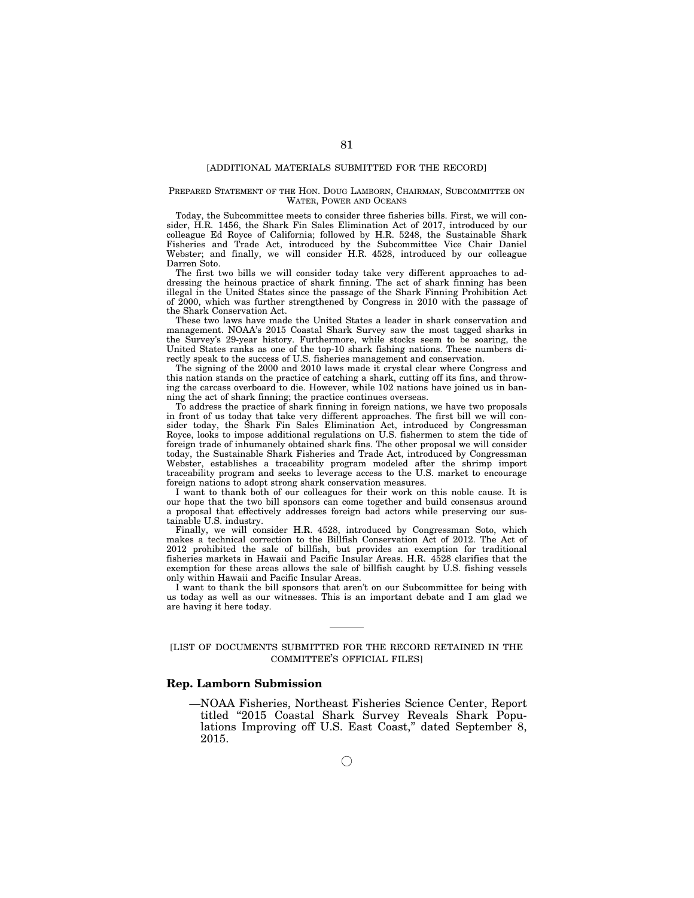[ADDITIONAL MATERIALS SUBMITTED FOR THE RECORD]

PREPARED STATEMENT OF THE HON. DOUG LAMBORN, CHAIRMAN, SUBCOMMITTEE ON WATER, POWER AND OCEANS

Today, the Subcommittee meets to consider three fisheries bills. First, we will consider, H.R. 1456, the Shark Fin Sales Elimination Act of 2017, introduced by our colleague Ed Royce of California; followed by H.R. 5248, the Sustainable Shark Fisheries and Trade Act, introduced by the Subcommittee Vice Chair Daniel Webster; and finally, we will consider H.R. 4528, introduced by our colleague Darren Soto.

The first two bills we will consider today take very different approaches to addressing the heinous practice of shark finning. The act of shark finning has been illegal in the United States since the passage of the Shark Finning Prohibition Act of 2000, which was further strengthened by Congress in 2010 with the passage of the Shark Conservation Act.

These two laws have made the United States a leader in shark conservation and management. NOAA's 2015 Coastal Shark Survey saw the most tagged sharks in the Survey's 29-year history. Furthermore, while stocks seem to be soaring, the United States ranks as one of the top-10 shark fishing nations. These numbers directly speak to the success of U.S. fisheries management and conservation.

The signing of the 2000 and 2010 laws made it crystal clear where Congress and this nation stands on the practice of catching a shark, cutting off its fins, and throwing the carcass overboard to die. However, while 102 nations have joined us in banning the act of shark finning; the practice continues overseas.

To address the practice of shark finning in foreign nations, we have two proposals in front of us today that take very different approaches. The first bill we will consider today, the Shark Fin Sales Elimination Act, introduced by Congressman Royce, looks to impose additional regulations on U.S. fishermen to stem the tide of foreign trade of inhumanely obtained shark fins. The other proposal we will consider today, the Sustainable Shark Fisheries and Trade Act, introduced by Congressman Webster, establishes a traceability program modeled after the shrimp import traceability program and seeks to leverage access to the U.S. market to encourage foreign nations to adopt strong shark conservation measures.

I want to thank both of our colleagues for their work on this noble cause. It is our hope that the two bill sponsors can come together and build consensus around a proposal that effectively addresses foreign bad actors while preserving our sustainable U.S. industry.

Finally, we will consider H.R. 4528, introduced by Congressman Soto, which makes a technical correction to the Billfish Conservation Act of 2012. The Act of 2012 prohibited the sale of billfish, but provides an exemption for traditional fisheries markets in Hawaii and Pacific Insular Areas. H.R. 4528 clarifies that the exemption for these areas allows the sale of billfish caught by U.S. fishing vessels only within Hawaii and Pacific Insular Areas.

I want to thank the bill sponsors that aren't on our Subcommittee for being with us today as well as our witnesses. This is an important debate and I am glad we are having it here today.

---

[LIST OF DOCUMENTS SUBMITTED FOR THE RECORD RETAINED IN THE COMMITTEE'S OFFICIAL FILES]

**Rep. Lamborn Submission**

—NOAA Fisheries, Northeast Fisheries Science Center, Report titled "2015 Coastal Shark Survey Reveals Shark Populations Improving off U.S. East Coast," dated September 8, 2015.